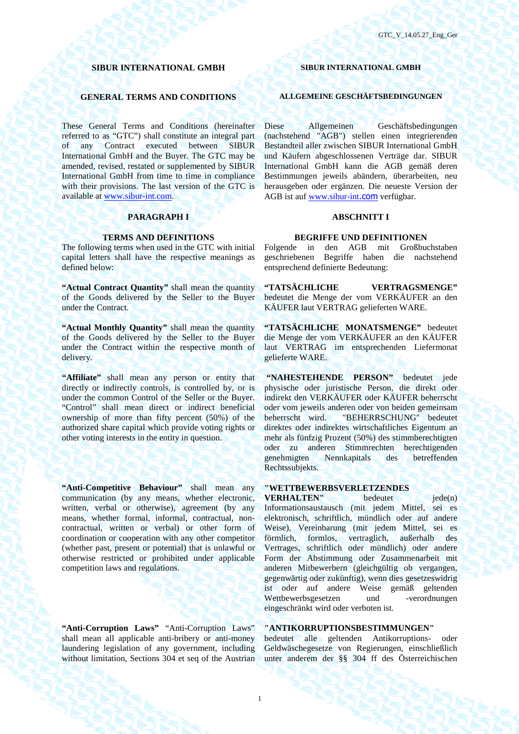**SIBUR INTERNATIONAL GMBH**

**GENERAL TERMS AND CONDITIONS**

These General Terms and Conditions (hereinafter referred to as "GTC") shall constitute an integral part of any Contract executed between SIBUR International GmbH and the Buyer. The GTC may be amended, revised, restated or supplemented by SIBUR International GmbH from time to time in compliance with their provisions. The last version of the GTC is available at www.sibur-int.com.

**PARAGRAPH I**

**TERMS AND DEFINITIONS**

The following terms when used in the GTC with initial capital letters shall have the respective meanings as defined below:

**"Actual Contract Quantity"** shall mean the quantity of the Goods delivered by the Seller to the Buyer under the Contract.

**"Actual Monthly Quantity"** shall mean the quantity of the Goods delivered by the Seller to the Buyer under the Contract within the respective month of delivery.

**"Affiliate"** shall mean any person or entity that directly or indirectly controls, is controlled by, or is under the common Control of the Seller or the Buyer. "Control" shall mean direct or indirect beneficial ownership of more than fifty percent (50%) of the authorized share capital which provide voting rights or other voting interests in the entity in question.

**"Anti-Competitive Behaviour"** shall mean any communication (by any means, whether electronic, written, verbal or otherwise), agreement (by any means, whether formal, informal, contractual, non-contractual, written or verbal) or other form of coordination or cooperation with any other competitor (whether past, present or potential) that is unlawful or otherwise restricted or prohibited under applicable competition laws and regulations.

**"Anti-Corruption Laws"** "Anti-Corruption Laws" shall mean all applicable anti-bribery or anti-money laundering legislation of any government, including without limitation, Sections 304 et seq of the Austrian

**SIBUR INTERNATIONAL GMBH**

**ALLGEMEINE GESCHÄFTSBEDINGUNGEN**

Diese Allgemeinen Geschäftsbedingungen (nachstehend "AGB") stellen einen integrierenden Bestandteil aller zwischen SIBUR International GmbH und Käufern abgeschlossenen Verträge dar. SIBUR International GmbH kann die AGB gemäß deren Bestimmungen jeweils abändern, überarbeiten, neu herausgeben oder ergänzen. Die neueste Version der AGB ist auf www.sibur-int.com verfügbar.

**ABSCHNITT I**

**BEGRIFFE UND DEFINITIONEN**

Folgende in den AGB mit Großbuchstaben geschriebenen Begriffe haben die nachstehend entsprechend definierte Bedeutung:

**"TATSÄCHLICHE VERTRAGSMENGE"** bedeutet die Menge der vom VERKÄUFER an den KÄUFER laut VERTRAG gelieferten WARE.

**"TATSÄCHLICHE MONATSMENGE"** bedeutet die Menge der vom VERKÄUFER an den KÄUFER laut VERTRAG im entsprechenden Liefermonat gelieferte WARE.

**"NAHESTEHENDE PERSON"** bedeutet jede physische oder juristische Person, die direkt oder indirekt den VERKÄUFER oder KÄUFER beherrscht oder vom jeweils anderen oder von beiden gemeinsam beherrscht wird. "BEHERRSCHUNG" bedeutet direktes oder indirektes wirtschaftliches Eigentum an mehr als fünfzig Prozent (50%) des stimmberechtigten oder zu anderen Stimmrechten berechtigenden genehmigten Nennkapitals des betreffenden Rechtssubjekts.

**"WETTBEWERBSVERLETZENDES VERHALTEN"** bedeutet jede(n) Informationsaustausch (mit jedem Mittel, sei es elektronisch, schriftlich, mündlich oder auf andere Weise), Vereinbarung (mit jedem Mittel, sei es förmlich, formlos, vertraglich, außerhalb des Vertrages, schriftlich oder mündlich) oder andere Form der Abstimmung oder Zusammenarbeit mit anderen Mitbewerbern (gleichgültig ob vergangen, gegenwärtig oder zukünftig), wenn dies gesetzeswidrig ist oder auf andere Weise gemäß geltenden Wettbewerbsgesetzen und -verordnungen eingeschränkt wird oder verboten ist.

**"ANTIKORRUPTIONSBESTIMMUNGEN"** bedeutet alle geltenden Antikorruptions- oder Geldwäschegesetze von Regierungen, einschließlich unter anderem der §§ 304 ff des Österreichischen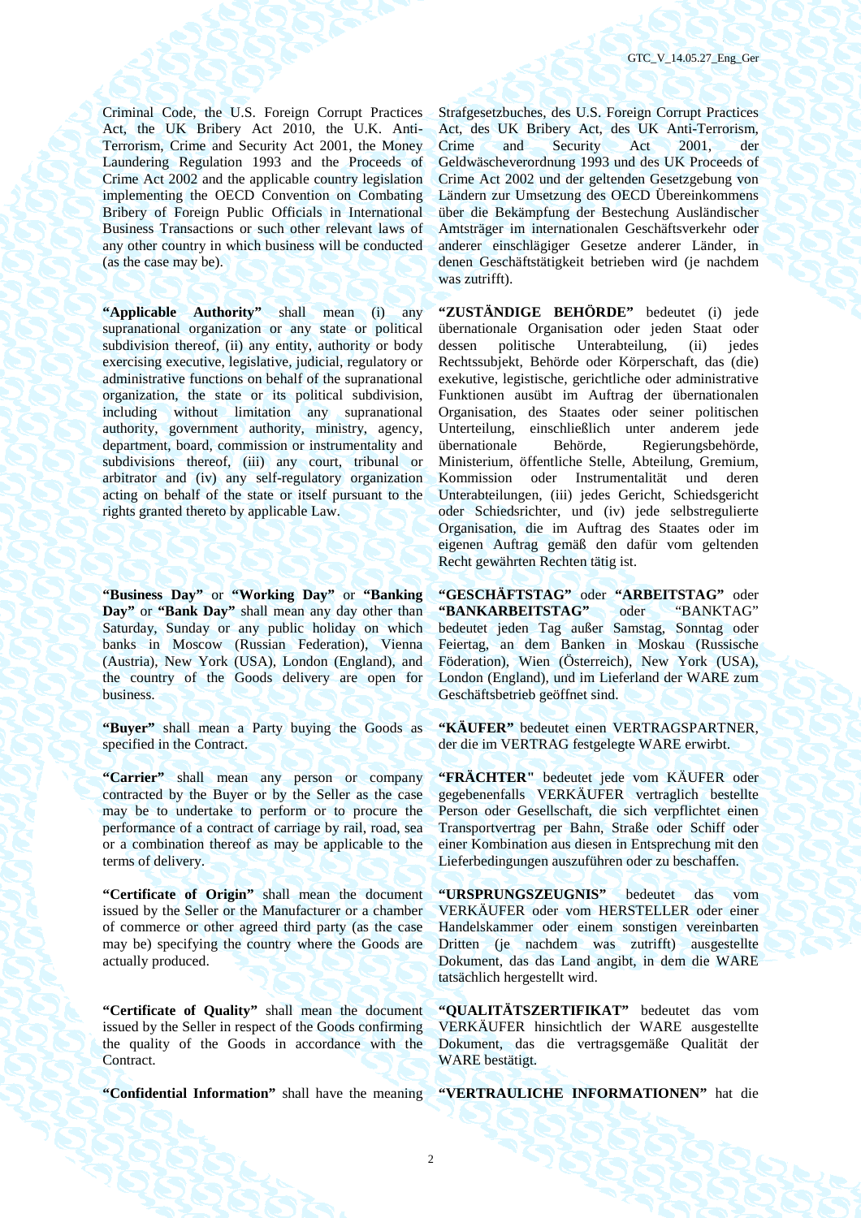Criminal Code, the U.S. Foreign Corrupt Practices Act, the UK Bribery Act 2010, the U.K. Anti-Terrorism, Crime and Security Act 2001, the Money Laundering Regulation 1993 and the Proceeds of Crime Act 2002 and the applicable country legislation implementing the OECD Convention on Combating Bribery of Foreign Public Officials in International Business Transactions or such other relevant laws of any other country in which business will be conducted (as the case may be).

Strafgesetzbuches, des U.S. Foreign Corrupt Practices Act, des UK Bribery Act, des UK Anti-Terrorism, Crime and Security Act 2001, der Geldwäscheverordnung 1993 und des UK Proceeds of Crime Act 2002 und der geltenden Gesetzgebung von Ländern zur Umsetzung des OECD Übereinkommens über die Bekämpfung der Bestechung Ausländischer Amtsträger im internationalen Geschäftsverkehr oder anderer einschlägiger Gesetze anderer Länder, in denen Geschäftstätigkeit betrieben wird (je nachdem was zutrifft).

**"Applicable Authority"** shall mean (i) any supranational organization or any state or political subdivision thereof, (ii) any entity, authority or body exercising executive, legislative, judicial, regulatory or administrative functions on behalf of the supranational organization, the state or its political subdivision, including without limitation any supranational authority, government authority, ministry, agency, department, board, commission or instrumentality and subdivisions thereof, (iii) any court, tribunal or arbitrator and (iv) any self-regulatory organization acting on behalf of the state or itself pursuant to the rights granted thereto by applicable Law.

**"ZUSTÄNDIGE BEHÖRDE"** bedeutet (i) jede übernationale Organisation oder jeden Staat oder dessen politische Unterabteilung, (ii) jedes Rechtssubjekt, Behörde oder Körperschaft, das (die) exekutive, legistische, gerichtliche oder administrative Funktionen ausübt im Auftrag der übernationalen Organisation, des Staates oder seiner politischen Unterteilung, einschließlich unter anderem jede übernationale Behörde, Regierungsbehörde, Ministerium, öffentliche Stelle, Abteilung, Gremium, Kommission oder Instrumentalität und deren Unterabteilungen, (iii) jedes Gericht, Schiedsgericht oder Schiedsrichter, und (iv) jede selbstregulierte Organisation, die im Auftrag des Staates oder im eigenen Auftrag gemäß den dafür vom geltenden Recht gewährten Rechten tätig ist.

**"Business Day"** or **"Working Day"** or **"Banking Day"** or **"Bank Day"** shall mean any day other than Saturday, Sunday or any public holiday on which banks in Moscow (Russian Federation), Vienna (Austria), New York (USA), London (England), and the country of the Goods delivery are open for business.

**"GESCHÄFTSTAG"** oder **"ARBEITSTAG"** oder **"BANKARBEITSTAG"** oder "BANKTAG" bedeutet jeden Tag außer Samstag, Sonntag oder Feiertag, an dem Banken in Moskau (Russische Föderation), Wien (Österreich), New York (USA), London (England), und im Lieferland der WARE zum Geschäftsbetrieb geöffnet sind.

**"Buyer"** shall mean a Party buying the Goods as specified in the Contract.

**"KÄUFER"** bedeutet einen VERTRAGSPARTNER, der die im VERTRAG festgelegte WARE erwirbt.

**"Carrier"** shall mean any person or company contracted by the Buyer or by the Seller as the case may be to undertake to perform or to procure the performance of a contract of carriage by rail, road, sea or a combination thereof as may be applicable to the terms of delivery.

**"FRÄCHTER"** bedeutet jede vom KÄUFER oder gegebenenfalls VERKÄUFER vertraglich bestellte Person oder Gesellschaft, die sich verpflichtet einen Transportvertrag per Bahn, Straße oder Schiff oder einer Kombination aus diesen in Entsprechung mit den Lieferbedingungen auszuführen oder zu beschaffen.

**"Certificate of Origin"** shall mean the document issued by the Seller or the Manufacturer or a chamber of commerce or other agreed third party (as the case may be) specifying the country where the Goods are actually produced.

**"URSPRUNGSZEUGNIS"** bedeutet das vom VERKÄUFER oder vom HERSTELLER oder einer Handelskammer oder einem sonstigen vereinbarten Dritten (je nachdem was zutrifft) ausgestellte Dokument, das das Land angibt, in dem die WARE tatsächlich hergestellt wird.

**"Certificate of Quality"** shall mean the document issued by the Seller in respect of the Goods confirming the quality of the Goods in accordance with the Contract.

**"QUALITÄTSZERTIFIKAT"** bedeutet das vom VERKÄUFER hinsichtlich der WARE ausgestellte Dokument, das die vertragsgemäße Qualität der WARE bestätigt.

**"Confidential Information"** shall have the meaning

**"VERTRAULICHE INFORMATIONEN"** hat die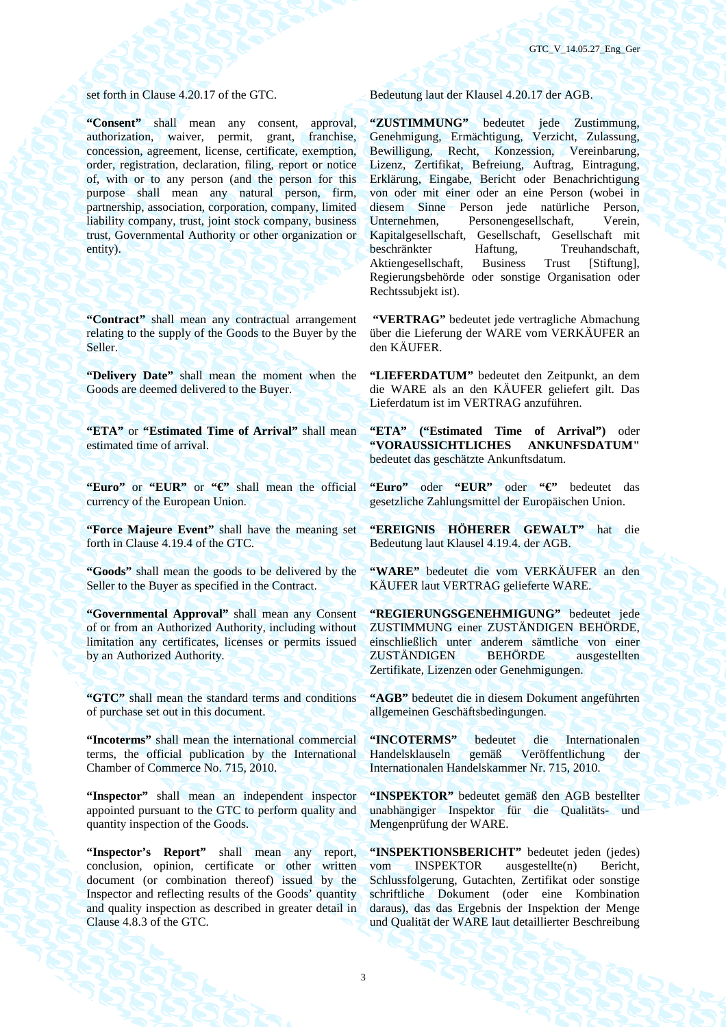set forth in Clause 4.20.17 of the GTC.

Bedeutung laut der Klausel 4.20.17 der AGB.

**"Consent"** shall mean any consent, approval, authorization, waiver, permit, grant, franchise, concession, agreement, license, certificate, exemption, order, registration, declaration, filing, report or notice of, with or to any person (and the person for this purpose shall mean any natural person, firm, partnership, association, corporation, company, limited liability company, trust, joint stock company, business trust, Governmental Authority or other organization or entity).

**"ZUSTIMMUNG"** bedeutet jede Zustimmung, Genehmigung, Ermächtigung, Verzicht, Zulassung, Bewilligung, Recht, Konzession, Vereinbarung, Lizenz, Zertifikat, Befreiung, Auftrag, Eintragung, Erklärung, Eingabe, Bericht oder Benachrichtigung von oder mit einer oder an eine Person (wobei in diesem Sinne Person jede natürliche Person, Unternehmen, Personengesellschaft, Verein, Kapitalgesellschaft, Gesellschaft, Gesellschaft mit beschränkter Haftung, Treuhandschaft, Aktiengesellschaft, Business Trust [Stiftung], Regierungsbehörde oder sonstige Organisation oder Rechtssubjekt ist).

**"Contract"** shall mean any contractual arrangement relating to the supply of the Goods to the Buyer by the Seller.

**"VERTRAG"** bedeutet jede vertragliche Abmachung über die Lieferung der WARE vom VERKÄUFER an den KÄUFER.

**"Delivery Date"** shall mean the moment when the Goods are deemed delivered to the Buyer.

**"LIEFERDATUM"** bedeutet den Zeitpunkt, an dem die WARE als an den KÄUFER geliefert gilt. Das Lieferdatum ist im VERTRAG anzuführen.

**"ETA"** or **"Estimated Time of Arrival"** shall mean estimated time of arrival.

**"ETA" ("Estimated Time of Arrival")** oder **"VORAUSSICHTLICHES ANKUNFSDATUM"** bedeutet das geschätzte Ankunftsdatum.

**"Euro"** or **"EUR"** or **"€"** shall mean the official currency of the European Union.

**"Euro"** oder **"EUR"** oder **"€"** bedeutet das gesetzliche Zahlungsmittel der Europäischen Union.

**"Force Majeure Event"** shall have the meaning set forth in Clause 4.19.4 of the GTC.

**"EREIGNIS HÖHERER GEWALT"** hat die Bedeutung laut Klausel 4.19.4. der AGB.

**"Goods"** shall mean the goods to be delivered by the Seller to the Buyer as specified in the Contract.

**"WARE"** bedeutet die vom VERKÄUFER an den KÄUFER laut VERTRAG gelieferte WARE.

**"Governmental Approval"** shall mean any Consent of or from an Authorized Authority, including without limitation any certificates, licenses or permits issued by an Authorized Authority.

**"REGIERUNGSGENEHMIGUNG"** bedeutet jede ZUSTIMMUNG einer ZUSTÄNDIGEN BEHÖRDE, einschließlich unter anderem sämtliche von einer ZUSTÄNDIGEN BEHÖRDE ausgestellten Zertifikate, Lizenzen oder Genehmigungen.

**"GTC"** shall mean the standard terms and conditions of purchase set out in this document.

**"AGB"** bedeutet die in diesem Dokument angeführten allgemeinen Geschäftsbedingungen.

**"Incoterms"** shall mean the international commercial terms, the official publication by the International Chamber of Commerce No. 715, 2010.

**"INCOTERMS"** bedeutet die Internationalen Handelsklauseln gemäß Veröffentlichung der Internationalen Handelskammer Nr. 715, 2010.

**"Inspector"** shall mean an independent inspector appointed pursuant to the GTC to perform quality and quantity inspection of the Goods.

**"INSPEKTOR"** bedeutet gemäß den AGB bestellter unabhängiger Inspektor für die Qualitäts- und Mengenprüfung der WARE.

**"Inspector's Report"** shall mean any report, conclusion, opinion, certificate or other written document (or combination thereof) issued by the Inspector and reflecting results of the Goods' quantity and quality inspection as described in greater detail in Clause 4.8.3 of the GTC.

**"INSPEKTIONSBERICHT"** bedeutet jeden (jedes) vom INSPEKTOR ausgestellte(n) Bericht, Schlussfolgerung, Gutachten, Zertifikat oder sonstige schriftliche Dokument (oder eine Kombination daraus), das das Ergebnis der Inspektion der Menge und Qualität der WARE laut detaillierter Beschreibung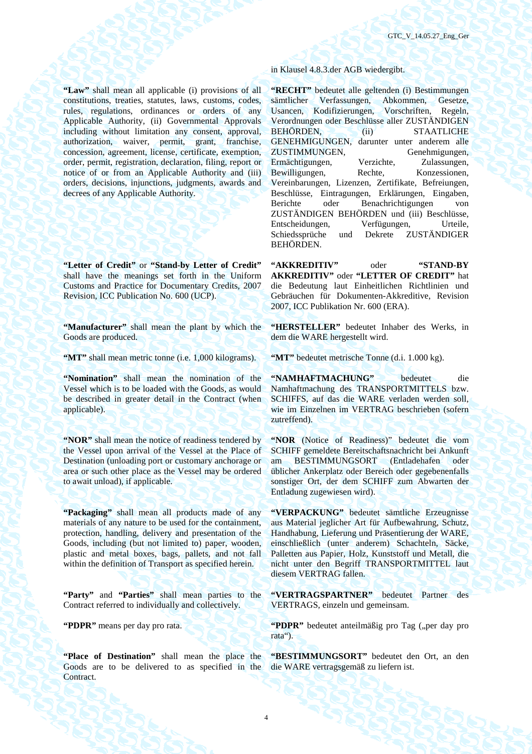in Klausel 4.8.3.der AGB wiedergibt.

**"Law"** shall mean all applicable (i) provisions of all constitutions, treaties, statutes, laws, customs, codes, rules, regulations, ordinances or orders of any Applicable Authority, (ii) Governmental Approvals including without limitation any consent, approval, authorization, waiver, permit, grant, franchise, concession, agreement, license, certificate, exemption, order, permit, registration, declaration, filing, report or notice of or from an Applicable Authority and (iii) orders, decisions, injunctions, judgments, awards and decrees of any Applicable Authority.

**"RECHT"** bedeutet alle geltenden (i) Bestimmungen sämtlicher Verfassungen, Abkommen, Gesetze, Usancen, Kodifizierungen, Vorschriften, Regeln, Verordnungen oder Beschlüsse aller ZUSTÄNDIGEN BEHÖRDEN, (ii) STAATLICHE GENEHMIGUNGEN, darunter unter anderem alle ZUSTIMMUNGEN, Genehmigungen, Ermächtigungen, Verzichte, Zulassungen, Bewilligungen, Rechte, Konzessionen, Vereinbarungen, Lizenzen, Zertifikate, Befreiungen, Beschlüsse, Eintragungen, Erklärungen, Eingaben, Berichte oder Benachrichtigungen von ZUSTÄNDIGEN BEHÖRDEN und (iii) Beschlüsse, Entscheidungen, Verfügungen, Urteile, Schiedssprüche und Dekrete ZUSTÄNDIGER BEHÖRDEN.

**"Letter of Credit"** or **"Stand-by Letter of Credit"** shall have the meanings set forth in the Uniform Customs and Practice for Documentary Credits, 2007 Revision, ICC Publication No. 600 (UCP).

**"AKKREDITIV"** oder **"STAND-BY AKKREDITIV"** oder **"LETTER OF CREDIT"** hat die Bedeutung laut Einheitlichen Richtlinien und Gebräuchen für Dokumenten-Akkreditive, Revision 2007, ICC Publikation Nr. 600 (ERA).

**"Manufacturer"** shall mean the plant by which the Goods are produced.

**"HERSTELLER"** bedeutet Inhaber des Werks, in dem die WARE hergestellt wird.

**"MT"** shall mean metric tonne (i.e. 1,000 kilograms).

**"MT"** bedeutet metrische Tonne (d.i. 1.000 kg).

**"Nomination"** shall mean the nomination of the Vessel which is to be loaded with the Goods, as would be described in greater detail in the Contract (when applicable).

**"NAMHAFTMACHUNG"** bedeutet die Namhaftmachung des TRANSPORTMITTELS bzw. SCHIFFS, auf das die WARE verladen werden soll, wie im Einzelnen im VERTRAG beschrieben (sofern zutreffend).

**"NOR"** shall mean the notice of readiness tendered by the Vessel upon arrival of the Vessel at the Place of Destination (unloading port or customary anchorage or area or such other place as the Vessel may be ordered to await unload), if applicable.

**"NOR** (Notice of Readiness)" bedeutet die vom SCHIFF gemeldete Bereitschaftsnachricht bei Ankunft am BESTIMMUNGSORT (Entladehafen oder üblicher Ankerplatz oder Bereich oder gegebenenfalls sonstiger Ort, der dem SCHIFF zum Abwarten der Entladung zugewiesen wird).

**"Packaging"** shall mean all products made of any materials of any nature to be used for the containment, protection, handling, delivery and presentation of the Goods, including (but not limited to) paper, wooden, plastic and metal boxes, bags, pallets, and not fall within the definition of Transport as specified herein.

**"VERPACKUNG"** bedeutet sämtliche Erzeugnisse aus Material jeglicher Art für Aufbewahrung, Schutz, Handhabung, Lieferung und Präsentierung der WARE, einschließlich (unter anderem) Schachteln, Säcke, Paletten aus Papier, Holz, Kunststoff und Metall, die nicht unter den Begriff TRANSPORTMITTEL laut diesem VERTRAG fallen.

**"Party"** and **"Parties"** shall mean parties to the Contract referred to individually and collectively.

**"VERTRAGSPARTNER"** bedeutet Partner des VERTRAGS, einzeln und gemeinsam.

**"PDPR"** means per day pro rata.

**"PDPR"** bedeutet anteilmäßig pro Tag („per day pro rata").

**"Place of Destination"** shall mean the place the Goods are to be delivered to as specified in the Contract.

**"BESTIMMUNGSORT"** bedeutet den Ort, an den die WARE vertragsgemäß zu liefern ist.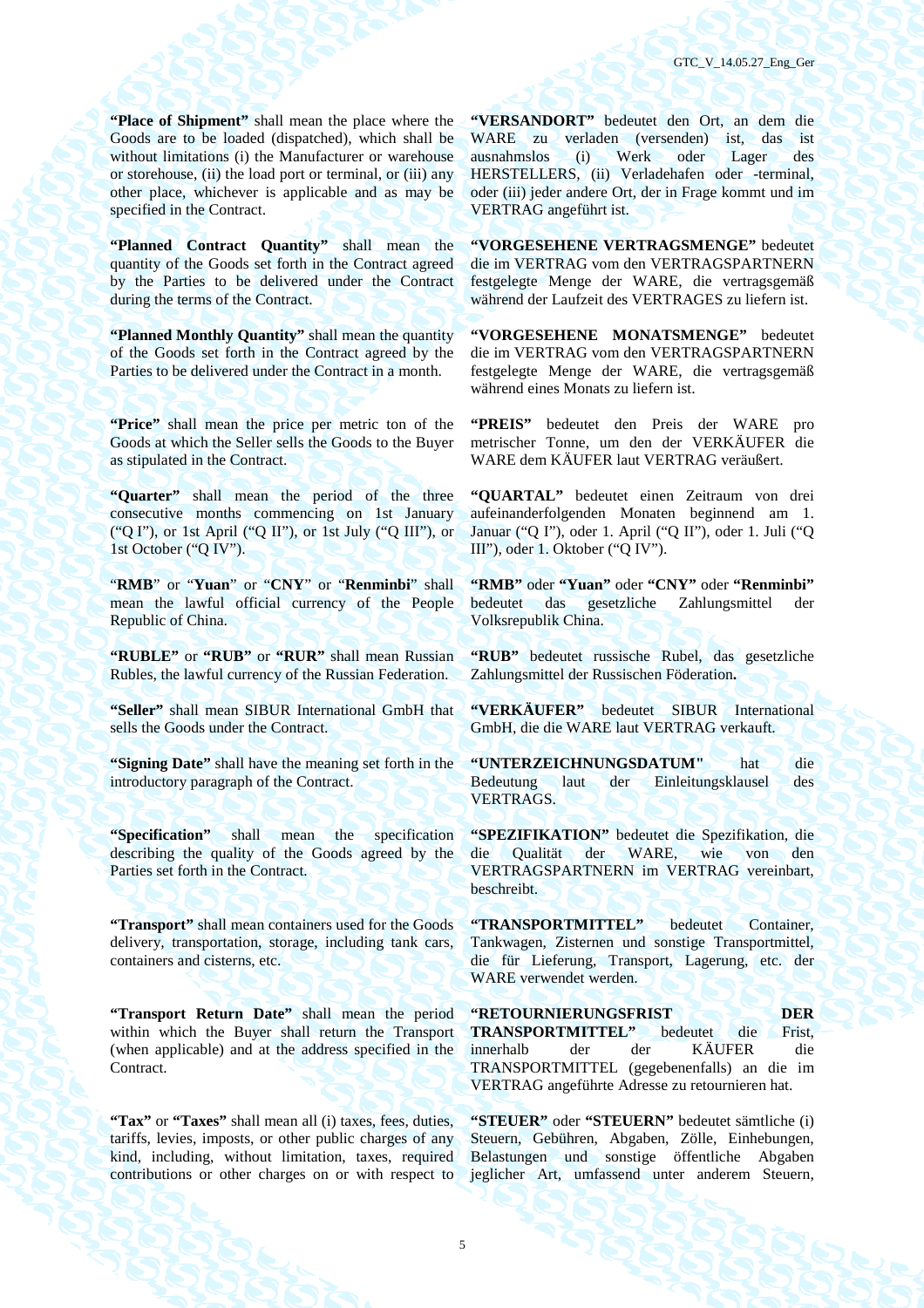**"Place of Shipment"** shall mean the place where the Goods are to be loaded (dispatched), which shall be without limitations (i) the Manufacturer or warehouse or storehouse, (ii) the load port or terminal, or (iii) any other place, whichever is applicable and as may be specified in the Contract.

**"VERSANDORT"** bedeutet den Ort, an dem die WARE zu verladen (versenden) ist, das ist ausnahmslos (i) Werk oder Lager des HERSTELLERS, (ii) Verladehafen oder -terminal, oder (iii) jeder andere Ort, der in Frage kommt und im VERTRAG angeführt ist.

**"Planned Contract Quantity"** shall mean the quantity of the Goods set forth in the Contract agreed by the Parties to be delivered under the Contract during the terms of the Contract.

**"VORGESEHENE VERTRAGSMENGE"** bedeutet die im VERTRAG vom den VERTRAGSPARTNERN festgelegte Menge der WARE, die vertragsgemäß während der Laufzeit des VERTRAGES zu liefern ist.

**"Planned Monthly Quantity"** shall mean the quantity of the Goods set forth in the Contract agreed by the Parties to be delivered under the Contract in a month.

**"VORGESEHENE MONATSMENGE"** bedeutet die im VERTRAG vom den VERTRAGSPARTNERN festgelegte Menge der WARE, die vertragsgemäß während eines Monats zu liefern ist.

**"Price"** shall mean the price per metric ton of the Goods at which the Seller sells the Goods to the Buyer as stipulated in the Contract.

**"PREIS"** bedeutet den Preis der WARE pro metrischer Tonne, um den der VERKÄUFER die WARE dem KÄUFER laut VERTRAG veräußert.

**"Quarter"** shall mean the period of the three consecutive months commencing on 1st January ("Q I"), or 1st April ("Q II"), or 1st July ("Q III"), or 1st October ("Q IV").

**"QUARTAL"** bedeutet einen Zeitraum von drei aufeinanderfolgenden Monaten beginnend am 1. Januar ("Q I"), oder 1. April ("Q II"), oder 1. Juli ("Q III"), oder 1. Oktober ("Q IV").

"**RMB**" or "**Yuan**" or "**CNY**" or "**Renminbi**" shall mean the lawful official currency of the People Republic of China.

**"RMB"** oder **"Yuan"** oder **"CNY"** oder **"Renminbi"** bedeutet das gesetzliche Zahlungsmittel der Volksrepublik China.

**"RUBLE"** or **"RUB"** or **"RUR"** shall mean Russian Rubles, the lawful currency of the Russian Federation.

**"RUB"** bedeutet russische Rubel, das gesetzliche Zahlungsmittel der Russischen Föderation**.**

**"Seller"** shall mean SIBUR International GmbH that sells the Goods under the Contract.

**"VERKÄUFER"** bedeutet SIBUR International GmbH, die die WARE laut VERTRAG verkauft.

**"Signing Date"** shall have the meaning set forth in the introductory paragraph of the Contract.

**"UNTERZEICHNUNGSDATUM"** hat die Bedeutung laut der Einleitungsklausel des VERTRAGS.

**"Specification"** shall mean the specification describing the quality of the Goods agreed by the Parties set forth in the Contract.

**"SPEZIFIKATION"** bedeutet die Spezifikation, die die Qualität der WARE, wie von den VERTRAGSPARTNERN im VERTRAG vereinbart, beschreibt.

**"Transport"** shall mean containers used for the Goods delivery, transportation, storage, including tank cars, containers and cisterns, etc.

**"TRANSPORTMITTEL"** bedeutet Container, Tankwagen, Zisternen und sonstige Transportmittel, die für Lieferung, Transport, Lagerung, etc. der WARE verwendet werden.

**"Transport Return Date"** shall mean the period within which the Buyer shall return the Transport (when applicable) and at the address specified in the Contract.

**"RETOURNIERUNGSFRIST DER TRANSPORTMITTEL"** bedeutet die Frist, innerhalb der der KÄUFER die TRANSPORTMITTEL (gegebenenfalls) an die im VERTRAG angeführte Adresse zu retournieren hat.

**"Tax"** or **"Taxes"** shall mean all (i) taxes, fees, duties, tariffs, levies, imposts, or other public charges of any kind, including, without limitation, taxes, required contributions or other charges on or with respect to

**"STEUER"** oder **"STEUERN"** bedeutet sämtliche (i) Steuern, Gebühren, Abgaben, Zölle, Einhebungen, Belastungen und sonstige öffentliche Abgaben jeglicher Art, umfassend unter anderem Steuern,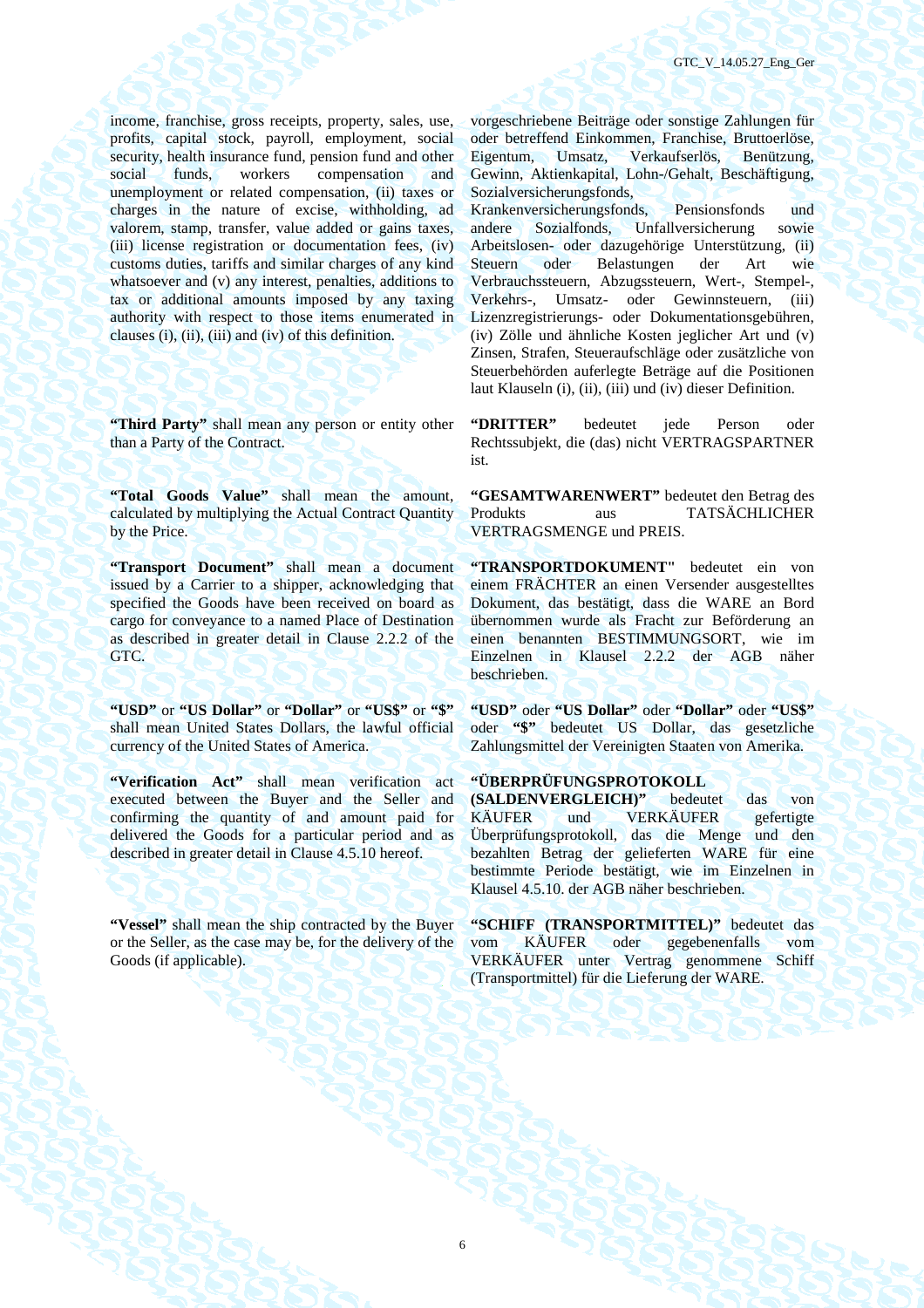income, franchise, gross receipts, property, sales, use, profits, capital stock, payroll, employment, social security, health insurance fund, pension fund and other social funds, workers compensation and unemployment or related compensation, (ii) taxes or charges in the nature of excise, withholding, ad valorem, stamp, transfer, value added or gains taxes, (iii) license registration or documentation fees, (iv) customs duties, tariffs and similar charges of any kind whatsoever and (v) any interest, penalties, additions to tax or additional amounts imposed by any taxing authority with respect to those items enumerated in clauses (i), (ii), (iii) and (iv) of this definition.

vorgeschriebene Beiträge oder sonstige Zahlungen für oder betreffend Einkommen, Franchise, Bruttoerlöse, Eigentum, Umsatz, Verkaufserlös, Benützung, Gewinn, Aktienkapital, Lohn-/Gehalt, Beschäftigung, Sozialversicherungsfonds, Krankenversicherungsfonds, Pensionsfonds und andere Sozialfonds, Unfallversicherung sowie Arbeitslosen- oder dazugehörige Unterstützung, (ii) Steuern oder Belastungen der Art wie Verbrauchssteuern, Abzugssteuern, Wert-, Stempel-, Verkehrs-, Umsatz- oder Gewinnsteuern, (iii) Lizenzregistrierungs- oder Dokumentationsgebühren, (iv) Zölle und ähnliche Kosten jeglicher Art und (v) Zinsen, Strafen, Steueraufschläge oder zusätzliche von Steuerbehörden auferlegte Beträge auf die Positionen laut Klauseln (i), (ii), (iii) und (iv) dieser Definition.

**"Third Party"** shall mean any person or entity other than a Party of the Contract.

**"DRITTER"** bedeutet jede Person oder Rechtssubjekt, die (das) nicht VERTRAGSPARTNER ist.

**"Total Goods Value"** shall mean the amount, calculated by multiplying the Actual Contract Quantity by the Price.

**"GESAMTWARENWERT"** bedeutet den Betrag des Produkts aus TATSÄCHLICHER VERTRAGSMENGE und PREIS.

**"Transport Document"** shall mean a document issued by a Carrier to a shipper, acknowledging that specified the Goods have been received on board as cargo for conveyance to a named Place of Destination as described in greater detail in Clause 2.2.2 of the GTC.

**"TRANSPORTDOKUMENT"** bedeutet ein von einem FRÄCHTER an einen Versender ausgestelltes Dokument, das bestätigt, dass die WARE an Bord übernommen wurde als Fracht zur Beförderung an einen benannten BESTIMMUNGSORT, wie im Einzelnen in Klausel 2.2.2 der AGB näher beschrieben.

**"USD"** or **"US Dollar"** or **"Dollar"** or **"US$"** or **"$"** shall mean United States Dollars, the lawful official currency of the United States of America.

**"USD"** oder **"US Dollar"** oder **"Dollar"** oder **"US$"** oder **"$"** bedeutet US Dollar, das gesetzliche Zahlungsmittel der Vereinigten Staaten von Amerika.

**"Verification Act"** shall mean verification act executed between the Buyer and the Seller and confirming the quantity of and amount paid for delivered the Goods for a particular period and as described in greater detail in Clause 4.5.10 hereof.

**"ÜBERPRÜFUNGSPROTOKOLL (SALDENVERGLEICH)"** bedeutet das von KÄUFER und VERKÄUFER gefertigte Überprüfungsprotokoll, das die Menge und den bezahlten Betrag der gelieferten WARE für eine bestimmte Periode bestätigt, wie im Einzelnen in Klausel 4.5.10. der AGB näher beschrieben.

**"Vessel"** shall mean the ship contracted by the Buyer or the Seller, as the case may be, for the delivery of the Goods (if applicable).

**"SCHIFF (TRANSPORTMITTEL)"** bedeutet das vom KÄUFER oder gegebenenfalls vom VERKÄUFER unter Vertrag genommene Schiff (Transportmittel) für die Lieferung der WARE.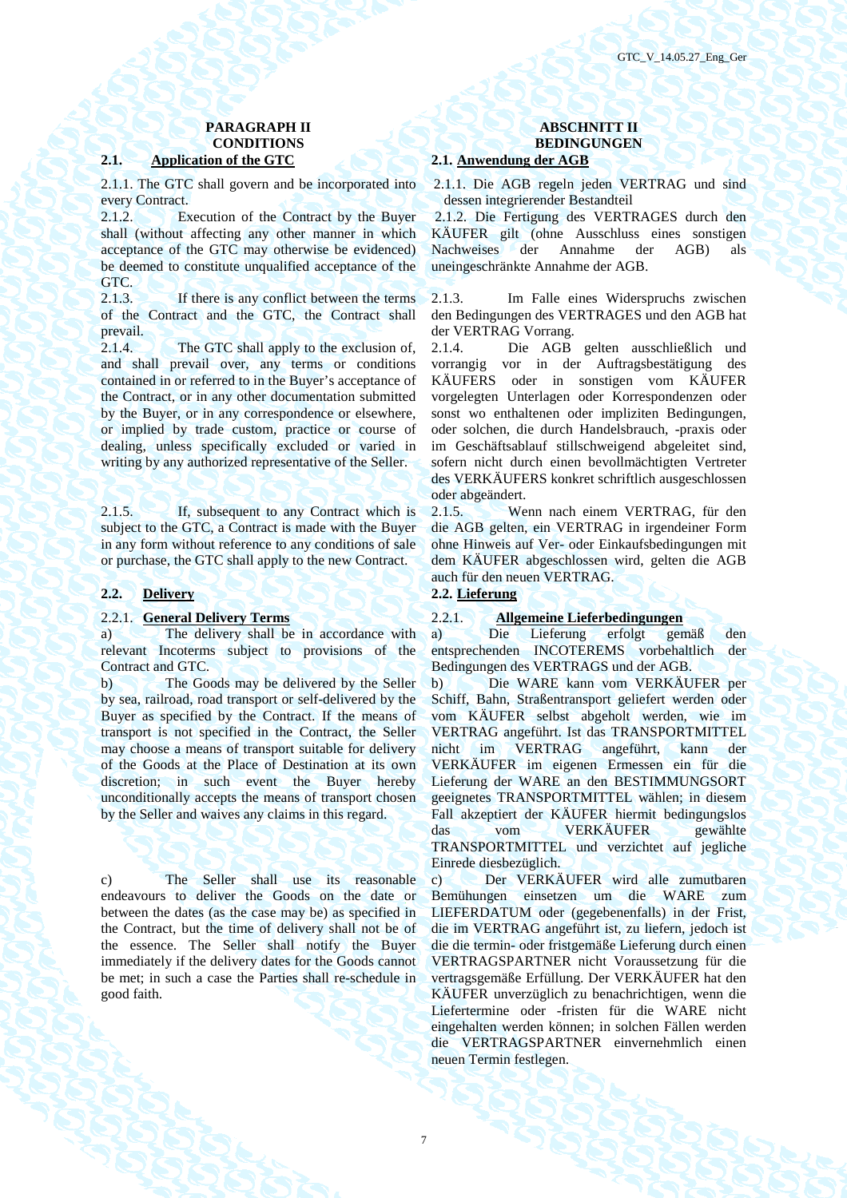## PARAGRAPH II
## CONDITIONS

### 2.1. Application of the GTC

2.1.1. The GTC shall govern and be incorporated into every Contract.

2.1.2. Execution of the Contract by the Buyer shall (without affecting any other manner in which acceptance of the GTC may otherwise be evidenced) be deemed to constitute unqualified acceptance of the GTC.

2.1.3. If there is any conflict between the terms of the Contract and the GTC, the Contract shall prevail.

2.1.4. The GTC shall apply to the exclusion of, and shall prevail over, any terms or conditions contained in or referred to in the Buyer's acceptance of the Contract, or in any other documentation submitted by the Buyer, or in any correspondence or elsewhere, or implied by trade custom, practice or course of dealing, unless specifically excluded or varied in writing by any authorized representative of the Seller.

2.1.5. If, subsequent to any Contract which is subject to the GTC, a Contract is made with the Buyer in any form without reference to any conditions of sale or purchase, the GTC shall apply to the new Contract.

### 2.2. Delivery

2.2.1. **General Delivery Terms**

a) The delivery shall be in accordance with relevant Incoterms subject to provisions of the Contract and GTC.

b) The Goods may be delivered by the Seller by sea, railroad, road transport or self-delivered by the Buyer as specified by the Contract. If the means of transport is not specified in the Contract, the Seller may choose a means of transport suitable for delivery of the Goods at the Place of Destination at its own discretion; in such event the Buyer hereby unconditionally accepts the means of transport chosen by the Seller and waives any claims in this regard.

c) The Seller shall use its reasonable endeavours to deliver the Goods on the date or between the dates (as the case may be) as specified in the Contract, but the time of delivery shall not be of the essence. The Seller shall notify the Buyer immediately if the delivery dates for the Goods cannot be met; in such a case the Parties shall re-schedule in good faith.

## ABSCHNITT II
## BEDINGUNGEN

### 2.1. Anwendung der AGB

2.1.1. Die AGB regeln jeden VERTRAG und sind dessen integrierender Bestandteil

2.1.2. Die Fertigung des VERTRAGES durch den KÄUFER gilt (ohne Ausschluss eines sonstigen Nachweises der Annahme der AGB) als uneingeschränkte Annahme der AGB.

2.1.3. Im Falle eines Widerspruchs zwischen den Bedingungen des VERTRAGES und den AGB hat der VERTRAG Vorrang.

2.1.4. Die AGB gelten ausschließlich und vorrangig vor in der Auftragsbestätigung des KÄUFERS oder in sonstigen vom KÄUFER vorgelegten Unterlagen oder Korrespondenzen oder sonst wo enthaltenen oder impliziten Bedingungen, oder solchen, die durch Handelsbrauch, -praxis oder im Geschäftsablauf stillschweigend abgeleitet sind, sofern nicht durch einen bevollmächtigten Vertreter des VERKÄUFERS konkret schriftlich ausgeschlossen oder abgeändert.

2.1.5. Wenn nach einem VERTRAG, für den die AGB gelten, ein VERTRAG in irgendeiner Form ohne Hinweis auf Ver- oder Einkaufsbedingungen mit dem KÄUFER abgeschlossen wird, gelten die AGB auch für den neuen VERTRAG.

### 2.2. Lieferung

2.2.1. **Allgemeine Lieferbedingungen**

a) Die Lieferung erfolgt gemäß den entsprechenden INCOTEREMS vorbehaltlich der Bedingungen des VERTRAGS und der AGB.

b) Die WARE kann vom VERKÄUFER per Schiff, Bahn, Straßentransport geliefert werden oder vom KÄUFER selbst abgeholt werden, wie im VERTRAG angeführt. Ist das TRANSPORTMITTEL nicht im VERTRAG angeführt, kann der VERKÄUFER im eigenen Ermessen ein für die Lieferung der WARE an den BESTIMMUNGSORT geeignetes TRANSPORTMITTEL wählen; in diesem Fall akzeptiert der KÄUFER hiermit bedingungslos das vom VERKÄUFER gewählte TRANSPORTMITTEL und verzichtet auf jegliche Einrede diesbezüglich.

c) Der VERKÄUFER wird alle zumutbaren Bemühungen einsetzen um die WARE zum LIEFERDATUM oder (gegebenenfalls) in der Frist, die im VERTRAG angeführt ist, zu liefern, jedoch ist die die termin- oder fristgemäße Lieferung durch einen VERTRAGSPARTNER nicht Voraussetzung für die vertragsgemäße Erfüllung. Der VERKÄUFER hat den KÄUFER unverzüglich zu benachrichtigen, wenn die Liefertermine oder -fristen für die WARE nicht eingehalten werden können; in solchen Fällen werden die VERTRAGSPARTNER einvernehmlich einen neuen Termin festlegen.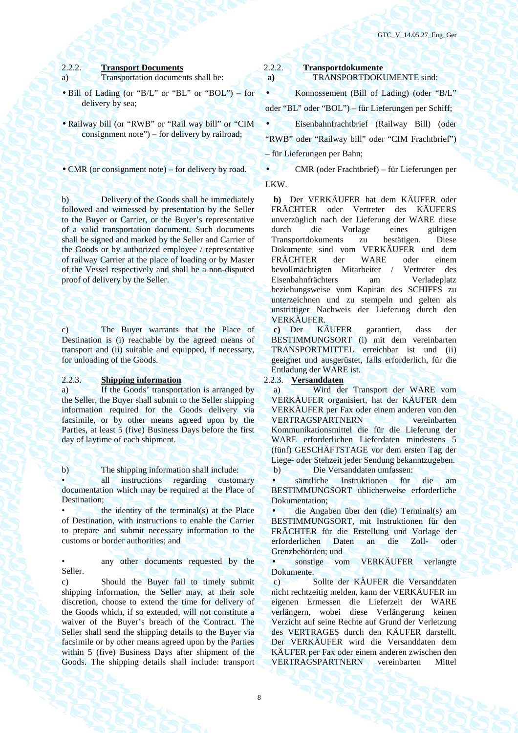### 2.2.2. Transport Documents

a) Transportation documents shall be:

- Bill of Lading (or "B/L" or "BL" or "BOL") – for delivery by sea;
- Railway bill (or "RWB" or "Rail way bill" or "CIM consignment note") – for delivery by railroad;
- CMR (or consignment note) – for delivery by road.

b) Delivery of the Goods shall be immediately followed and witnessed by presentation by the Seller to the Buyer or Carrier, or the Buyer's representative of a valid transportation document. Such documents shall be signed and marked by the Seller and Carrier of the Goods or by authorized employee / representative of railway Carrier at the place of loading or by Master of the Vessel respectively and shall be a non-disputed proof of delivery by the Seller.

c) The Buyer warrants that the Place of Destination is (i) reachable by the agreed means of transport and (ii) suitable and equipped, if necessary, for unloading of the Goods.

### 2.2.3. Shipping information

a) If the Goods' transportation is arranged by the Seller, the Buyer shall submit to the Seller shipping information required for the Goods delivery via facsimile, or by other means agreed upon by the Parties, at least 5 (five) Business Days before the first day of laytime of each shipment.

b) The shipping information shall include:

- all instructions regarding customary documentation which may be required at the Place of Destination;
- the identity of the terminal(s) at the Place of Destination, with instructions to enable the Carrier to prepare and submit necessary information to the customs or border authorities; and
- any other documents requested by the Seller.

c) Should the Buyer fail to timely submit shipping information, the Seller may, at their sole discretion, choose to extend the time for delivery of the Goods which, if so extended, will not constitute a waiver of the Buyer's breach of the Contract. The Seller shall send the shipping details to the Buyer via facsimile or by other means agreed upon by the Parties within 5 (five) Business Days after shipment of the Goods. The shipping details shall include: transport

### 2.2.2. Transportdokumente

**a)** TRANSPORTDOKUMENTE sind:

- Konnossement (Bill of Lading) (oder "B/L" oder "BL" oder "BOL") – für Lieferungen per Schiff;
- Eisenbahnfrachtbrief (Railway Bill) (oder "RWB" oder "Railway bill" oder "CIM Frachtbrief") – für Lieferungen per Bahn;
- CMR (oder Frachtbrief) – für Lieferungen per LKW.

**b)** Der VERKÄUFER hat dem KÄUFER oder FRÄCHTER oder Vertreter des KÄUFERS unverzüglich nach der Lieferung der WARE diese durch die Vorlage eines gültigen Transportdokuments zu bestätigen. Diese Dokumente sind vom VERKÄUFER und dem FRÄCHTER der WARE oder einem bevollmächtigten Mitarbeiter / Vertreter des Eisenbahnfrächters am Verladeplatz beziehungsweise vom Kapitän des SCHIFFS zu unterzeichnen und zu stempeln und gelten als unstrittiger Nachweis der Lieferung durch den VERKÄUFER.

**c)** Der KÄUFER garantiert, dass der BESTIMMUNGSORT (i) mit dem vereinbarten TRANSPORTMITTEL erreichbar ist und (ii) geeignet und ausgerüstet, falls erforderlich, für die Entladung der WARE ist.

### 2.2.3. Versanddaten

a) Wird der Transport der WARE vom VERKÄUFER organisiert, hat der KÄUFER dem VERKÄUFER per Fax oder einem anderen von den VERTRAGSPARTNERN vereinbarten Kommunikationsmittel die für die Lieferung der WARE erforderlichen Lieferdaten mindestens 5 (fünf) GESCHÄFTSTAGE vor dem ersten Tag der Liege- oder Stehzeit jeder Sendung bekanntzugeben.

b) Die Versanddaten umfassen:

- sämtliche Instruktionen für die am BESTIMMUNGSORT üblicherweise erforderliche Dokumentation;
- die Angaben über den (die) Terminal(s) am BESTIMMUNGSORT, mit Instruktionen für den FRÄCHTER für die Erstellung und Vorlage der erforderlichen Daten an die Zoll- oder Grenzbehörden; und
- sonstige vom VERKÄUFER verlangte Dokumente.

c) Sollte der KÄUFER die Versanddaten nicht rechtzeitig melden, kann der VERKÄUFER im eigenen Ermessen die Lieferzeit der WARE verlängern, wobei diese Verlängerung keinen Verzicht auf seine Rechte auf Grund der Verletzung des VERTRAGES durch den KÄUFER darstellt. Der VERKÄUFER wird die Versanddaten dem KÄUFER per Fax oder einem anderen zwischen den VERTRAGSPARTNERN vereinbarten Mittel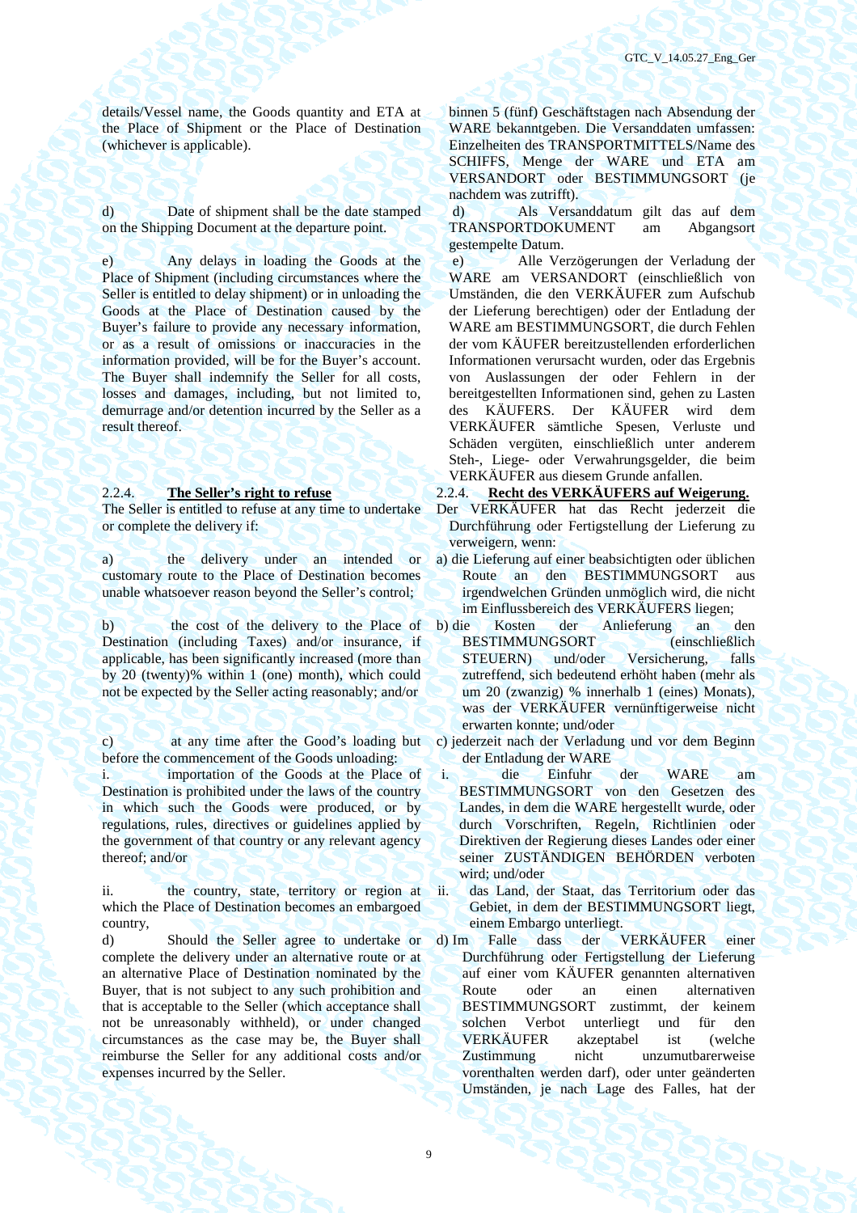details/Vessel name, the Goods quantity and ETA at the Place of Shipment or the Place of Destination (whichever is applicable).

binnen 5 (fünf) Geschäftstagen nach Absendung der WARE bekanntgeben. Die Versanddaten umfassen: Einzelheiten des TRANSPORTMITTELS/Name des SCHIFFS, Menge der WARE und ETA am VERSANDORT oder BESTIMMUNGSORT (je nachdem was zutrifft).

d) Date of shipment shall be the date stamped on the Shipping Document at the departure point.

d) Als Versanddatum gilt das auf dem TRANSPORTDOKUMENT am Abgangsort gestempelte Datum.

e) Any delays in loading the Goods at the Place of Shipment (including circumstances where the Seller is entitled to delay shipment) or in unloading the Goods at the Place of Destination caused by the Buyer's failure to provide any necessary information, or as a result of omissions or inaccuracies in the information provided, will be for the Buyer's account. The Buyer shall indemnify the Seller for all costs, losses and damages, including, but not limited to, demurrage and/or detention incurred by the Seller as a result thereof.

e) Alle Verzögerungen der Verladung der WARE am VERSANDORT (einschließlich von Umständen, die den VERKÄUFER zum Aufschub der Lieferung berechtigen) oder der Entladung der WARE am BESTIMMUNGSORT, die durch Fehlen der vom KÄUFER bereitzustellenden erforderlichen Informationen verursacht wurden, oder das Ergebnis von Auslassungen der oder Fehlern in der bereitgestellten Informationen sind, gehen zu Lasten des KÄUFERS. Der KÄUFER wird dem VERKÄUFER sämtliche Spesen, Verluste und Schäden vergüten, einschließlich unter anderem Steh-, Liege- oder Verwahrungsgelder, die beim VERKÄUFER aus diesem Grunde anfallen.

2.2.4. **The Seller's right to refuse**

The Seller is entitled to refuse at any time to undertake or complete the delivery if:

2.2.4. **Recht des VERKÄUFERS auf Weigerung.**

Der VERKÄUFER hat das Recht jederzeit die Durchführung oder Fertigstellung der Lieferung zu verweigern, wenn:

a) the delivery under an intended or customary route to the Place of Destination becomes unable whatsoever reason beyond the Seller's control;

a) die Lieferung auf einer beabsichtigten oder üblichen Route an den BESTIMMUNGSORT aus irgendwelchen Gründen unmöglich wird, die nicht im Einflussbereich des VERKÄUFERS liegen;

b) the cost of the delivery to the Place of Destination (including Taxes) and/or insurance, if applicable, has been significantly increased (more than by 20 (twenty)% within 1 (one) month), which could not be expected by the Seller acting reasonably; and/or

b) die Kosten der Anlieferung an den BESTIMMUNGSORT (einschließlich STEUERN) und/oder Versicherung, falls zutreffend, sich bedeutend erhöht haben (mehr als um 20 (zwanzig) % innerhalb 1 (eines) Monats), was der VERKÄUFER vernünftigerweise nicht erwarten konnte; und/oder

c) at any time after the Good's loading but before the commencement of the Goods unloading:

i. importation of the Goods at the Place of Destination is prohibited under the laws of the country in which such the Goods were produced, or by regulations, rules, directives or guidelines applied by the government of that country or any relevant agency thereof; and/or

ii. the country, state, territory or region at which the Place of Destination becomes an embargoed country,

c) jederzeit nach der Verladung und vor dem Beginn der Entladung der WARE

i. die Einfuhr der WARE am BESTIMMUNGSORT von den Gesetzen des Landes, in dem die WARE hergestellt wurde, oder durch Vorschriften, Regeln, Richtlinien oder Direktiven der Regierung dieses Landes oder einer seiner ZUSTÄNDIGEN BEHÖRDEN verboten wird; und/oder

ii. das Land, der Staat, das Territorium oder das Gebiet, in dem der BESTIMMUNGSORT liegt, einem Embargo unterliegt.

d) Should the Seller agree to undertake or complete the delivery under an alternative route or at an alternative Place of Destination nominated by the Buyer, that is not subject to any such prohibition and that is acceptable to the Seller (which acceptance shall not be unreasonably withheld), or under changed circumstances as the case may be, the Buyer shall reimburse the Seller for any additional costs and/or expenses incurred by the Seller.

d) Im Falle dass der VERKÄUFER einer Durchführung oder Fertigstellung der Lieferung auf einer vom KÄUFER genannten alternativen Route oder an einen alternativen BESTIMMUNGSORT zustimmt, der keinem solchen Verbot unterliegt und für den VERKÄUFER akzeptabel ist (welche Zustimmung nicht unzumutbarerweise vorenthalten werden darf), oder unter geänderten Umständen, je nach Lage des Falles, hat der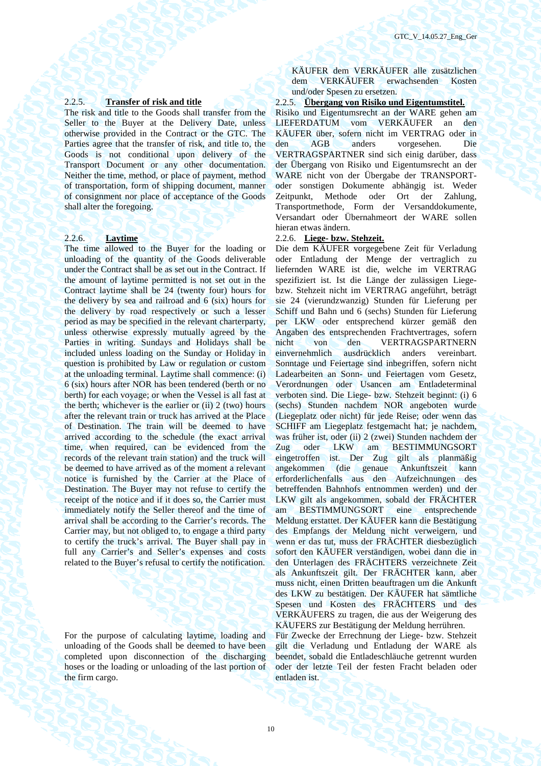KÄUFER dem VERKÄUFER alle zusätzlichen dem VERKÄUFER erwachsenden Kosten und/oder Spesen zu ersetzen.

2.2.5. **Transfer of risk and title**

The risk and title to the Goods shall transfer from the Seller to the Buyer at the Delivery Date, unless otherwise provided in the Contract or the GTC. The Parties agree that the transfer of risk, and title to, the Goods is not conditional upon delivery of the Transport Document or any other documentation. Neither the time, method, or place of payment, method of transportation, form of shipping document, manner of consignment nor place of acceptance of the Goods shall alter the foregoing.

2.2.5. **Übergang von Risiko und Eigentumstitel.**

Risiko und Eigentumsrecht an der WARE gehen am LIEFERDATUM vom VERKÄUFER an den KÄUFER über, sofern nicht im VERTRAG oder in den AGB anders vorgesehen. Die VERTRAGSPARTNER sind sich einig darüber, dass der Übergang von Risiko und Eigentumsrecht an der WARE nicht von der Übergabe der TRANSPORT- oder sonstigen Dokumente abhängig ist. Weder Zeitpunkt, Methode oder Ort der Zahlung, Transportmethode, Form der Versanddokumente, Versandart oder Übernahmeort der WARE sollen hieran etwas ändern.

2.2.6. **Laytime**

The time allowed to the Buyer for the loading or unloading of the quantity of the Goods deliverable under the Contract shall be as set out in the Contract. If the amount of laytime permitted is not set out in the Contract laytime shall be 24 (twenty four) hours for the delivery by sea and railroad and 6 (six) hours for the delivery by road respectively or such a lesser period as may be specified in the relevant charterparty, unless otherwise expressly mutually agreed by the Parties in writing. Sundays and Holidays shall be included unless loading on the Sunday or Holiday in question is prohibited by Law or regulation or custom at the unloading terminal. Laytime shall commence: (i) 6 (six) hours after NOR has been tendered (berth or no berth) for each voyage; or when the Vessel is all fast at the berth; whichever is the earlier or (ii) 2 (two) hours after the relevant train or truck has arrived at the Place of Destination. The train will be deemed to have arrived according to the schedule (the exact arrival time, when required, can be evidenced from the records of the relevant train station) and the truck will be deemed to have arrived as of the moment a relevant notice is furnished by the Carrier at the Place of Destination. The Buyer may not refuse to certify the receipt of the notice and if it does so, the Carrier must immediately notify the Seller thereof and the time of arrival shall be according to the Carrier's records. The Carrier may, but not obliged to, to engage a third party to certify the truck's arrival. The Buyer shall pay in full any Carrier's and Seller's expenses and costs related to the Buyer's refusal to certify the notification.

2.2.6. **Liege- bzw. Stehzeit.**

Die dem KÄUFER vorgegebene Zeit für Verladung oder Entladung der Menge der vertraglich zu liefernden WARE ist die, welche im VERTRAG spezifiziert ist. Ist die Länge der zulässigen Liege- bzw. Stehzeit nicht im VERTRAG angeführt, beträgt sie 24 (vierundzwanzig) Stunden für Lieferung per Schiff und Bahn und 6 (sechs) Stunden für Lieferung per LKW oder entsprechend kürzer gemäß den Angaben des entsprechenden Frachtvertrages, sofern nicht von den VERTRAGSPARTNERN einvernehmlich ausdrücklich anders vereinbart. Sonntage und Feiertage sind inbegriffen, sofern nicht Ladearbeiten an Sonn- und Feiertagen vom Gesetz, Verordnungen oder Usancen am Entladeterminal verboten sind. Die Liege- bzw. Stehzeit beginnt: (i) 6 (sechs) Stunden nachdem NOR angeboten wurde (Liegeplatz oder nicht) für jede Reise; oder wenn das SCHIFF am Liegeplatz festgemacht hat; je nachdem, was früher ist, oder (ii) 2 (zwei) Stunden nachdem der Zug oder LKW am BESTIMMUNGSORT eingetroffen ist. Der Zug gilt als planmäßig angekommen (die genaue Ankunftszeit kann erforderlichenfalls aus den Aufzeichnungen des betreffenden Bahnhofs entnommen werden) und der LKW gilt als angekommen, sobald der FRÄCHTER am BESTIMMUNGSORT eine entsprechende Meldung erstattet. Der KÄUFER kann die Bestätigung des Empfangs der Meldung nicht verweigern, und wenn er das tut, muss der FRÄCHTER diesbezüglich sofort den KÄUFER verständigen, wobei dann die in den Unterlagen des FRÄCHTERS verzeichnete Zeit als Ankunftszeit gilt. Der FRÄCHTER kann, aber muss nicht, einen Dritten beauftragen um die Ankunft des LKW zu bestätigen. Der KÄUFER hat sämtliche Spesen und Kosten des FRÄCHTERS und des VERKÄUFERS zu tragen, die aus der Weigerung des KÄUFERS zur Bestätigung der Meldung herrühren.

For the purpose of calculating laytime, loading and unloading of the Goods shall be deemed to have been completed upon disconnection of the discharging hoses or the loading or unloading of the last portion of the firm cargo.

Für Zwecke der Errechnung der Liege- bzw. Stehzeit gilt die Verladung und Entladung der WARE als beendet, sobald die Entladeschläuche getrennt wurden oder der letzte Teil der festen Fracht beladen oder entladen ist.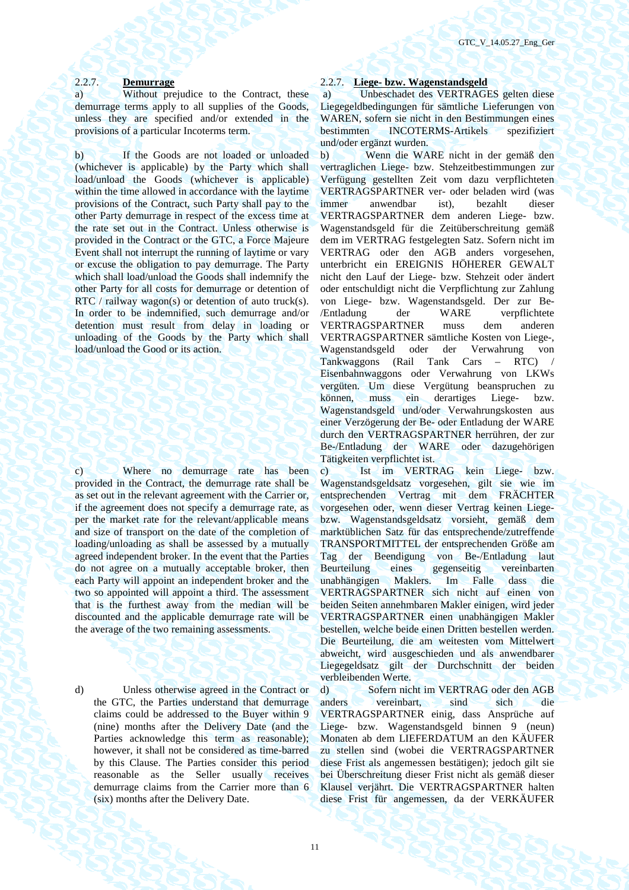### 2.2.7. **Demurrage**

a) Without prejudice to the Contract, these demurrage terms apply to all supplies of the Goods, unless they are specified and/or extended in the provisions of a particular Incoterms term.

b) If the Goods are not loaded or unloaded (whichever is applicable) by the Party which shall load/unload the Goods (whichever is applicable) within the time allowed in accordance with the laytime provisions of the Contract, such Party shall pay to the other Party demurrage in respect of the excess time at the rate set out in the Contract. Unless otherwise is provided in the Contract or the GTC, a Force Majeure Event shall not interrupt the running of laytime or vary or excuse the obligation to pay demurrage. The Party which shall load/unload the Goods shall indemnify the other Party for all costs for demurrage or detention of RTC / railway wagon(s) or detention of auto truck(s). In order to be indemnified, such demurrage and/or detention must result from delay in loading or unloading of the Goods by the Party which shall load/unload the Good or its action.

c) Where no demurrage rate has been provided in the Contract, the demurrage rate shall be as set out in the relevant agreement with the Carrier or, if the agreement does not specify a demurrage rate, as per the market rate for the relevant/applicable means and size of transport on the date of the completion of loading/unloading as shall be assessed by a mutually agreed independent broker. In the event that the Parties do not agree on a mutually acceptable broker, then each Party will appoint an independent broker and the two so appointed will appoint a third. The assessment that is the furthest away from the median will be discounted and the applicable demurrage rate will be the average of the two remaining assessments.

d) Unless otherwise agreed in the Contract or the GTC, the Parties understand that demurrage claims could be addressed to the Buyer within 9 (nine) months after the Delivery Date (and the Parties acknowledge this term as reasonable); however, it shall not be considered as time-barred by this Clause. The Parties consider this period reasonable as the Seller usually receives demurrage claims from the Carrier more than 6 (six) months after the Delivery Date.

### 2.2.7. **Liege- bzw. Wagenstandsgeld**

a) Unbeschadet des VERTRAGES gelten diese Liegegeldbedingungen für sämtliche Lieferungen von WAREN, sofern sie nicht in den Bestimmungen eines bestimmten INCOTERMS-Artikels spezifiziert und/oder ergänzt wurden.

b) Wenn die WARE nicht in der gemäß den vertraglichen Liege- bzw. Stehzeitbestimmungen zur Verfügung gestellten Zeit vom dazu verpflichteten VERTRAGSPARTNER ver- oder beladen wird (was immer anwendbar ist), bezahlt dieser VERTRAGSPARTNER dem anderen Liege- bzw. Wagenstandsgeld für die Zeitüberschreitung gemäß dem im VERTRAG festgelegten Satz. Sofern nicht im VERTRAG oder den AGB anders vorgesehen, unterbricht ein EREIGNIS HÖHERER GEWALT nicht den Lauf der Liege- bzw. Stehzeit oder ändert oder entschuldigt nicht die Verpflichtung zur Zahlung von Liege- bzw. Wagenstandsgeld. Der zur Be-/Entladung der WARE verpflichtete VERTRAGSPARTNER muss dem anderen VERTRAGSPARTNER sämtliche Kosten von Liege-, Wagenstandsgeld oder der Verwahrung von Tankwaggons (Rail Tank Cars – RTC) / Eisenbahnwaggons oder Verwahrung von LKWs vergüten. Um diese Vergütung beanspruchen zu können, muss ein derartiges Liege- bzw. Wagenstandsgeld und/oder Verwahrungskosten aus einer Verzögerung der Be- oder Entladung der WARE durch den VERTRAGSPARTNER herrühren, der zur Be-/Entladung der WARE oder dazugehörigen Tätigkeiten verpflichtet ist.

c) Ist im VERTRAG kein Liege- bzw. Wagenstandsgeldsatz vorgesehen, gilt sie wie im entsprechenden Vertrag mit dem FRÄCHTER vorgesehen oder, wenn dieser Vertrag keinen Liege- bzw. Wagenstandsgeldsatz vorsieht, gemäß dem marktüblichen Satz für das entsprechende/zutreffende TRANSPORTMITTEL der entsprechenden Größe am Tag der Beendigung von Be-/Entladung laut Beurteilung eines gegenseitig vereinbarten unabhängigen Maklers. Im Falle dass die VERTRAGSPARTNER sich nicht auf einen von beiden Seiten annehmbaren Makler einigen, wird jeder VERTRAGSPARTNER einen unabhängigen Makler bestellen, welche beide einen Dritten bestellen werden. Die Beurteilung, die am weitesten vom Mittelwert abweicht, wird ausgeschieden und als anwendbarer Liegegeldsatz gilt der Durchschnitt der beiden verbleibenden Werte.

d) Sofern nicht im VERTRAG oder den AGB anders vereinbart, sind sich die VERTRAGSPARTNER einig, dass Ansprüche auf Liege- bzw. Wagenstandsgeld binnen 9 (neun) Monaten ab dem LIEFERDATUM an den KÄUFER zu stellen sind (wobei die VERTRAGSPARTNER diese Frist als angemessen bestätigen); jedoch gilt sie bei Überschreitung dieser Frist nicht als gemäß dieser Klausel verjährt. Die VERTRAGSPARTNER halten diese Frist für angemessen, da der VERKÄUFER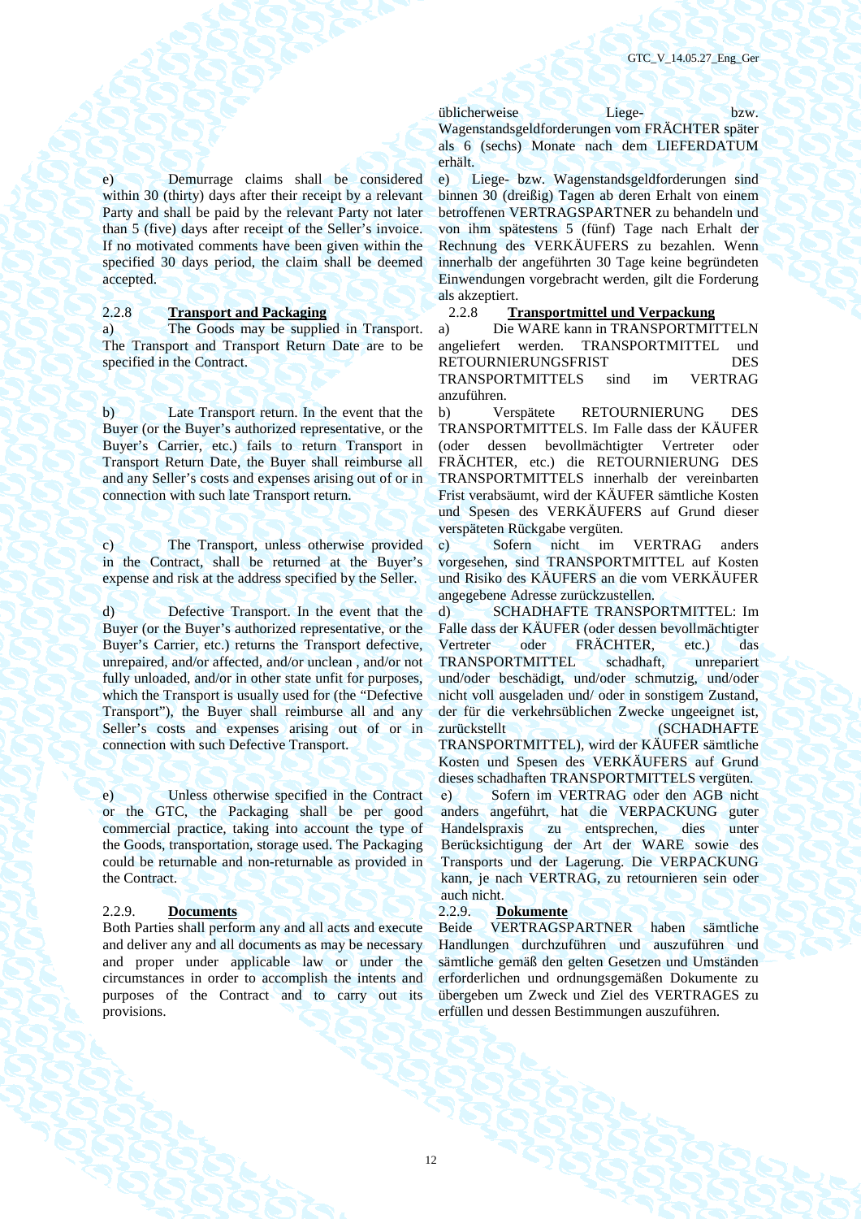üblicherweise Liege- bzw. Wagenstandsgeldforderungen vom FRÄCHTER später als 6 (sechs) Monate nach dem LIEFERDATUM erhält.

e) Demurrage claims shall be considered within 30 (thirty) days after their receipt by a relevant Party and shall be paid by the relevant Party not later than 5 (five) days after receipt of the Seller's invoice. If no motivated comments have been given within the specified 30 days period, the claim shall be deemed accepted.

e) Liege- bzw. Wagenstandsgeldforderungen sind binnen 30 (dreißig) Tagen ab deren Erhalt von einem betroffenen VERTRAGSPARTNER zu behandeln und von ihm spätestens 5 (fünf) Tage nach Erhalt der Rechnung des VERKÄUFERS zu bezahlen. Wenn innerhalb der angeführten 30 Tage keine begründeten Einwendungen vorgebracht werden, gilt die Forderung als akzeptiert.

2.2.8 **Transport and Packaging**

2.2.8 **Transportmittel und Verpackung**

a) The Goods may be supplied in Transport. The Transport and Transport Return Date are to be specified in the Contract.

a) Die WARE kann in TRANSPORTMITTELN angeliefert werden. TRANSPORTMITTEL und RETOURNIERUNGSFRIST DES TRANSPORTMITTELS sind im VERTRAG anzuführen.

b) Late Transport return. In the event that the Buyer (or the Buyer's authorized representative, or the Buyer's Carrier, etc.) fails to return Transport in Transport Return Date, the Buyer shall reimburse all and any Seller's costs and expenses arising out of or in connection with such late Transport return.

b) Verspätete RETOURNIERUNG DES TRANSPORTMITTELS. Im Falle dass der KÄUFER (oder dessen bevollmächtigter Vertreter oder FRÄCHTER, etc.) die RETOURNIERUNG DES TRANSPORTMITTELS innerhalb der vereinbarten Frist verabsäumt, wird der KÄUFER sämtliche Kosten und Spesen des VERKÄUFERS auf Grund dieser verspäteten Rückgabe vergüten.

c) The Transport, unless otherwise provided in the Contract, shall be returned at the Buyer's expense and risk at the address specified by the Seller.

c) Sofern nicht im VERTRAG anders vorgesehen, sind TRANSPORTMITTEL auf Kosten und Risiko des KÄUFERS an die vom VERKÄUFER angegebene Adresse zurückzustellen.

d) Defective Transport. In the event that the Buyer (or the Buyer's authorized representative, or the Buyer's Carrier, etc.) returns the Transport defective, unrepaired, and/or affected, and/or unclean , and/or not fully unloaded, and/or in other state unfit for purposes, which the Transport is usually used for (the "Defective Transport"), the Buyer shall reimburse all and any Seller's costs and expenses arising out of or in connection with such Defective Transport.

d) SCHADHAFTE TRANSPORTMITTEL: Im Falle dass der KÄUFER (oder dessen bevollmächtigter Vertreter oder FRÄCHTER, etc.) das TRANSPORTMITTEL schadhaft, unrepariert und/oder beschädigt, und/oder schmutzig, und/oder nicht voll ausgeladen und/ oder in sonstigem Zustand, der für die verkehrsüblichen Zwecke ungeeignet ist, zurückstellt (SCHADHAFTE TRANSPORTMITTEL), wird der KÄUFER sämtliche Kosten und Spesen des VERKÄUFERS auf Grund dieses schadhaften TRANSPORTMITTELS vergüten.

e) Unless otherwise specified in the Contract or the GTC, the Packaging shall be per good commercial practice, taking into account the type of the Goods, transportation, storage used. The Packaging could be returnable and non-returnable as provided in the Contract.

e) Sofern im VERTRAG oder den AGB nicht anders angeführt, hat die VERPACKUNG guter Handelspraxis zu entsprechen, dies unter Berücksichtigung der Art der WARE sowie des Transports und der Lagerung. Die VERPACKUNG kann, je nach VERTRAG, zu retournieren sein oder auch nicht.

2.2.9. **Documents**

Both Parties shall perform any and all acts and execute and deliver any and all documents as may be necessary and proper under applicable law or under the circumstances in order to accomplish the intents and purposes of the Contract and to carry out its provisions.

2.2.9. **Dokumente**

Beide VERTRAGSPARTNER haben sämtliche Handlungen durchzuführen und auszuführen und sämtliche gemäß den gelten Gesetzen und Umständen erforderlichen und ordnungsgemäßen Dokumente zu übergeben um Zweck und Ziel des VERTRAGES zu erfüllen und dessen Bestimmungen auszuführen.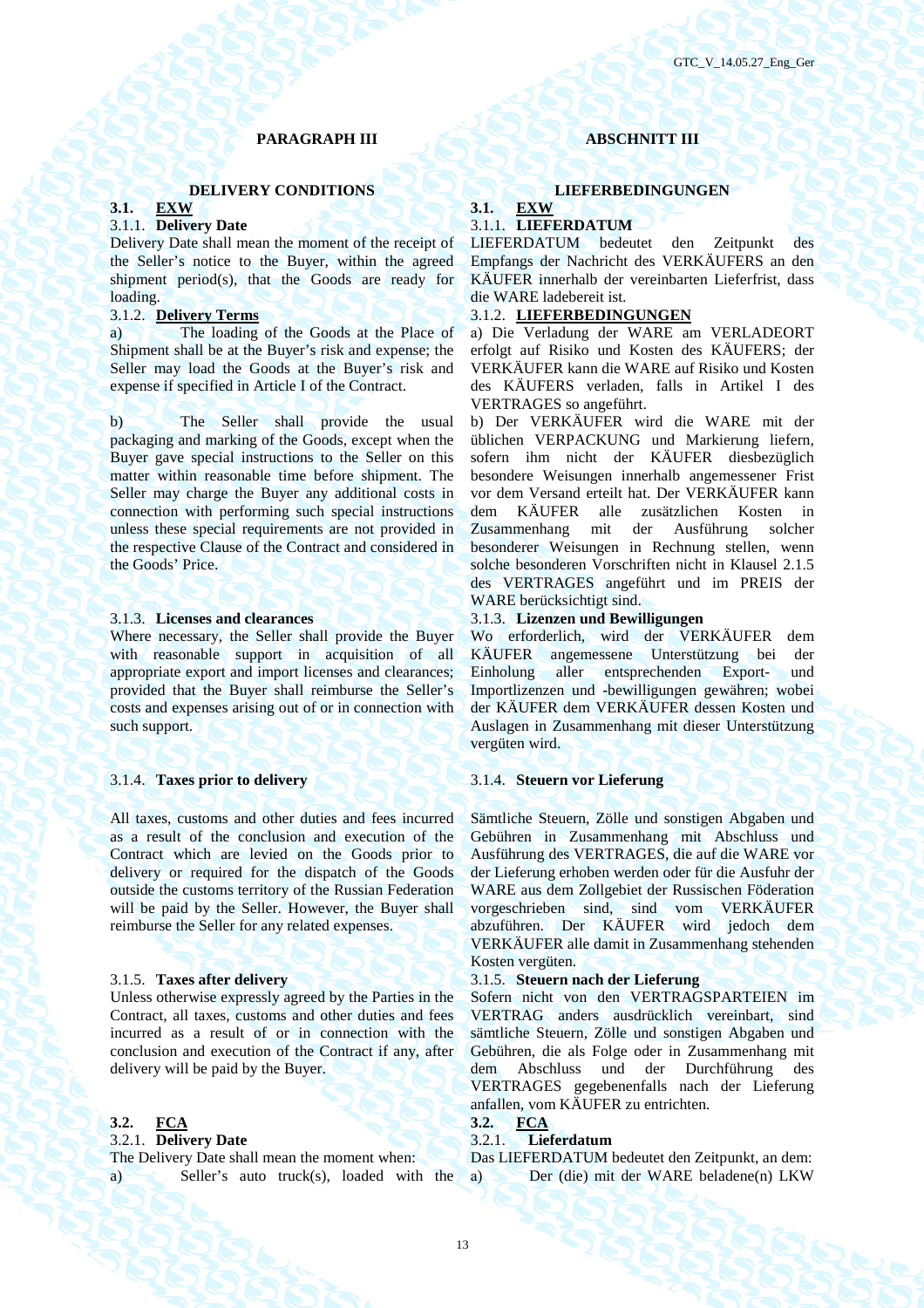## PARAGRAPH III

### DELIVERY CONDITIONS

**3.1. <u>EXW</u>**

3.1.1. **Delivery Date**

Delivery Date shall mean the moment of the receipt of the Seller's notice to the Buyer, within the agreed shipment period(s), that the Goods are ready for loading.

3.1.2. **<u>Delivery Terms</u>**

a) The loading of the Goods at the Place of Shipment shall be at the Buyer's risk and expense; the Seller may load the Goods at the Buyer's risk and expense if specified in Article I of the Contract.

b) The Seller shall provide the usual packaging and marking of the Goods, except when the Buyer gave special instructions to the Seller on this matter within reasonable time before shipment. The Seller may charge the Buyer any additional costs in connection with performing such special instructions unless these special requirements are not provided in the respective Clause of the Contract and considered in the Goods' Price.

3.1.3. **Licenses and clearances**

Where necessary, the Seller shall provide the Buyer with reasonable support in acquisition of all appropriate export and import licenses and clearances; provided that the Buyer shall reimburse the Seller's costs and expenses arising out of or in connection with such support.

3.1.4. **Taxes prior to delivery**

All taxes, customs and other duties and fees incurred as a result of the conclusion and execution of the Contract which are levied on the Goods prior to delivery or required for the dispatch of the Goods outside the customs territory of the Russian Federation will be paid by the Seller. However, the Buyer shall reimburse the Seller for any related expenses.

3.1.5. **Taxes after delivery**

Unless otherwise expressly agreed by the Parties in the Contract, all taxes, customs and other duties and fees incurred as a result of or in connection with the conclusion and execution of the Contract if any, after delivery will be paid by the Buyer.

**3.2. <u>FCA</u>**

3.2.1. **Delivery Date**

The Delivery Date shall mean the moment when:

a) Seller's auto truck(s), loaded with the

## ABSCHNITT III

### LIEFERBEDINGUNGEN

**3.1. <u>EXW</u>**

3.1.1. **LIEFERDATUM**

LIEFERDATUM bedeutet den Zeitpunkt des Empfangs der Nachricht des VERKÄUFERS an den KÄUFER innerhalb der vereinbarten Lieferfrist, dass die WARE ladebereit ist.

3.1.2. **<u>LIEFERBEDINGUNGEN</u>**

a) Die Verladung der WARE am VERLADEORT erfolgt auf Risiko und Kosten des KÄUFERS; der VERKÄUFER kann die WARE auf Risiko und Kosten des KÄUFERS verladen, falls in Artikel I des VERTRAGES so angeführt.

b) Der VERKÄUFER wird die WARE mit der üblichen VERPACKUNG und Markierung liefern, sofern ihm nicht der KÄUFER diesbezüglich besondere Weisungen innerhalb angemessener Frist vor dem Versand erteilt hat. Der VERKÄUFER kann dem KÄUFER alle zusätzlichen Kosten in Zusammenhang mit der Ausführung solcher besonderer Weisungen in Rechnung stellen, wenn solche besonderen Vorschriften nicht in Klausel 2.1.5 des VERTRAGES angeführt und im PREIS der WARE berücksichtigt sind.

3.1.3. **Lizenzen und Bewilligungen**

Wo erforderlich, wird der VERKÄUFER dem KÄUFER angemessene Unterstützung bei der Einholung aller entsprechenden Export- und Importlizenzen und -bewilligungen gewähren; wobei der KÄUFER dem VERKÄUFER dessen Kosten und Auslagen in Zusammenhang mit dieser Unterstützung vergüten wird.

3.1.4. **Steuern vor Lieferung**

Sämtliche Steuern, Zölle und sonstigen Abgaben und Gebühren in Zusammenhang mit Abschluss und Ausführung des VERTRAGES, die auf die WARE vor der Lieferung erhoben werden oder für die Ausfuhr der WARE aus dem Zollgebiet der Russischen Föderation vorgeschrieben sind, sind vom VERKÄUFER abzuführen. Der KÄUFER wird jedoch dem VERKÄUFER alle damit in Zusammenhang stehenden Kosten vergüten.

3.1.5. **Steuern nach der Lieferung**

Sofern nicht von den VERTRAGSPARTEIEN im VERTRAG anders ausdrücklich vereinbart, sind sämtliche Steuern, Zölle und sonstigen Abgaben und Gebühren, die als Folge oder in Zusammenhang mit dem Abschluss und der Durchführung des VERTRAGES gegebenenfalls nach der Lieferung anfallen, vom KÄUFER zu entrichten.

**3.2. <u>FCA</u>**

3.2.1. **Lieferdatum**

Das LIEFERDATUM bedeutet den Zeitpunkt, an dem:

a) Der (die) mit der WARE beladene(n) LKW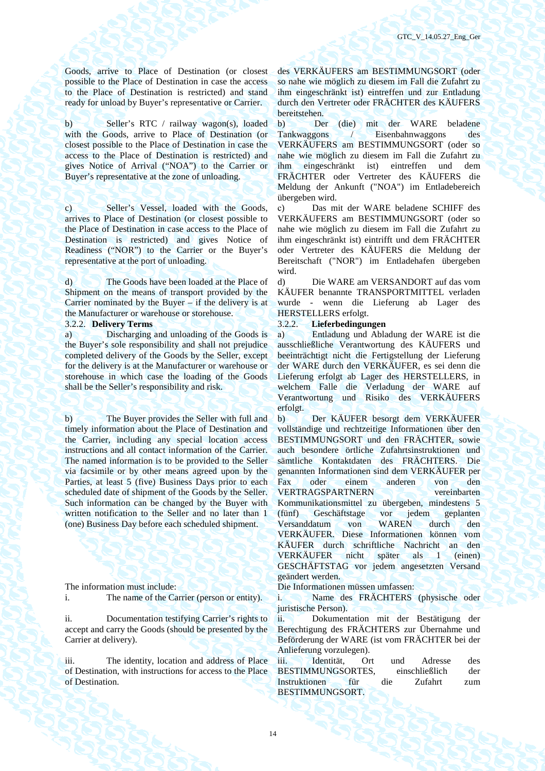Goods, arrive to Place of Destination (or closest possible to the Place of Destination in case the access to the Place of Destination is restricted) and stand ready for unload by Buyer's representative or Carrier.

des VERKÄUFERS am BESTIMMUNGSORT (oder so nahe wie möglich zu diesem im Fall die Zufahrt zu ihm eingeschränkt ist) eintreffen und zur Entladung durch den Vertreter oder FRÄCHTER des KÄUFERS bereitstehen.

b) Seller's RTC / railway wagon(s), loaded with the Goods, arrive to Place of Destination (or closest possible to the Place of Destination in case the access to the Place of Destination is restricted) and gives Notice of Arrival ("NOA") to the Carrier or Buyer's representative at the zone of unloading.

b) Der (die) mit der WARE beladene Tankwaggons / Eisenbahnwaggons des VERKÄUFERS am BESTIMMUNGSORT (oder so nahe wie möglich zu diesem im Fall die Zufahrt zu ihm eingeschränkt ist) eintreffen und dem FRÄCHTER oder Vertreter des KÄUFERS die Meldung der Ankunft ("NOA") im Entladebereich übergeben wird.

c) Seller's Vessel, loaded with the Goods, arrives to Place of Destination (or closest possible to the Place of Destination in case access to the Place of Destination is restricted) and gives Notice of Readiness ("NOR") to the Carrier or the Buyer's representative at the port of unloading.

c) Das mit der WARE beladene SCHIFF des VERKÄUFERS am BESTIMMUNGSORT (oder so nahe wie möglich zu diesem im Fall die Zufahrt zu ihm eingeschränkt ist) eintrifft und dem FRÄCHTER oder Vertreter des KÄUFERS die Meldung der Bereitschaft ("NOR") im Entladehafen übergeben wird.

d) The Goods have been loaded at the Place of Shipment on the means of transport provided by the Carrier nominated by the Buyer – if the delivery is at the Manufacturer or warehouse or storehouse.

d) Die WARE am VERSANDORT auf das vom KÄUFER benannte TRANSPORTMITTEL verladen wurde - wenn die Lieferung ab Lager des HERSTELLERS erfolgt.

### 3.2.2. Delivery Terms

### 3.2.2. Lieferbedingungen

a) Discharging and unloading of the Goods is the Buyer's sole responsibility and shall not prejudice completed delivery of the Goods by the Seller, except for the delivery is at the Manufacturer or warehouse or storehouse in which case the loading of the Goods shall be the Seller's responsibility and risk.

a) Entladung und Abladung der WARE ist die ausschließliche Verantwortung des KÄUFERS und beeinträchtigt nicht die Fertigstellung der Lieferung der WARE durch den VERKÄUFER, es sei denn die Lieferung erfolgt ab Lager des HERSTELLERS, in welchem Falle die Verladung der WARE auf Verantwortung und Risiko des VERKÄUFERS erfolgt.

b) The Buyer provides the Seller with full and timely information about the Place of Destination and the Carrier, including any special location access instructions and all contact information of the Carrier. The named information is to be provided to the Seller via facsimile or by other means agreed upon by the Parties, at least 5 (five) Business Days prior to each scheduled date of shipment of the Goods by the Seller. Such information can be changed by the Buyer with written notification to the Seller and no later than 1 (one) Business Day before each scheduled shipment.

b) Der KÄUFER besorgt dem VERKÄUFER vollständige und rechtzeitige Informationen über den BESTIMMUNGSORT und den FRÄCHTER, sowie auch besondere örtliche Zufahrtsinstruktionen und sämtliche Kontaktdaten des FRÄCHTERS. Die genannten Informationen sind dem VERKÄUFER per Fax oder einem anderen von den VERTRAGSPARTNERN vereinbarten Kommunikationsmittel zu übergeben, mindestens 5 (fünf) Geschäftstage vor jedem geplanten Versanddatum von WAREN durch den VERKÄUFER. Diese Informationen können vom KÄUFER durch schriftliche Nachricht an den VERKÄUFER nicht später als 1 (einen) GESCHÄFTSTAG vor jedem angesetzten Versand geändert werden.

The information must include:

Die Informationen müssen umfassen:

i. The name of the Carrier (person or entity).

i. Name des FRÄCHTERS (physische oder juristische Person).

ii. Documentation testifying Carrier's rights to accept and carry the Goods (should be presented by the Carrier at delivery).

ii. Dokumentation mit der Bestätigung der Berechtigung des FRÄCHTERS zur Übernahme und Beförderung der WARE (ist vom FRÄCHTER bei der Anlieferung vorzulegen).

iii. The identity, location and address of Place of Destination, with instructions for access to the Place of Destination.

iii. Identität, Ort und Adresse des BESTIMMUNGSORTES, einschließlich der Instruktionen für die Zufahrt zum BESTIMMUNGSORT.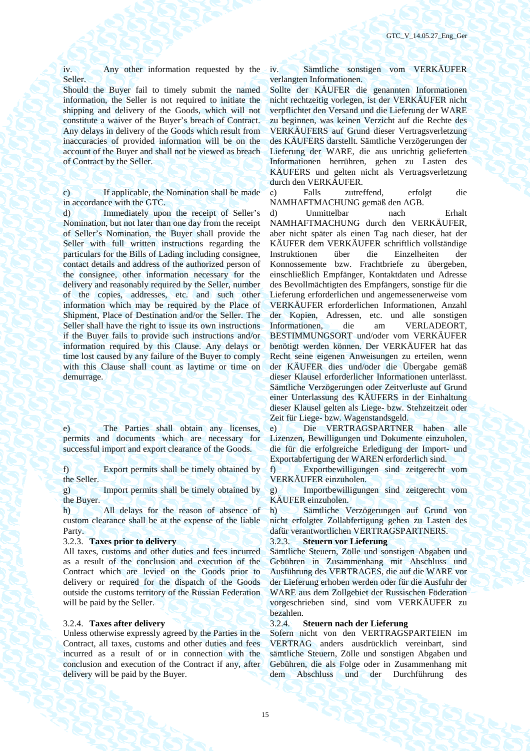iv. Any other information requested by the Seller.

Should the Buyer fail to timely submit the named information, the Seller is not required to initiate the shipping and delivery of the Goods, which will not constitute a waiver of the Buyer's breach of Contract. Any delays in delivery of the Goods which result from inaccuracies of provided information will be on the account of the Buyer and shall not be viewed as breach of Contract by the Seller.

iv. Sämtliche sonstigen vom VERKÄUFER verlangten Informationen.

Sollte der KÄUFER die genannten Informationen nicht rechtzeitig vorlegen, ist der VERKÄUFER nicht verpflichtet den Versand und die Lieferung der WARE zu beginnen, was keinen Verzicht auf die Rechte des VERKÄUFERS auf Grund dieser Vertragsverletzung des KÄUFERS darstellt. Sämtliche Verzögerungen der Lieferung der WARE, die aus unrichtig gelieferten Informationen herrühren, gehen zu Lasten des KÄUFERS und gelten nicht als Vertragsverletzung durch den VERKÄUFER.

c) If applicable, the Nomination shall be made in accordance with the GTC.

c) Falls zutreffend, erfolgt die NAMHAFTMACHUNG gemäß den AGB.

d) Immediately upon the receipt of Seller's Nomination, but not later than one day from the receipt of Seller's Nomination, the Buyer shall provide the Seller with full written instructions regarding the particulars for the Bills of Lading including consignee, contact details and address of the authorized person of the consignee, other information necessary for the delivery and reasonably required by the Seller, number of the copies, addresses, etc. and such other information which may be required by the Place of Shipment, Place of Destination and/or the Seller. The Seller shall have the right to issue its own instructions if the Buyer fails to provide such instructions and/or information required by this Clause. Any delays or time lost caused by any failure of the Buyer to comply with this Clause shall count as laytime or time on demurrage.

d) Unmittelbar nach Erhalt NAMHAFTMACHUNG durch den VERKÄUFER, aber nicht später als einen Tag nach dieser, hat der KÄUFER dem VERKÄUFER schriftlich vollständige Instruktionen über die Einzelheiten der Konnossemente bzw. Frachtbriefe zu übergeben, einschließlich Empfänger, Kontaktdaten und Adresse des Bevollmächtigten des Empfängers, sonstige für die Lieferung erforderlichen und angemessenerweise vom VERKÄUFER erforderlichen Informationen, Anzahl der Kopien, Adressen, etc. und alle sonstigen Informationen, die am VERLADEORT, BESTIMMUNGSORT und/oder vom VERKÄUFER benötigt werden können. Der VERKÄUFER hat das Recht seine eigenen Anweisungen zu erteilen, wenn der KÄUFER dies und/oder die Übergabe gemäß dieser Klausel erforderlicher Informationen unterlässt. Sämtliche Verzögerungen oder Zeitverluste auf Grund einer Unterlassung des KÄUFERS in der Einhaltung dieser Klausel gelten als Liege- bzw. Stehzeitzeit oder Zeit für Liege- bzw. Wagenstandsgeld.

e) The Parties shall obtain any licenses, permits and documents which are necessary for successful import and export clearance of the Goods.

e) Die VERTRAGSPARTNER haben alle Lizenzen, Bewilligungen und Dokumente einzuholen, die für die erfolgreiche Erledigung der Import- und Exportabfertigung der WAREN erforderlich sind.

f) Export permits shall be timely obtained by the Seller.

f) Exportbewilligungen sind zeitgerecht vom VERKÄUFER einzuholen.

g) Import permits shall be timely obtained by the Buyer.

g) Importbewilligungen sind zeitgerecht vom KÄUFER einzuholen.

h) All delays for the reason of absence of custom clearance shall be at the expense of the liable Party.

h) Sämtliche Verzögerungen auf Grund von nicht erfolgter Zollabfertigung gehen zu Lasten des dafür verantwortlichen VERTRAGSPARTNERS.

3.2.3. **Taxes prior to delivery**

All taxes, customs and other duties and fees incurred as a result of the conclusion and execution of the Contract which are levied on the Goods prior to delivery or required for the dispatch of the Goods outside the customs territory of the Russian Federation will be paid by the Seller.

3.2.3. **Steuern vor Lieferung**

Sämtliche Steuern, Zölle und sonstigen Abgaben und Gebühren in Zusammenhang mit Abschluss und Ausführung des VERTRAGES, die auf die WARE vor der Lieferung erhoben werden oder für die Ausfuhr der WARE aus dem Zollgebiet der Russischen Föderation vorgeschrieben sind, sind vom VERKÄUFER zu bezahlen.

3.2.4. **Taxes after delivery**

Unless otherwise expressly agreed by the Parties in the Contract, all taxes, customs and other duties and fees incurred as a result of or in connection with the conclusion and execution of the Contract if any, after delivery will be paid by the Buyer.

3.2.4. **Steuern nach der Lieferung**

Sofern nicht von den VERTRAGSPARTEIEN im VERTRAG anders ausdrücklich vereinbart, sind sämtliche Steuern, Zölle und sonstigen Abgaben und Gebühren, die als Folge oder in Zusammenhang mit dem Abschluss und der Durchführung des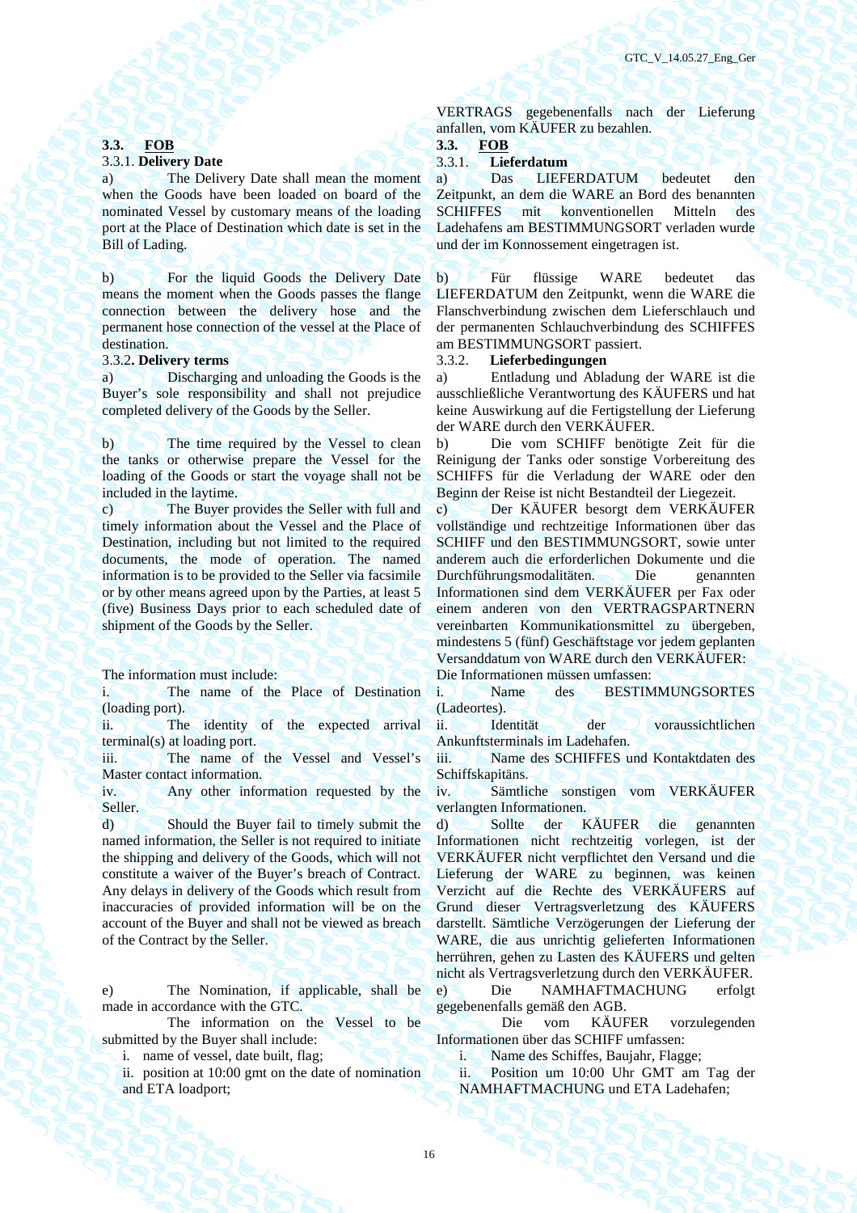VERTRAGS gegebenenfalls nach der Lieferung anfallen, vom KÄUFER zu bezahlen.

### 3.3. FOB

#### 3.3.1. Delivery Date

a) The Delivery Date shall mean the moment when the Goods have been loaded on board of the nominated Vessel by customary means of the loading port at the Place of Destination which date is set in the Bill of Lading.

b) For the liquid Goods the Delivery Date means the moment when the Goods passes the flange connection between the delivery hose and the permanent hose connection of the vessel at the Place of destination.

#### 3.3.2. Delivery terms

a) Discharging and unloading the Goods is the Buyer's sole responsibility and shall not prejudice completed delivery of the Goods by the Seller.

b) The time required by the Vessel to clean the tanks or otherwise prepare the Vessel for the loading of the Goods or start the voyage shall not be included in the laytime.

c) The Buyer provides the Seller with full and timely information about the Vessel and the Place of Destination, including but not limited to the required documents, the mode of operation. The named information is to be provided to the Seller via facsimile or by other means agreed upon by the Parties, at least 5 (five) Business Days prior to each scheduled date of shipment of the Goods by the Seller.

The information must include:

i. The name of the Place of Destination (loading port).

ii. The identity of the expected arrival terminal(s) at loading port.

iii. The name of the Vessel and Vessel's Master contact information.

iv. Any other information requested by the Seller.

d) Should the Buyer fail to timely submit the named information, the Seller is not required to initiate the shipping and delivery of the Goods, which will not constitute a waiver of the Buyer's breach of Contract. Any delays in delivery of the Goods which result from inaccuracies of provided information will be on the account of the Buyer and shall not be viewed as breach of the Contract by the Seller.

e) The Nomination, if applicable, shall be made in accordance with the GTC.

The information on the Vessel to be submitted by the Buyer shall include:

i. name of vessel, date built, flag;

ii. position at 10:00 gmt on the date of nomination and ETA loadport;

### 3.3. FOB

#### 3.3.1. Lieferdatum

a) Das LIEFERDATUM bedeutet den Zeitpunkt, an dem die WARE an Bord des benannten SCHIFFES mit konventionellen Mitteln des Ladehafens am BESTIMMUNGSORT verladen wurde und der im Konnossement eingetragen ist.

b) Für flüssige WARE bedeutet das LIEFERDATUM den Zeitpunkt, wenn die WARE die Flanschverbindung zwischen dem Lieferschlauch und der permanenten Schlauchverbindung des SCHIFFES am BESTIMMUNGSORT passiert.

#### 3.3.2. Lieferbedingungen

a) Entladung und Abladung der WARE ist die ausschließliche Verantwortung des KÄUFERS und hat keine Auswirkung auf die Fertigstellung der Lieferung der WARE durch den VERKÄUFER.

b) Die vom SCHIFF benötigte Zeit für die Reinigung der Tanks oder sonstige Vorbereitung des SCHIFFS für die Verladung der WARE oder den Beginn der Reise ist nicht Bestandteil der Liegezeit.

c) Der KÄUFER besorgt dem VERKÄUFER vollständige und rechtzeitige Informationen über das SCHIFF und den BESTIMMUNGSORT, sowie unter anderem auch die erforderlichen Dokumente und die Durchführungsmodalitäten. Die genannten Informationen sind dem VERKÄUFER per Fax oder einem anderen von den VERTRAGSPARTNERN vereinbarten Kommunikationsmittel zu übergeben, mindestens 5 (fünf) Geschäftstage vor jedem geplanten Versanddatum von WARE durch den VERKÄUFER:

Die Informationen müssen umfassen:

i. Name des BESTIMMUNGSORTES (Ladeortes).

ii. Identität der voraussichtlichen Ankunftsterminals im Ladehafen.

iii. Name des SCHIFFES und Kontaktdaten des Schiffskapitäns.

iv. Sämtliche sonstigen vom VERKÄUFER verlangten Informationen.

d) Sollte der KÄUFER die genannten Informationen nicht rechtzeitig vorlegen, ist der VERKÄUFER nicht verpflichtet den Versand und die Lieferung der WARE zu beginnen, was keinen Verzicht auf die Rechte des VERKÄUFERS auf Grund dieser Vertragsverletzung des KÄUFERS darstellt. Sämtliche Verzögerungen der Lieferung der WARE, die aus unrichtig gelieferten Informationen herrühren, gehen zu Lasten des KÄUFERS und gelten nicht als Vertragsverletzung durch den VERKÄUFER.

e) Die NAMHAFTMACHUNG erfolgt gegebenenfalls gemäß den AGB.

Die vom KÄUFER vorzulegenden Informationen über das SCHIFF umfassen:

i. Name des Schiffes, Baujahr, Flagge;

ii. Position um 10:00 Uhr GMT am Tag der NAMHAFTMACHUNG und ETA Ladehafen;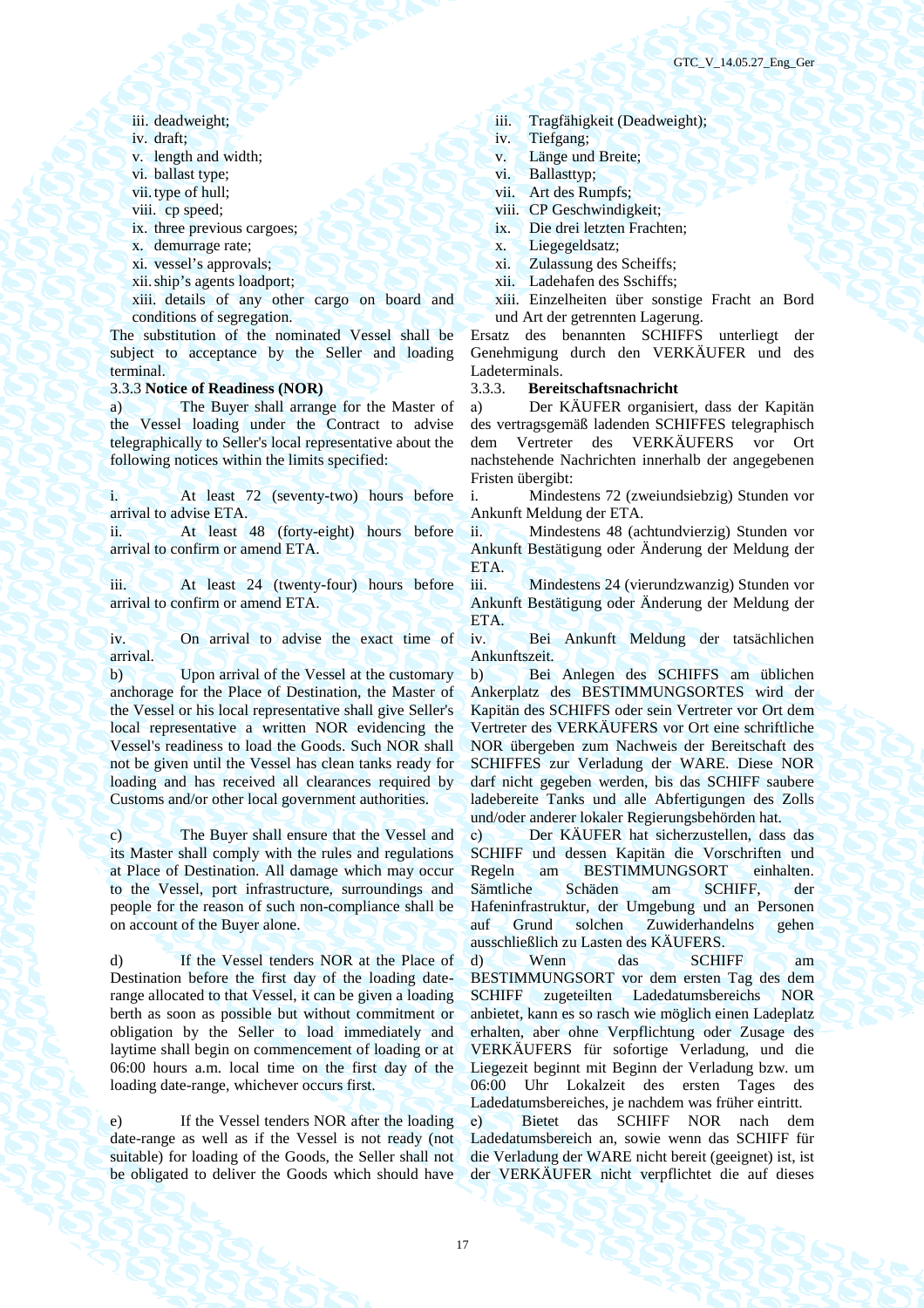iii. deadweight;
iv. draft;
v. length and width;
vi. ballast type;
vii. type of hull;
viii. cp speed;
ix. three previous cargoes;
x. demurrage rate;
xi. vessel's approvals;
xii. ship's agents loadport;
xiii. details of any other cargo on board and conditions of segregation.

The substitution of the nominated Vessel shall be subject to acceptance by the Seller and loading terminal.

3.3.3 **Notice of Readiness (NOR)**

a) The Buyer shall arrange for the Master of the Vessel loading under the Contract to advise telegraphically to Seller's local representative about the following notices within the limits specified:

i. At least 72 (seventy-two) hours before arrival to advise ETA.

ii. At least 48 (forty-eight) hours before arrival to confirm or amend ETA.

iii. At least 24 (twenty-four) hours before arrival to confirm or amend ETA.

iv. On arrival to advise the exact time of arrival.

b) Upon arrival of the Vessel at the customary anchorage for the Place of Destination, the Master of the Vessel or his local representative shall give Seller's local representative a written NOR evidencing the Vessel's readiness to load the Goods. Such NOR shall not be given until the Vessel has clean tanks ready for loading and has received all clearances required by Customs and/or other local government authorities.

c) The Buyer shall ensure that the Vessel and its Master shall comply with the rules and regulations at Place of Destination. All damage which may occur to the Vessel, port infrastructure, surroundings and people for the reason of such non-compliance shall be on account of the Buyer alone.

d) If the Vessel tenders NOR at the Place of Destination before the first day of the loading date-range allocated to that Vessel, it can be given a loading berth as soon as possible but without commitment or obligation by the Seller to load immediately and laytime shall begin on commencement of loading or at 06:00 hours a.m. local time on the first day of the loading date-range, whichever occurs first.

e) If the Vessel tenders NOR after the loading date-range as well as if the Vessel is not ready (not suitable) for loading of the Goods, the Seller shall not be obligated to deliver the Goods which should have

iii. Tragfähigkeit (Deadweight);
iv. Tiefgang;
v. Länge und Breite;
vi. Ballasttyp;
vii. Art des Rumpfs;
viii. CP Geschwindigkeit;
ix. Die drei letzten Frachten;
x. Liegegeldsatz;
xi. Zulassung des Scheiffs;
xii. Ladehafen des Sschiffs;
xiii. Einzelheiten über sonstige Fracht an Bord und Art der getrennten Lagerung.

Ersatz des benannten SCHIFFS unterliegt der Genehmigung durch den VERKÄUFER und des Ladeterminals.

3.3.3. **Bereitschaftsnachricht**

a) Der KÄUFER organisiert, dass der Kapitän des vertragsgemäß ladenden SCHIFFES telegraphisch dem Vertreter des VERKÄUFERS vor Ort nachstehende Nachrichten innerhalb der angegebenen Fristen übergibt:

i. Mindestens 72 (zweiundsiebzig) Stunden vor Ankunft Meldung der ETA.

ii. Mindestens 48 (achtundvierzig) Stunden vor Ankunft Bestätigung oder Änderung der Meldung der ETA.

iii. Mindestens 24 (vierundzwanzig) Stunden vor Ankunft Bestätigung oder Änderung der Meldung der ETA.

iv. Bei Ankunft Meldung der tatsächlichen Ankunftszeit.

b) Bei Anlegen des SCHIFFS am üblichen Ankerplatz des BESTIMMUNGSORTES wird der Kapitän des SCHIFFES oder sein Vertreter vor Ort dem Vertreter des VERKÄUFERS vor Ort eine schriftliche NOR übergeben zum Nachweis der Bereitschaft des SCHIFFES zur Verladung der WARE. Diese NOR darf nicht gegeben werden, bis das SCHIFF saubere ladebereite Tanks und alle Abfertigungen des Zolls und/oder anderer lokaler Regierungsbehörden hat.

c) Der KÄUFER hat sicherzustellen, dass das SCHIFF und dessen Kapitän die Vorschriften und Regeln am BESTIMMUNGSORT einhalten. Sämtliche Schäden am SCHIFF, der Hafeninfrastruktur, der Umgebung und an Personen auf Grund solchen Zuwiderhandelns gehen ausschließlich zu Lasten des KÄUFERS.

d) Wenn das SCHIFF am BESTIMMUNGSORT vor dem ersten Tag des dem SCHIFF zugeteilten Ladedatumsbereichs NOR anbietet, kann es so rasch wie möglich einen Ladeplatz erhalten, aber ohne Verpflichtung oder Zusage des VERKÄUFERS für sofortige Verladung, und die Liegezeit beginnt mit Beginn der Verladung bzw. um 06:00 Uhr Lokalzeit des ersten Tages des Ladedatumsbereiches, je nachdem was früher eintritt.

e) Bietet das SCHIFF NOR nach dem Ladedatumsbereich an, sowie wenn das SCHIFF für die Verladung der WARE nicht bereit (geeignet) ist, ist der VERKÄUFER nicht verpflichtet die auf dieses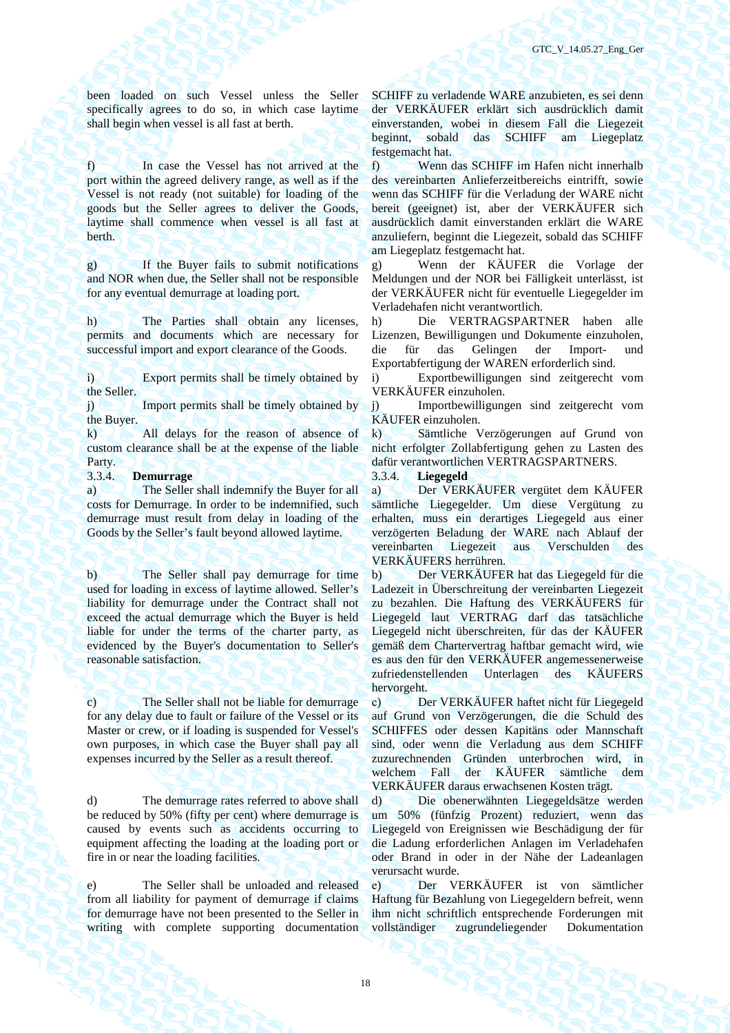been loaded on such Vessel unless the Seller specifically agrees to do so, in which case laytime shall begin when vessel is all fast at berth.

f) In case the Vessel has not arrived at the port within the agreed delivery range, as well as if the Vessel is not ready (not suitable) for loading of the goods but the Seller agrees to deliver the Goods, laytime shall commence when vessel is all fast at berth.

g) If the Buyer fails to submit notifications and NOR when due, the Seller shall not be responsible for any eventual demurrage at loading port.

h) The Parties shall obtain any licenses, permits and documents which are necessary for successful import and export clearance of the Goods.

i) Export permits shall be timely obtained by the Seller.

j) Import permits shall be timely obtained by the Buyer.

k) All delays for the reason of absence of custom clearance shall be at the expense of the liable Party.

3.3.4. **Demurrage**

a) The Seller shall indemnify the Buyer for all costs for Demurrage. In order to be indemnified, such demurrage must result from delay in loading of the Goods by the Seller's fault beyond allowed laytime.

b) The Seller shall pay demurrage for time used for loading in excess of laytime allowed. Seller's liability for demurrage under the Contract shall not exceed the actual demurrage which the Buyer is held liable for under the terms of the charter party, as evidenced by the Buyer's documentation to Seller's reasonable satisfaction.

c) The Seller shall not be liable for demurrage for any delay due to fault or failure of the Vessel or its Master or crew, or if loading is suspended for Vessel's own purposes, in which case the Buyer shall pay all expenses incurred by the Seller as a result thereof.

d) The demurrage rates referred to above shall be reduced by 50% (fifty per cent) where demurrage is caused by events such as accidents occurring to equipment affecting the loading at the loading port or fire in or near the loading facilities.

e) The Seller shall be unloaded and released from all liability for payment of demurrage if claims for demurrage have not been presented to the Seller in writing with complete supporting documentation

SCHIFF zu verladende WARE anzubieten, es sei denn der VERKÄUFER erklärt sich ausdrücklich damit einverstanden, wobei in diesem Fall die Liegezeit beginnt, sobald das SCHIFF am Liegeplatz festgemacht hat.

f) Wenn das SCHIFF im Hafen nicht innerhalb des vereinbarten Anlieferzeitbereichs eintrifft, sowie wenn das SCHIFF für die Verladung der WARE nicht bereit (geeignet) ist, aber der VERKÄUFER sich ausdrücklich damit einverstanden erklärt die WARE anzuliefern, beginnt die Liegezeit, sobald das SCHIFF am Liegeplatz festgemacht hat.

g) Wenn der KÄUFER die Vorlage der Meldungen und der NOR bei Fälligkeit unterlässt, ist der VERKÄUFER nicht für eventuelle Liegegelder im Verladehafen nicht verantwortlich.

h) Die VERTRAGSPARTNER haben alle Lizenzen, Bewilligungen und Dokumente einzuholen, die für das Gelingen der Import- und Exportabfertigung der WAREN erforderlich sind.

i) Exportbewilligungen sind zeitgerecht vom VERKÄUFER einzuholen.

j) Importbewilligungen sind zeitgerecht vom KÄUFER einzuholen.

k) Sämtliche Verzögerungen auf Grund von nicht erfolgter Zollabfertigung gehen zu Lasten des dafür verantwortlichen VERTRAGSPARTNERS.

3.3.4. **Liegegeld**

a) Der VERKÄUFER vergütet dem KÄUFER sämtliche Liegegelder. Um diese Vergütung zu erhalten, muss ein derartiges Liegegeld aus einer verzögerten Beladung der WARE nach Ablauf der vereinbarten Liegezeit aus Verschulden des VERKÄUFERS herrühren.

b) Der VERKÄUFER hat das Liegegeld für die Ladezeit in Überschreitung der vereinbarten Liegezeit zu bezahlen. Die Haftung des VERKÄUFERS für Liegegeld laut VERTRAG darf das tatsächliche Liegegeld nicht überschreiten, für das der KÄUFER gemäß dem Chartervertrag haftbar gemacht wird, wie es aus den für den VERKÄUFER angemessenerweise zufriedenstellenden Unterlagen des KÄUFERS hervorgeht.

c) Der VERKÄUFER haftet nicht für Liegegeld auf Grund von Verzögerungen, die die Schuld des SCHIFFES oder dessen Kapitäns oder Mannschaft sind, oder wenn die Verladung aus dem SCHIFF zuzurechnenden Gründen unterbrochen wird, in welchem Fall der KÄUFER sämtliche dem VERKÄUFER daraus erwachsenen Kosten trägt.

d) Die obenerwähnten Liegegeldsätze werden um 50% (fünfzig Prozent) reduziert, wenn das Liegegeld von Ereignissen wie Beschädigung der für die Ladung erforderlichen Anlagen im Verladehafen oder Brand in oder in der Nähe der Ladeanlagen verursacht wurde.

e) Der VERKÄUFER ist von sämtlicher Haftung für Bezahlung von Liegegeldern befreit, wenn ihm nicht schriftlich entsprechende Forderungen mit vollständiger zugrundeliegender Dokumentation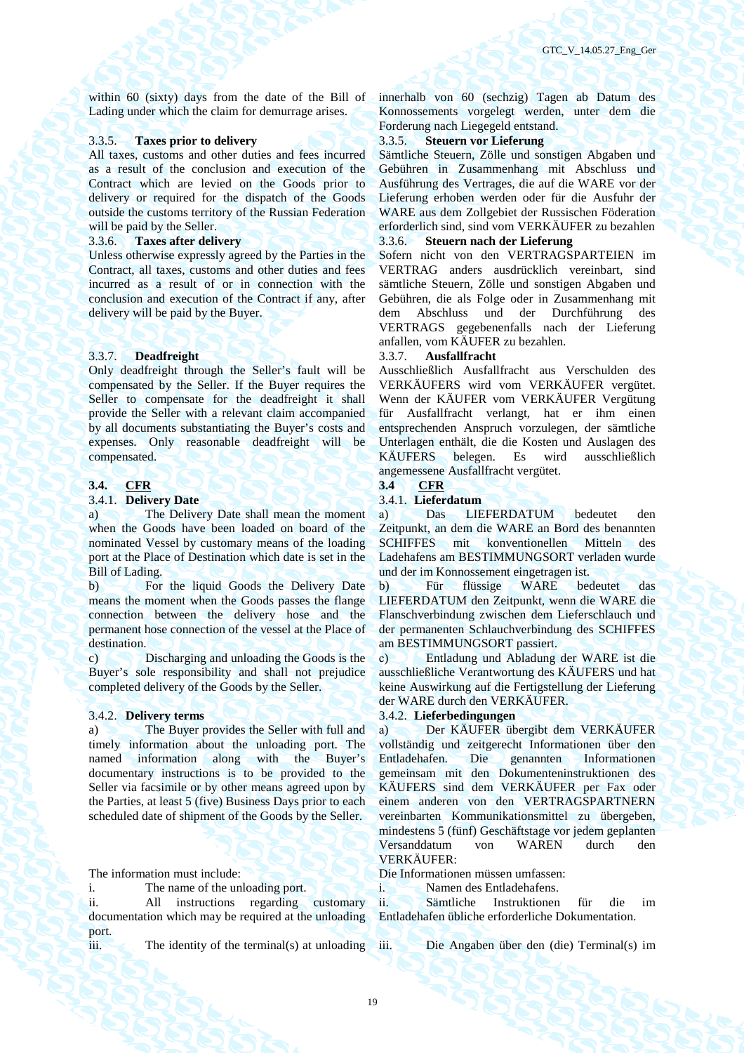within 60 (sixty) days from the date of the Bill of Lading under which the claim for demurrage arises.

innerhalb von 60 (sechzig) Tagen ab Datum des Konnossements vorgelegt werden, unter dem die Forderung nach Liegegeld entstand.

3.3.5. **Taxes prior to delivery**

All taxes, customs and other duties and fees incurred as a result of the conclusion and execution of the Contract which are levied on the Goods prior to delivery or required for the dispatch of the Goods outside the customs territory of the Russian Federation will be paid by the Seller.

3.3.5. **Steuern vor Lieferung**

Sämtliche Steuern, Zölle und sonstigen Abgaben und Gebühren in Zusammenhang mit Abschluss und Ausführung des Vertrages, die auf die WARE vor der Lieferung erhoben werden oder für die Ausfuhr der WARE aus dem Zollgebiet der Russischen Föderation erforderlich sind, sind vom VERKÄUFER zu bezahlen

3.3.6. **Taxes after delivery**

Unless otherwise expressly agreed by the Parties in the Contract, all taxes, customs and other duties and fees incurred as a result of or in connection with the conclusion and execution of the Contract if any, after delivery will be paid by the Buyer.

3.3.6. **Steuern nach der Lieferung**

Sofern nicht von den VERTRAGSPARTEIEN im VERTRAG anders ausdrücklich vereinbart, sind sämtliche Steuern, Zölle und sonstigen Abgaben und Gebühren, die als Folge oder in Zusammenhang mit dem Abschluss und der Durchführung des VERTRAGS gegebenenfalls nach der Lieferung anfallen, vom KÄUFER zu bezahlen.

3.3.7. **Deadfreight**

Only deadfreight through the Seller's fault will be compensated by the Seller. If the Buyer requires the Seller to compensate for the deadfreight it shall provide the Seller with a relevant claim accompanied by all documents substantiating the Buyer's costs and expenses. Only reasonable deadfreight will be compensated.

3.3.7. **Ausfallfracht**

Ausschließlich Ausfallfracht aus Verschulden des VERKÄUFERS wird vom VERKÄUFER vergütet. Wenn der KÄUFER vom VERKÄUFER Vergütung für Ausfallfracht verlangt, hat er ihm einen entsprechenden Anspruch vorzulegen, der sämtliche Unterlagen enthält, die die Kosten und Auslagen des KÄUFERS belegen. Es wird ausschließlich angemessene Ausfallfracht vergütet.

**3.4. <u>CFR</u>**

**3.4 <u>CFR</u>**

3.4.1. **Delivery Date**

a) The Delivery Date shall mean the moment when the Goods have been loaded on board of the nominated Vessel by customary means of the loading port at the Place of Destination which date is set in the Bill of Lading.

b) For the liquid Goods the Delivery Date means the moment when the Goods passes the flange connection between the delivery hose and the permanent hose connection of the vessel at the Place of destination.

c) Discharging and unloading the Goods is the Buyer's sole responsibility and shall not prejudice completed delivery of the Goods by the Seller.

3.4.1. **Lieferdatum**

a) Das LIEFERDATUM bedeutet den Zeitpunkt, an dem die WARE an Bord des benannten SCHIFFES mit konventionellen Mitteln des Ladehafens am BESTIMMUNGSORT verladen wurde und der im Konnossement eingetragen ist.

b) Für flüssige WARE bedeutet das LIEFERDATUM den Zeitpunkt, wenn die WARE die Flanschverbindung zwischen dem Lieferschlauch und der permanenten Schlauchverbindung des SCHIFFES am BESTIMMUNGSORT passiert.

c) Entladung und Abladung der WARE ist die ausschließliche Verantwortung des KÄUFERS und hat keine Auswirkung auf die Fertigstellung der Lieferung der WARE durch den VERKÄUFER.

3.4.2. **Delivery terms**

a) The Buyer provides the Seller with full and timely information about the unloading port. The named information along with the Buyer's documentary instructions is to be provided to the Seller via facsimile or by other means agreed upon by the Parties, at least 5 (five) Business Days prior to each scheduled date of shipment of the Goods by the Seller.

3.4.2. **Lieferbedingungen**

a) Der KÄUFER übergibt dem VERKÄUFER vollständig und zeitgerecht Informationen über den Entladehafen. Die genannten Informationen gemeinsam mit den Dokumenteninstruktionen des KÄUFERS sind dem VERKÄUFER per Fax oder einem anderen von den VERTRAGSPARTNERN vereinbarten Kommunikationsmittel zu übergeben, mindestens 5 (fünf) Geschäftstage vor jedem geplanten Versanddatum von WAREN durch den VERKÄUFER:

The information must include:

i. The name of the unloading port.

ii. All instructions regarding customary documentation which may be required at the unloading port.

iii. The identity of the terminal(s) at unloading

Die Informationen müssen umfassen:

i. Namen des Entladehafens.

ii. Sämtliche Instruktionen für die im Entladehafen übliche erforderliche Dokumentation.

iii. Die Angaben über den (die) Terminal(s) im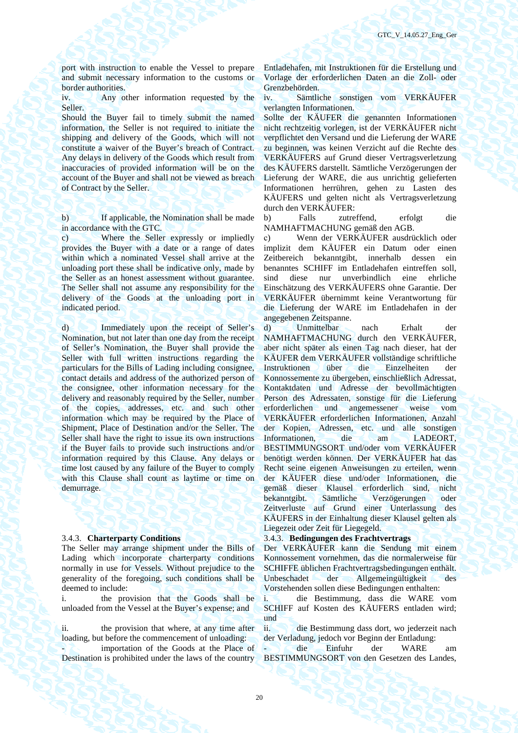port with instruction to enable the Vessel to prepare and submit necessary information to the customs or border authorities.

iv. Any other information requested by the Seller.

Should the Buyer fail to timely submit the named information, the Seller is not required to initiate the shipping and delivery of the Goods, which will not constitute a waiver of the Buyer's breach of Contract. Any delays in delivery of the Goods which result from inaccuracies of provided information will be on the account of the Buyer and shall not be viewed as breach of Contract by the Seller.

b) If applicable, the Nomination shall be made in accordance with the GTC.

c) Where the Seller expressly or impliedly provides the Buyer with a date or a range of dates within which a nominated Vessel shall arrive at the unloading port these shall be indicative only, made by the Seller as an honest assessment without guarantee. The Seller shall not assume any responsibility for the delivery of the Goods at the unloading port in indicated period.

d) Immediately upon the receipt of Seller's Nomination, but not later than one day from the receipt of Seller's Nomination, the Buyer shall provide the Seller with full written instructions regarding the particulars for the Bills of Lading including consignee, contact details and address of the authorized person of the consignee, other information necessary for the delivery and reasonably required by the Seller, number of the copies, addresses, etc. and such other information which may be required by the Place of Shipment, Place of Destination and/or the Seller. The Seller shall have the right to issue its own instructions if the Buyer fails to provide such instructions and/or information required by this Clause. Any delays or time lost caused by any failure of the Buyer to comply with this Clause shall count as laytime or time on demurrage.

3.4.3. **Charterparty Conditions**

The Seller may arrange shipment under the Bills of Lading which incorporate charterparty conditions normally in use for Vessels. Without prejudice to the generality of the foregoing, such conditions shall be deemed to include:

i. the provision that the Goods shall be unloaded from the Vessel at the Buyer's expense; and

ii. the provision that where, at any time after loading, but before the commencement of unloading:

- importation of the Goods at the Place of Destination is prohibited under the laws of the country

Entladehafen, mit Instruktionen für die Erstellung und Vorlage der erforderlichen Daten an die Zoll- oder Grenzbehörden.

iv. Sämtliche sonstigen vom VERKÄUFER verlangten Informationen.

Sollte der KÄUFER die genannten Informationen nicht rechtzeitig vorlegen, ist der VERKÄUFER nicht verpflichtet den Versand und die Lieferung der WARE zu beginnen, was keinen Verzicht auf die Rechte des VERKÄUFERS auf Grund dieser Vertragsverletzung des KÄUFERS darstellt. Sämtliche Verzögerungen der Lieferung der WARE, die aus unrichtig gelieferten Informationen herrühren, gehen zu Lasten des KÄUFERS und gelten nicht als Vertragsverletzung durch den VERKÄUFER:

b) Falls zutreffend, erfolgt die NAMHAFTMACHUNG gemäß den AGB.

c) Wenn der VERKÄUFER ausdrücklich oder implizit dem KÄUFER ein Datum oder einen Zeitbereich bekanntgibt, innerhalb dessen ein benanntes SCHIFF im Entladehafen eintreffen soll, sind diese nur unverbindlich eine ehrliche Einschätzung des VERKÄUFERS ohne Garantie. Der VERKÄUFER übernimmt keine Verantwortung für die Lieferung der WARE im Entladehafen in der angegebenen Zeitspanne.

d) Unmittelbar nach Erhalt der NAMHAFTMACHUNG durch den VERKÄUFER, aber nicht später als einen Tag nach dieser, hat der KÄUFER dem VERKÄUFER vollständige schriftliche Instruktionen über die Einzelheiten der Konnossemente zu übergeben, einschließlich Adressat, Kontaktdaten und Adresse der bevollmächtigten Person des Adressaten, sonstige für die Lieferung erforderlichen und angemessener weise vom VERKÄUFER erforderlichen Informationen, Anzahl der Kopien, Adressen, etc. und alle sonstigen Informationen, die am LADEORT, BESTIMMUNGSORT und/oder vom VERKÄUFER benötigt werden können. Der VERKÄUFER hat das Recht seine eigenen Anweisungen zu erteilen, wenn der KÄUFER diese und/oder Informationen, die gemäß dieser Klausel erforderlich sind, nicht bekanntgibt. Sämtliche Verzögerungen oder Zeitverluste auf Grund einer Unterlassung des KÄUFERS in der Einhaltung dieser Klausel gelten als Liegezeit oder Zeit für Liegegeld.

3.4.3. **Bedingungen des Frachtvertrags**

Der VERKÄUFER kann die Sendung mit einem Konnossement vornehmen, das die normalerweise für SCHIFFE üblichen Frachtvertragsbedingungen enthält. Unbeschadet der Allgemeingültigkeit des Vorstehenden sollen diese Bedingungen enthalten:

i. die Bestimmung, dass die WARE vom SCHIFF auf Kosten des KÄUFERS entladen wird; und

ii. die Bestimmung dass dort, wo jederzeit nach der Verladung, jedoch vor Beginn der Entladung:

- die Einfuhr der WARE am BESTIMMUNGSORT von den Gesetzen des Landes,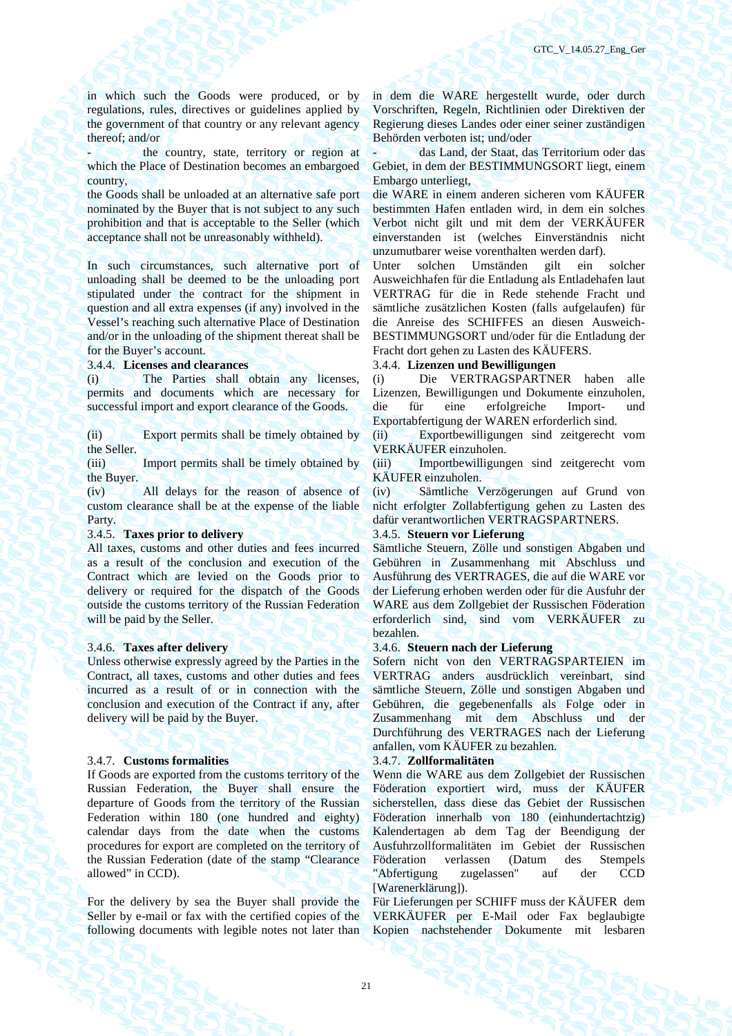in which such the Goods were produced, or by regulations, rules, directives or guidelines applied by the government of that country or any relevant agency thereof; and/or

- the country, state, territory or region at which the Place of Destination becomes an embargoed country,

the Goods shall be unloaded at an alternative safe port nominated by the Buyer that is not subject to any such prohibition and that is acceptable to the Seller (which acceptance shall not be unreasonably withheld).

In such circumstances, such alternative port of unloading shall be deemed to be the unloading port stipulated under the contract for the shipment in question and all extra expenses (if any) involved in the Vessel's reaching such alternative Place of Destination and/or in the unloading of the shipment thereat shall be for the Buyer's account.

in dem die WARE hergestellt wurde, oder durch Vorschriften, Regeln, Richtlinien oder Direktiven der Regierung dieses Landes oder einer seiner zuständigen Behörden verboten ist; und/oder

- das Land, der Staat, das Territorium oder das Gebiet, in dem der BESTIMMUNGSORT liegt, einem Embargo unterliegt,

die WARE in einem anderen sicheren vom KÄUFER bestimmten Hafen entladen wird, in dem ein solches Verbot nicht gilt und mit dem der VERKÄUFER einverstanden ist (welches Einverständnis nicht unzumutbarer weise vorenthalten werden darf).

Unter solchen Umständen gilt ein solcher Ausweichhafen für die Entladung als Entladehafen laut VERTRAG für die in Rede stehende Fracht und sämtliche zusätzlichen Kosten (falls aufgelaufen) für die Anreise des SCHIFFES an diesen Ausweich-BESTIMMUNGSORT und/oder für die Entladung der Fracht dort gehen zu Lasten des KÄUFERS.

3.4.4. **Licenses and clearances**

(i) The Parties shall obtain any licenses, permits and documents which are necessary for successful import and export clearance of the Goods.

(ii) Export permits shall be timely obtained by the Seller.

(iii) Import permits shall be timely obtained by the Buyer.

(iv) All delays for the reason of absence of custom clearance shall be at the expense of the liable Party.

3.4.4. **Lizenzen und Bewilligungen**

(i) Die VERTRAGSPARTNER haben alle Lizenzen, Bewilligungen und Dokumente einzuholen, die für eine erfolgreiche Import- und Exportabfertigung der WAREN erforderlich sind.

(ii) Exportbewilligungen sind zeitgerecht vom VERKÄUFER einzuholen.

(iii) Importbewilligungen sind zeitgerecht vom KÄUFER einzuholen.

(iv) Sämtliche Verzögerungen auf Grund von nicht erfolgter Zollabfertigung gehen zu Lasten des dafür verantwortlichen VERTRAGSPARTNERS.

3.4.5. **Taxes prior to delivery**

All taxes, customs and other duties and fees incurred as a result of the conclusion and execution of the Contract which are levied on the Goods prior to delivery or required for the dispatch of the Goods outside the customs territory of the Russian Federation will be paid by the Seller.

3.4.5. **Steuern vor Lieferung**

Sämtliche Steuern, Zölle und sonstigen Abgaben und Gebühren in Zusammenhang mit Abschluss und Ausführung des VERTRAGES, die auf die WARE vor der Lieferung erhoben werden oder für die Ausfuhr der WARE aus dem Zollgebiet der Russischen Föderation erforderlich sind, sind vom VERKÄUFER zu bezahlen.

3.4.6. **Taxes after delivery**

Unless otherwise expressly agreed by the Parties in the Contract, all taxes, customs and other duties and fees incurred as a result of or in connection with the conclusion and execution of the Contract if any, after delivery will be paid by the Buyer.

3.4.6. **Steuern nach der Lieferung**

Sofern nicht von den VERTRAGSPARTEIEN im VERTRAG anders ausdrücklich vereinbart, sind sämtliche Steuern, Zölle und sonstigen Abgaben und Gebühren, die gegebenenfalls als Folge oder in Zusammenhang mit dem Abschluss und der Durchführung des VERTRAGES nach der Lieferung anfallen, vom KÄUFER zu bezahlen.

3.4.7. **Customs formalities**

If Goods are exported from the customs territory of the Russian Federation, the Buyer shall ensure the departure of Goods from the territory of the Russian Federation within 180 (one hundred and eighty) calendar days from the date when the customs procedures for export are completed on the territory of the Russian Federation (date of the stamp "Clearance allowed" in CCD).

For the delivery by sea the Buyer shall provide the Seller by e-mail or fax with the certified copies of the following documents with legible notes not later than

3.4.7. **Zollformalitäten**

Wenn die WARE aus dem Zollgebiet der Russischen Föderation exportiert wird, muss der KÄUFER sicherstellen, dass diese das Gebiet der Russischen Föderation innerhalb von 180 (einhundertachtzig) Kalendertagen ab dem Tag der Beendigung der Ausfuhrzollformalitäten im Gebiet der Russischen Föderation verlassen (Datum des Stempels "Abfertigung zugelassen" auf der CCD [Warenerklärung]).

Für Lieferungen per SCHIFF muss der KÄUFER dem VERKÄUFER per E-Mail oder Fax beglaubigte Kopien nachstehender Dokumente mit lesbaren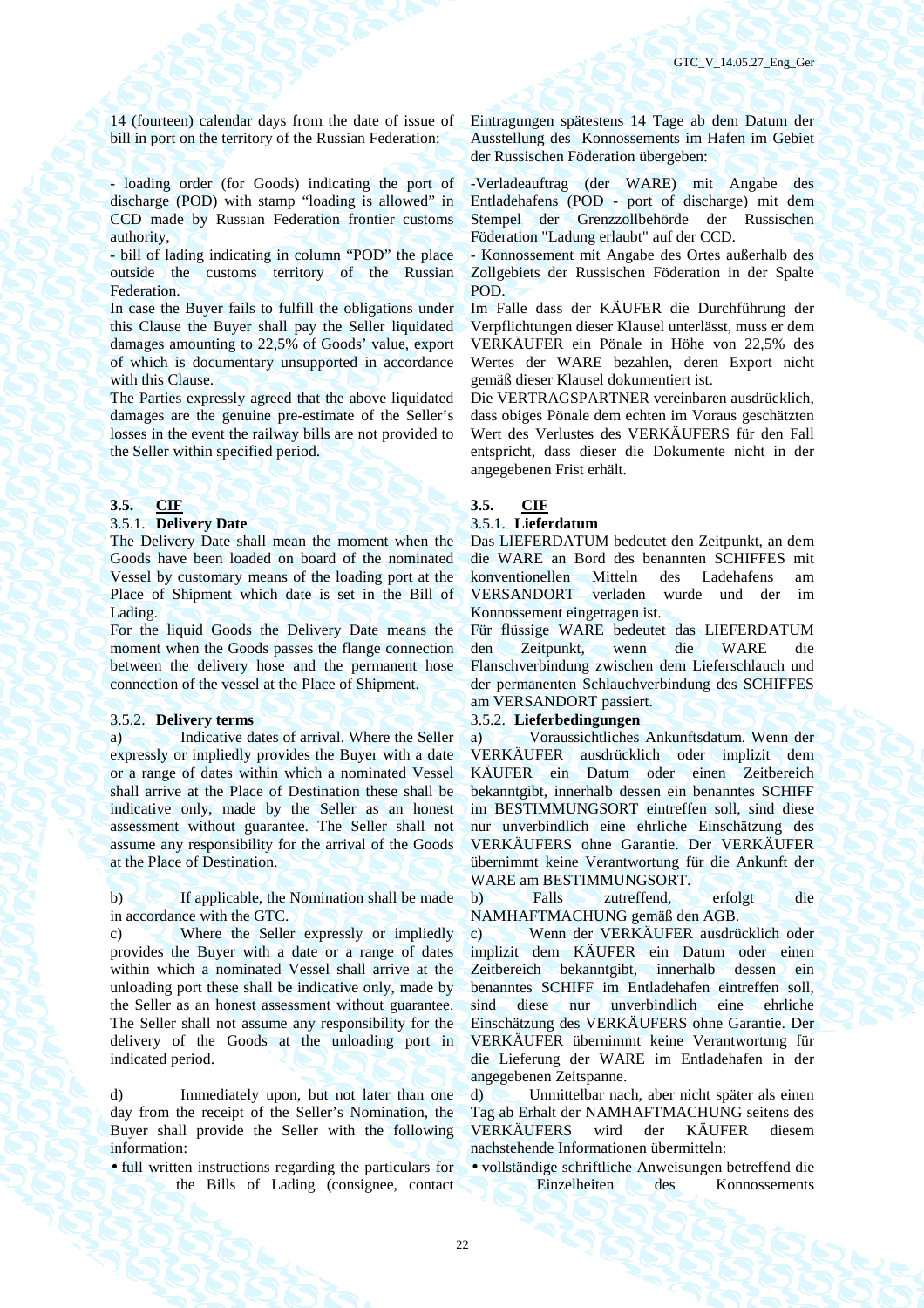14 (fourteen) calendar days from the date of issue of bill in port on the territory of the Russian Federation:

Eintragungen spätestens 14 Tage ab dem Datum der Ausstellung des Konnossements im Hafen im Gebiet der Russischen Föderation übergeben:

- loading order (for Goods) indicating the port of discharge (POD) with stamp "loading is allowed" in CCD made by Russian Federation frontier customs authority,
- bill of lading indicating in column "POD" the place outside the customs territory of the Russian Federation.

-Verladeauftrag (der WARE) mit Angabe des Entladehafens (POD - port of discharge) mit dem Stempel der Grenzzollbehörde der Russischen Föderation "Ladung erlaubt" auf der CCD.
- Konnossement mit Angabe des Ortes außerhalb des Zollgebiets der Russischen Föderation in der Spalte POD.

In case the Buyer fails to fulfill the obligations under this Clause the Buyer shall pay the Seller liquidated damages amounting to 22,5% of Goods' value, export of which is documentary unsupported in accordance with this Clause.

Im Falle dass der KÄUFER die Durchführung der Verpflichtungen dieser Klausel unterlässt, muss er dem VERKÄUFER ein Pönale in Höhe von 22,5% des Wertes der WARE bezahlen, deren Export nicht gemäß dieser Klausel dokumentiert ist.

The Parties expressly agreed that the above liquidated damages are the genuine pre-estimate of the Seller's losses in the event the railway bills are not provided to the Seller within specified period.

Die VERTRAGSPARTNER vereinbaren ausdrücklich, dass obiges Pönale dem echten im Voraus geschätzten Wert des Verlustes des VERKÄUFERS für den Fall entspricht, dass dieser die Dokumente nicht in der angegebenen Frist erhält.

## 3.5. CIF

### 3.5.1. **Delivery Date**

The Delivery Date shall mean the moment when the Goods have been loaded on board of the nominated Vessel by customary means of the loading port at the Place of Shipment which date is set in the Bill of Lading.

For the liquid Goods the Delivery Date means the moment when the Goods passes the flange connection between the delivery hose and the permanent hose connection of the vessel at the Place of Shipment.

### 3.5.1. **Lieferdatum**

Das LIEFERDATUM bedeutet den Zeitpunkt, an dem die WARE an Bord des benannten SCHIFFES mit konventionellen Mitteln des Ladehafens am VERSANDORT verladen wurde und der im Konnossement eingetragen ist.

Für flüssige WARE bedeutet das LIEFERDATUM den Zeitpunkt, wenn die WARE die Flanschverbindung zwischen dem Lieferschlauch und der permanenten Schlauchverbindung des SCHIFFES am VERSANDORT passiert.

### 3.5.2. **Delivery terms**

a) Indicative dates of arrival. Where the Seller expressly or impliedly provides the Buyer with a date or a range of dates within which a nominated Vessel shall arrive at the Place of Destination these shall be indicative only, made by the Seller as an honest assessment without guarantee. The Seller shall not assume any responsibility for the arrival of the Goods at the Place of Destination.

b) If applicable, the Nomination shall be made in accordance with the GTC.

c) Where the Seller expressly or impliedly provides the Buyer with a date or a range of dates within which a nominated Vessel shall arrive at the unloading port these shall be indicative only, made by the Seller as an honest assessment without guarantee. The Seller shall not assume any responsibility for the delivery of the Goods at the unloading port in indicated period.

d) Immediately upon, but not later than one day from the receipt of the Seller's Nomination, the Buyer shall provide the Seller with the following information:

- full written instructions regarding the particulars for the Bills of Lading (consignee, contact

### 3.5.2. **Lieferbedingungen**

a) Voraussichtliches Ankunftsdatum. Wenn der VERKÄUFER ausdrücklich oder implizit dem KÄUFER ein Datum oder einen Zeitbereich bekanntgibt, innerhalb dessen ein benanntes SCHIFF im BESTIMMUNGSORT eintreffen soll, sind diese nur unverbindlich eine ehrliche Einschätzung des VERKÄUFERS ohne Garantie. Der VERKÄUFER übernimmt keine Verantwortung für die Ankunft der WARE am BESTIMMUNGSORT.

b) Falls zutreffend, erfolgt die NAMHAFTMACHUNG gemäß den AGB.

c) Wenn der VERKÄUFER ausdrücklich oder implizit dem KÄUFER ein Datum oder einen Zeitbereich bekanntgibt, innerhalb dessen ein benanntes SCHIFF im Entladehafen eintreffen soll, sind diese nur unverbindlich eine ehrliche Einschätzung des VERKÄUFERS ohne Garantie. Der VERKÄUFER übernimmt keine Verantwortung für die Lieferung der WARE im Entladehafen in der angegebenen Zeitspanne.

d) Unmittelbar nach, aber nicht später als einen Tag ab Erhalt der NAMHAFTMACHUNG seitens des VERKÄUFERS wird der KÄUFER diesem nachstehende Informationen übermitteln:

- vollständige schriftliche Anweisungen betreffend die Einzelheiten des Konnossements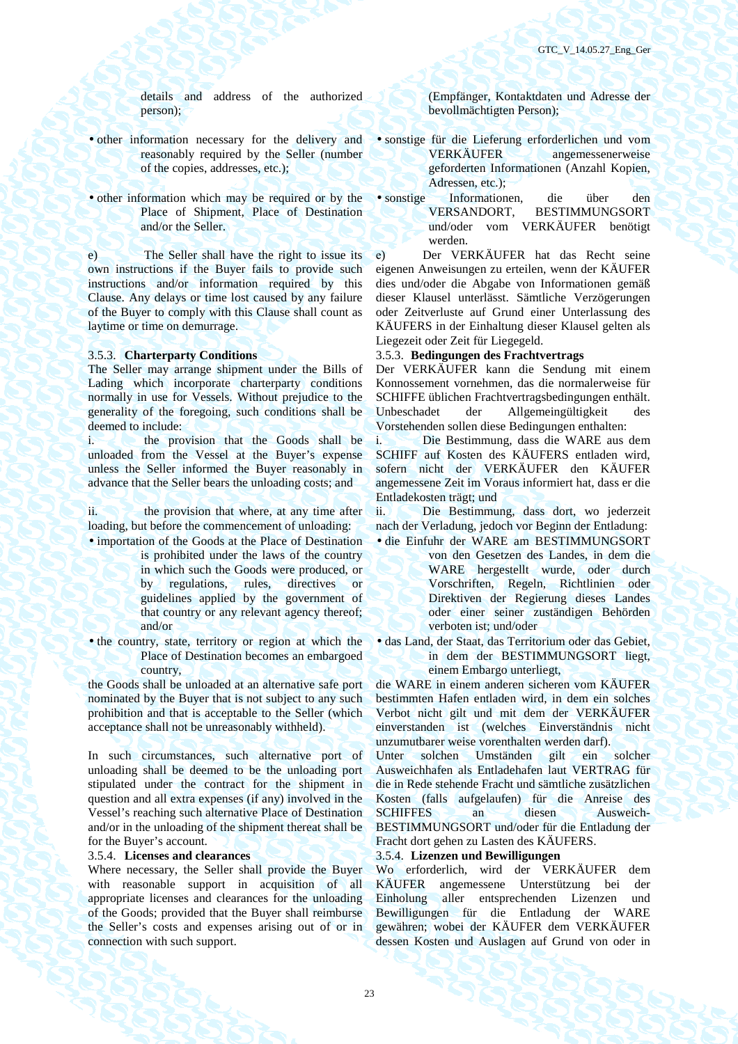details and address of the authorized person);

- other information necessary for the delivery and reasonably required by the Seller (number of the copies, addresses, etc.);
- other information which may be required or by the Place of Shipment, Place of Destination and/or the Seller.

e) The Seller shall have the right to issue its own instructions if the Buyer fails to provide such instructions and/or information required by this Clause. Any delays or time lost caused by any failure of the Buyer to comply with this Clause shall count as laytime or time on demurrage.

3.5.3. **Charterparty Conditions**

The Seller may arrange shipment under the Bills of Lading which incorporate charterparty conditions normally in use for Vessels. Without prejudice to the generality of the foregoing, such conditions shall be deemed to include:

i. the provision that the Goods shall be unloaded from the Vessel at the Buyer's expense unless the Seller informed the Buyer reasonably in advance that the Seller bears the unloading costs; and

ii. the provision that where, at any time after loading, but before the commencement of unloading:

- importation of the Goods at the Place of Destination is prohibited under the laws of the country in which such the Goods were produced, or by regulations, rules, directives or guidelines applied by the government of that country or any relevant agency thereof; and/or
- the country, state, territory or region at which the Place of Destination becomes an embargoed country,

the Goods shall be unloaded at an alternative safe port nominated by the Buyer that is not subject to any such prohibition and that is acceptable to the Seller (which acceptance shall not be unreasonably withheld).

In such circumstances, such alternative port of unloading shall be deemed to be the unloading port stipulated under the contract for the shipment in question and all extra expenses (if any) involved in the Vessel's reaching such alternative Place of Destination and/or in the unloading of the shipment thereat shall be for the Buyer's account.

3.5.4. **Licenses and clearances**

Where necessary, the Seller shall provide the Buyer with reasonable support in acquisition of all appropriate licenses and clearances for the unloading of the Goods; provided that the Buyer shall reimburse the Seller's costs and expenses arising out of or in connection with such support.

(Empfänger, Kontaktdaten und Adresse der bevollmächtigten Person);

- sonstige für die Lieferung erforderlichen und vom VERKÄUFER angemessenerweise geforderten Informationen (Anzahl Kopien, Adressen, etc.);
- sonstige Informationen, die über den VERSANDORT, BESTIMMUNGSORT und/oder vom VERKÄUFER benötigt werden.

e) Der VERKÄUFER hat das Recht seine eigenen Anweisungen zu erteilen, wenn der KÄUFER dies und/oder die Abgabe von Informationen gemäß dieser Klausel unterlässt. Sämtliche Verzögerungen oder Zeitverluste auf Grund einer Unterlassung des KÄUFERS in der Einhaltung dieser Klausel gelten als Liegezeit oder Zeit für Liegegeld.

3.5.3. **Bedingungen des Frachtvertrags**

Der VERKÄUFER kann die Sendung mit einem Konnossement vornehmen, das die normalerweise für SCHIFFE üblichen Frachtvertragsbedingungen enthält. Unbeschadet der Allgemeingültigkeit des Vorstehenden sollen diese Bedingungen enthalten:

i. Die Bestimmung, dass die WARE aus dem SCHIFF auf Kosten des KÄUFERS entladen wird, sofern nicht der VERKÄUFER den KÄUFER angemessene Zeit im Voraus informiert hat, dass er die Entladekosten trägt; und

ii. Die Bestimmung, dass dort, wo jederzeit nach der Verladung, jedoch vor Beginn der Entladung:

- die Einfuhr der WARE am BESTIMMUNGSORT von den Gesetzen des Landes, in dem die WARE hergestellt wurde, oder durch Vorschriften, Regeln, Richtlinien oder Direktiven der Regierung dieses Landes oder einer seiner zuständigen Behörden verboten ist; und/oder
- das Land, der Staat, das Territorium oder das Gebiet, in dem der BESTIMMUNGSORT liegt, einem Embargo unterliegt,

die WARE in einem anderen sicheren vom KÄUFER bestimmten Hafen entladen wird, in dem ein solches Verbot nicht gilt und mit dem der VERKÄUFER einverstanden ist (welches Einverständnis nicht unzumutbarer weise vorenthalten werden darf).

Unter solchen Umständen gilt ein solcher Ausweichhafen als Entladehafen laut VERTRAG für die in Rede stehende Fracht und sämtliche zusätzlichen Kosten (falls aufgelaufen) für die Anreise des SCHIFFES an diesen Ausweich-BESTIMMUNGSORT und/oder für die Entladung der Fracht dort gehen zu Lasten des KÄUFERS.

3.5.4. **Lizenzen und Bewilligungen**

Wo erforderlich, wird der VERKÄUFER dem KÄUFER angemessene Unterstützung bei der Einholung aller entsprechenden Lizenzen und Bewilligungen für die Entladung der WARE gewähren; wobei der KÄUFER dem VERKÄUFER dessen Kosten und Auslagen auf Grund von oder in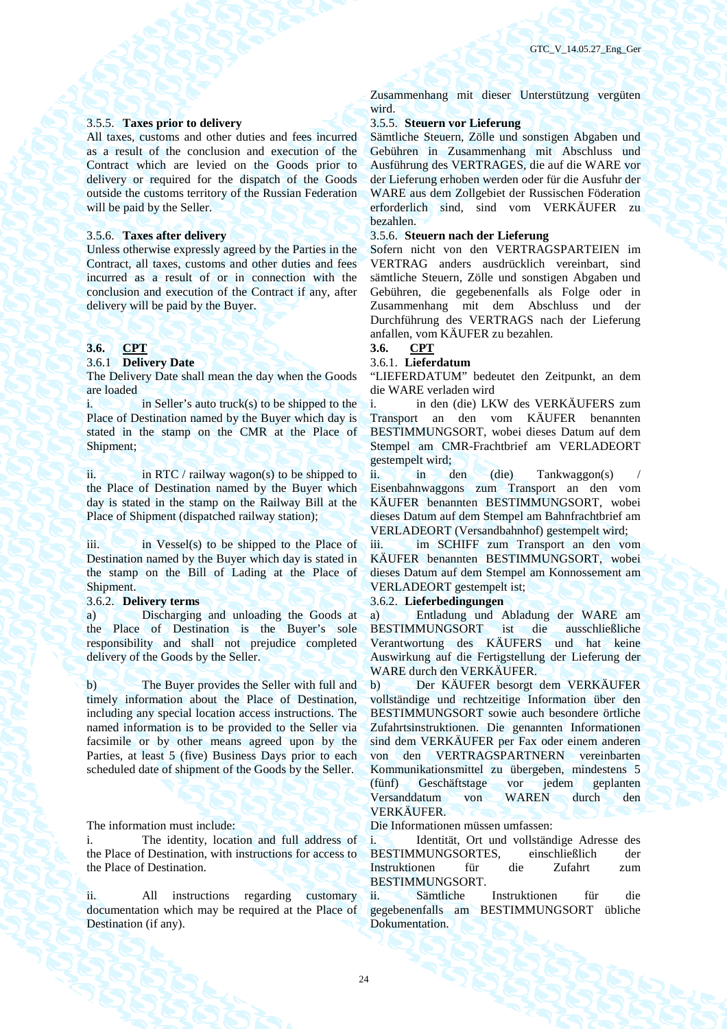Zusammenhang mit dieser Unterstützung vergüten wird.

| | |
|---|---|
| 3.5.5. **Taxes prior to delivery** | 3.5.5. **Steuern vor Lieferung** |
| All taxes, customs and other duties and fees incurred as a result of the conclusion and execution of the Contract which are levied on the Goods prior to delivery or required for the dispatch of the Goods outside the customs territory of the Russian Federation will be paid by the Seller. | Sämtliche Steuern, Zölle und sonstigen Abgaben und Gebühren in Zusammenhang mit Abschluss und Ausführung des VERTRAGES, die auf die WARE vor der Lieferung erhoben werden oder für die Ausfuhr der WARE aus dem Zollgebiet der Russischen Föderation erforderlich sind, sind vom VERKÄUFER zu bezahlen. |
| 3.5.6. **Taxes after delivery** | 3.5.6. **Steuern nach der Lieferung** |
| Unless otherwise expressly agreed by the Parties in the Contract, all taxes, customs and other duties and fees incurred as a result of or in connection with the conclusion and execution of the Contract if any, after delivery will be paid by the Buyer. | Sofern nicht von den VERTRAGSPARTEIEN im VERTRAG anders ausdrücklich vereinbart, sind sämtliche Steuern, Zölle und sonstigen Abgaben und Gebühren, die gegebenenfalls als Folge oder in Zusammenhang mit dem Abschluss und der Durchführung des VERTRAGS nach der Lieferung anfallen, vom KÄUFER zu bezahlen. |
| **3.6. CPT** | **3.6. CPT** |
| 3.6.1 **Delivery Date** | 3.6.1. **Lieferdatum** |
| The Delivery Date shall mean the day when the Goods are loaded | "LIEFERDATUM" bedeutet den Zeitpunkt, an dem die WARE verladen wird |
| i. in Seller's auto truck(s) to be shipped to the Place of Destination named by the Buyer which day is stated in the stamp on the CMR at the Place of Shipment; | i. in den (die) LKW des VERKÄUFERS zum Transport an den vom KÄUFER benannten BESTIMMUNGSORT, wobei dieses Datum auf dem Stempel am CMR-Frachtbrief am VERLADEORT gestempelt wird; |
| ii. in RTC / railway wagon(s) to be shipped to the Place of Destination named by the Buyer which day is stated in the stamp on the Railway Bill at the Place of Shipment (dispatched railway station); | ii. in den (die) Tankwaggon(s) / Eisenbahnwaggons zum Transport an den vom KÄUFER benannten BESTIMMUNGSORT, wobei dieses Datum auf dem Stempel am Bahnfrachtbrief am VERLADEORT (Versandbahnhof) gestempelt wird; |
| iii. in Vessel(s) to be shipped to the Place of Destination named by the Buyer which day is stated in the stamp on the Bill of Lading at the Place of Shipment. | iii. im SCHIFF zum Transport an den vom KÄUFER benannten BESTIMMUNGSORT, wobei dieses Datum auf dem Stempel am Konnossement am VERLADEORT gestempelt ist; |
| 3.6.2. **Delivery terms** | 3.6.2. **Lieferbedingungen** |
| a) Discharging and unloading the Goods at the Place of Destination is the Buyer's sole responsibility and shall not prejudice completed delivery of the Goods by the Seller. | a) Entladung und Abladung der WARE am BESTIMMUNGSORT ist die ausschließliche Verantwortung des KÄUFERS und hat keine Auswirkung auf die Fertigstellung der Lieferung der WARE durch den VERKÄUFER. |
| b) The Buyer provides the Seller with full and timely information about the Place of Destination, including any special location access instructions. The named information is to be provided to the Seller via facsimile or by other means agreed upon by the Parties, at least 5 (five) Business Days prior to each scheduled date of shipment of the Goods by the Seller. | b) Der KÄUFER besorgt dem VERKÄUFER vollständige und rechtzeitige Information über den BESTIMMUNGSORT sowie auch besondere örtliche Zufahrtsinstruktionen. Die genannten Informationen sind dem VERKÄUFER per Fax oder einem anderen von den VERTRAGSPARTNERN vereinbarten Kommunikationsmittel zu übergeben, mindestens 5 (fünf) Geschäftstage vor jedem geplanten Versanddatum von WAREN durch den VERKÄUFER. |
| The information must include: | Die Informationen müssen umfassen: |
| i. The identity, location and full address of the Place of Destination, with instructions for access to the Place of Destination. | i. Identität, Ort und vollständige Adresse des BESTIMMUNGSORTES, einschließlich der Instruktionen für die Zufahrt zum BESTIMMUNGSORT. |
| ii. All instructions regarding customary documentation which may be required at the Place of Destination (if any). | ii. Sämtliche Instruktionen für die gegebenenfalls am BESTIMMUNGSORT übliche Dokumentation. |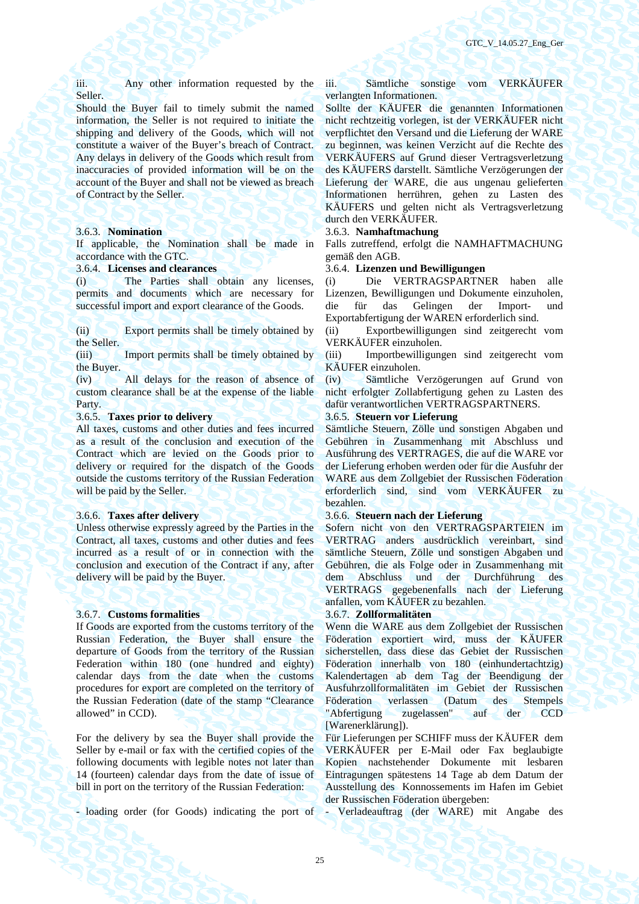iii. Any other information requested by the Seller.

Should the Buyer fail to timely submit the named information, the Seller is not required to initiate the shipping and delivery of the Goods, which will not constitute a waiver of the Buyer's breach of Contract. Any delays in delivery of the Goods which result from inaccuracies of provided information will be on the account of the Buyer and shall not be viewed as breach of Contract by the Seller.

iii. Sämtliche sonstige vom VERKÄUFER verlangten Informationen.

Sollte der KÄUFER die genannten Informationen nicht rechtzeitig vorlegen, ist der VERKÄUFER nicht verpflichtet den Versand und die Lieferung der WARE zu beginnen, was keinen Verzicht auf die Rechte des VERKÄUFERS auf Grund dieser Vertragsverletzung des KÄUFERS darstellt. Sämtliche Verzögerungen der Lieferung der WARE, die aus ungenau gelieferten Informationen herrühren, gehen zu Lasten des KÄUFERS und gelten nicht als Vertragsverletzung durch den VERKÄUFER.

3.6.3. **Nomination**

If applicable, the Nomination shall be made in accordance with the GTC.

3.6.3. **Namhaftmachung**

Falls zutreffend, erfolgt die NAMHAFTMACHUNG gemäß den AGB.

3.6.4. **Licenses and clearances**

(i) The Parties shall obtain any licenses, permits and documents which are necessary for successful import and export clearance of the Goods.

(ii) Export permits shall be timely obtained by the Seller.

(iii) Import permits shall be timely obtained by the Buyer.

(iv) All delays for the reason of absence of custom clearance shall be at the expense of the liable Party.

3.6.4. **Lizenzen und Bewilligungen**

(i) Die VERTRAGSPARTNER haben alle Lizenzen, Bewilligungen und Dokumente einzuholen, die für das Gelingen der Import- und Exportabfertigung der WAREN erforderlich sind.

(ii) Exportbewilligungen sind zeitgerecht vom VERKÄUFER einzuholen.

(iii) Importbewilligungen sind zeitgerecht vom KÄUFER einzuholen.

(iv) Sämtliche Verzögerungen auf Grund von nicht erfolgter Zollabfertigung gehen zu Lasten des dafür verantwortlichen VERTRAGSPARTNERS.

3.6.5. **Taxes prior to delivery**

All taxes, customs and other duties and fees incurred as a result of the conclusion and execution of the Contract which are levied on the Goods prior to delivery or required for the dispatch of the Goods outside the customs territory of the Russian Federation will be paid by the Seller.

3.6.5. **Steuern vor Lieferung**

Sämtliche Steuern, Zölle und sonstigen Abgaben und Gebühren in Zusammenhang mit Abschluss und Ausführung des VERTRAGES, die auf die WARE vor der Lieferung erhoben werden oder für die Ausfuhr der WARE aus dem Zollgebiet der Russischen Föderation erforderlich sind, sind vom VERKÄUFER zu bezahlen.

3.6.6. **Taxes after delivery**

Unless otherwise expressly agreed by the Parties in the Contract, all taxes, customs and other duties and fees incurred as a result of or in connection with the conclusion and execution of the Contract if any, after delivery will be paid by the Buyer.

3.6.6. **Steuern nach der Lieferung**

Sofern nicht von den VERTRAGSPARTEIEN im VERTRAG anders ausdrücklich vereinbart, sind sämtliche Steuern, Zölle und sonstigen Abgaben und Gebühren, die als Folge oder in Zusammenhang mit dem Abschluss und der Durchführung des VERTRAGS gegebenenfalls nach der Lieferung anfallen, vom KÄUFER zu bezahlen.

3.6.7. **Customs formalities**

If Goods are exported from the customs territory of the Russian Federation, the Buyer shall ensure the departure of Goods from the territory of the Russian Federation within 180 (one hundred and eighty) calendar days from the date when the customs procedures for export are completed on the territory of the Russian Federation (date of the stamp "Clearance allowed" in CCD).

For the delivery by sea the Buyer shall provide the Seller by e-mail or fax with the certified copies of the following documents with legible notes not later than 14 (fourteen) calendar days from the date of issue of bill in port on the territory of the Russian Federation:

- loading order (for Goods) indicating the port of

3.6.7. **Zollformalitäten**

Wenn die WARE aus dem Zollgebiet der Russischen Föderation exportiert wird, muss der KÄUFER sicherstellen, dass diese das Gebiet der Russischen Föderation innerhalb von 180 (einhundertachtzig) Kalendertagen ab dem Tag der Beendigung der Ausfuhrzollformalitäten im Gebiet der Russischen Föderation verlassen (Datum des Stempels "Abfertigung zugelassen" auf der CCD [Warenerklärung]).

Für Lieferungen per SCHIFF muss der KÄUFER dem VERKÄUFER per E-Mail oder Fax beglaubigte Kopien nachstehender Dokumente mit lesbaren Eintragungen spätestens 14 Tage ab dem Datum der Ausstellung des Konnossements im Hafen im Gebiet der Russischen Föderation übergeben:

- Verladeauftrag (der WARE) mit Angabe des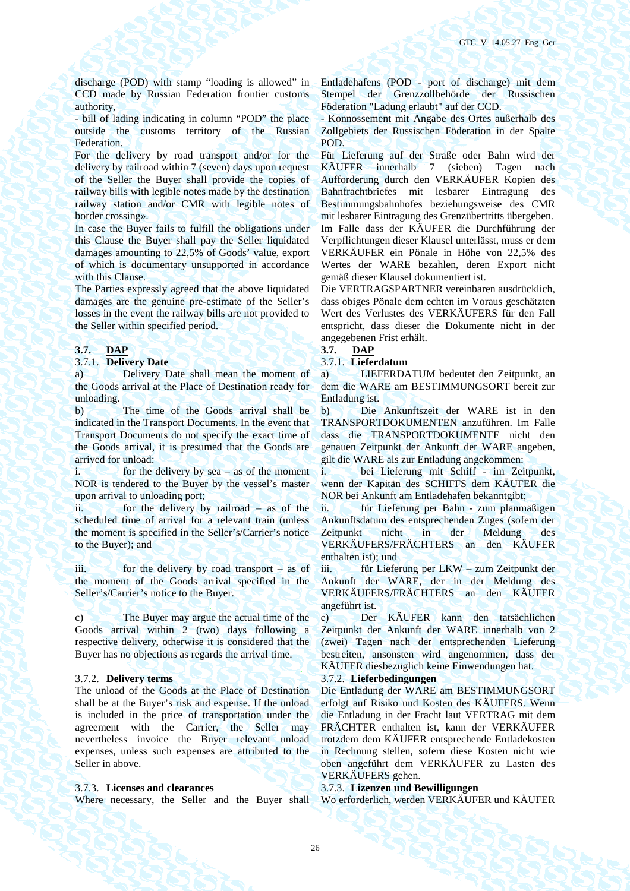discharge (POD) with stamp "loading is allowed" in CCD made by Russian Federation frontier customs authority,

- bill of lading indicating in column "POD" the place outside the customs territory of the Russian Federation.

For the delivery by road transport and/or for the delivery by railroad within 7 (seven) days upon request of the Seller the Buyer shall provide the copies of railway bills with legible notes made by the destination railway station and/or CMR with legible notes of border crossing».

In case the Buyer fails to fulfill the obligations under this Clause the Buyer shall pay the Seller liquidated damages amounting to 22,5% of Goods' value, export of which is documentary unsupported in accordance with this Clause.

The Parties expressly agreed that the above liquidated damages are the genuine pre-estimate of the Seller's losses in the event the railway bills are not provided to the Seller within specified period.

Entladehafens (POD - port of discharge) mit dem Stempel der Grenzzollbehörde der Russischen Föderation "Ladung erlaubt" auf der CCD.

- Konnossement mit Angabe des Ortes außerhalb des Zollgebiets der Russischen Föderation in der Spalte POD.

Für Lieferung auf der Straße oder Bahn wird der KÄUFER innerhalb 7 (sieben) Tagen nach Aufforderung durch den VERKÄUFER Kopien des Bahnfrachtbriefes mit lesbarer Eintragung des Bestimmungsbahnhofes beziehungsweise des CMR mit lesbarer Eintragung des Grenzübertritts übergeben.

Im Falle dass der KÄUFER die Durchführung der Verpflichtungen dieser Klausel unterlässt, muss er dem VERKÄUFER ein Pönale in Höhe von 22,5% des Wertes der WARE bezahlen, deren Export nicht gemäß dieser Klausel dokumentiert ist.

Die VERTRAGSPARTNER vereinbaren ausdrücklich, dass obiges Pönale dem echten im Voraus geschätzten Wert des Verlustes des VERKÄUFERS für den Fall entspricht, dass dieser die Dokumente nicht in der angegebenen Frist erhält.

### 3.7. DAP

#### 3.7.1. Delivery Date

a) Delivery Date shall mean the moment of the Goods arrival at the Place of Destination ready for unloading.

b) The time of the Goods arrival shall be indicated in the Transport Documents. In the event that Transport Documents do not specify the exact time of the Goods arrival, it is presumed that the Goods are arrived for unload:

i. for the delivery by sea – as of the moment NOR is tendered to the Buyer by the vessel's master upon arrival to unloading port;

ii. for the delivery by railroad – as of the scheduled time of arrival for a relevant train (unless the moment is specified in the Seller's/Carrier's notice to the Buyer); and

iii. for the delivery by road transport – as of the moment of the Goods arrival specified in the Seller's/Carrier's notice to the Buyer.

c) The Buyer may argue the actual time of the Goods arrival within 2 (two) days following a respective delivery, otherwise it is considered that the Buyer has no objections as regards the arrival time.

#### 3.7.2. Delivery terms

The unload of the Goods at the Place of Destination shall be at the Buyer's risk and expense. If the unload is included in the price of transportation under the agreement with the Carrier, the Seller may nevertheless invoice the Buyer relevant unload expenses, unless such expenses are attributed to the Seller in above.

#### 3.7.3. Licenses and clearances

Where necessary, the Seller and the Buyer shall

### 3.7. DAP

#### 3.7.1. Lieferdatum

a) LIEFERDATUM bedeutet den Zeitpunkt, an dem die WARE am BESTIMMUNGSORT bereit zur Entladung ist.

b) Die Ankunftszeit der WARE ist in den TRANSPORTDOKUMENTEN anzuführen. Im Falle dass die TRANSPORTDOKUMENTE nicht den genauen Zeitpunkt der Ankunft der WARE angeben, gilt die WARE als zur Entladung angekommen:

i. bei Lieferung mit Schiff - im Zeitpunkt, wenn der Kapitän des SCHIFFS dem KÄUFER die NOR bei Ankunft am Entladehafen bekanntgibt;

ii. für Lieferung per Bahn - zum planmäßigen Ankunftsdatum des entsprechenden Zuges (sofern der Zeitpunkt nicht in der Meldung des VERKÄUFERS/FRÄCHTERS an den KÄUFER enthalten ist); und

iii. für Lieferung per LKW – zum Zeitpunkt der Ankunft der WARE, der in der Meldung des VERKÄUFERS/FRÄCHTERS an den KÄUFER angeführt ist.

c) Der KÄUFER kann den tatsächlichen Zeitpunkt der Ankunft der WARE innerhalb von 2 (zwei) Tagen nach der entsprechenden Lieferung bestreiten, ansonsten wird angenommen, dass der KÄUFER diesbezüglich keine Einwendungen hat.

#### 3.7.2. Lieferbedingungen

Die Entladung der WARE am BESTIMMUNGSORT erfolgt auf Risiko und Kosten des KÄUFERS. Wenn die Entladung in der Fracht laut VERTRAG mit dem FRÄCHTER enthalten ist, kann der VERKÄUFER trotzdem dem KÄUFER entsprechende Entladekosten in Rechnung stellen, sofern diese Kosten nicht wie oben angeführt dem VERKÄUFER zu Lasten des VERKÄUFERS gehen.

#### 3.7.3. Lizenzen und Bewilligungen

Wo erforderlich, werden VERKÄUFER und KÄUFER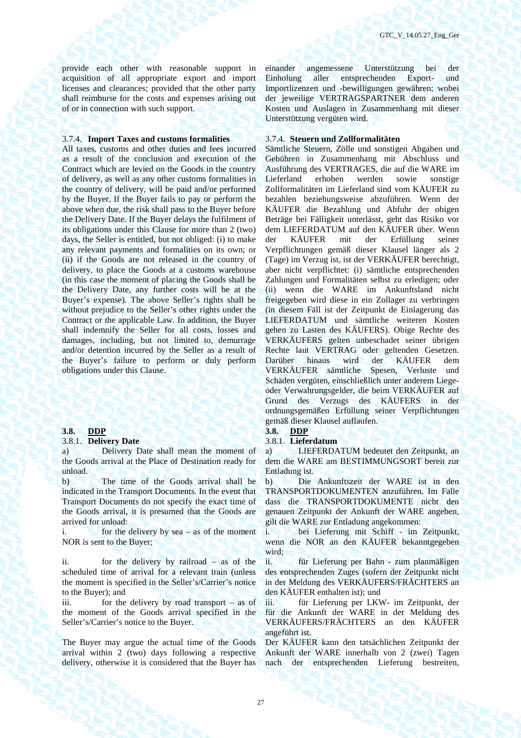provide each other with reasonable support in acquisition of all appropriate export and import licenses and clearances; provided that the other party shall reimburse for the costs and expenses arising out of or in connection with such support.

einander angemessene Unterstützung bei der Einholung aller entsprechenden Export- und Importlizenzen und -bewilligungen gewähren; wobei der jeweilige VERTRAGSPARTNER dem anderen Kosten und Auslagen in Zusammenhang mit dieser Unterstützung vergüten wird.

3.7.4. **Import Taxes and customs formalities**

All taxes, customs and other duties and fees incurred as a result of the conclusion and execution of the Contract which are levied on the Goods in the country of delivery, as well as any other customs formalities in the country of delivery, will be paid and/or performed by the Buyer. If the Buyer fails to pay or perform the above when due, the risk shall pass to the Buyer before the Delivery Date. If the Buyer delays the fulfilment of its obligations under this Clause for more than 2 (two) days, the Seller is entitled, but not obliged: (i) to make any relevant payments and formalities on its own; or (ii) if the Goods are not released in the country of delivery, to place the Goods at a customs warehouse (in this case the moment of placing the Goods shall be the Delivery Date, any further costs will be at the Buyer's expense). The above Seller's rights shall be without prejudice to the Seller's other rights under the Contract or the applicable Law. In addition, the Buyer shall indemnify the Seller for all costs, losses and damages, including, but not limited to, demurrage and/or detention incurred by the Seller as a result of the Buyer's failure to perform or duly perform obligations under this Clause.

3.7.4. **Steuern und Zollformalitäten**

Sämtliche Steuern, Zölle und sonstigen Abgaben und Gebühren in Zusammenhang mit Abschluss und Ausführung des VERTRAGES, die auf die WARE im Lieferland erhoben werden sowie sonstige Zollformalitäten im Lieferland sind vom KÄUFER zu bezahlen beziehungsweise abzuführen. Wenn der KÄUFER die Bezahlung und Abfuhr der obigen Beträge bei Fälligkeit unterlässt, geht das Risiko vor dem LIEFERDATUM auf den KÄUFER über. Wenn der KÄUFER mit der Erfüllung seiner Verpflichtungen gemäß dieser Klausel länger als 2 (Tage) im Verzug ist, ist der VERKÄUFER berechtigt, aber nicht verpflichtet: (i) sämtliche entsprechenden Zahlungen und Formalitäten selbst zu erledigen; oder (ii) wenn die WARE im Ankunftsland nicht freigegeben wird diese in ein Zollager zu verbringen (in diesem Fäll ist der Zeitpunkt de Einlagerung das LIEFERDATUM und sämtliche weiteren Kosten gehen zu Lasten des KÄUFERS). Obige Rechte des VERKÄUFERS gelten unbeschadet seiner übrigen Rechte laut VERTRAG oder geltenden Gesetzen. Darüber hinaus wird der KÄUFER dem VERKÄUFER sämtliche Spesen, Verluste und Schäden vergüten, einschließlich unter anderem Liege- oder Verwahrungsgelder, die beim VERKÄUFER auf Grund des Verzugs des KÄUFERS in der ordnungsgemäßen Erfüllung seiner Verpflichtungen gemäß dieser Klausel auflaufen.

**3.8. DDP**

3.8.1. **Delivery Date**

a) Delivery Date shall mean the moment of the Goods arrival at the Place of Destination ready for unload.

b) The time of the Goods arrival shall be indicated in the Transport Documents. In the event that Transport Documents do not specify the exact time of the Goods arrival, it is presumed that the Goods are arrived for unload:

i. for the delivery by sea – as of the moment NOR is sent to the Buyer;

ii. for the delivery by railroad – as of the scheduled time of arrival for a relevant train (unless the moment is specified in the Seller's/Carrier's notice to the Buyer); and

iii. for the delivery by road transport – as of the moment of the Goods arrival specified in the Seller's/Carrier's notice to the Buyer.

The Buyer may argue the actual time of the Goods arrival within 2 (two) days following a respective delivery, otherwise it is considered that the Buyer has

**3.8. DDP**

3.8.1. **Lieferdatum**

a) LIEFERDATUM bedeutet den Zeitpunkt, an dem die WARE am BESTIMMUNGSORT bereit zur Entladung ist.

b) Die Ankunftszeit der WARE ist in den TRANSPORTDOKUMENTEN anzuführen. Im Falle dass die TRANSPORTDOKUMENTE nicht den genauen Zeitpunkt der Ankunft der WARE angeben, gilt die WARE zur Entladung angekommen:

i. bei Lieferung mit Schiff - im Zeitpunkt, wenn die NOR an den KÄUFER bekanntgegeben wird;

ii. für Lieferung per Bahn - zum planmäßigen des entsprechenden Zuges (sofern der Zeitpunkt nicht in der Meldung des VERKÄUFERS/FRÄCHTERS an den KÄUFER enthalten ist); und

iii. für Lieferung per LKW- im Zeitpunkt, der für die Ankunft der WARE in der Meldung des VERKÄUFERS/FRÄCHTERS an den KÄUFER angeführt ist.

Der KÄUFER kann den tatsächlichen Zeitpunkt der Ankunft der WARE innerhalb von 2 (zwei) Tagen nach der entsprechenden Lieferung bestreiten,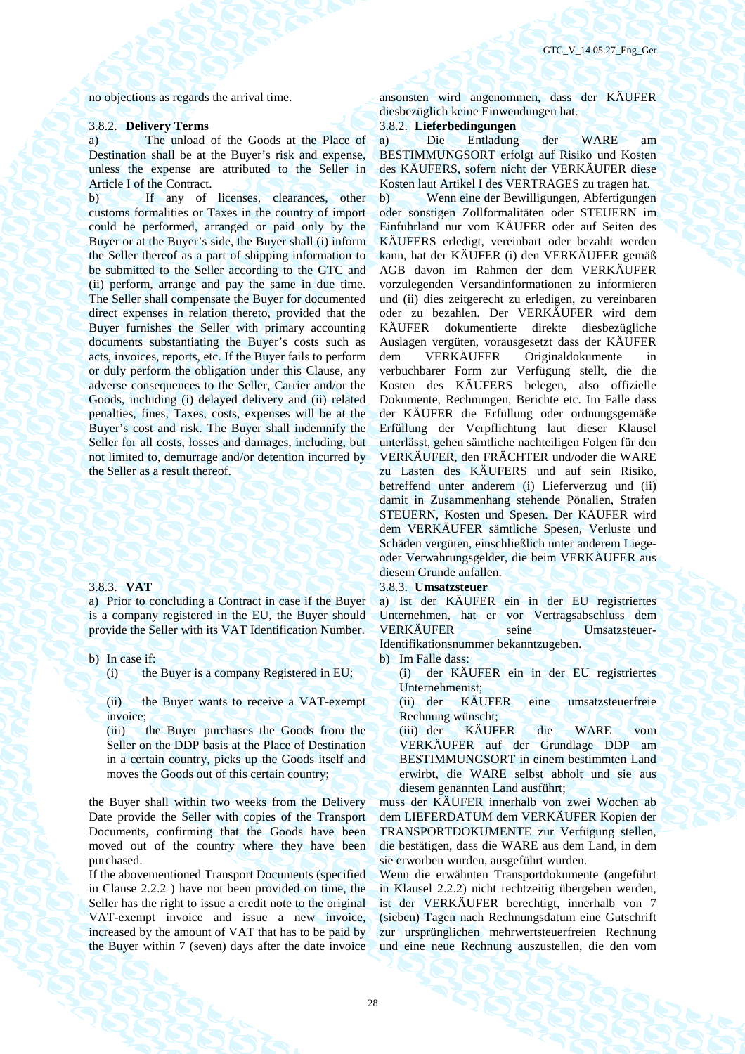no objections as regards the arrival time.

ansonsten wird angenommen, dass der KÄUFER diesbezüglich keine Einwendungen hat.

3.8.2. **Delivery Terms**

a) The unload of the Goods at the Place of Destination shall be at the Buyer's risk and expense, unless the expense are attributed to the Seller in Article I of the Contract.

b) If any of licenses, clearances, other customs formalities or Taxes in the country of import could be performed, arranged or paid only by the Buyer or at the Buyer's side, the Buyer shall (i) inform the Seller thereof as a part of shipping information to be submitted to the Seller according to the GTC and (ii) perform, arrange and pay the same in due time. The Seller shall compensate the Buyer for documented direct expenses in relation thereto, provided that the Buyer furnishes the Seller with primary accounting documents substantiating the Buyer's costs such as acts, invoices, reports, etc. If the Buyer fails to perform or duly perform the obligation under this Clause, any adverse consequences to the Seller, Carrier and/or the Goods, including (i) delayed delivery and (ii) related penalties, fines, Taxes, costs, expenses will be at the Buyer's cost and risk. The Buyer shall indemnify the Seller for all costs, losses and damages, including, but not limited to, demurrage and/or detention incurred by the Seller as a result thereof.

3.8.2. **Lieferbedingungen**

a) Die Entladung der WARE am BESTIMMUNGSORT erfolgt auf Risiko und Kosten des KÄUFERS, sofern nicht der VERKÄUFER diese Kosten laut Artikel I des VERTRAGES zu tragen hat.

b) Wenn eine der Bewilligungen, Abfertigungen oder sonstigen Zollformalitäten oder STEUERN im Einfuhrland nur vom KÄUFER oder auf Seiten des KÄUFERS erledigt, vereinbart oder bezahlt werden kann, hat der KÄUFER (i) den VERKÄUFER gemäß AGB davon im Rahmen der dem VERKÄUFER vorzulegenden Versandinformationen zu informieren und (ii) dies zeitgerecht zu erledigen, zu vereinbaren oder zu bezahlen. Der VERKÄUFER wird dem KÄUFER dokumentierte direkte diesbezügliche Auslagen vergüten, vorausgesetzt dass der KÄUFER dem VERKÄUFER Originaldokumente in verbuchbarer Form zur Verfügung stellt, die die Kosten des KÄUFERS belegen, also offizielle Dokumente, Rechnungen, Berichte etc. Im Falle dass der KÄUFER die Erfüllung oder ordnungsgemäße Erfüllung der Verpflichtung laut dieser Klausel unterlässt, gehen sämtliche nachteiligen Folgen für den VERKÄUFER, den FRÄCHTER und/oder die WARE zu Lasten des KÄUFERS und auf sein Risiko, betreffend unter anderem (i) Lieferverzug und (ii) damit in Zusammenhang stehende Pönalien, Strafen STEUERN, Kosten und Spesen. Der KÄUFER wird dem VERKÄUFER sämtliche Spesen, Verluste und Schäden vergüten, einschließlich unter anderem Liege- oder Verwahrungsgelder, die beim VERKÄUFER aus diesem Grunde anfallen.

3.8.3. **VAT**

a) Prior to concluding a Contract in case if the Buyer is a company registered in the EU, the Buyer should provide the Seller with its VAT Identification Number.

b) In case if:

(i) the Buyer is a company Registered in EU;

(ii) the Buyer wants to receive a VAT-exempt invoice;

(iii) the Buyer purchases the Goods from the Seller on the DDP basis at the Place of Destination in a certain country, picks up the Goods itself and moves the Goods out of this certain country;

the Buyer shall within two weeks from the Delivery Date provide the Seller with copies of the Transport Documents, confirming that the Goods have been moved out of the country where they have been purchased.

If the abovementioned Transport Documents (specified in Clause 2.2.2 ) have not been provided on time, the Seller has the right to issue a credit note to the original VAT-exempt invoice and issue a new invoice, increased by the amount of VAT that has to be paid by the Buyer within 7 (seven) days after the date invoice

3.8.3. **Umsatzsteuer**

a) Ist der KÄUFER ein in der EU registriertes Unternehmen, hat er vor Vertragsabschluss dem VERKÄUFER seine Umsatzsteuer-Identifikationsnummer bekanntzugeben.

b) Im Falle dass:

(i) der KÄUFER ein in der EU registriertes Unternehmenist;

(ii) der KÄUFER eine umsatzsteuerfreie Rechnung wünscht;

(iii) der KÄUFER die WARE vom VERKÄUFER auf der Grundlage DDP am BESTIMMUNGSORT in einem bestimmten Land erwirbt, die WARE selbst abholt und sie aus diesem genannten Land ausführt;

muss der KÄUFER innerhalb von zwei Wochen ab dem LIEFERDATUM dem VERKÄUFER Kopien der TRANSPORTDOKUMENTE zur Verfügung stellen, die bestätigen, dass die WARE aus dem Land, in dem sie erworben wurden, ausgeführt wurden.

Wenn die erwähnten Transportdokumente (angeführt in Klausel 2.2.2) nicht rechtzeitig übergeben werden, ist der VERKÄUFER berechtigt, innerhalb von 7 (sieben) Tagen nach Rechnungsdatum eine Gutschrift zur ursprünglichen mehrwertsteuerfreien Rechnung und eine neue Rechnung auszustellen, die den vom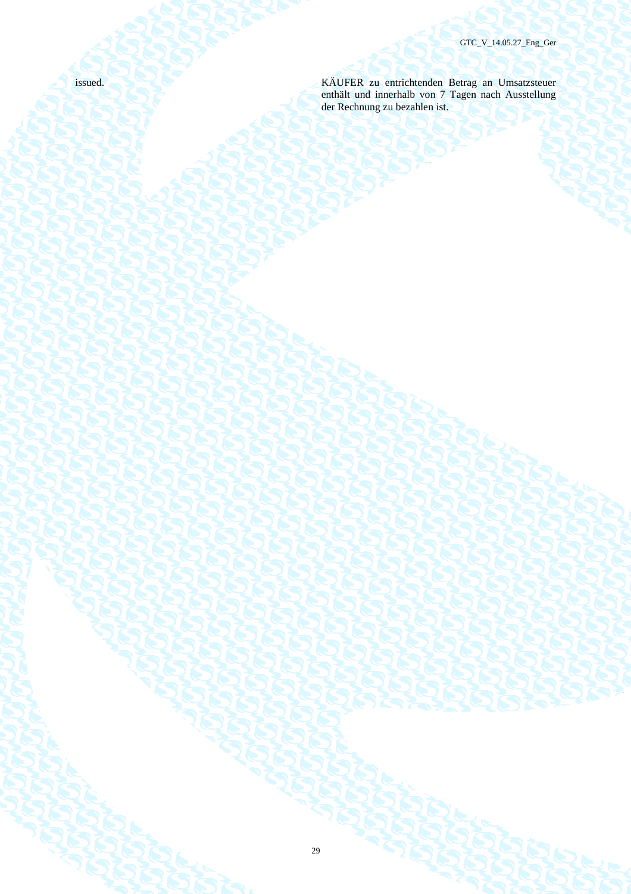issued.

KÄUFER zu entrichtenden Betrag an Umsatzsteuer enthält und innerhalb von 7 Tagen nach Ausstellung der Rechnung zu bezahlen ist.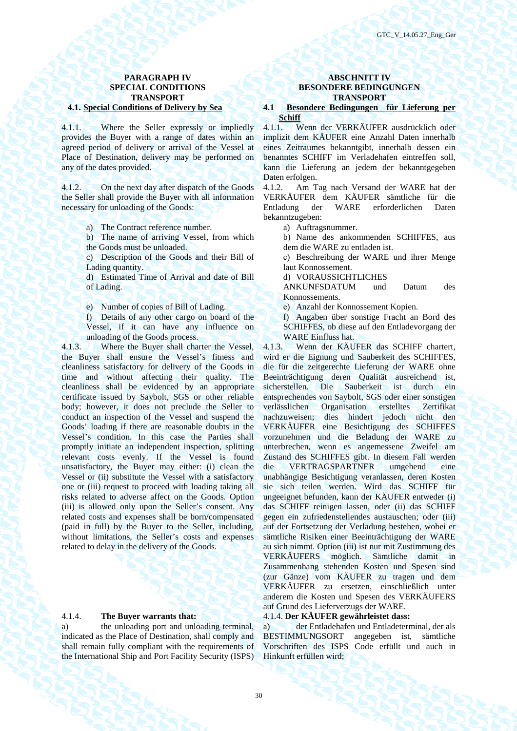## PARAGRAPH IV
## SPECIAL CONDITIONS
## TRANSPORT

### 4.1. Special Conditions of Delivery by Sea

4.1.1. Where the Seller expressly or impliedly provides the Buyer with a range of dates within an agreed period of delivery or arrival of the Vessel at Place of Destination, delivery may be performed on any of the dates provided.

4.1.2. On the next day after dispatch of the Goods the Seller shall provide the Buyer with all information necessary for unloading of the Goods:

a) The Contract reference number.

b) The name of arriving Vessel, from which the Goods must be unloaded.

c) Description of the Goods and their Bill of Lading quantity.

d) Estimated Time of Arrival and date of Bill of Lading.

e) Number of copies of Bill of Lading.

f) Details of any other cargo on board of the Vessel, if it can have any influence on unloading of the Goods process.

4.1.3. Where the Buyer shall charter the Vessel, the Buyer shall ensure the Vessel's fitness and cleanliness satisfactory for delivery of the Goods in time and without affecting their quality. The cleanliness shall be evidenced by an appropriate certificate issued by Saybolt, SGS or other reliable body; however, it does not preclude the Seller to conduct an inspection of the Vessel and suspend the Goods' loading if there are reasonable doubts in the Vessel's condition. In this case the Parties shall promptly initiate an independent inspection, splitting relevant costs evenly. If the Vessel is found unsatisfactory, the Buyer may either: (i) clean the Vessel or (ii) substitute the Vessel with a satisfactory one or (iii) request to proceed with loading taking all risks related to adverse affect on the Goods. Option (iii) is allowed only upon the Seller's consent. Any related costs and expenses shall be born/compensated (paid in full) by the Buyer to the Seller, including, without limitations, the Seller's costs and expenses related to delay in the delivery of the Goods.

4.1.4. **The Buyer warrants that:**

a) the unloading port and unloading terminal, indicated as the Place of Destination, shall comply and shall remain fully compliant with the requirements of the International Ship and Port Facility Security (ISPS)

## ABSCHNITT IV
## BESONDERE BEDINGUNGEN
## TRANSPORT

### 4.1 Besondere Bedingungen für Lieferung per Schiff

4.1.1. Wenn der VERKÄUFER ausdrücklich oder implizit dem KÄUFER eine Anzahl Daten innerhalb eines Zeitraumes bekanntgibt, innerhalb dessen ein benanntes SCHIFF im Verladehafen eintreffen soll, kann die Lieferung an jedem der bekanntgegeben Daten erfolgen.

4.1.2. Am Tag nach Versand der WARE hat der VERKÄUFER dem KÄUFER sämtliche für die Entladung der WARE erforderlichen Daten bekanntzugeben:

a) Auftragsnummer.

b) Name des ankommenden SCHIFFES, aus dem die WARE zu entladen ist.

c) Beschreibung der WARE und ihrer Menge laut Konnossement.

d) VORAUSSICHTLICHES ANKUNFSDATUM und Datum des Konnossements.

e) Anzahl der Konnossement Kopien.

f) Angaben über sonstige Fracht an Bord des SCHIFFES, ob diese auf den Entladevorgang der WARE Einfluss hat.

4.1.3. Wenn der KÄUFER das SCHIFF chartert, wird er die Eignung und Sauberkeit des SCHIFFES, die für die zeitgerechte Lieferung der WARE ohne Beeinträchtigung deren Qualität ausreichend ist, sicherstellen. Die Sauberkeit ist durch ein entsprechendes von Saybolt, SGS oder einer sonstigen verlässlichen Organisation erstelltes Zertifikat nachzuweisen; dies hindert jedoch nicht den VERKÄUFER eine Besichtigung des SCHIFFES vorzunehmen und die Beladung der WARE zu unterbrechen, wenn es angemessene Zweifel am Zustand des SCHIFFES gibt. In diesem Fall werden die VERTRAGSPARTNER umgehend eine unabhängige Besichtigung veranlassen, deren Kosten sie sich teilen werden. Wird das SCHIFF für ungeeignet befunden, kann der KÄUFER entweder (i) das SCHIFF reinigen lassen, oder (ii) das SCHIFF gegen ein zufriedenstellendes austauschen; oder (iii) auf der Fortsetzung der Verladung bestehen, wobei er sämtliche Risiken einer Beeinträchtigung der WARE au sich nimmt. Option (iii) ist nur mit Zustimmung des VERKÄUFERS möglich. Sämtliche damit in Zusammenhang stehenden Kosten und Spesen sind (zur Gänze) vom KÄUFER zu tragen und dem VERKÄUFER zu ersetzen, einschließlich unter anderem die Kosten und Spesen des VERKÄUFERS auf Grund des Lieferverzugs der WARE.

4.1.4. **Der KÄUFER gewährleistet dass:**

a) der Entladehafen und Entladeterminal, der als BESTIMMUNGSORT angegeben ist, sämtliche Vorschriften des ISPS Code erfüllt und auch in Hinkunft erfüllen wird;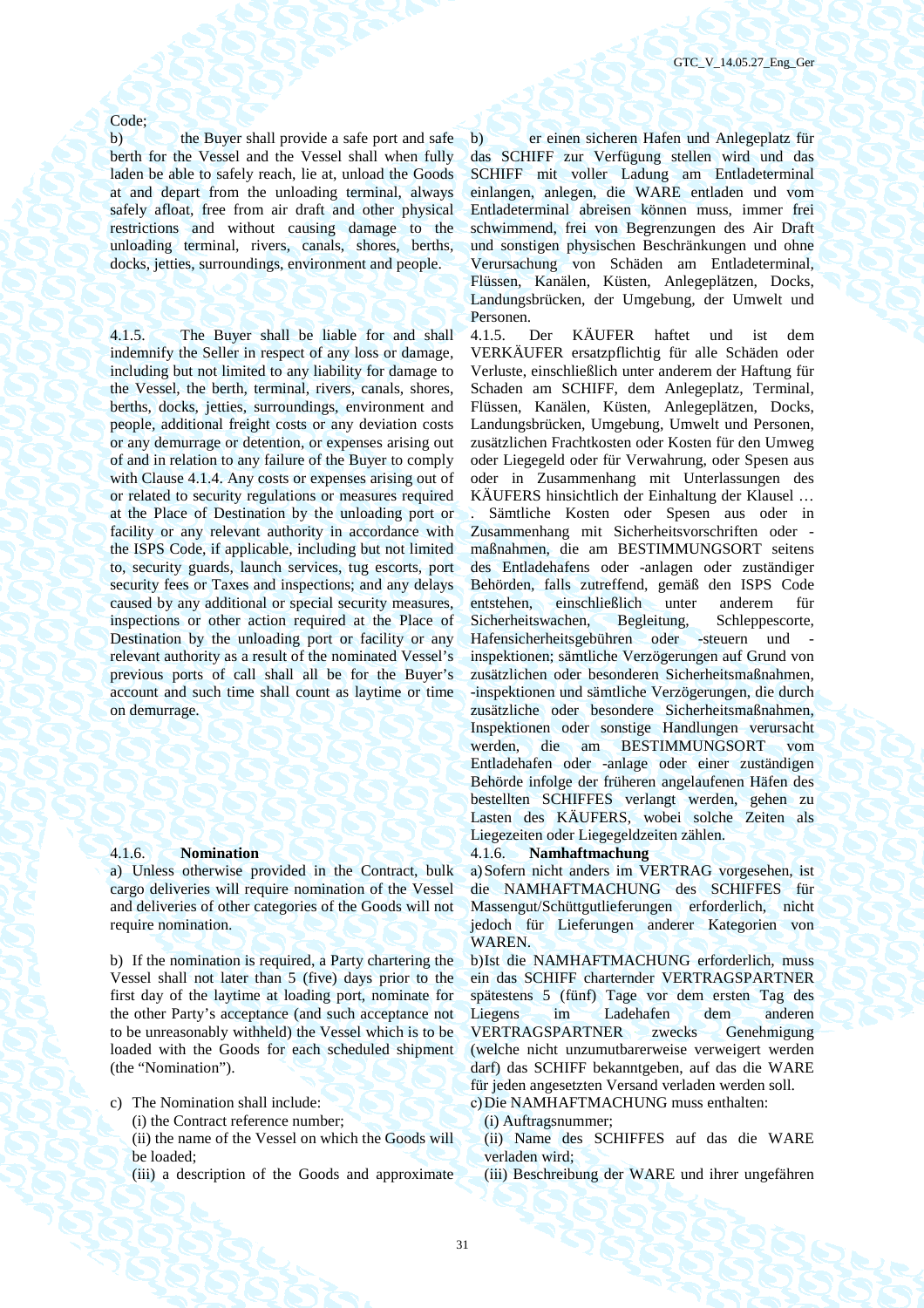Code;

b) the Buyer shall provide a safe port and safe berth for the Vessel and the Vessel shall when fully laden be able to safely reach, lie at, unload the Goods at and depart from the unloading terminal, always safely afloat, free from air draft and other physical restrictions and without causing damage to the unloading terminal, rivers, canals, shores, berths, docks, jetties, surroundings, environment and people.

b) er einen sicheren Hafen und Anlegeplatz für das SCHIFF zur Verfügung stellen wird und das SCHIFF mit voller Ladung am Entladeterminal einlangen, anlegen, die WARE entladen und vom Entladeterminal abreisen können muss, immer frei schwimmend, frei von Begrenzungen des Air Draft und sonstigen physischen Beschränkungen und ohne Verursachung von Schäden am Entladeterminal, Flüssen, Kanälen, Küsten, Anlegeplätzen, Docks, Landungsbrücken, der Umgebung, der Umwelt und Personen.

4.1.5. The Buyer shall be liable for and shall indemnify the Seller in respect of any loss or damage, including but not limited to any liability for damage to the Vessel, the berth, terminal, rivers, canals, shores, berths, docks, jetties, surroundings, environment and people, additional freight costs or any deviation costs or any demurrage or detention, or expenses arising out of and in relation to any failure of the Buyer to comply with Clause 4.1.4. Any costs or expenses arising out of or related to security regulations or measures required at the Place of Destination by the unloading port or facility or any relevant authority in accordance with the ISPS Code, if applicable, including but not limited to, security guards, launch services, tug escorts, port security fees or Taxes and inspections; and any delays caused by any additional or special security measures, inspections or other action required at the Place of Destination by the unloading port or facility or any relevant authority as a result of the nominated Vessel's previous ports of call shall all be for the Buyer's account and such time shall count as laytime or time on demurrage.

4.1.5. Der KÄUFER haftet und ist dem VERKÄUFER ersatzpflichtig für alle Schäden oder Verluste, einschließlich unter anderem der Haftung für Schaden am SCHIFF, dem Anlegeplatz, Terminal, Flüssen, Kanälen, Küsten, Anlegeplätzen, Docks, Landungsbrücken, Umgebung, Umwelt und Personen, zusätzlichen Frachtkosten oder Kosten für den Umweg oder Liegegeld oder für Verwahrung, oder Spesen aus oder in Zusammenhang mit Unterlassungen des KÄUFERS hinsichtlich der Einhaltung der Klausel … . Sämtliche Kosten oder Spesen aus oder in Zusammenhang mit Sicherheitsvorschriften oder -maßnahmen, die am BESTIMMUNGSORT seitens des Entladehafens oder -anlagen oder zuständiger Behörden, falls zutreffend, gemäß den ISPS Code entstehen, einschließlich unter anderem für Sicherheitswachen, Begleitung, Schleppescorte, Hafensicherheitsgebühren oder -steuern und -inspektionen; sämtliche Verzögerungen auf Grund von zusätzlichen oder besonderen Sicherheitsmaßnahmen, -inspektionen und sämtliche Verzögerungen, die durch zusätzliche oder besondere Sicherheitsmaßnahmen, Inspektionen oder sonstige Handlungen verursacht werden, die am BESTIMMUNGSORT vom Entladehafen oder -anlage oder einer zuständigen Behörde infolge der früheren angelaufenen Häfen des bestellten SCHIFFES verlangt werden, gehen zu Lasten des KÄUFERS, wobei solche Zeiten als Liegezeiten oder Liegegeldzeiten zählen.

### 4.1.6. Nomination

a) Unless otherwise provided in the Contract, bulk cargo deliveries will require nomination of the Vessel and deliveries of other categories of the Goods will not require nomination.

b) If the nomination is required, a Party chartering the Vessel shall not later than 5 (five) days prior to the first day of the laytime at loading port, nominate for the other Party's acceptance (and such acceptance not to be unreasonably withheld) the Vessel which is to be loaded with the Goods for each scheduled shipment (the "Nomination").

c) The Nomination shall include:

(i) the Contract reference number;

(ii) the name of the Vessel on which the Goods will be loaded;

(iii) a description of the Goods and approximate

### 4.1.6. Namhaftmachung

a) Sofern nicht anders im VERTRAG vorgesehen, ist die NAMHAFTMACHUNG des SCHIFFES für Massengut/Schüttgutlieferungen erforderlich, nicht jedoch für Lieferungen anderer Kategorien von WAREN.

b) Ist die NAMHAFTMACHUNG erforderlich, muss ein das SCHIFF charternder VERTRAGSPARTNER spätestens 5 (fünf) Tage vor dem ersten Tag des Liegens im Ladehafen dem anderen VERTRAGSPARTNER zwecks Genehmigung (welche nicht unzumutbarerweise verweigert werden darf) das SCHIFF bekanntgeben, auf das die WARE für jeden angesetzten Versand verladen werden soll.

c) Die NAMHAFTMACHUNG muss enthalten:

(i) Auftragsnummer;

(ii) Name des SCHIFFES auf das die WARE verladen wird;

(iii) Beschreibung der WARE und ihrer ungefähren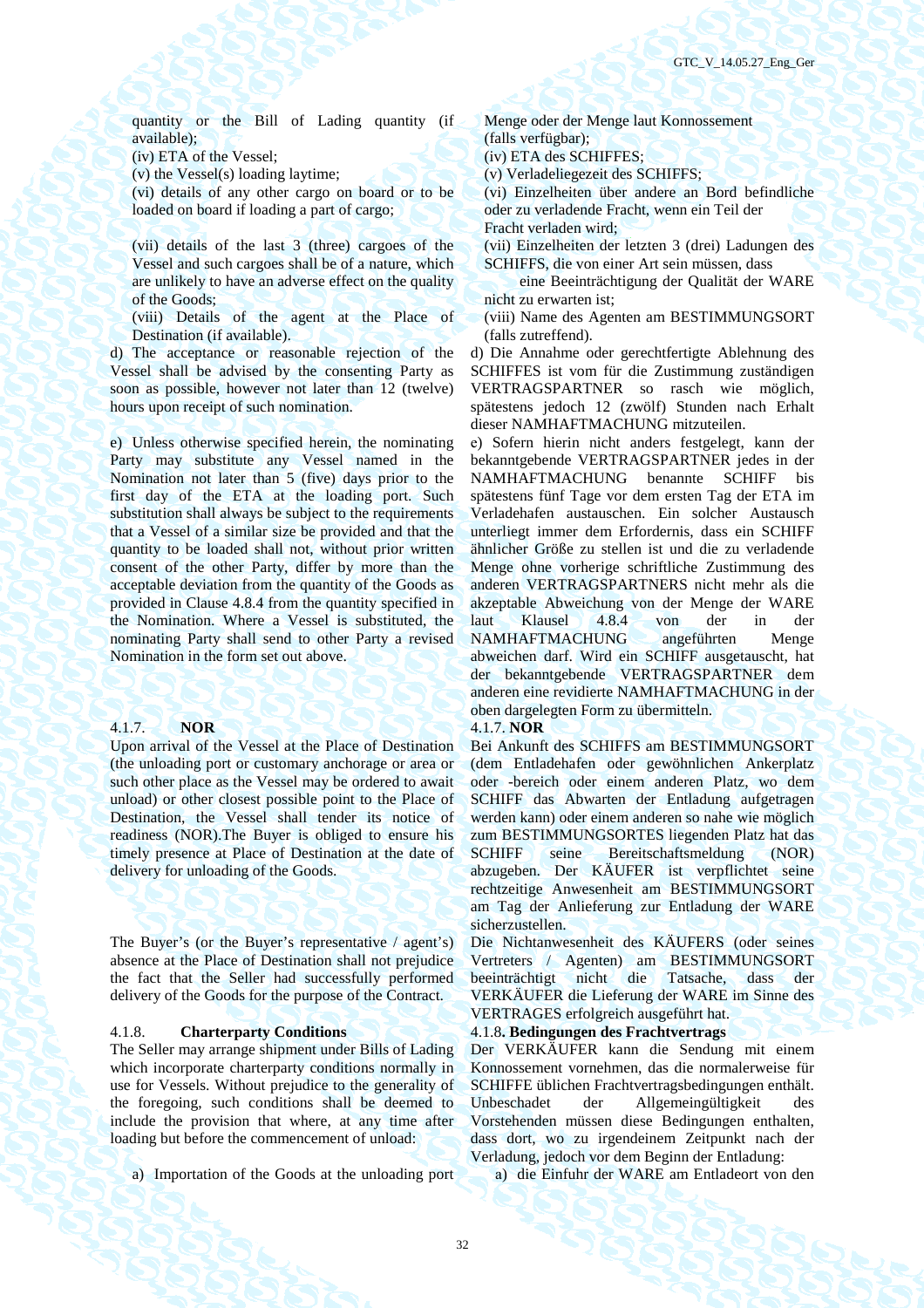quantity or the Bill of Lading quantity (if available);

(iv) ETA of the Vessel;

(v) the Vessel(s) loading laytime;

(vi) details of any other cargo on board or to be loaded on board if loading a part of cargo;

(vii) details of the last 3 (three) cargoes of the Vessel and such cargoes shall be of a nature, which are unlikely to have an adverse effect on the quality of the Goods;

(viii) Details of the agent at the Place of Destination (if available).

d) The acceptance or reasonable rejection of the Vessel shall be advised by the consenting Party as soon as possible, however not later than 12 (twelve) hours upon receipt of such nomination.

e) Unless otherwise specified herein, the nominating Party may substitute any Vessel named in the Nomination not later than 5 (five) days prior to the first day of the ETA at the loading port. Such substitution shall always be subject to the requirements that a Vessel of a similar size be provided and that the quantity to be loaded shall not, without prior written consent of the other Party, differ by more than the acceptable deviation from the quantity of the Goods as provided in Clause 4.8.4 from the quantity specified in the Nomination. Where a Vessel is substituted, the nominating Party shall send to other Party a revised Nomination in the form set out above.

Menge oder der Menge laut Konnossement (falls verfügbar);

(iv) ETA des SCHIFFES;

(v) Verladeliegezeit des SCHIFFS;

(vi) Einzelheiten über andere an Bord befindliche oder zu verladende Fracht, wenn ein Teil der Fracht verladen wird;

(vii) Einzelheiten der letzten 3 (drei) Ladungen des SCHIFFS, die von einer Art sein müssen, dass eine Beeinträchtigung der Qualität der WARE nicht zu erwarten ist;

(viii) Name des Agenten am BESTIMMUNGSORT (falls zutreffend).

d) Die Annahme oder gerechtfertigte Ablehnung des SCHIFFES ist vom für die Zustimmung zuständigen VERTRAGSPARTNER so rasch wie möglich, spätestens jedoch 12 (zwölf) Stunden nach Erhalt dieser NAMHAFTMACHUNG mitzuteilen.

e) Sofern hierin nicht anders festgelegt, kann der bekanntgebende VERTRAGSPARTNER jedes in der NAMHAFTMACHUNG benannte SCHIFF bis spätestens fünf Tage vor dem ersten Tag der ETA im Verladehafen austauschen. Ein solcher Austausch unterliegt immer dem Erfordernis, dass ein SCHIFF ähnlicher Größe zu stellen ist und die zu verladende Menge ohne vorherige schriftliche Zustimmung des anderen VERTRAGSPARTNERS nicht mehr als die akzeptable Abweichung von der Menge der WARE laut Klausel 4.8.4 von der in der NAMHAFTMACHUNG angeführten Menge abweichen darf. Wird ein SCHIFF ausgetauscht, hat der bekanntgebende VERTRAGSPARTNER dem anderen eine revidierte NAMHAFTMACHUNG in der oben dargelegten Form zu übermitteln.

### 4.1.7. NOR

Upon arrival of the Vessel at the Place of Destination (the unloading port or customary anchorage or area or such other place as the Vessel may be ordered to await unload) or other closest possible point to the Place of Destination, the Vessel shall tender its notice of readiness (NOR).The Buyer is obliged to ensure his timely presence at Place of Destination at the date of delivery for unloading of the Goods.

The Buyer's (or the Buyer's representative / agent's) absence at the Place of Destination shall not prejudice the fact that the Seller had successfully performed delivery of the Goods for the purpose of the Contract.

### 4.1.7. NOR

Bei Ankunft des SCHIFFS am BESTIMMUNGSORT (dem Entladehafen oder gewöhnlichen Ankerplatz oder -bereich oder einem anderen Platz, wo dem SCHIFF das Abwarten der Entladung aufgetragen werden kann) oder einem anderen so nahe wie möglich zum BESTIMMUNGSORTES liegenden Platz hat das SCHIFF seine Bereitschaftsmeldung (NOR) abzugeben. Der KÄUFER ist verpflichtet seine rechtzeitige Anwesenheit am BESTIMMUNGSORT am Tag der Anlieferung zur Entladung der WARE sicherzustellen.

Die Nichtanwesenheit des KÄUFERS (oder seines Vertreters / Agenten) am BESTIMMUNGSORT beeinträchtigt nicht die Tatsache, dass der VERKÄUFER die Lieferung der WARE im Sinne des VERTRAGES erfolgreich ausgeführt hat.

### 4.1.8. Charterparty Conditions

The Seller may arrange shipment under Bills of Lading which incorporate charterparty conditions normally in use for Vessels. Without prejudice to the generality of the foregoing, such conditions shall be deemed to include the provision that where, at any time after loading but before the commencement of unload:

a) Importation of the Goods at the unloading port

### 4.1.8. Bedingungen des Frachtvertrags

Der VERKÄUFER kann die Sendung mit einem Konnossement vornehmen, das die normalerweise für SCHIFFE üblichen Frachtvertragsbedingungen enthält. Unbeschadet der Allgemeingültigkeit des Vorstehenden müssen diese Bedingungen enthalten, dass dort, wo zu irgendeinem Zeitpunkt nach der Verladung, jedoch vor dem Beginn der Entladung:

a) die Einfuhr der WARE am Entladeort von den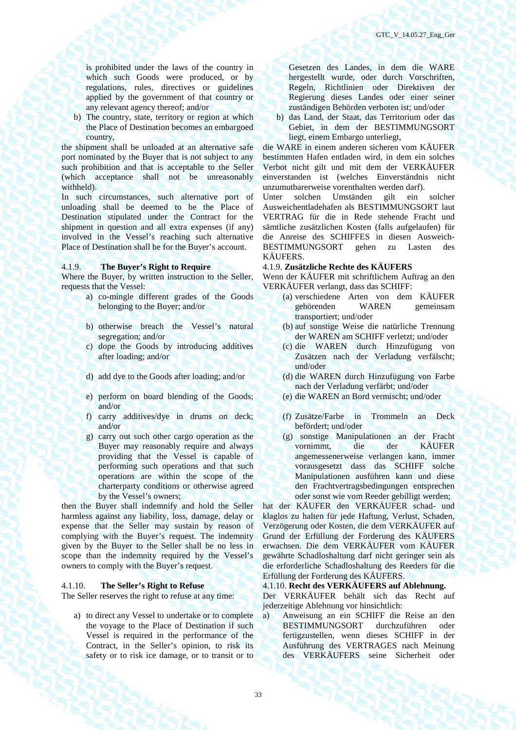is prohibited under the laws of the country in which such Goods were produced, or by regulations, rules, directives or guidelines applied by the government of that country or any relevant agency thereof; and/or

b) The country, state, territory or region at which the Place of Destination becomes an embargoed country,

the shipment shall be unloaded at an alternative safe port nominated by the Buyer that is not subject to any such prohibition and that is acceptable to the Seller (which acceptance shall not be unreasonably withheld).

In such circumstances, such alternative port of unloading shall be deemed to be the Place of Destination stipulated under the Contract for the shipment in question and all extra expenses (if any) involved in the Vessel's reaching such alternative Place of Destination shall be for the Buyer's account.

Gesetzen des Landes, in dem die WARE hergestellt wurde, oder durch Vorschriften, Regeln, Richtlinien oder Direktiven der Regierung dieses Landes oder einer seiner zuständigen Behörden verboten ist; und/oder

b) das Land, der Staat, das Territorium oder das Gebiet, in dem der BESTIMMUNGSORT liegt, einem Embargo unterliegt,

die WARE in einem anderen sicheren vom KÄUFER bestimmten Hafen entladen wird, in dem ein solches Verbot nicht gilt und mit dem der VERKÄUFER einverstanden ist (welches Einverständnis nicht unzumutbarerweise vorenthalten werden darf).

Unter solchen Umständen gilt ein solcher Ausweichentladehafen als BESTIMMUNGSORT laut VERTRAG für die in Rede stehende Fracht und sämtliche zusätzlichen Kosten (falls aufgelaufen) für die Anreise des SCHIFFES in diesen Ausweich-BESTIMMUNGSORT gehen zu Lasten des KÄUFERS.

### 4.1.9. The Buyer's Right to Require

Where the Buyer, by written instruction to the Seller, requests that the Vessel:

a) co-mingle different grades of the Goods belonging to the Buyer; and/or
b) otherwise breach the Vessel's natural segregation; and/or
c) dope the Goods by introducing additives after loading; and/or
d) add dye to the Goods after loading; and/or
e) perform on board blending of the Goods; and/or
f) carry additives/dye in drums on deck; and/or
g) carry out such other cargo operation as the Buyer may reasonably require and always providing that the Vessel is capable of performing such operations and that such operations are within the scope of the charterparty conditions or otherwise agreed by the Vessel's owners;

then the Buyer shall indemnify and hold the Seller harmless against any liability, loss, damage, delay or expense that the Seller may sustain by reason of complying with the Buyer's request. The indemnity given by the Buyer to the Seller shall be no less in scope than the indemnity required by the Vessel's owners to comply with the Buyer's request.

### 4.1.9. Zusätzliche Rechte des KÄUFERS

Wenn der KÄUFER mit schriftlichem Auftrag an den VERKÄUFER verlangt, dass das SCHIFF:

(a) verschiedene Arten von dem KÄUFER gehörenden WAREN gemeinsam transportiert; und/oder
(b) auf sonstige Weise die natürliche Trennung der WAREN am SCHIFF verletzt; und/oder
(c) die WAREN durch Hinzufügung von Zusätzen nach der Verladung verfälscht; und/oder
(d) die WAREN durch Hinzufügung von Farbe nach der Verladung verfärbt; und/oder
(e) die WAREN an Bord vermischt; und/oder
(f) Zusätze/Farbe in Trommeln an Deck befördert; und/oder
(g) sonstige Manipulationen an der Fracht vornimmt, die der KÄUFER angemessenerweise verlangen kann, immer vorausgesetzt dass das SCHIFF solche Manipulationen ausführen kann und diese den Frachtvertragsbedingungen entsprechen oder sonst wie vom Reeder gebilligt werden;

hat der KÄUFER den VERKÄUFER schad- und klaglos zu halten für jede Haftung, Verlust, Schaden, Verzögerung oder Kosten, die dem VERKÄUFER auf Grund der Erfüllung der Forderung des KÄUFERS erwachsen. Die dem VERKÄUFER vom KÄUFER gewährte Schadloshaltung darf nicht geringer sein als die erforderliche Schadloshaltung des Reeders für die Erfüllung der Forderung des KÄUFERS.

### 4.1.10. The Seller's Right to Refuse

The Seller reserves the right to refuse at any time:

a) to direct any Vessel to undertake or to complete the voyage to the Place of Destination if such Vessel is required in the performance of the Contract, in the Seller's opinion, to risk its safety or to risk ice damage, or to transit or to

### 4.1.10. Recht des VERKÄUFERS auf Ablehnung.

Der VERKÄUFER behält sich das Recht auf jederzeitige Ablehnung vor hinsichtlich:

a) Anweisung an ein SCHIFF die Reise an den BESTIMMUNGSORT durchzuführen oder fertigzustellen, wenn dieses SCHIFF in der Ausführung des VERTRAGES nach Meinung des VERKÄUFERS seine Sicherheit oder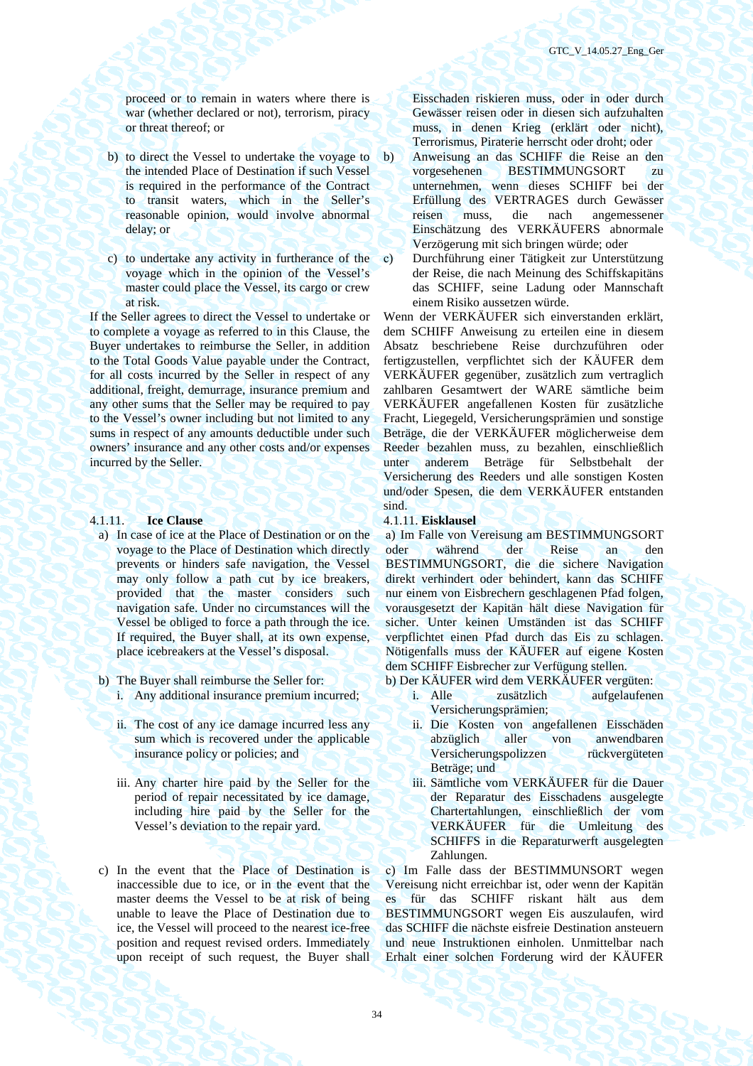proceed or to remain in waters where there is war (whether declared or not), terrorism, piracy or threat thereof; or

b) to direct the Vessel to undertake the voyage to the intended Place of Destination if such Vessel is required in the performance of the Contract to transit waters, which in the Seller's reasonable opinion, would involve abnormal delay; or

c) to undertake any activity in furtherance of the voyage which in the opinion of the Vessel's master could place the Vessel, its cargo or crew at risk.

If the Seller agrees to direct the Vessel to undertake or to complete a voyage as referred to in this Clause, the Buyer undertakes to reimburse the Seller, in addition to the Total Goods Value payable under the Contract, for all costs incurred by the Seller in respect of any additional, freight, demurrage, insurance premium and any other sums that the Seller may be required to pay to the Vessel's owner including but not limited to any sums in respect of any amounts deductible under such owners' insurance and any other costs and/or expenses incurred by the Seller.

Eisschaden riskieren muss, oder in oder durch Gewässer reisen oder in diesen sich aufzuhalten muss, in denen Krieg (erklärt oder nicht), Terrorismus, Piraterie herrscht oder droht; oder

b) Anweisung an das SCHIFF die Reise an den vorgesehenen BESTIMMUNGSORT zu unternehmen, wenn dieses SCHIFF bei der Erfüllung des VERTRAGES durch Gewässer reisen muss, die nach angemessener Einschätzung des VERKÄUFERS abnormale Verzögerung mit sich bringen würde; oder

c) Durchführung einer Tätigkeit zur Unterstützung der Reise, die nach Meinung des Schiffskapitäns das SCHIFF, seine Ladung oder Mannschaft einem Risiko aussetzen würde.

Wenn der VERKÄUFER sich einverstanden erklärt, dem SCHIFF Anweisung zu erteilen eine in diesem Absatz beschriebene Reise durchzuführen oder fertigzustellen, verpflichtet sich der KÄUFER dem VERKÄUFER gegenüber, zusätzlich zum vertraglich zahlbaren Gesamtwert der WARE sämtliche beim VERKÄUFER angefallenen Kosten für zusätzliche Fracht, Liegegeld, Versicherungsprämien und sonstige Beträge, die der VERKÄUFER möglicherweise dem Reeder bezahlen muss, zu bezahlen, einschließlich unter anderem Beträge für Selbstbehalt der Versicherung des Reeders und alle sonstigen Kosten und/oder Spesen, die dem VERKÄUFER entstanden sind.

### 4.1.11. **Ice Clause**

a) In case of ice at the Place of Destination or on the voyage to the Place of Destination which directly prevents or hinders safe navigation, the Vessel may only follow a path cut by ice breakers, provided that the master considers such navigation safe. Under no circumstances will the Vessel be obliged to force a path through the ice. If required, the Buyer shall, at its own expense, place icebreakers at the Vessel's disposal.

b) The Buyer shall reimburse the Seller for:
   i. Any additional insurance premium incurred;
   ii. The cost of any ice damage incurred less any sum which is recovered under the applicable insurance policy or policies; and
   iii. Any charter hire paid by the Seller for the period of repair necessitated by ice damage, including hire paid by the Seller for the Vessel's deviation to the repair yard.

c) In the event that the Place of Destination is inaccessible due to ice, or in the event that the master deems the Vessel to be at risk of being unable to leave the Place of Destination due to ice, the Vessel will proceed to the nearest ice-free position and request revised orders. Immediately upon receipt of such request, the Buyer shall

### 4.1.11. **Eisklausel**

a) Im Falle von Vereisung am BESTIMMUNGSORT oder während der Reise an den BESTIMMUNGSORT, die die sichere Navigation direkt verhindert oder behindert, kann das SCHIFF nur einem von Eisbrechern geschlagenen Pfad folgen, vorausgesetzt der Kapitän hält diese Navigation für sicher. Unter keinen Umständen ist das SCHIFF verpflichtet einen Pfad durch das Eis zu schlagen. Nötigenfalls muss der KÄUFER auf eigene Kosten dem SCHIFF Eisbrecher zur Verfügung stellen.

b) Der KÄUFER wird dem VERKÄUFER vergüten:
   i. Alle zusätzlich aufgelaufenen Versicherungsprämien;
   ii. Die Kosten von angefallenen Eisschäden abzüglich aller von anwendbaren Versicherungspolizzen rückvergüteten Beträge; und
   iii. Sämtliche vom VERKÄUFER für die Dauer der Reparatur des Eisschadens ausgelegte Chartertahlungen, einschließlich der vom VERKÄUFER für die Umleitung des SCHIFFS in die Reparaturwerft ausgelegten Zahlungen.

c) Im Falle dass der BESTIMMUNSORT wegen Vereisung nicht erreichbar ist, oder wenn der Kapitän es für das SCHIFF riskant hält aus dem BESTIMMUNGSORT wegen Eis auszulaufen, wird das SCHIFF die nächste eisfreie Destination ansteuern und neue Instruktionen einholen. Unmittelbar nach Erhalt einer solchen Forderung wird der KÄUFER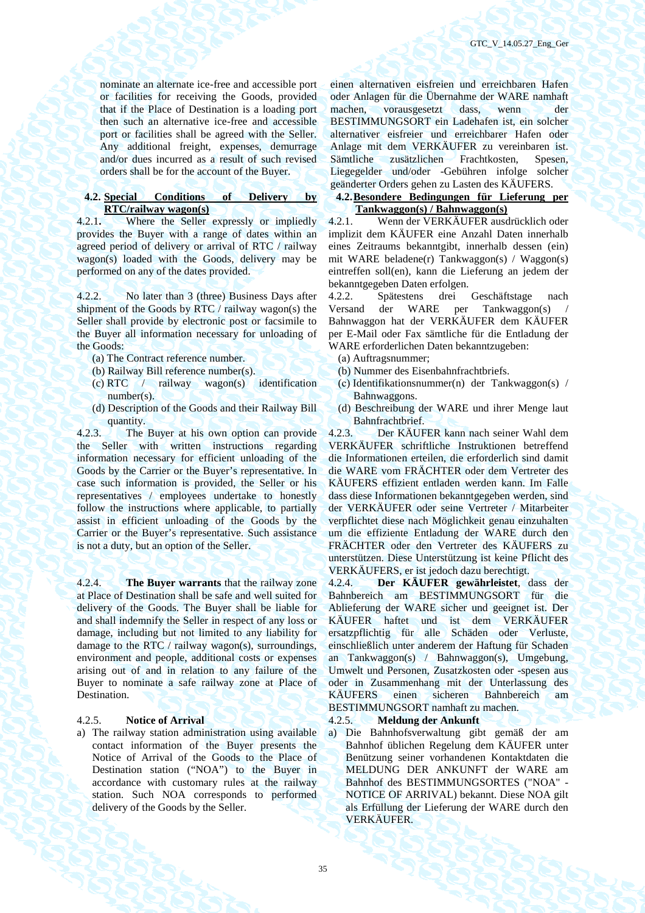nominate an alternate ice-free and accessible port or facilities for receiving the Goods, provided that if the Place of Destination is a loading port then such an alternative ice-free and accessible port or facilities shall be agreed with the Seller. Any additional freight, expenses, demurrage and/or dues incurred as a result of such revised orders shall be for the account of the Buyer.

einen alternativen eisfreien und erreichbaren Hafen oder Anlagen für die Übernahme der WARE namhaft machen, vorausgesetzt dass, wenn der BESTIMMUNGSORT ein Ladehafen ist, ein solcher alternativer eisfreier und erreichbarer Hafen oder Anlage mit dem VERKÄUFER zu vereinbaren ist. Sämtliche zusätzlichen Frachtkosten, Spesen, Liegegelder und/oder -Gebühren infolge solcher geänderter Orders gehen zu Lasten des KÄUFERS.

**4.2. Special Conditions of Delivery by RTC/railway wagon(s)**

**4.2. Besondere Bedingungen für Lieferung per Tankwaggon(s) / Bahnwaggon(s)**

4.2.1. Where the Seller expressly or impliedly provides the Buyer with a range of dates within an agreed period of delivery or arrival of RTC / railway wagon(s) loaded with the Goods, delivery may be performed on any of the dates provided.

4.2.1. Wenn der VERKÄUFER ausdrücklich oder implizit dem KÄUFER eine Anzahl Daten innerhalb eines Zeitraums bekanntgibt, innerhalb dessen (ein) mit WARE beladene(r) Tankwaggon(s) / Waggon(s) eintreffen soll(en), kann die Lieferung an jedem der bekanntgegeben Daten erfolgen.

4.2.2. No later than 3 (three) Business Days after shipment of the Goods by RTC / railway wagon(s) the Seller shall provide by electronic post or facsimile to the Buyer all information necessary for unloading of the Goods:

(a) The Contract reference number.
(b) Railway Bill reference number(s).
(c) RTC / railway wagon(s) identification number(s).
(d) Description of the Goods and their Railway Bill quantity.

4.2.2. Spätestens drei Geschäftstage nach Versand der WARE per Tankwaggon(s) / Bahnwaggon hat der VERKÄUFER dem KÄUFER per E-Mail oder Fax sämtliche für die Entladung der WARE erforderlichen Daten bekanntzugeben:

(a) Auftragsnummer;
(b) Nummer des Eisenbahnfrachtbriefs.
(c) Identifikationsnummer(n) der Tankwaggon(s) / Bahnwaggons.
(d) Beschreibung der WARE und ihrer Menge laut Bahnfrachtbrief.

4.2.3. The Buyer at his own option can provide the Seller with written instructions regarding information necessary for efficient unloading of the Goods by the Carrier or the Buyer's representative. In case such information is provided, the Seller or his representatives / employees undertake to honestly follow the instructions where applicable, to partially assist in efficient unloading of the Goods by the Carrier or the Buyer's representative. Such assistance is not a duty, but an option of the Seller.

4.2.3. Der KÄUFER kann nach seiner Wahl dem VERKÄUFER schriftliche Instruktionen betreffend die Informationen erteilen, die erforderlich sind damit die WARE vom FRÄCHTER oder dem Vertreter des KÄUFERS effizient entladen werden kann. Im Falle dass diese Informationen bekanntgegeben werden, sind der VERKÄUFER oder seine Vertreter / Mitarbeiter verpflichtet diese nach Möglichkeit genau einzuhalten um die effiziente Entladung der WARE durch den FRÄCHTER oder den Vertreter des KÄUFERS zu unterstützen. Diese Unterstützung ist keine Pflicht des VERKÄUFERS, er ist jedoch dazu berechtigt.

4.2.4. **The Buyer warrants** that the railway zone at Place of Destination shall be safe and well suited for delivery of the Goods. The Buyer shall be liable for and shall indemnify the Seller in respect of any loss or damage, including but not limited to any liability for damage to the RTC / railway wagon(s), surroundings, environment and people, additional costs or expenses arising out of and in relation to any failure of the Buyer to nominate a safe railway zone at Place of Destination.

4.2.4. **Der KÄUFER gewährleistet**, dass der Bahnbereich am BESTIMMUNGSORT für die Ablieferung der WARE sicher und geeignet ist. Der KÄUFER haftet und ist dem VERKÄUFER ersatzpflichtig für alle Schäden oder Verluste, einschließlich unter anderem der Haftung für Schaden an Tankwaggon(s) / Bahnwaggon(s), Umgebung, Umwelt und Personen, Zusatzkosten oder -spesen aus oder in Zusammenhang mit der Unterlassung des KÄUFERS einen sicheren Bahnbereich am BESTIMMUNGSORT namhaft zu machen.

4.2.5. **Notice of Arrival**

a) The railway station administration using available contact information of the Buyer presents the Notice of Arrival of the Goods to the Place of Destination station ("NOA") to the Buyer in accordance with customary rules at the railway station. Such NOA corresponds to performed delivery of the Goods by the Seller.

4.2.5. **Meldung der Ankunft**

a) Die Bahnhofsverwaltung gibt gemäß der am Bahnhof üblichen Regelung dem KÄUFER unter Benützung seiner vorhandenen Kontaktdaten die MELDUNG DER ANKUNFT der WARE am Bahnhof des BESTIMMUNGSORTES ("NOA" - NOTICE OF ARRIVAL) bekannt. Diese NOA gilt als Erfüllung der Lieferung der WARE durch den VERKÄUFER.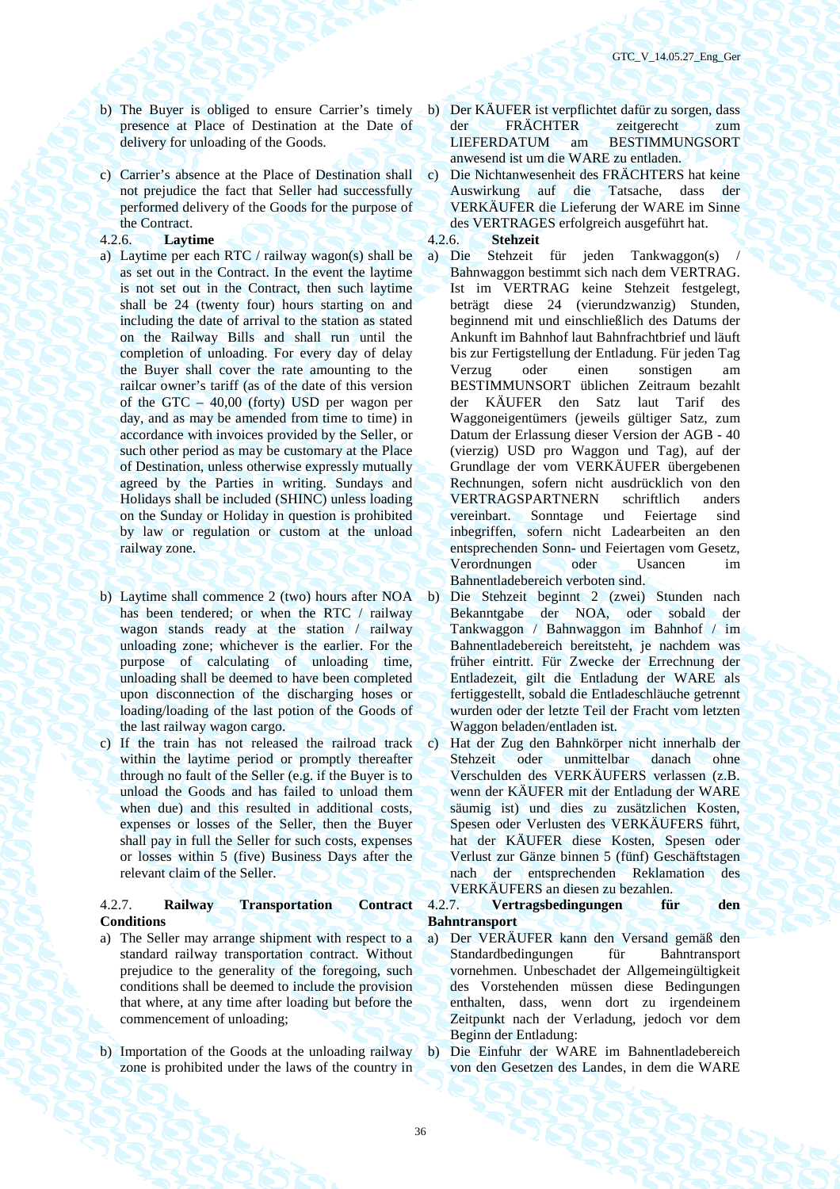b) The Buyer is obliged to ensure Carrier's timely presence at Place of Destination at the Date of delivery for unloading of the Goods.

b) Der KÄUFER ist verpflichtet dafür zu sorgen, dass der FRÄCHTER zeitgerecht zum LIEFERDATUM am BESTIMMUNGSORT anwesend ist um die WARE zu entladen.

c) Carrier's absence at the Place of Destination shall not prejudice the fact that Seller had successfully performed delivery of the Goods for the purpose of the Contract.

c) Die Nichtanwesenheit des FRÄCHTERS hat keine Auswirkung auf die Tatsache, dass der VERKÄUFER die Lieferung der WARE im Sinne des VERTRAGES erfolgreich ausgeführt hat.

4.2.6. **Laytime**

4.2.6. **Stehzeit**

a) Laytime per each RTC / railway wagon(s) shall be as set out in the Contract. In the event the laytime is not set out in the Contract, then such laytime shall be 24 (twenty four) hours starting on and including the date of arrival to the station as stated on the Railway Bills and shall run until the completion of unloading. For every day of delay the Buyer shall cover the rate amounting to the railcar owner's tariff (as of the date of this version of the GTC – 40,00 (forty) USD per wagon per day, and as may be amended from time to time) in accordance with invoices provided by the Seller, or such other period as may be customary at the Place of Destination, unless otherwise expressly mutually agreed by the Parties in writing. Sundays and Holidays shall be included (SHINC) unless loading on the Sunday or Holiday in question is prohibited by law or regulation or custom at the unload railway zone.

a) Die Stehzeit für jeden Tankwaggon(s) / Bahnwaggon bestimmt sich nach dem VERTRAG. Ist im VERTRAG keine Stehzeit festgelegt, beträgt diese 24 (vierundzwanzig) Stunden, beginnend mit und einschließlich des Datums der Ankunft im Bahnhof laut Bahnfrachtbrief und läuft bis zur Fertigstellung der Entladung. Für jeden Tag Verzug oder einen sonstigen am BESTIMMUNSORT üblichen Zeitraum bezahlt der KÄUFER den Satz laut Tarif des Waggoneigentümers (jeweils gültiger Satz, zum Datum der Erlassung dieser Version der AGB - 40 (vierzig) USD pro Waggon und Tag), auf der Grundlage der vom VERKÄUFER übergebenen Rechnungen, sofern nicht ausdrücklich von den VERTRAGSPARTNERN schriftlich anders vereinbart. Sonntage und Feiertage sind inbegriffen, sofern nicht Ladearbeiten an den entsprechenden Sonn- und Feiertage vom Gesetz, Verordnungen oder Usancen im Bahnentladebereich verboten sind.

b) Laytime shall commence 2 (two) hours after NOA has been tendered; or when the RTC / railway wagon stands ready at the station / railway unloading zone; whichever is the earlier. For the purpose of calculating of unloading time, unloading shall be deemed to have been completed upon disconnection of the discharging hoses or loading/loading of the last potion of the Goods of the last railway wagon cargo.

b) Die Stehzeit beginnt 2 (zwei) Stunden nach Bekanntgabe der NOA, oder sobald der Tankwaggon / Bahnwaggon im Bahnhof / im Bahnentladebereich bereitsteht, je nachdem was früher eintritt. Für Zwecke der Errechnung der Entladezeit, gilt die Entladung der WARE als fertiggestellt, sobald die Entladeschläuche getrennt wurden oder der letzte Teil der Fracht vom letzten Waggon beladen/entladen ist.

c) If the train has not released the railroad track within the laytime period or promptly thereafter through no fault of the Seller (e.g. if the Buyer is to unload the Goods and has failed to unload them when due) and this resulted in additional costs, expenses or losses of the Seller, then the Buyer shall pay in full the Seller for such costs, expenses or losses within 5 (five) Business Days after the relevant claim of the Seller.

c) Hat der Zug den Bahnkörper nicht innerhalb der Stehzeit oder unmittelbar danach ohne Verschulden des VERKÄUFERS verlassen (z.B. wenn der KÄUFER mit der Entladung der WARE säumig ist) und dies zu zusätzlichen Kosten, Spesen oder Verlusten des VERKÄUFERS führt, hat der KÄUFER diese Kosten, Spesen oder Verlust zur Gänze binnen 5 (fünf) Geschäftstagen nach der entsprechenden Reklamation des VERKÄUFERS an diesen zu bezahlen.

4.2.7. **Railway Transportation Contract Conditions**

4.2.7. **Vertragsbedingungen für den Bahntransport**

a) The Seller may arrange shipment with respect to a standard railway transportation contract. Without prejudice to the generality of the foregoing, such conditions shall be deemed to include the provision that where, at any time after loading but before the commencement of unloading;

a) Der VERÄUFER kann den Versand gemäß den Standardbedingungen für Bahntransport vornehmen. Unbeschadet der Allgemeingültigkeit des Vorstehenden müssen diese Bedingungen enthalten, dass, wenn dort zu irgendeinem Zeitpunkt nach der Verladung, jedoch vor dem Beginn der Entladung:

b) Importation of the Goods at the unloading railway zone is prohibited under the laws of the country in

b) Die Einfuhr der WARE im Bahnentladebereich von den Gesetzen des Landes, in dem die WARE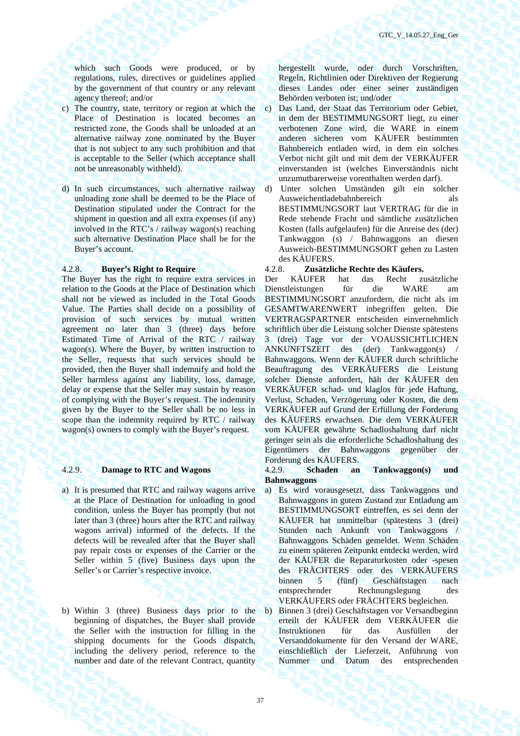which such Goods were produced, or by regulations, rules, directives or guidelines applied by the government of that country or any relevant agency thereof; and/or

c) The country, state, territory or region at which the Place of Destination is located becomes an restricted zone, the Goods shall be unloaded at an alternative railway zone nominated by the Buyer that is not subject to any such prohibition and that is acceptable to the Seller (which acceptance shall not be unreasonably withheld).

d) In such circumstances, such alternative railway unloading zone shall be deemed to be the Place of Destination stipulated under the Contract for the shipment in question and all extra expenses (if any) involved in the RTC's / railway wagon(s) reaching such alternative Destination Place shall be for the Buyer's account.

hergestellt wurde, oder durch Vorschriften, Regeln, Richtlinien oder Direktiven der Regierung dieses Landes oder einer seiner zuständigen Behörden verboten ist; und/oder

c) Das Land, der Staat das Territorium oder Gebiet, in dem der BESTIMMUNGSORT liegt, zu einer verbotenen Zone wird, die WARE in einem anderen sicheren vom KÄUFER bestimmten Bahnbereich entladen wird, in dem ein solches Verbot nicht gilt und mit dem der VERKÄUFER einverstanden ist (welches Einverständnis nicht unzumutbarerweise vorenthalten werden darf).

d) Unter solchen Umständen gilt ein solcher Ausweichentladebahnbereich als BESTIMMUNGSORT laut VERTRAG für die in Rede stehende Fracht und sämtliche zusätzlichen Kosten (falls aufgelaufen) für die Anreise des (der) Tankwaggon (s) / Bahnwaggons an diesen Ausweich-BESTIMMUNGSORT gehen zu Lasten des KÄUFERS.

4.2.8. **Buyer's Right to Require**

The Buyer has the right to require extra services in relation to the Goods at the Place of Destination which shall not be viewed as included in the Total Goods Value. The Parties shall decide on a possibility of provision of such services by mutual written agreement no later than 3 (three) days before Estimated Time of Arrival of the RTC / railway wagon(s). Where the Buyer, by written instruction to the Seller, requests that such services should be provided, then the Buyer shall indemnify and hold the Seller harmless against any liability, loss, damage, delay or expense that the Seller may sustain by reason of complying with the Buyer's request. The indemnity given by the Buyer to the Seller shall be no less in scope than the indemnity required by RTC / railway wagon(s) owners to comply with the Buyer's request.

4.2.8. **Zusätzliche Rechte des Käufers.**

Der KÄUFER hat das Recht zusätzliche Dienstleistungen für die WARE am BESTIMMUNGSORT anzufordern, die nicht als im GESAMTWARENWERT inbegriffen gelten. Die VERTRAGSPARTNER entscheiden einvernehmlich schriftlich über die Leistung solcher Dienste spätestens 3 (drei) Tage vor der VOAUSSICHTLICHEN ANKUNFTSZEIT des (der) Tankwaggon(s) / Bahnwaggons. Wenn der KÄUFER durch schriftliche Beauftragung des VERKÄUFERS die Leistung solcher Dienste anfordert, hält der KÄUFER den VERKÄUFER schad- und klaglos für jede Haftung, Verlust, Schaden, Verzögerung oder Kosten, die dem VERKÄUFER auf Grund der Erfüllung der Forderung des KÄUFERS erwachsen. Die dem VERKÄUFER vom KÄUFER gewährte Schadloshaltung darf nicht geringer sein als die erforderliche Schadloshaltung des Eigentümers der Bahnwaggons gegenüber der Forderung des KÄUFERS.

4.2.9. **Damage to RTC and Wagons**

a) It is presumed that RTC and railway wagons arrive at the Place of Destination for unloading in good condition, unless the Buyer has promptly (but not later than 3 (three) hours after the RTC and railway wagons arrival) informed of the defects. If the defects will be revealed after that the Buyer shall pay repair costs or expenses of the Carrier or the Seller within 5 (five) Business days upon the Seller's or Carrier's respective invoice.

b) Within 3 (three) Business days prior to the beginning of dispatches, the Buyer shall provide the Seller with the instruction for filling in the shipping documents for the Goods dispatch, including the delivery period, reference to the number and date of the relevant Contract, quantity

4.2.9. **Schaden an Tankwaggon(s) und Bahnwaggons**

a) Es wird vorausgesetzt, dass Tankwaggons und Bahnwaggons in gutem Zustand zur Entladung am BESTIMMUNGSORT eintreffen, es sei denn der KÄUFER hat unmittelbar (spätestens 3 (drei) Stunden nach Ankunft von Tankwaggons / Bahnwaggons Schäden gemeldet. Wenn Schäden zu einem späteren Zeitpunkt entdeckt werden, wird der KÄUFER die Reparaturkosten oder -spesen des FRÄCHTERS oder des VERKÄUFERS binnen 5 (fünf) Geschäftstagen nach entsprechender Rechnungslegung des VERKÄUFERS oder FRÄCHTERS begleichen.

b) Binnen 3 (drei) Geschäftstagen vor Versandbeginn erteilt der KÄUFER dem VERKÄUFER die Instruktionen für das Ausfüllen der Versanddokumente für den Versand der WARE, einschließlich der Lieferzeit, Anführung von Nummer und Datum des entsprechenden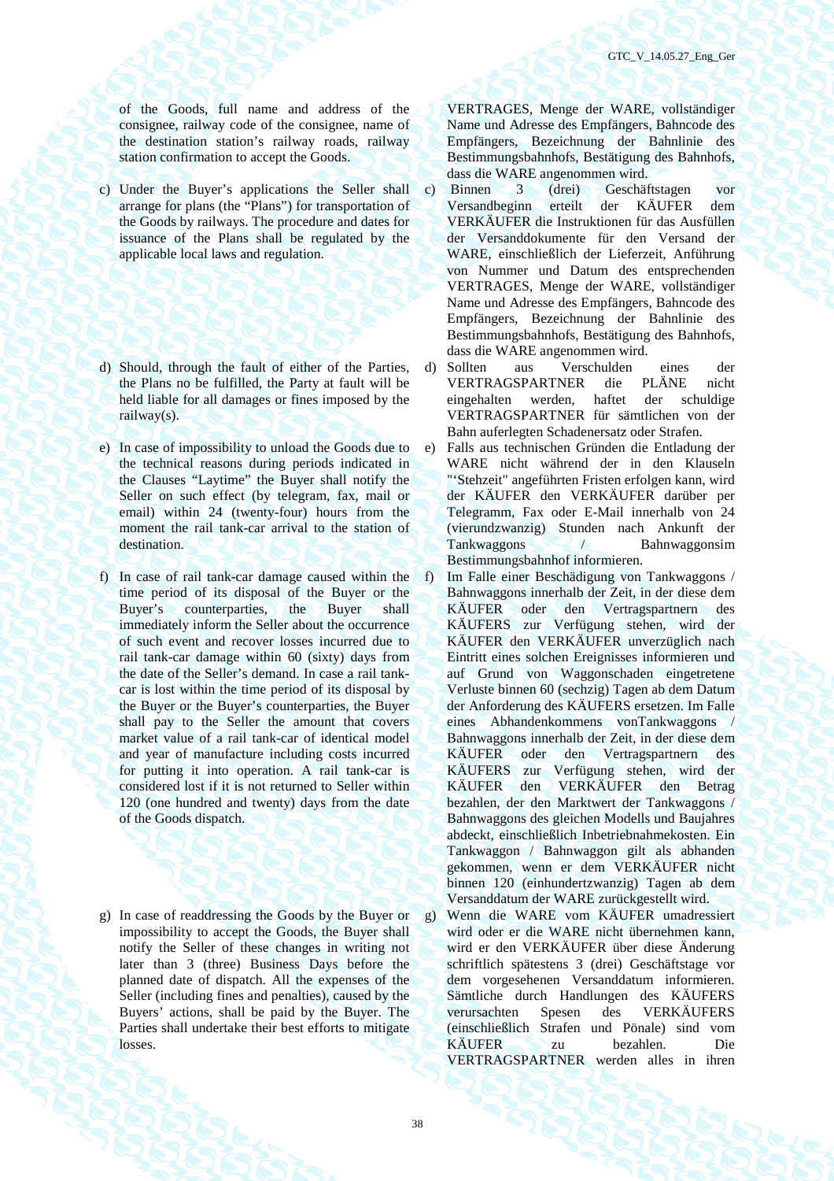of the Goods, full name and address of the consignee, railway code of the consignee, name of the destination station's railway roads, railway station confirmation to accept the Goods.

VERTRAGES, Menge der WARE, vollständiger Name und Adresse des Empfängers, Bahncode des Empfängers, Bezeichnung der Bahnlinie des Bestimmungsbahnhofs, Bestätigung des Bahnhofs, dass die WARE angenommen wird.

c) Under the Buyer's applications the Seller shall arrange for plans (the "Plans") for transportation of the Goods by railways. The procedure and dates for issuance of the Plans shall be regulated by the applicable local laws and regulation.

c) Binnen 3 (drei) Geschäftstagen vor Versandbeginn erteilt der KÄUFER dem VERKÄUFER die Instruktionen für das Ausfüllen der Versanddokumente für den Versand der WARE, einschließlich der Lieferzeit, Anführung von Nummer und Datum des entsprechenden VERTRAGES, Menge der WARE, vollständiger Name und Adresse des Empfängers, Bahncode des Empfängers, Bezeichnung der Bahnlinie des Bestimmungsbahnhofs, Bestätigung des Bahnhofs, dass die WARE angenommen wird.

d) Should, through the fault of either of the Parties, the Plans no be fulfilled, the Party at fault will be held liable for all damages or fines imposed by the railway(s).

d) Sollten aus Verschulden eines der VERTRAGSPARTNER die PLÄNE nicht eingehalten werden, haftet der schuldige VERTRAGSPARTNER für sämtlichen von der Bahn auferlegten Schadenersatz oder Strafen.

e) In case of impossibility to unload the Goods due to the technical reasons during periods indicated in the Clauses "Laytime" the Buyer shall notify the Seller on such effect (by telegram, fax, mail or email) within 24 (twenty-four) hours from the moment the rail tank-car arrival to the station of destination.

e) Falls aus technischen Gründen die Entladung der WARE nicht während der in den Klauseln "'Stehzeit" angeführten Fristen erfolgen kann, wird der KÄUFER den VERKÄUFER darüber per Telegramm, Fax oder E-Mail innerhalb von 24 (vierundzwanzig) Stunden nach Ankunft der Tankwaggons / Bahnwaggonsim Bestimmungsbahnhof informieren.

f) In case of rail tank-car damage caused within the time period of its disposal of the Buyer or the Buyer's counterparties, the Buyer shall immediately inform the Seller about the occurrence of such event and recover losses incurred due to rail tank-car damage within 60 (sixty) days from the date of the Seller's demand. In case a rail tank-car is lost within the time period of its disposal by the Buyer or the Buyer's counterparties, the Buyer shall pay to the Seller the amount that covers market value of a rail tank-car of identical model and year of manufacture including costs incurred for putting it into operation. A rail tank-car is considered lost if it is not returned to Seller within 120 (one hundred and twenty) days from the date of the Goods dispatch.

f) Im Falle einer Beschädigung von Tankwaggons / Bahnwaggons innerhalb der Zeit, in der diese dem KÄUFER oder den Vertragspartnern des KÄUFERS zur Verfügung stehen, wird der KÄUFER den VERKÄUFER unverzüglich nach Eintritt eines solchen Ereignisses informieren und auf Grund von Waggonschaden eingetretene Verluste binnen 60 (sechzig) Tagen ab dem Datum der Anforderung des KÄUFERS ersetzen. Im Falle eines Abhandenkommens vonTankwaggons / Bahnwaggons innerhalb der Zeit, in der diese dem KÄUFER oder den Vertragspartnern des KÄUFERS zur Verfügung stehen, wird der KÄUFER den VERKÄUFER den Betrag bezahlen, der den Marktwert der Tankwaggons / Bahnwaggons des gleichen Modells und Baujahres abdeckt, einschließlich Inbetriebnahmekosten. Ein Tankwaggon / Bahnwaggon gilt als abhanden gekommen, wenn er dem VERKÄUFER nicht binnen 120 (einhundertzwanzig) Tagen ab dem Versanddatum der WARE zurückgestellt wird.

g) In case of readdressing the Goods by the Buyer or impossibility to accept the Goods, the Buyer shall notify the Seller of these changes in writing not later than 3 (three) Business Days before the planned date of dispatch. All the expenses of the Seller (including fines and penalties), caused by the Buyers' actions, shall be paid by the Buyer. The Parties shall undertake their best efforts to mitigate losses.

g) Wenn die WARE vom KÄUFER umadressiert wird oder er die WARE nicht übernehmen kann, wird er den VERKÄUFER über diese Änderung schriftlich spätestens 3 (drei) Geschäftstage vor dem vorgesehenen Versanddatum informieren. Sämtliche durch Handlungen des KÄUFERS verursachten Spesen des VERKÄUFERS (einschließlich Strafen und Pönale) sind vom KÄUFER zu bezahlen. Die VERTRAGSPARTNER werden alles in ihren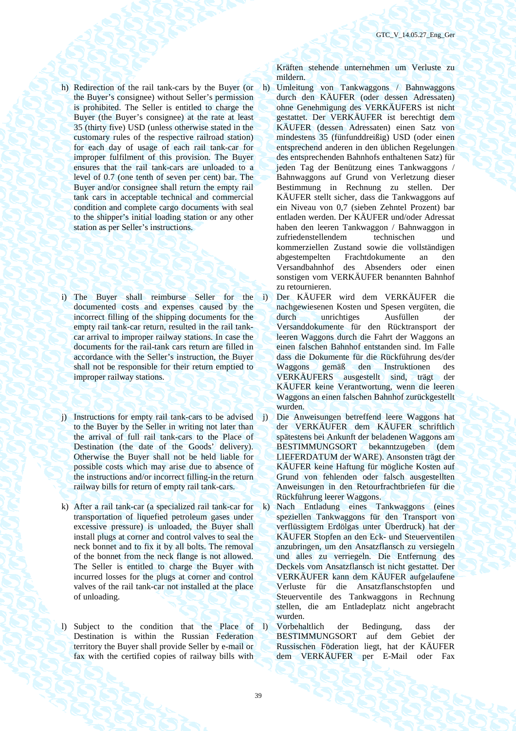Kräften stehende unternehmen um Verluste zu mildern.

h) Redirection of the rail tank-cars by the Buyer (or the Buyer's consignee) without Seller's permission is prohibited. The Seller is entitled to charge the Buyer (the Buyer's consignee) at the rate at least 35 (thirty five) USD (unless otherwise stated in the customary rules of the respective railroad station) for each day of usage of each rail tank-car for improper fulfilment of this provision. The Buyer ensures that the rail tank-cars are unloaded to a level of 0.7 (one tenth of seven per cent) bar. The Buyer and/or consignee shall return the empty rail tank cars in acceptable technical and commercial condition and complete cargo documents with seal to the shipper's initial loading station or any other station as per Seller's instructions.

h) Umleitung von Tankwaggons / Bahnwaggons durch den KÄUFER (oder dessen Adressaten) ohne Genehmigung des VERKÄUFERS ist nicht gestattet. Der VERKÄUFER ist berechtigt dem KÄUFER (dessen Adressaten) einen Satz von mindestens 35 (fünfunddreißig) USD (oder einen entsprechend anderen in den üblichen Regelungen des entsprechenden Bahnhofs enthaltenen Satz) für jeden Tag der Benützung eines Tankwaggons / Bahnwaggons auf Grund von Verletzung dieser Bestimmung in Rechnung zu stellen. Der KÄUFER stellt sicher, dass die Tankwaggons auf ein Niveau von 0,7 (sieben Zehntel Prozent) bar entladen werden. Der KÄUFER und/oder Adressat haben den leeren Tankwaggon / Bahnwaggon in zufriedenstellendem technischen und kommerziellen Zustand sowie die vollständigen abgestempelten Frachtdokumente an den Versandbahnhof des Absenders oder einen sonstigen vom VERKÄUFER benannten Bahnhof zu retournieren.

i) The Buyer shall reimburse Seller for the documented costs and expenses caused by the incorrect filling of the shipping documents for the empty rail tank-car return, resulted in the rail tank-car arrival to improper railway stations. In case the documents for the rail-tank cars return are filled in accordance with the Seller's instruction, the Buyer shall not be responsible for their return emptied to improper railway stations.

i) Der KÄUFER wird dem VERKÄUFER die nachgewiesenen Kosten und Spesen vergüten, die durch unrichtiges Ausfüllen der Versanddokumente für den Rücktransport der leeren Waggons durch die Fahrt der Waggons an einen falschen Bahnhof entstanden sind. Im Falle dass die Dokumente für die Rückführung des/der Waggons gemäß den Instruktionen des VERKÄUFERS ausgestellt sind, trägt der KÄUFER keine Verantwortung, wenn die leeren Waggons an einen falschen Bahnhof zurückgestellt wurden.

j) Instructions for empty rail tank-cars to be advised to the Buyer by the Seller in writing not later than the arrival of full rail tank-cars to the Place of Destination (the date of the Goods' delivery). Otherwise the Buyer shall not be held liable for possible costs which may arise due to absence of the instructions and/or incorrect filling-in the return railway bills for return of empty rail tank-cars.

j) Die Anweisungen betreffend leere Waggons hat der VERKÄUFER dem KÄUFER schriftlich spätestens bei Ankunft der beladenen Waggons am BESTIMMUNGSORT bekanntzugeben (dem LIEFERDATUM der WARE). Ansonsten trägt der KÄUFER keine Haftung für mögliche Kosten auf Grund von fehlenden oder falsch ausgestellten Anweisungen in den Retourfrachtbriefen für die Rückführung leerer Waggons.

k) After a rail tank-car (a specialized rail tank-car for transportation of liquefied petroleum gases under excessive pressure) is unloaded, the Buyer shall install plugs at corner and control valves to seal the neck bonnet and to fix it by all bolts. The removal of the bonnet from the neck flange is not allowed. The Seller is entitled to charge the Buyer with incurred losses for the plugs at corner and control valves of the rail tank-car not installed at the place of unloading.

k) Nach Entladung eines Tankwaggons (eines speziellen Tankwaggons für den Transport von verflüssigtem Erdölgas unter Überdruck) hat der KÄUFER Stopfen an den Eck- und Steuerventilen anzubringen, um den Ansatzflansch zu versiegeln und alles zu verriegeln. Die Entfernung des Deckels vom Ansatzflansch ist nicht gestattet. Der VERKÄUFER kann dem KÄUFER aufgelaufene Verluste für die Ansatzflanschstopfen und Steuerventile des Tankwaggons in Rechnung stellen, die am Entladeplatz nicht angebracht wurden.

l) Subject to the condition that the Place of Destination is within the Russian Federation territory the Buyer shall provide Seller by e-mail or fax with the certified copies of railway bills with

l) Vorbehaltlich der Bedingung, dass der BESTIMMUNGSORT auf dem Gebiet der Russischen Föderation liegt, hat der KÄUFER dem VERKÄUFER per E-Mail oder Fax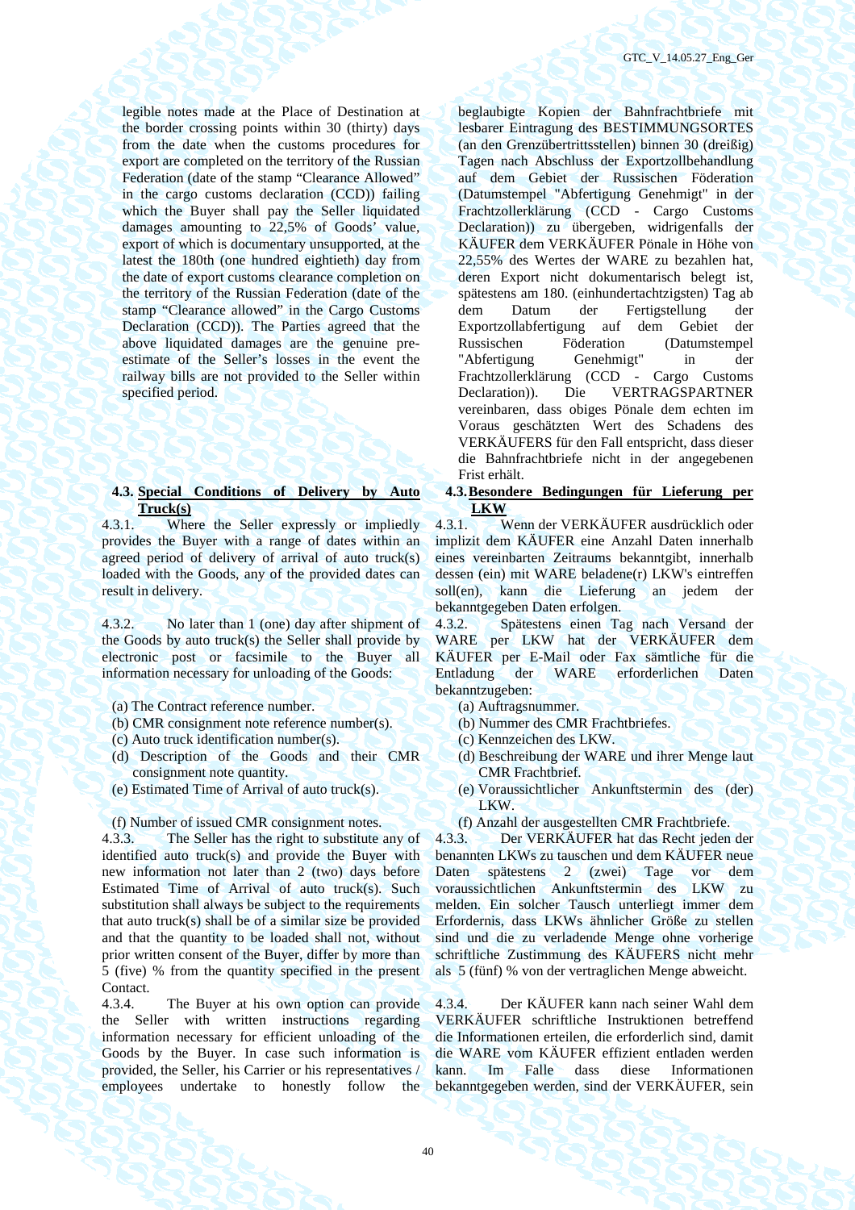legible notes made at the Place of Destination at the border crossing points within 30 (thirty) days from the date when the customs procedures for export are completed on the territory of the Russian Federation (date of the stamp "Clearance Allowed" in the cargo customs declaration (CCD)) failing which the Buyer shall pay the Seller liquidated damages amounting to 22,5% of Goods' value, export of which is documentary unsupported, at the latest the 180th (one hundred eightieth) day from the date of export customs clearance completion on the territory of the Russian Federation (date of the stamp "Clearance allowed" in the Cargo Customs Declaration (CCD)). The Parties agreed that the above liquidated damages are the genuine pre-estimate of the Seller's losses in the event the railway bills are not provided to the Seller within specified period.

beglaubigte Kopien der Bahnfrachtbriefe mit lesbarer Eintragung des BESTIMMUNGSORTES (an den Grenzübertrittsstellen) binnen 30 (dreißig) Tagen nach Abschluss der Exportzollbehandlung auf dem Gebiet der Russischen Föderation (Datumstempel "Abfertigung Genehmigt" in der Frachtzollerklärung (CCD - Cargo Customs Declaration)) zu übergeben, widrigenfalls der KÄUFER dem VERKÄUFER Pönale in Höhe von 22,55% des Wertes der WARE zu bezahlen hat, deren Export nicht dokumentarisch belegt ist, spätestens am 180. (einhundertachtzigsten) Tag ab dem Datum der Fertigstellung der Exportzollabfertigung auf dem Gebiet der Russischen Föderation (Datumstempel "Abfertigung Genehmigt" in der Frachtzollerklärung (CCD - Cargo Customs Declaration)). Die VERTRAGSPARTNER vereinbaren, dass obiges Pönale dem echten im Voraus geschätzten Wert des Schadens des VERKÄUFERS für den Fall entspricht, dass dieser die Bahnfrachtbriefe nicht in der angegebenen Frist erhält.

### 4.3. Special Conditions of Delivery by Auto Truck(s)

### 4.3. Besondere Bedingungen für Lieferung per LKW

4.3.1. Where the Seller expressly or impliedly provides the Buyer with a range of dates within an agreed period of delivery of arrival of auto truck(s) loaded with the Goods, any of the provided dates can result in delivery.

4.3.1. Wenn der VERKÄUFER ausdrücklich oder implizit dem KÄUFER eine Anzahl Daten innerhalb eines vereinbarten Zeitraums bekanntgibt, innerhalb dessen (ein) mit WARE beladene(r) LKW's eintreffen soll(en), kann die Lieferung an jedem der bekanntgegeben Daten erfolgen.

4.3.2. No later than 1 (one) day after shipment of the Goods by auto truck(s) the Seller shall provide by electronic post or facsimile to the Buyer all information necessary for unloading of the Goods:

(a) The Contract reference number.
(b) CMR consignment note reference number(s).
(c) Auto truck identification number(s).
(d) Description of the Goods and their CMR consignment note quantity.
(e) Estimated Time of Arrival of auto truck(s).
(f) Number of issued CMR consignment notes.

4.3.2. Spätestens einen Tag nach Versand der WARE per LKW hat der VERKÄUFER dem KÄUFER per E-Mail oder Fax sämtliche für die Entladung der WARE erforderlichen Daten bekanntzugeben:

(a) Auftragsnummer.
(b) Nummer des CMR Frachtbriefes.
(c) Kennzeichen des LKW.
(d) Beschreibung der WARE und ihrer Menge laut CMR Frachtbrief.
(e) Voraussichtlicher Ankunftstermin des (der) LKW.
(f) Anzahl der ausgestellten CMR Frachtbriefe.

4.3.3. The Seller has the right to substitute any of identified auto truck(s) and provide the Buyer with new information not later than 2 (two) days before Estimated Time of Arrival of auto truck(s). Such substitution shall always be subject to the requirements that auto truck(s) shall be of a similar size be provided and that the quantity to be loaded shall not, without prior written consent of the Buyer, differ by more than 5 (five) % from the quantity specified in the present Contact.

4.3.3. Der VERKÄUFER hat das Recht jeden der benannten LKWs zu tauschen und dem KÄUFER neue Daten spätestens 2 (zwei) Tage vor dem voraussichtlichen Ankunftstermin des LKW zu melden. Ein solcher Tausch unterliegt immer dem Erfordernis, dass LKWs ähnlicher Größe zu stellen sind und die zu verladende Menge ohne vorherige schriftliche Zustimmung des KÄUFERS nicht mehr als 5 (fünf) % von der vertraglichen Menge abweicht.

4.3.4. The Buyer at his own option can provide the Seller with written instructions regarding information necessary for efficient unloading of the Goods by the Buyer. In case such information is provided, the Seller, his Carrier or his representatives / employees undertake to honestly follow the

4.3.4. Der KÄUFER kann nach seiner Wahl dem VERKÄUFER schriftliche Instruktionen betreffend die Informationen erteilen, die erforderlich sind, damit die WARE vom KÄUFER effizient entladen werden kann. Im Falle dass diese Informationen bekanntgegeben werden, sind der VERKÄUFER, sein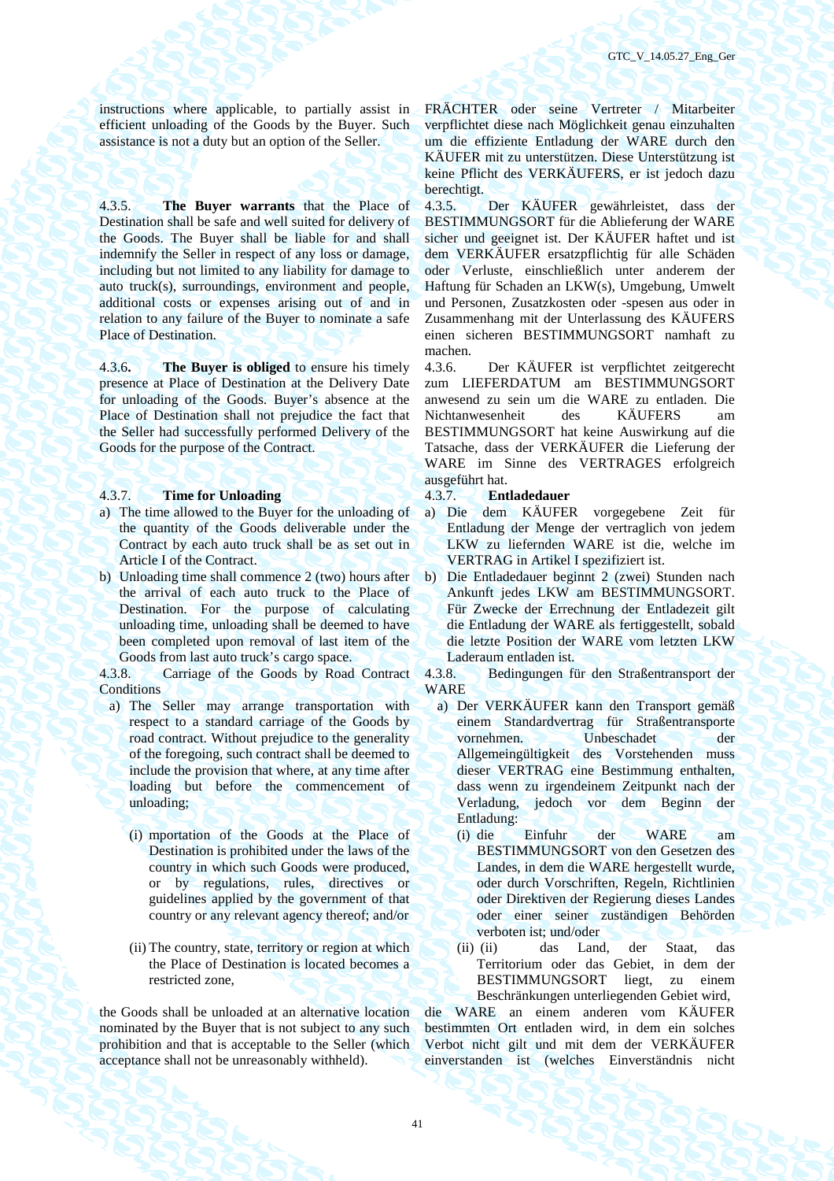instructions where applicable, to partially assist in efficient unloading of the Goods by the Buyer. Such assistance is not a duty but an option of the Seller.

FRÄCHTER oder seine Vertreter / Mitarbeiter verpflichtet diese nach Möglichkeit genau einzuhalten um die effiziente Entladung der WARE durch den KÄUFER mit zu unterstützen. Diese Unterstützung ist keine Pflicht des VERKÄUFERS, er ist jedoch dazu berechtigt.

4.3.5. **The Buyer warrants** that the Place of Destination shall be safe and well suited for delivery of the Goods. The Buyer shall be liable for and shall indemnify the Seller in respect of any loss or damage, including but not limited to any liability for damage to auto truck(s), surroundings, environment and people, additional costs or expenses arising out of and in relation to any failure of the Buyer to nominate a safe Place of Destination.

4.3.5. Der KÄUFER gewährleistet, dass der BESTIMMUNGSORT für die Ablieferung der WARE sicher und geeignet ist. Der KÄUFER haftet und ist dem VERKÄUFER ersatzpflichtig für alle Schäden oder Verluste, einschließlich unter anderem der Haftung für Schaden an LKW(s), Umgebung, Umwelt und Personen, Zusatzkosten oder -spesen aus oder in Zusammenhang mit der Unterlassung des KÄUFERS einen sicheren BESTIMMUNGSORT namhaft zu machen.

4.3.6**.** **The Buyer is obliged** to ensure his timely presence at Place of Destination at the Delivery Date for unloading of the Goods. Buyer's absence at the Place of Destination shall not prejudice the fact that the Seller had successfully performed Delivery of the Goods for the purpose of the Contract.

4.3.6. Der KÄUFER ist verpflichtet zeitgerecht zum LIEFERDATUM am BESTIMMUNGSORT anwesend zu sein um die WARE zu entladen. Die Nichtanwesenheit des KÄUFERS am BESTIMMUNGSORT hat keine Auswirkung auf die Tatsache, dass der VERKÄUFER die Lieferung der WARE im Sinne des VERTRAGES erfolgreich ausgeführt hat.

4.3.7. **Time for Unloading**

a) The time allowed to the Buyer for the unloading of the quantity of the Goods deliverable under the Contract by each auto truck shall be as set out in Article I of the Contract.
b) Unloading time shall commence 2 (two) hours after the arrival of each auto truck to the Place of Destination. For the purpose of calculating unloading time, unloading shall be deemed to have been completed upon removal of last item of the Goods from last auto truck's cargo space.

4.3.7. **Entladedauer**

a) Die dem KÄUFER vorgegebene Zeit für Entladung der Menge der vertraglich von jedem LKW zu liefernden WARE ist die, welche im VERTRAG in Artikel I spezifiziert ist.
b) Die Entladedauer beginnt 2 (zwei) Stunden nach Ankunft jedes LKW am BESTIMMUNGSORT. Für Zwecke der Errechnung der Entladezeit gilt die Entladung der WARE als fertiggestellt, sobald die letzte Position der WARE vom letzten LKW Laderaum entladen ist.

4.3.8. Carriage of the Goods by Road Contract Conditions

a) The Seller may arrange transportation with respect to a standard carriage of the Goods by road contract. Without prejudice to the generality of the foregoing, such contract shall be deemed to include the provision that where, at any time after loading but before the commencement of unloading;
   (i) mportation of the Goods at the Place of Destination is prohibited under the laws of the country in which such Goods were produced, or by regulations, rules, directives or guidelines applied by the government of that country or any relevant agency thereof; and/or
   (ii) The country, state, territory or region at which the Place of Destination is located becomes a restricted zone,

the Goods shall be unloaded at an alternative location nominated by the Buyer that is not subject to any such prohibition and that is acceptable to the Seller (which acceptance shall not be unreasonably withheld).

4.3.8. Bedingungen für den Straßentransport der WARE

a) Der VERKÄUFER kann den Transport gemäß einem Standardvertrag für Straßentransporte vornehmen. Unbeschadet der Allgemeingültigkeit des Vorstehenden muss dieser VERTRAG eine Bestimmung enthalten, dass wenn zu irgendeinem Zeitpunkt nach der Verladung, jedoch vor dem Beginn der Entladung:
   (i) die Einfuhr der WARE am BESTIMMUNGSORT von den Gesetzen des Landes, in dem die WARE hergestellt wurde, oder durch Vorschriften, Regeln, Richtlinien oder Direktiven der Regierung dieses Landes oder einer seiner zuständigen Behörden verboten ist; und/oder
   (ii) (ii) das Land, der Staat, das Territorium oder das Gebiet, in dem der BESTIMMUNGSORT liegt, zu einem Beschränkungen unterliegenden Gebiet wird,

die WARE an einem anderen vom KÄUFER bestimmten Ort entladen wird, in dem ein solches Verbot nicht gilt und mit dem der VERKÄUFER einverstanden ist (welches Einverständnis nicht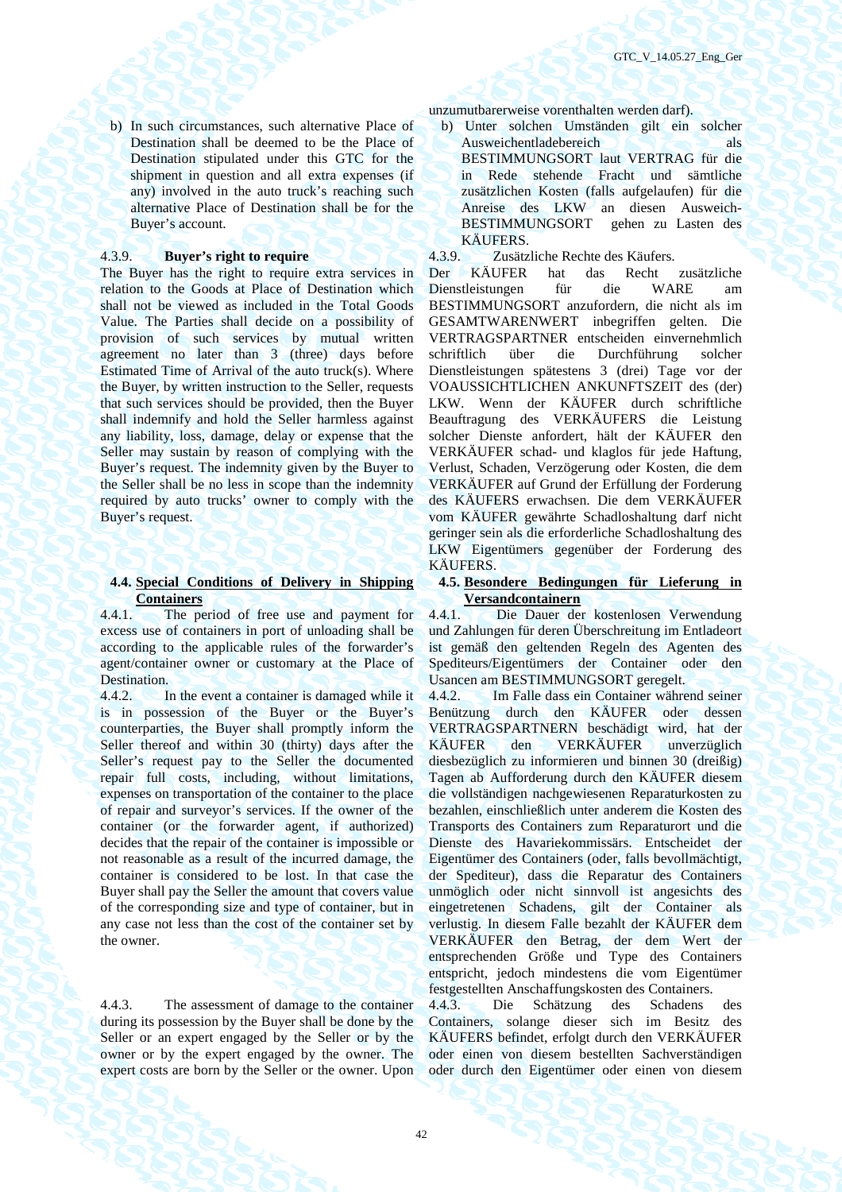unzumutbarerweise vorenthalten werden darf).

b) In such circumstances, such alternative Place of Destination shall be deemed to be the Place of Destination stipulated under this GTC for the shipment in question and all extra expenses (if any) involved in the auto truck's reaching such alternative Place of Destination shall be for the Buyer's account.

b) Unter solchen Umständen gilt ein solcher Ausweichentladebereich als BESTIMMUNGSORT laut VERTRAG für die in Rede stehende Fracht und sämtliche zusätzlichen Kosten (falls aufgelaufen) für die Anreise des LKW an diesen Ausweich-BESTIMMUNGSORT gehen zu Lasten des KÄUFERS.

4.3.9. **Buyer's right to require**

The Buyer has the right to require extra services in relation to the Goods at Place of Destination which shall not be viewed as included in the Total Goods Value. The Parties shall decide on a possibility of provision of such services by mutual written agreement no later than 3 (three) days before Estimated Time of Arrival of the auto truck(s). Where the Buyer, by written instruction to the Seller, requests that such services should be provided, then the Buyer shall indemnify and hold the Seller harmless against any liability, loss, damage, delay or expense that the Seller may sustain by reason of complying with the Buyer's request. The indemnity given by the Buyer to the Seller shall be no less in scope than the indemnity required by auto trucks' owner to comply with the Buyer's request.

4.3.9. Zusätzliche Rechte des Käufers.

Der KÄUFER hat das Recht zusätzliche Dienstleistungen für die WARE am BESTIMMUNGSORT anzufordern, die nicht als im GESAMTWARENWERT inbegriffen gelten. Die VERTRAGSPARTNER entscheiden einvernehmlich schriftlich über die Durchführung solcher Dienstleistungen spätestens 3 (drei) Tage vor der VOAUSSICHTLICHEN ANKUNFTSZEIT des (der) LKW. Wenn der KÄUFER durch schriftliche Beauftragung des VERKÄUFERS die Leistung solcher Dienste anfordert, hält der KÄUFER den VERKÄUFER schad- und klaglos für jede Haftung, Verlust, Schaden, Verzögerung oder Kosten, die dem VERKÄUFER auf Grund der Erfüllung der Forderung des KÄUFERS erwachsen. Die dem VERKÄUFER vom KÄUFER gewährte Schadloshaltung darf nicht geringer sein als die erforderliche Schadloshaltung des LKW Eigentümers gegenüber der Forderung des KÄUFERS.

## 4.4. Special Conditions of Delivery in Shipping Containers

## 4.5. Besondere Bedingungen für Lieferung in Versandcontainern

4.4.1. The period of free use and payment for excess use of containers in port of unloading shall be according to the applicable rules of the forwarder's agent/container owner or customary at the Place of Destination.

4.4.1. Die Dauer der kostenlosen Verwendung und Zahlungen für deren Überschreitung im Entladeort ist gemäß den geltenden Regeln des Agenten des Spediteurs/Eigentümers der Container oder den Usancen am BESTIMMUNGSORT geregelt.

4.4.2. In the event a container is damaged while it is in possession of the Buyer or the Buyer's counterparties, the Buyer shall promptly inform the Seller thereof and within 30 (thirty) days after the Seller's request pay to the Seller the documented repair full costs, including, without limitations, expenses on transportation of the container to the place of repair and surveyor's services. If the owner of the container (or the forwarder agent, if authorized) decides that the repair of the container is impossible or not reasonable as a result of the incurred damage, the container is considered to be lost. In that case the Buyer shall pay the Seller the amount that covers value of the corresponding size and type of container, but in any case not less than the cost of the container set by the owner.

4.4.2. Im Falle dass ein Container während seiner Benützung durch den KÄUFER oder dessen VERTRAGSPARTNERN beschädigt wird, hat der KÄUFER den VERKÄUFER unverzüglich diesbezüglich zu informieren und binnen 30 (dreißig) Tagen ab Aufforderung durch den KÄUFER diesem die vollständigen nachgewiesenen Reparaturkosten zu bezahlen, einschließlich unter anderem die Kosten des Transports des Containers zum Reparaturort und die Dienste des Havariekommissärs. Entscheidet der Eigentümer des Containers (oder, falls bevollmächtigt, der Spediteur), dass die Reparatur des Containers unmöglich oder nicht sinnvoll ist angesichts des eingetretenen Schadens, gilt der Container als verlustig. In diesem Falle bezahlt der KÄUFER dem VERKÄUFER den Betrag, der dem Wert der entsprechenden Größe und Type des Containers entspricht, jedoch mindestens die vom Eigentümer festgestellten Anschaffungskosten des Containers.

4.4.3. The assessment of damage to the container during its possession by the Buyer shall be done by the Seller or an expert engaged by the Seller or by the owner or by the expert engaged by the owner. The expert costs are born by the Seller or the owner. Upon

4.4.3. Die Schätzung des Schadens des Containers, solange dieser sich im Besitz des KÄUFERS befindet, erfolgt durch den VERKÄUFER oder einen von diesem bestellten Sachverständigen oder durch den Eigentümer oder einen von diesem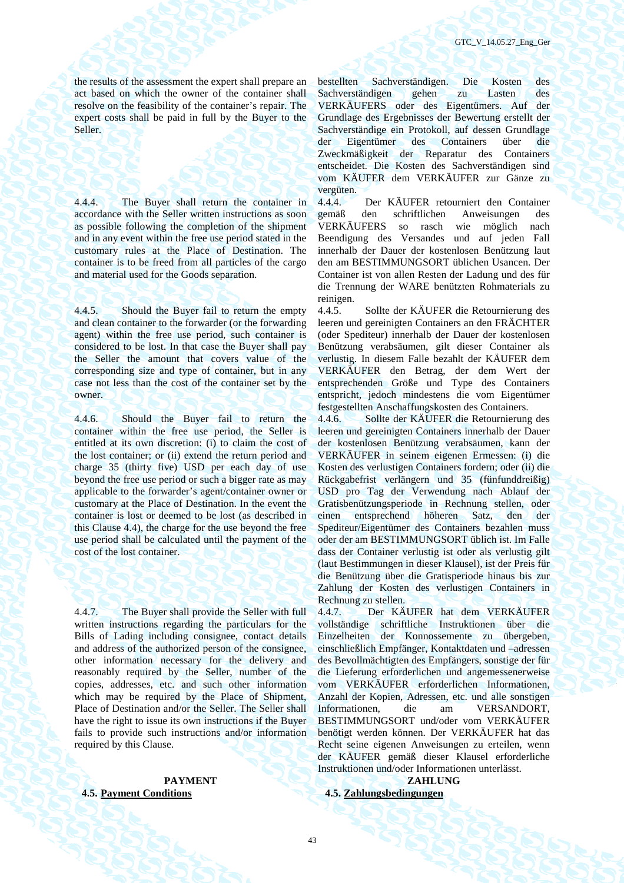the results of the assessment the expert shall prepare an act based on which the owner of the container shall resolve on the feasibility of the container's repair. The expert costs shall be paid in full by the Buyer to the Seller.

bestellten Sachverständigen. Die Kosten des Sachverständigen gehen zu Lasten des VERKÄUFERS oder des Eigentümers. Auf der Grundlage des Ergebnisses der Bewertung erstellt der Sachverständige ein Protokoll, auf dessen Grundlage der Eigentümer des Containers über die Zweckmäßigkeit der Reparatur des Containers entscheidet. Die Kosten des Sachverständigen sind vom KÄUFER dem VERKÄUFER zur Gänze zu vergüten.

4.4.4. The Buyer shall return the container in accordance with the Seller written instructions as soon as possible following the completion of the shipment and in any event within the free use period stated in the customary rules at the Place of Destination. The container is to be freed from all particles of the cargo and material used for the Goods separation.

4.4.4. Der KÄUFER retourniert den Container gemäß den schriftlichen Anweisungen des VERKÄUFERS so rasch wie möglich nach Beendigung des Versandes und auf jeden Fall innerhalb der Dauer der kostenlosen Benützung laut den am BESTIMMUNGSORT üblichen Usancen. Der Container ist von allen Resten der Ladung und des für die Trennung der WARE benützten Rohmaterials zu reinigen.

4.4.5. Should the Buyer fail to return the empty and clean container to the forwarder (or the forwarding agent) within the free use period, such container is considered to be lost. In that case the Buyer shall pay the Seller the amount that covers value of the corresponding size and type of container, but in any case not less than the cost of the container set by the owner.

4.4.5. Sollte der KÄUFER die Retournierung des leeren und gereinigten Containers an den FRÄCHTER (oder Spediteur) innerhalb der Dauer der kostenlosen Benützung verabsäumen, gilt dieser Container als verlustig. In diesem Falle bezahlt der KÄUFER dem VERKÄUFER den Betrag, der dem Wert der entsprechenden Größe und Type des Containers entspricht, jedoch mindestens die vom Eigentümer festgestellten Anschaffungskosten des Containers.

4.4.6. Should the Buyer fail to return the container within the free use period, the Seller is entitled at its own discretion: (i) to claim the cost of the lost container; or (ii) extend the return period and charge 35 (thirty five) USD per each day of use beyond the free use period or such a bigger rate as may applicable to the forwarder's agent/container owner or customary at the Place of Destination. In the event the container is lost or deemed to be lost (as described in this Clause 4.4), the charge for the use beyond the free use period shall be calculated until the payment of the cost of the lost container.

4.4.6. Sollte der KÄUFER die Retournierung des leeren und gereinigten Containers innerhalb der Dauer der kostenlosen Benützung verabsäumen, kann der VERKÄUFER in seinem eigenen Ermessen: (i) die Kosten des verlustigen Containers fordern; oder (ii) die Rückgabefrist verlängern und 35 (fünfunddreißig) USD pro Tag der Verwendung nach Ablauf der Gratisbenützungsperiode in Rechnung stellen, oder einen entsprechend höheren Satz, den der Spediteur/Eigentümer des Containers bezahlen muss oder der am BESTIMMUNGSORT üblich ist. Im Falle dass der Container verlustig ist oder als verlustig gilt (laut Bestimmungen in dieser Klausel), ist der Preis für die Benützung über die Gratisperiode hinaus bis zur Zahlung der Kosten des verlustigen Containers in Rechnung zu stellen.

4.4.7. The Buyer shall provide the Seller with full written instructions regarding the particulars for the Bills of Lading including consignee, contact details and address of the authorized person of the consignee, other information necessary for the delivery and reasonably required by the Seller, number of the copies, addresses, etc. and such other information which may be required by the Place of Shipment, Place of Destination and/or the Seller. The Seller shall have the right to issue its own instructions if the Buyer fails to provide such instructions and/or information required by this Clause.

4.4.7. Der KÄUFER hat dem VERKÄUFER vollständige schriftliche Instruktionen über die Einzelheiten der Konnossemente zu übergeben, einschließlich Empfänger, Kontaktdaten und –adressen des Bevollmächtigten des Empfängers, sonstige der für die Lieferung erforderlichen und angemessenerweise vom VERKÄUFER erforderlichen Informationen, Anzahl der Kopien, Adressen, etc. und alle sonstigen Informationen, die am VERSANDORT, BESTIMMUNGSORT und/oder vom VERKÄUFER benötigt werden können. Der VERKÄUFER hat das Recht seine eigenen Anweisungen zu erteilen, wenn der KÄUFER gemäß dieser Klausel erforderliche Instruktionen und/oder Informationen unterlässt.

**PAYMENT**

**4.5. Payment Conditions**

**ZAHLUNG**

**4.5. Zahlungsbedingungen**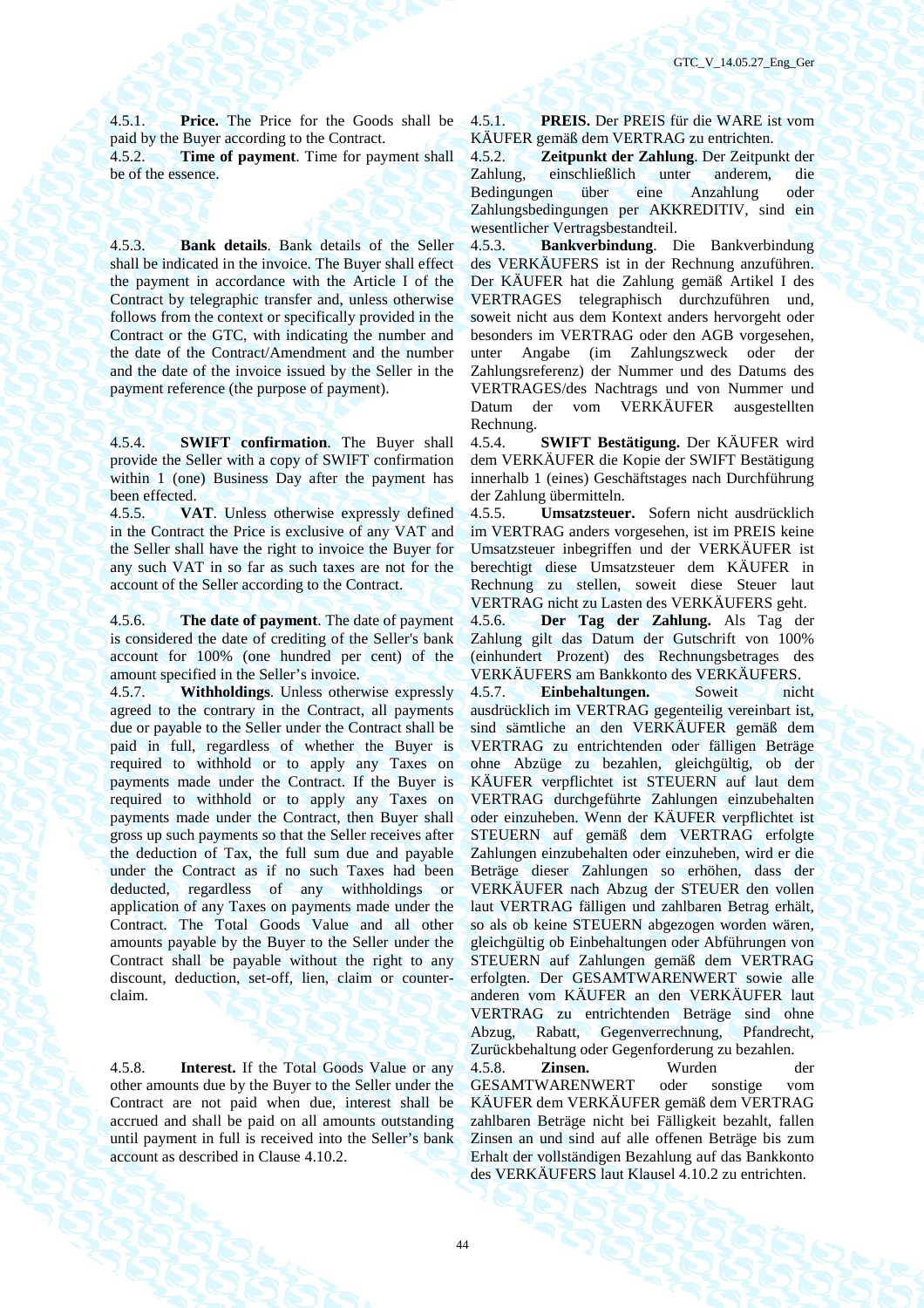4.5.1. **Price.** The Price for the Goods shall be paid by the Buyer according to the Contract.

4.5.1. **PREIS.** Der PREIS für die WARE ist vom KÄUFER gemäß dem VERTRAG zu entrichten.

4.5.2. **Time of payment**. Time for payment shall be of the essence.

4.5.2. **Zeitpunkt der Zahlung**. Der Zeitpunkt der Zahlung, einschließlich unter anderem, die Bedingungen über eine Anzahlung oder Zahlungsbedingungen per AKKREDITIV, sind ein wesentlicher Vertragsbestandteil.

4.5.3. **Bank details**. Bank details of the Seller shall be indicated in the invoice. The Buyer shall effect the payment in accordance with the Article I of the Contract by telegraphic transfer and, unless otherwise follows from the context or specifically provided in the Contract or the GTC, with indicating the number and the date of the Contract/Amendment and the number and the date of the invoice issued by the Seller in the payment reference (the purpose of payment).

4.5.3. **Bankverbindung**. Die Bankverbindung des VERKÄUFERS ist in der Rechnung anzuführen. Der KÄUFER hat die Zahlung gemäß Artikel I des VERTRAGES telegraphisch durchzuführen und, soweit nicht aus dem Kontext anders hervorgeht oder besonders im VERTRAG oder den AGB vorgesehen, unter Angabe (im Zahlungszweck oder der Zahlungsreferenz) der Nummer und des Datums des VERTRAGES/des Nachtrags und von Nummer und Datum der vom VERKÄUFER ausgestellten Rechnung.

4.5.4. **SWIFT confirmation**. The Buyer shall provide the Seller with a copy of SWIFT confirmation within 1 (one) Business Day after the payment has been effected.

4.5.4. **SWIFT Bestätigung.** Der KÄUFER wird dem VERKÄUFER die Kopie der SWIFT Bestätigung innerhalb 1 (eines) Geschäftstages nach Durchführung der Zahlung übermitteln.

4.5.5. **VAT**. Unless otherwise expressly defined in the Contract the Price is exclusive of any VAT and the Seller shall have the right to invoice the Buyer for any such VAT in so far as such taxes are not for the account of the Seller according to the Contract.

4.5.5. **Umsatzsteuer.** Sofern nicht ausdrücklich im VERTRAG anders vorgesehen, ist im PREIS keine Umsatzsteuer inbegriffen und der VERKÄUFER ist berechtigt diese Umsatzsteuer dem KÄUFER in Rechnung zu stellen, soweit diese Steuer laut VERTRAG nicht zu Lasten des VERKÄUFERS geht.

4.5.6. **The date of payment**. The date of payment is considered the date of crediting of the Seller's bank account for 100% (one hundred per cent) of the amount specified in the Seller's invoice.

4.5.6. **Der Tag der Zahlung.** Als Tag der Zahlung gilt das Datum der Gutschrift von 100% (einhundert Prozent) des Rechnungsbetrages des VERKÄUFERS am Bankkonto des VERKÄUFERS.

4.5.7. **Withholdings**. Unless otherwise expressly agreed to the contrary in the Contract, all payments due or payable to the Seller under the Contract shall be paid in full, regardless of whether the Buyer is required to withhold or to apply any Taxes on payments made under the Contract. If the Buyer is required to withhold or to apply any Taxes on payments made under the Contract, then Buyer shall gross up such payments so that the Seller receives after the deduction of Tax, the full sum due and payable under the Contract as if no such Taxes had been deducted, regardless of any withholdings or application of any Taxes on payments made under the Contract. The Total Goods Value and all other amounts payable by the Buyer to the Seller under the Contract shall be payable without the right to any discount, deduction, set-off, lien, claim or counter-claim.

4.5.7. **Einbehaltungen.** Soweit nicht ausdrücklich im VERTRAG gegenteilig vereinbart ist, sind sämtliche an den VERKÄUFER gemäß dem VERTRAG zu entrichtenden oder fälligen Beträge ohne Abzüge zu bezahlen, gleichgültig, ob der KÄUFER verpflichtet ist STEUERN auf laut dem VERTRAG durchgeführte Zahlungen einzubehalten oder einzuheben. Wenn der KÄUFER verpflichtet ist STEUERN auf gemäß dem VERTRAG erfolgte Zahlungen einzubehalten oder einzuheben, wird er die Beträge dieser Zahlungen so erhöhen, dass der VERKÄUFER nach Abzug der STEUER den vollen laut VERTRAG fälligen und zahlbaren Betrag erhält, so als ob keine STEUERN abgezogen worden wären, gleichgültig ob Einbehaltungen oder Abführungen von STEUERN auf Zahlungen gemäß dem VERTRAG erfolgten. Der GESAMTWARENWERT sowie alle anderen vom KÄUFER an den VERKÄUFER laut VERTRAG zu entrichtenden Beträge sind ohne Abzug, Rabatt, Gegenverrechnung, Pfandrecht, Zurückbehaltung oder Gegenforderung zu bezahlen.

4.5.8. **Interest.** If the Total Goods Value or any other amounts due by the Buyer to the Seller under the Contract are not paid when due, interest shall be accrued and shall be paid on all amounts outstanding until payment in full is received into the Seller's bank account as described in Clause 4.10.2.

4.5.8. **Zinsen.** Wurden der GESAMTWARENWERT oder sonstige vom KÄUFER dem VERKÄUFER gemäß dem VERTRAG zahlbaren Beträge nicht bei Fälligkeit bezahlt, fallen Zinsen an und sind auf alle offenen Beträge bis zum Erhalt der vollständigen Bezahlung auf das Bankkonto des VERKÄUFERS laut Klausel 4.10.2 zu entrichten.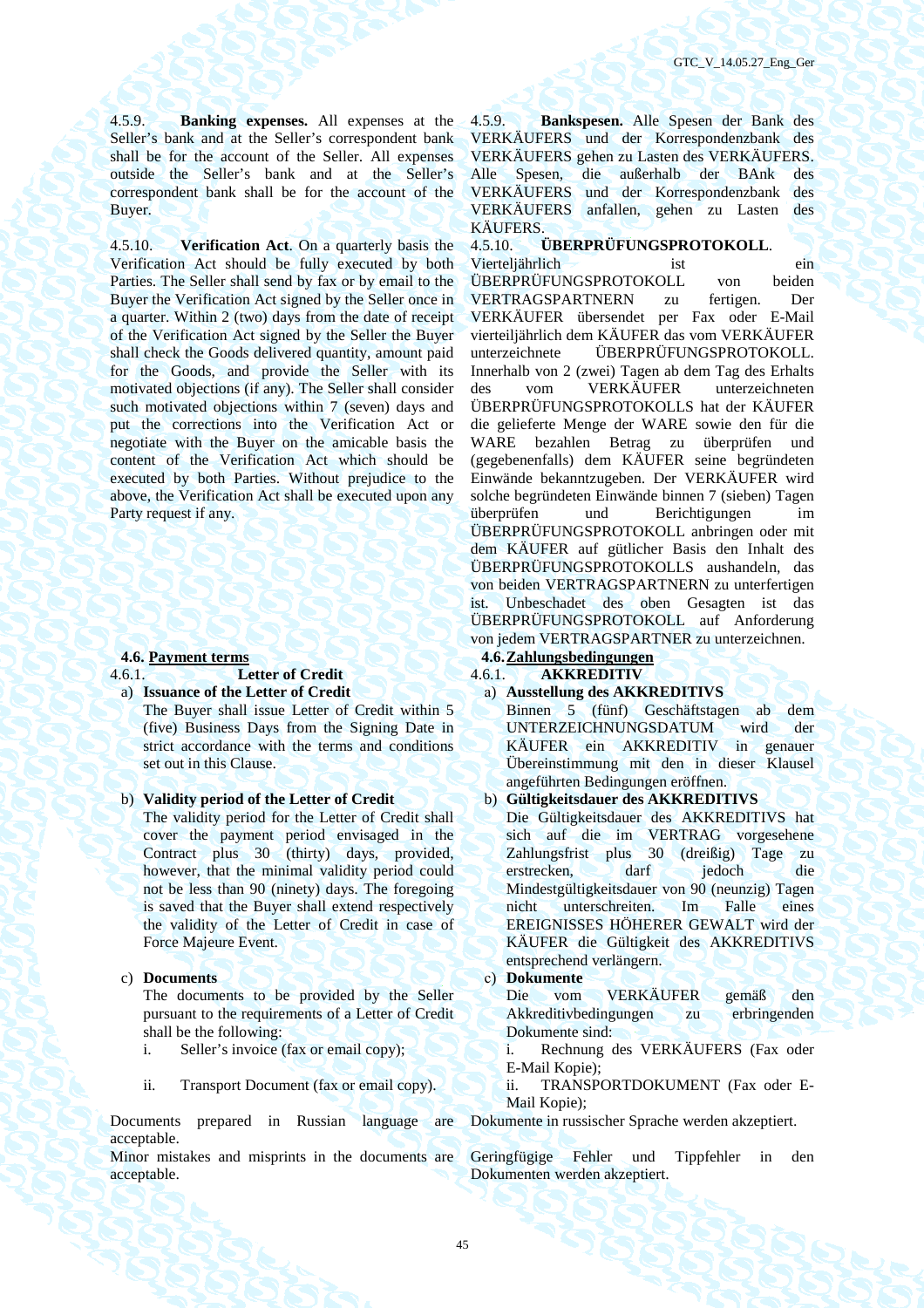4.5.9. **Banking expenses.** All expenses at the Seller's bank and at the Seller's correspondent bank shall be for the account of the Seller. All expenses outside the Seller's bank and at the Seller's correspondent bank shall be for the account of the Buyer.

4.5.9. **Bankspesen.** Alle Spesen der Bank des VERKÄUFERS und der Korrespondenzbank des VERKÄUFERS gehen zu Lasten des VERKÄUFERS. Alle Spesen, die außerhalb der BAnk des VERKÄUFERS und der Korrespondenzbank des VERKÄUFERS anfallen, gehen zu Lasten des KÄUFERS.

4.5.10. **Verification Act**. On a quarterly basis the Verification Act should be fully executed by both Parties. The Seller shall send by fax or by email to the Buyer the Verification Act signed by the Seller once in a quarter. Within 2 (two) days from the date of receipt of the Verification Act signed by the Seller the Buyer shall check the Goods delivered quantity, amount paid for the Goods, and provide the Seller with its motivated objections (if any). The Seller shall consider such motivated objections within 7 (seven) days and put the corrections into the Verification Act or negotiate with the Buyer on the amicable basis the content of the Verification Act which should be executed by both Parties. Without prejudice to the above, the Verification Act shall be executed upon any Party request if any.

4.5.10. **ÜBERPRÜFUNGSPROTOKOLL**. Vierteljährlich ist ein ÜBERPRÜFUNGSPROTOKOLL von beiden VERTRAGSPARTNERN zu fertigen. Der VERKÄUFER übersendet per Fax oder E-Mail vierteljährlich dem KÄUFER das vom VERKÄUFER unterzeichnete ÜBERPRÜFUNGSPROTOKOLL. Innerhalb von 2 (zwei) Tagen ab dem Tag des Erhalts des vom VERKÄUFER unterzeichneten ÜBERPRÜFUNGSPROTOKOLLS hat der KÄUFER die gelieferte Menge der WARE sowie den für die WARE bezahlen Betrag zu überprüfen und (gegebenenfalls) dem KÄUFER seine begründeten Einwände bekanntzugeben. Der VERKÄUFER wird solche begründeten Einwände binnen 7 (sieben) Tagen überprüfen und Berichtigungen im ÜBERPRÜFUNGSPROTOKOLL anbringen oder mit dem KÄUFER auf gütlicher Basis den Inhalt des ÜBERPRÜFUNGSPROTOKOLLS aushandeln, das von beiden VERTRAGSPARTNERN zu unterfertigen ist. Unbeschadet des oben Gesagten ist das ÜBERPRÜFUNGSPROTOKOLL auf Anforderung von jedem VERTRAGSPARTNER zu unterzeichnen.

### 4.6. Payment terms

#### 4.6.1. Letter of Credit

a) **Issuance of the Letter of Credit**

The Buyer shall issue Letter of Credit within 5 (five) Business Days from the Signing Date in strict accordance with the terms and conditions set out in this Clause.

b) **Validity period of the Letter of Credit**

The validity period for the Letter of Credit shall cover the payment period envisaged in the Contract plus 30 (thirty) days, provided, however, that the minimal validity period could not be less than 90 (ninety) days. The foregoing is saved that the Buyer shall extend respectively the validity of the Letter of Credit in case of Force Majeure Event.

c) **Documents**

The documents to be provided by the Seller pursuant to the requirements of a Letter of Credit shall be the following:

i. Seller's invoice (fax or email copy);

ii. Transport Document (fax or email copy).

Documents prepared in Russian language are acceptable.

Minor mistakes and misprints in the documents are acceptable.

### 4.6. Zahlungsbedingungen

#### 4.6.1. AKKREDITIV

a) **Ausstellung des AKKREDITIVS**

Binnen 5 (fünf) Geschäftstagen ab dem UNTERZEICHNUNGSDATUM wird der KÄUFER ein AKKREDITIV in genauer Übereinstimmung mit den in dieser Klausel angeführten Bedingungen eröffnen.

b) **Gültigkeitsdauer des AKKREDITIVS**

Die Gültigkeitsdauer des AKKREDITIVS hat sich auf die im VERTRAG vorgesehene Zahlungsfrist plus 30 (dreißig) Tage zu erstrecken, darf jedoch die Mindestgültigkeitsdauer von 90 (neunzig) Tagen nicht unterschreiten. Im Falle eines EREIGNISSES HÖHERER GEWALT wird der KÄUFER die Gültigkeit des AKKREDITIVS entsprechend verlängern.

c) **Dokumente**

Die vom VERKÄUFER gemäß den Akkreditivbedingungen zu erbringenden Dokumente sind:

i. Rechnung des VERKÄUFERS (Fax oder E-Mail Kopie);

ii. TRANSPORTDOKUMENT (Fax oder E-Mail Kopie);

Dokumente in russischer Sprache werden akzeptiert.

Geringfügige Fehler und Tippfehler in den Dokumenten werden akzeptiert.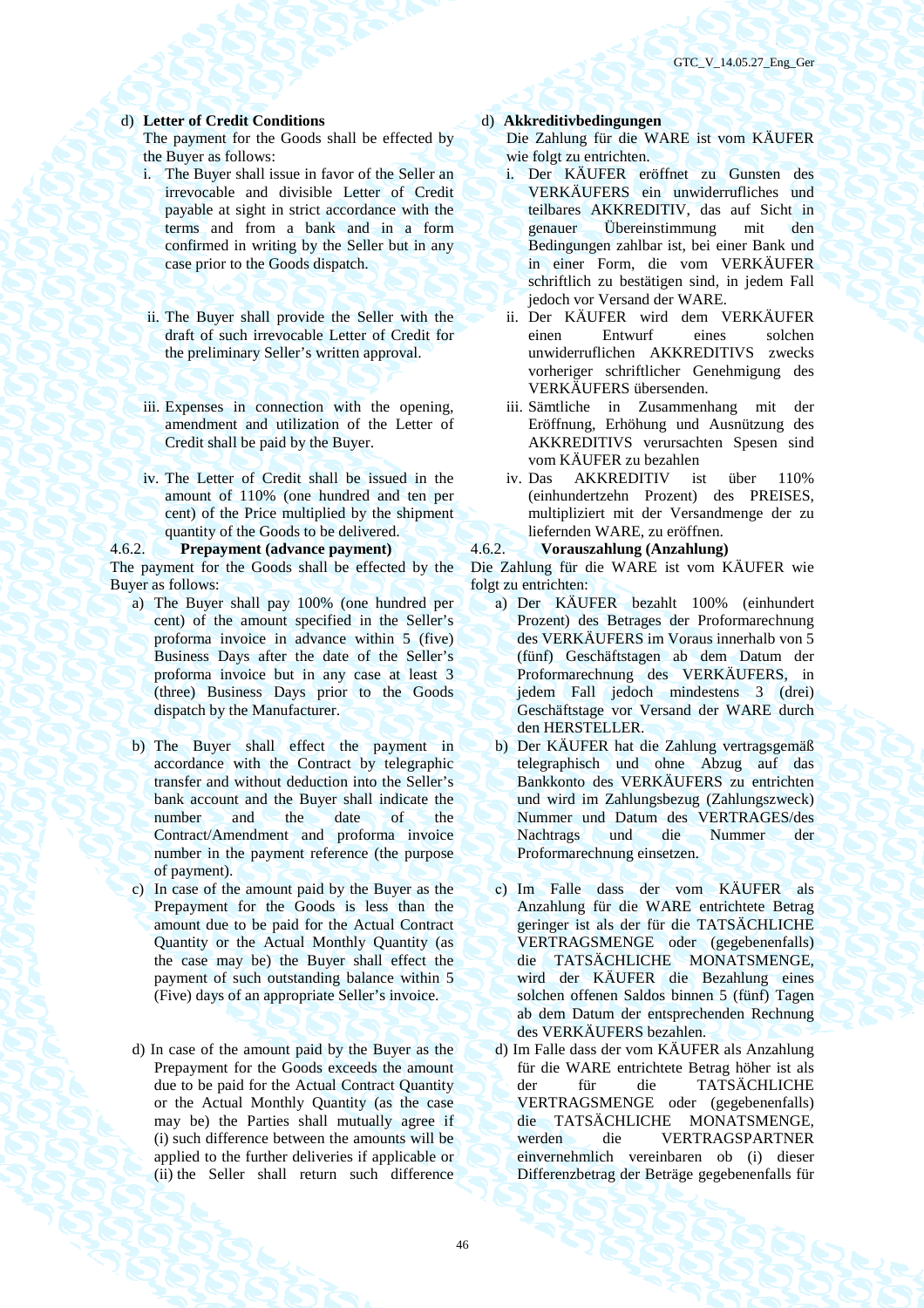d) **Letter of Credit Conditions**

The payment for the Goods shall be effected by the Buyer as follows:

i. The Buyer shall issue in favor of the Seller an irrevocable and divisible Letter of Credit payable at sight in strict accordance with the terms and from a bank and in a form confirmed in writing by the Seller but in any case prior to the Goods dispatch.

ii. The Buyer shall provide the Seller with the draft of such irrevocable Letter of Credit for the preliminary Seller's written approval.

iii. Expenses in connection with the opening, amendment and utilization of the Letter of Credit shall be paid by the Buyer.

iv. The Letter of Credit shall be issued in the amount of 110% (one hundred and ten per cent) of the Price multiplied by the shipment quantity of the Goods to be delivered.

d) **Akkreditivbedingungen**

Die Zahlung für die WARE ist vom KÄUFER wie folgt zu entrichten.

i. Der KÄUFER eröffnet zu Gunsten des VERKÄUFERS ein unwiderrufliches und teilbares AKKREDITIV, das auf Sicht in genauer Übereinstimmung mit den Bedingungen zahlbar ist, bei einer Bank und in einer Form, die vom VERKÄUFER schriftlich zu bestätigen sind, in jedem Fall jedoch vor Versand der WARE.

ii. Der KÄUFER wird dem VERKÄUFER einen Entwurf eines solchen unwiderruflichen AKKREDITIVS zwecks vorheriger schriftlicher Genehmigung des VERKÄUFERS übersenden.

iii. Sämtliche in Zusammenhang mit der Eröffnung, Erhöhung und Ausnützung des AKKREDITIVS verursachten Spesen sind vom KÄUFER zu bezahlen

iv. Das AKKREDITIV ist über 110% (einhundertzehn Prozent) des PREISES, multipliziert mit der Versandmenge der zu liefernden WARE, zu eröffnen.

4.6.2. **Prepayment (advance payment)**

The payment for the Goods shall be effected by the Buyer as follows:

a) The Buyer shall pay 100% (one hundred per cent) of the amount specified in the Seller's proforma invoice in advance within 5 (five) Business Days after the date of the Seller's proforma invoice but in any case at least 3 (three) Business Days prior to the Goods dispatch by the Manufacturer.

b) The Buyer shall effect the payment in accordance with the Contract by telegraphic transfer and without deduction into the Seller's bank account and the Buyer shall indicate the number and the date of the Contract/Amendment and proforma invoice number in the payment reference (the purpose of payment).

c) In case of the amount paid by the Buyer as the Prepayment for the Goods is less than the amount due to be paid for the Actual Contract Quantity or the Actual Monthly Quantity (as the case may be) the Buyer shall effect the payment of such outstanding balance within 5 (Five) days of an appropriate Seller's invoice.

d) In case of the amount paid by the Buyer as the Prepayment for the Goods exceeds the amount due to be paid for the Actual Contract Quantity or the Actual Monthly Quantity (as the case may be) the Parties shall mutually agree if (i) such difference between the amounts will be applied to the further deliveries if applicable or (ii) the Seller shall return such difference

4.6.2. **Vorauszahlung (Anzahlung)**

Die Zahlung für die WARE ist vom KÄUFER wie folgt zu entrichten:

a) Der KÄUFER bezahlt 100% (einhundert Prozent) des Betrages der Proformarechnung des VERKÄUFERS im Voraus innerhalb von 5 (fünf) Geschäftstagen ab dem Datum der Proformarechnung des VERKÄUFERS, in jedem Fall jedoch mindestens 3 (drei) Geschäftstage vor Versand der WARE durch den HERSTELLER.

b) Der KÄUFER hat die Zahlung vertragsgemäß telegraphisch und ohne Abzug auf das Bankkonto des VERKÄUFERS zu entrichten und wird im Zahlungsbezug (Zahlungszweck) Nummer und Datum des VERTRAGES/des Nachtrags und die Nummer der Proformarechnung einsetzen.

c) Im Falle dass der vom KÄUFER als Anzahlung für die WARE entrichtete Betrag geringer ist als der für die TATSÄCHLICHE VERTRAGSMENGE oder (gegebenenfalls) die TATSÄCHLICHE MONATSMENGE, wird der KÄUFER die Bezahlung eines solchen offenen Saldos binnen 5 (fünf) Tagen ab dem Datum der entsprechenden Rechnung des VERKÄUFERS bezahlen.

d) Im Falle dass der vom KÄUFER als Anzahlung für die WARE entrichtete Betrag höher ist als der für die TATSÄCHLICHE VERTRAGSMENGE oder (gegebenenfalls) die TATSÄCHLICHE MONATSMENGE, werden die VERTRAGSPARTNER einvernehmlich vereinbaren ob (i) dieser Differenzbetrag der Beträge gegebenenfalls für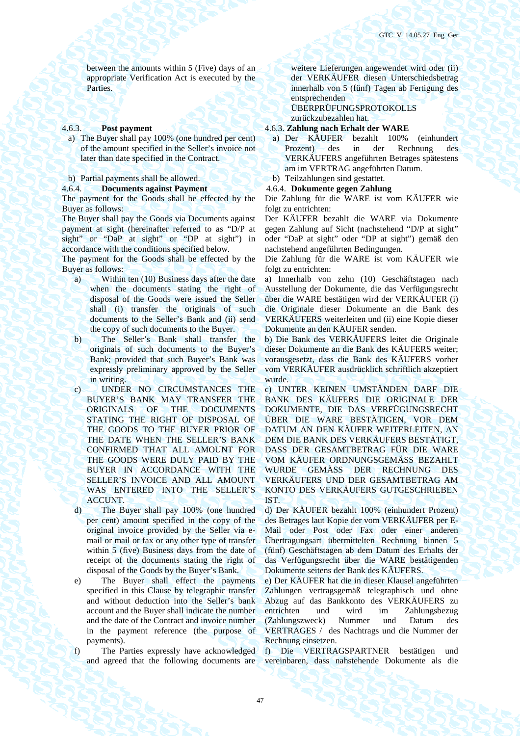between the amounts within 5 (Five) days of an appropriate Verification Act is executed by the Parties.

weitere Lieferungen angewendet wird oder (ii) der VERKÄUFER diesen Unterschiedsbetrag innerhalb von 5 (fünf) Tagen ab Fertigung des entsprechenden ÜBERPRÜFUNGSPROTOKOLLS zurückzubezahlen hat.

4.6.3. **Post payment**

a) The Buyer shall pay 100% (one hundred per cent) of the amount specified in the Seller's invoice not later than date specified in the Contract.

b) Partial payments shall be allowed.

4.6.3. **Zahlung nach Erhalt der WARE**

a) Der KÄUFER bezahlt 100% (einhundert Prozent) des in der Rechnung des VERKÄUFERS angeführten Betrages spätestens am im VERTRAG angeführten Datum.

b) Teilzahlungen sind gestattet.

4.6.4. **Documents against Payment**

The payment for the Goods shall be effected by the Buyer as follows:

The Buyer shall pay the Goods via Documents against payment at sight (hereinafter referred to as "D/P at sight" or "DaP at sight" or "DP at sight") in accordance with the conditions specified below.

The payment for the Goods shall be effected by the Buyer as follows:

a) Within ten (10) Business days after the date when the documents stating the right of disposal of the Goods were issued the Seller shall (i) transfer the originals of such documents to the Seller's Bank and (ii) send the copy of such documents to the Buyer.

b) The Seller's Bank shall transfer the originals of such documents to the Buyer's Bank; provided that such Buyer's Bank was expressly preliminary approved by the Seller in writing.

c) UNDER NO CIRCUMSTANCES THE BUYER'S BANK MAY TRANSFER THE ORIGINALS OF THE DOCUMENTS STATING THE RIGHT OF DISPOSAL OF THE GOODS TO THE BUYER PRIOR OF THE DATE WHEN THE SELLER'S BANK CONFIRMED THAT ALL AMOUNT FOR THE GOODS WERE DULY PAID BY THE BUYER IN ACCORDANCE WITH THE SELLER'S INVOICE AND ALL AMOUNT WAS ENTERED INTO THE SELLER'S ACCUNT.

d) The Buyer shall pay 100% (one hundred per cent) amount specified in the copy of the original invoice provided by the Seller via e-mail or mail or fax or any other type of transfer within 5 (five) Business days from the date of receipt of the documents stating the right of disposal of the Goods by the Buyer's Bank.

e) The Buyer shall effect the payments specified in this Clause by telegraphic transfer and without deduction into the Seller's bank account and the Buyer shall indicate the number and the date of the Contract and invoice number in the payment reference (the purpose of payments).

f) The Parties expressly have acknowledged and agreed that the following documents are

4.6.4. **Dokumente gegen Zahlung**

Die Zahlung für die WARE ist vom KÄUFER wie folgt zu entrichten:

Der KÄUFER bezahlt die WARE via Dokumente gegen Zahlung auf Sicht (nachstehend "D/P at sight" oder "DaP at sight" oder "DP at sight") gemäß den nachstehend angeführten Bedingungen.

Die Zahlung für die WARE ist vom KÄUFER wie folgt zu entrichten:

a) Innerhalb von zehn (10) Geschäftstagen nach Ausstellung der Dokumente, die das Verfügungsrecht über die WARE bestätigen wird der VERKÄUFER (i) die Originale dieser Dokumente an die Bank des VERKÄUFERS weiterleiten und (ii) eine Kopie dieser Dokumente an den KÄUFER senden.

b) Die Bank des VERKÄUFERS leitet die Originale dieser Dokumente an die Bank des KÄUFERS weiter; vorausgesetzt, dass die Bank des KÄUFERS vorher vom VERKÄUFER ausdrücklich schriftlich akzeptiert wurde.

c) UNTER KEINEN UMSTÄNDEN DARF DIE BANK DES KÄUFERS DIE ORIGINALE DER DOKUMENTE, DIE DAS VERFÜGUNGSRECHT ÜBER DIE WARE BESTÄTIGEN, VOR DEM DATUM AN DEN KÄUFER WEITERLEITEN, AN DEM DIE BANK DES VERKÄUFERS BESTÄTIGT, DASS DER GESAMTBETRAG FÜR DIE WARE VOM KÄUFER ORDNUNGSGEMÄSS BEZAHLT WURDE GEMÄSS DER RECHNUNG DES VERKÄUFERS UND DER GESAMTBETRAG AM KONTO DES VERKÄUFERS GUTGESCHRIEBEN IST.

d) Der KÄUFER bezahlt 100% (einhundert Prozent) des Betrages laut Kopie der vom VERKÄUFER per E-Mail oder Post oder Fax oder einer anderen Übertragungsart übermittelten Rechnung binnen 5 (fünf) Geschäftstagen ab dem Datum des Erhalts der das Verfügungsrecht über die WARE bestätigenden Dokumente seitens der Bank des KÄUFERS.

e) Der KÄUFER hat die in dieser Klausel angeführten Zahlungen vertragsgemäß telegraphisch und ohne Abzug auf das Bankkonto des VERKÄUFERS zu entrichten und wird im Zahlungsbezug (Zahlungszweck) Nummer und Datum des VERTRAGES / des Nachtrags und die Nummer der Rechnung einsetzen.

f) Die VERTRAGSPARTNER bestätigen und vereinbaren, dass nahstehende Dokumente als die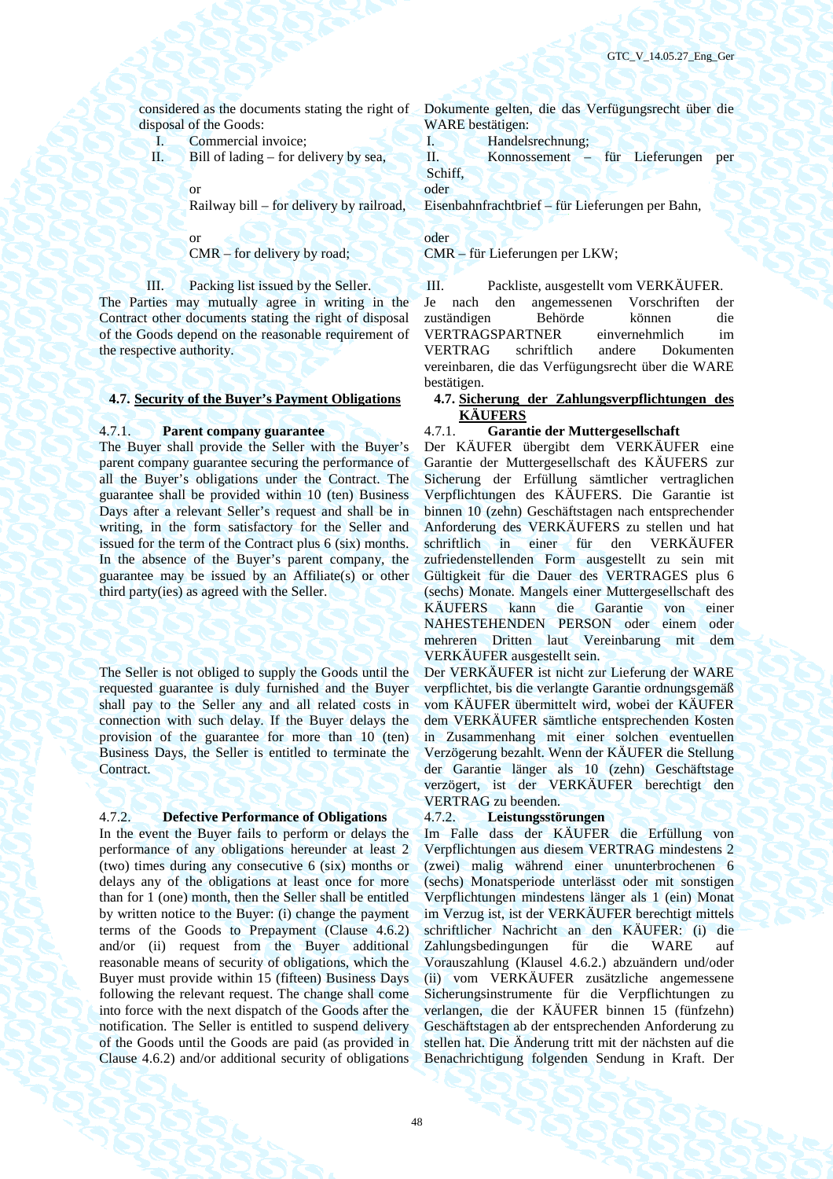considered as the documents stating the right of disposal of the Goods:

I. Commercial invoice;

II. Bill of lading – for delivery by sea,

or

Railway bill – for delivery by railroad,

or

CMR – for delivery by road;

III. Packing list issued by the Seller.

The Parties may mutually agree in writing in the Contract other documents stating the right of disposal of the Goods depend on the reasonable requirement of the respective authority.

Dokumente gelten, die das Verfügungsrecht über die WARE bestätigen:

I. Handelsrechnung;

II. Konnossement – für Lieferungen per Schiff,

oder

Eisenbahnfrachtbrief – für Lieferungen per Bahn,

oder

CMR – für Lieferungen per LKW;

III. Packliste, ausgestellt vom VERKÄUFER.

Je nach den angemessenen Vorschriften der zuständigen Behörde können die VERTRAGSPARTNER einvernehmlich im VERTRAG schriftlich andere Dokumenten vereinbaren, die das Verfügungsrecht über die WARE bestätigen.

### 4.7. Security of the Buyer's Payment Obligations

#### 4.7.1. Parent company guarantee

The Buyer shall provide the Seller with the Buyer's parent company guarantee securing the performance of all the Buyer's obligations under the Contract. The guarantee shall be provided within 10 (ten) Business Days after a relevant Seller's request and shall be in writing, in the form satisfactory for the Seller and issued for the term of the Contract plus 6 (six) months. In the absence of the Buyer's parent company, the guarantee may be issued by an Affiliate(s) or other third party(ies) as agreed with the Seller.

The Seller is not obliged to supply the Goods until the requested guarantee is duly furnished and the Buyer shall pay to the Seller any and all related costs in connection with such delay. If the Buyer delays the provision of the guarantee for more than 10 (ten) Business Days, the Seller is entitled to terminate the Contract.

#### 4.7.2. Defective Performance of Obligations

In the event the Buyer fails to perform or delays the performance of any obligations hereunder at least 2 (two) times during any consecutive 6 (six) months or delays any of the obligations at least once for more than for 1 (one) month, then the Seller shall be entitled by written notice to the Buyer: (i) change the payment terms of the Goods to Prepayment (Clause 4.6.2) and/or (ii) request from the Buyer additional reasonable means of security of obligations, which the Buyer must provide within 15 (fifteen) Business Days following the relevant request. The change shall come into force with the next dispatch of the Goods after the notification. The Seller is entitled to suspend delivery of the Goods until the Goods are paid (as provided in Clause 4.6.2) and/or additional security of obligations

### 4.7. Sicherung der Zahlungsverpflichtungen des KÄUFERS

#### 4.7.1. Garantie der Muttergesellschaft

Der KÄUFER übergibt dem VERKÄUFER eine Garantie der Muttergesellschaft des KÄUFERS zur Sicherung der Erfüllung sämtlicher vertraglichen Verpflichtungen des KÄUFERS. Die Garantie ist binnen 10 (zehn) Geschäftstagen nach entsprechender Anforderung des VERKÄUFERS zu stellen und hat schriftlich in einer für den VERKÄUFER zufriedenstellenden Form ausgestellt zu sein mit Gültigkeit für die Dauer des VERTRAGES plus 6 (sechs) Monate. Mangels einer Muttergesellschaft des KÄUFERS kann die Garantie von einer NAHESTEHENDEN PERSON oder einem oder mehreren Dritten laut Vereinbarung mit dem VERKÄUFER ausgestellt sein.

Der VERKÄUFER ist nicht zur Lieferung der WARE verpflichtet, bis die verlangte Garantie ordnungsgemäß vom KÄUFER übermittelt wird, wobei der KÄUFER dem VERKÄUFER sämtliche entsprechenden Kosten in Zusammenhang mit einer solchen eventuellen Verzögerung bezahlt. Wenn der KÄUFER die Stellung der Garantie länger als 10 (zehn) Geschäftstage verzögert, ist der VERKÄUFER berechtigt den VERTRAG zu beenden.

#### 4.7.2. Leistungsstörungen

Im Falle dass der KÄUFER die Erfüllung von Verpflichtungen aus diesem VERTRAG mindestens 2 (zwei) malig während einer ununterbrochenen 6 (sechs) Monatsperiode unterlässt oder mit sonstigen Verpflichtungen mindestens länger als 1 (ein) Monat im Verzug ist, ist der VERKÄUFER berechtigt mittels schriftlicher Nachricht an den KÄUFER: (i) die Zahlungsbedingungen für die WARE auf Vorauszahlung (Klausel 4.6.2.) abzuändern und/oder (ii) vom VERKÄUFER zusätzliche angemessene Sicherungsinstrumente für die Verpflichtungen zu verlangen, die der KÄUFER binnen 15 (fünfzehn) Geschäftstagen ab der entsprechenden Anforderung zu stellen hat. Die Änderung tritt mit der nächsten auf die Benachrichtigung folgenden Sendung in Kraft. Der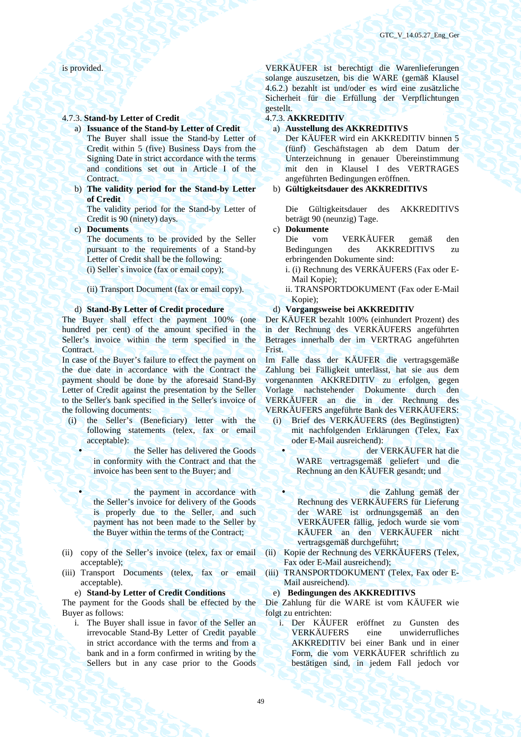is provided.

VERKÄUFER ist berechtigt die Warenlieferungen solange auszusetzen, bis die WARE (gemäß Klausel 4.6.2.) bezahlt ist und/oder es wird eine zusätzliche Sicherheit für die Erfüllung der Verpflichtungen gestellt.

4.7.3. **Stand-by Letter of Credit**

a) **Issuance of the Stand-by Letter of Credit**
The Buyer shall issue the Stand-by Letter of Credit within 5 (five) Business Days from the Signing Date in strict accordance with the terms and conditions set out in Article I of the Contract.

b) **The validity period for the Stand-by Letter of Credit**
The validity period for the Stand-by Letter of Credit is 90 (ninety) days.

c) **Documents**
The documents to be provided by the Seller pursuant to the requirements of a Stand-by Letter of Credit shall be the following:
(i) Seller`s invoice (fax or email copy);
(ii) Transport Document (fax or email copy).

d) **Stand-By Letter of Credit procedure**

The Buyer shall effect the payment 100% (one hundred per cent) of the amount specified in the Seller's invoice within the term specified in the Contract.

In case of the Buyer's failure to effect the payment on the due date in accordance with the Contract the payment should be done by the aforesaid Stand-By Letter of Credit against the presentation by the Seller to the Seller's bank specified in the Seller's invoice of the following documents:

(i) the Seller's (Beneficiary) letter with the following statements (telex, fax or email acceptable):
- the Seller has delivered the Goods in conformity with the Contract and that the invoice has been sent to the Buyer; and
- the payment in accordance with the Seller's invoice for delivery of the Goods is properly due to the Seller, and such payment has not been made to the Seller by the Buyer within the terms of the Contract;

(ii) copy of the Seller's invoice (telex, fax or email acceptable);

(iii) Transport Documents (telex, fax or email acceptable).

e) **Stand-by Letter of Credit Conditions**

The payment for the Goods shall be effected by the Buyer as follows:

i. The Buyer shall issue in favor of the Seller an irrevocable Stand-By Letter of Credit payable in strict accordance with the terms and from a bank and in a form confirmed in writing by the Sellers but in any case prior to the Goods

4.7.3. **AKKREDITIV**

a) **Ausstellung des AKKREDITIVS**
Der KÄUFER wird ein AKKREDITIV binnen 5 (fünf) Geschäftstagen ab dem Datum der Unterzeichnung in genauer Übereinstimmung mit den in Klausel I des VERTRAGES angeführten Bedingungen eröffnen.

b) **Gültigkeitsdauer des AKKREDITIVS**
Die Gültigkeitsdauer des AKKREDITIVS beträgt 90 (neunzig) Tage.

c) **Dokumente**
Die vom VERKÄUFER gemäß den Bedingungen des AKKREDITIVS zu erbringenden Dokumente sind:
i. (i) Rechnung des VERKÄUFERS (Fax oder E-Mail Kopie);
ii. TRANSPORTDOKUMENT (Fax oder E-Mail Kopie);

d) **Vorgangsweise bei AKKREDITIV**

Der KÄUFER bezahlt 100% (einhundert Prozent) des in der Rechnung des VERKÄUFERS angeführten Betrages innerhalb der im VERTRAG angeführten Frist.

Im Falle dass der KÄUFER die vertragsgemäße Zahlung bei Fälligkeit unterlässt, hat sie aus dem vorgenannten AKKREDITIV zu erfolgen, gegen Vorlage nachstehender Dokumente durch den VERKÄUFER an die in der Rechnung des VERKÄUFERS angeführte Bank des VERKÄUFERS:

(i) Brief des VERKÄUFERS (des Begünstigten) mit nachfolgenden Erklärungen (Telex, Fax oder E-Mail ausreichend):
- der VERKÄUFER hat die WARE vertragsgemäß geliefert und die Rechnung an den KÄUFER gesandt; und
- die Zahlung gemäß der Rechnung des VERKÄUFERS für Lieferung der WARE ist ordnungsgemäß an den VERKÄUFER fällig, jedoch wurde sie vom KÄUFER an den VERKÄUFER nicht vertragsgemäß durchgeführt;

(ii) Kopie der Rechnung des VERKÄUFERS (Telex, Fax oder E-Mail ausreichend);

(iii) TRANSPORTDOKUMENT (Telex, Fax oder E-Mail ausreichend).

e) **Bedingungen des AKKREDITIVS**

Die Zahlung für die WARE ist vom KÄUFER wie folgt zu entrichten:

i. Der KÄUFER eröffnet zu Gunsten des VERKÄUFERS eine unwiderrufliches AKKREDITIV bei einer Bank und in einer Form, die vom VERKÄUFER schriftlich zu bestätigen sind, in jedem Fall jedoch vor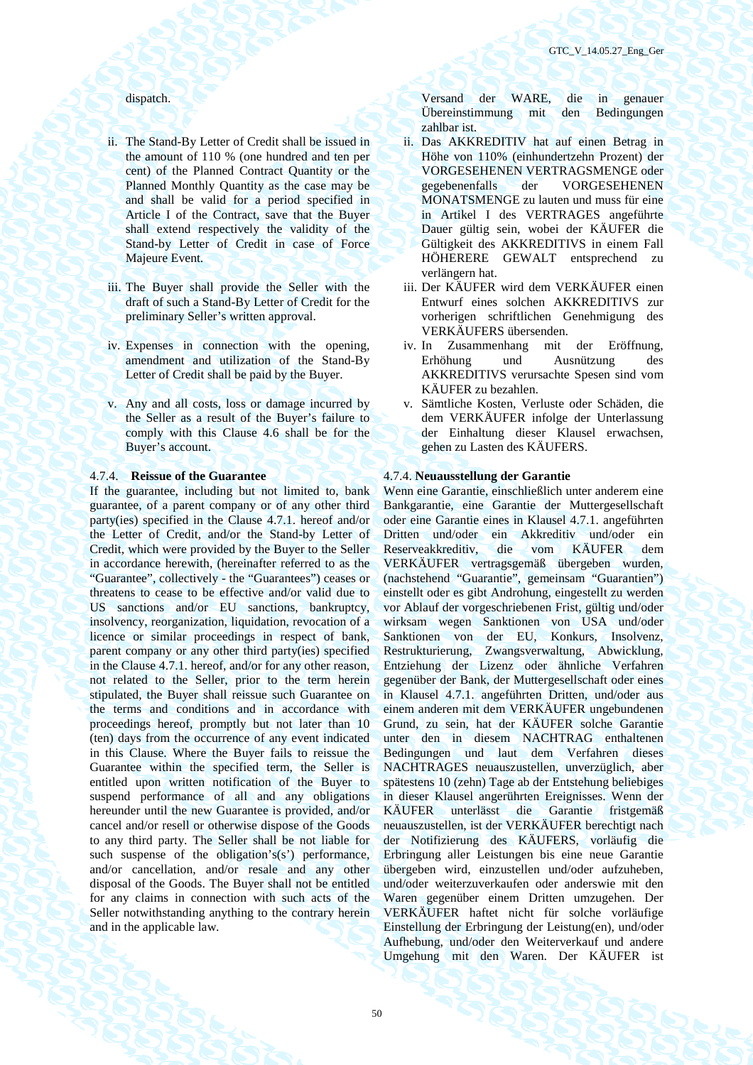dispatch.

ii. The Stand-By Letter of Credit shall be issued in the amount of 110 % (one hundred and ten per cent) of the Planned Contract Quantity or the Planned Monthly Quantity as the case may be and shall be valid for a period specified in Article I of the Contract, save that the Buyer shall extend respectively the validity of the Stand-by Letter of Credit in case of Force Majeure Event.

iii. The Buyer shall provide the Seller with the draft of such a Stand-By Letter of Credit for the preliminary Seller's written approval.

iv. Expenses in connection with the opening, amendment and utilization of the Stand-By Letter of Credit shall be paid by the Buyer.

v. Any and all costs, loss or damage incurred by the Seller as a result of the Buyer's failure to comply with this Clause 4.6 shall be for the Buyer's account.

4.7.4. **Reissue of the Guarantee**

If the guarantee, including but not limited to, bank guarantee, of a parent company or of any other third party(ies) specified in the Clause 4.7.1. hereof and/or the Letter of Credit, and/or the Stand-by Letter of Credit, which were provided by the Buyer to the Seller in accordance herewith, (hereinafter referred to as the "Guarantee", collectively - the "Guarantees") ceases or threatens to cease to be effective and/or valid due to US sanctions and/or EU sanctions, bankruptcy, insolvency, reorganization, liquidation, revocation of a licence or similar proceedings in respect of bank, parent company or any other third party(ies) specified in the Clause 4.7.1. hereof, and/or for any other reason, not related to the Seller, prior to the term herein stipulated, the Buyer shall reissue such Guarantee on the terms and conditions and in accordance with proceedings hereof, promptly but not later than 10 (ten) days from the occurrence of any event indicated in this Clause. Where the Buyer fails to reissue the Guarantee within the specified term, the Seller is entitled upon written notification of the Buyer to suspend performance of all and any obligations hereunder until the new Guarantee is provided, and/or cancel and/or resell or otherwise dispose of the Goods to any third party. The Seller shall be not liable for such suspense of the obligation's(s') performance, and/or cancellation, and/or resale and any other disposal of the Goods. The Buyer shall not be entitled for any claims in connection with such acts of the Seller notwithstanding anything to the contrary herein and in the applicable law.

Versand der WARE, die in genauer Übereinstimmung mit den Bedingungen zahlbar ist.

ii. Das AKKREDITIV hat auf einen Betrag in Höhe von 110% (einhundertzehn Prozent) der VORGESEHENEN VERTRAGSMENGE oder gegebenenfalls der VORGESEHENEN MONATSMENGE zu lauten und muss für eine in Artikel I des VERTRAGES angeführte Dauer gültig sein, wobei der KÄUFER die Gültigkeit des AKKREDITIVS in einem Fall HÖHERERE GEWALT entsprechend zu verlängern hat.

iii. Der KÄUFER wird dem VERKÄUFER einen Entwurf eines solchen AKKREDITIVS zur vorherigen schriftlichen Genehmigung des VERKÄUFERS übersenden.

iv. In Zusammenhang mit der Eröffnung, Erhöhung und Ausnützung des AKKREDITIVS verursachte Spesen sind vom KÄUFER zu bezahlen.

v. Sämtliche Kosten, Verluste oder Schäden, die dem VERKÄUFER infolge der Unterlassung der Einhaltung dieser Klausel erwachsen, gehen zu Lasten des KÄUFERS.

4.7.4. **Neuausstellung der Garantie**

Wenn eine Garantie, einschließlich unter anderem eine Bankgarantie, eine Garantie der Muttergesellschaft oder eine Garantie eines in Klausel 4.7.1. angeführten Dritten und/oder ein Akkreditiv und/oder ein Reserveakkreditiv, die vom KÄUFER dem VERKÄUFER vertragsgemäß übergeben wurden, (nachstehend "Garantie", gemeinsam "Guarantien") einstellt oder es gibt Androhung, eingestellt zu werden vor Ablauf der vorgeschriebenen Frist, gültig und/oder wirksam wegen Sanktionen von USA und/oder Sanktionen von der EU, Konkurs, Insolvenz, Restrukturierung, Zwangsverwaltung, Abwicklung, Entziehung der Lizenz oder ähnliche Verfahren gegenüber der Bank, der Muttergesellschaft oder eines in Klausel 4.7.1. angeführten Dritten, und/oder aus einem anderen mit dem VERKÄUFER ungebundenen Grund, zu sein, hat der KÄUFER solche Garantie unter den in diesem NACHTRAG enthaltenen Bedingungen und laut dem Verfahren dieses NACHTRAGES neuauszustellen, unverzüglich, aber spätestens 10 (zehn) Tage ab der Entstehung beliebiges in dieser Klausel angerührten Ereignisses. Wenn der KÄUFER unterlässt die Garantie fristgemäß neuauszustellen, ist der VERKÄUFER berechtigt nach der Notifizierung des KÄUFERS, vorläufig die Erbringung aller Leistungen bis eine neue Garantie übergeben wird, einzustellen und/oder aufzuheben, und/oder weiterzuverkaufen oder anderswie mit den Waren gegenüber einem Dritten umzugehen. Der VERKÄUFER haftet nicht für solche vorläufige Einstellung der Erbringung der Leistung(en), und/oder Aufhebung, und/oder den Weiterverkauf und andere Umgehung mit den Waren. Der KÄUFER ist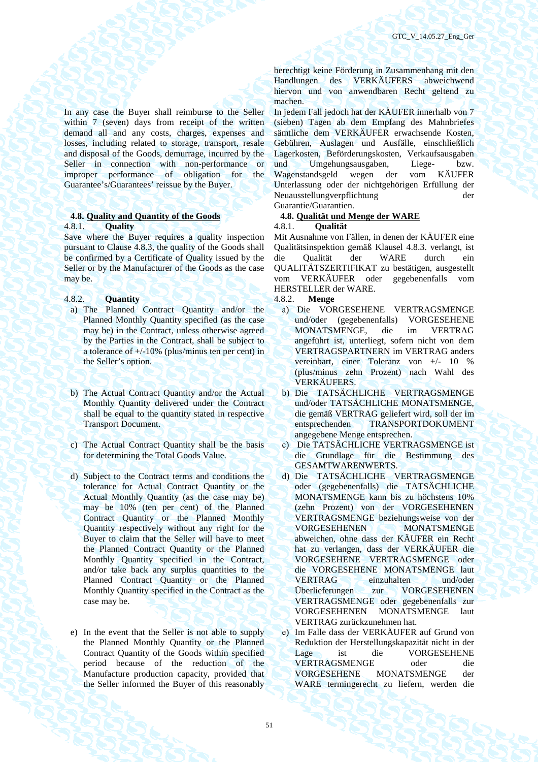berechtigt keine Förderung in Zusammenhang mit den Handlungen des VERKÄUFERS abweichend hiervon und von anwendbaren Recht geltend zu machen.

In any case the Buyer shall reimburse to the Seller within 7 (seven) days from receipt of the written demand all and any costs, charges, expenses and losses, including related to storage, transport, resale and disposal of the Goods, demurrage, incurred by the Seller in connection with non-performance or improper performance of obligation for the Guarantee's/Guarantees' reissue by the Buyer.

In jedem Fall jedoch hat der KÄUFER innerhalb von 7 (sieben) Tagen ab dem Empfang des Mahnbriefes sämtliche dem VERKÄUFER erwachsende Kosten, Gebühren, Auslagen und Ausfälle, einschließlich Lagerkosten, Beförderungskosten, Verkaufsausgaben und Umgehungsausgaben, Liege- bzw. Wagenstandsgeld wegen der vom KÄUFER Unterlassung oder der nichtgehörigen Erfüllung der Neuausstellungverpflichtung der Guarantie/Guarantien.

### 4.8. Quality and Quantity of the Goods

### 4.8. Qualität und Menge der WARE

4.8.1. **Quality**

Save where the Buyer requires a quality inspection pursuant to Clause 4.8.3, the quality of the Goods shall be confirmed by a Certificate of Quality issued by the Seller or by the Manufacturer of the Goods as the case may be.

4.8.1. **Qualität**

Mit Ausnahme von Fällen, in denen der KÄUFER eine Qualitätsinspektion gemäß Klausel 4.8.3. verlangt, ist die Qualität der WARE durch ein QUALITÄTSZERTIFIKAT zu bestätigen, ausgestellt vom VERKÄUFER oder gegebenenfalls vom HERSTELLER der WARE.

4.8.2. **Quantity**

a) The Planned Contract Quantity and/or the Planned Monthly Quantity specified (as the case may be) in the Contract, unless otherwise agreed by the Parties in the Contract, shall be subject to a tolerance of +/-10% (plus/minus ten per cent) in the Seller's option.

b) The Actual Contract Quantity and/or the Actual Monthly Quantity delivered under the Contract shall be equal to the quantity stated in respective Transport Document.

c) The Actual Contract Quantity shall be the basis for determining the Total Goods Value.

d) Subject to the Contract terms and conditions the tolerance for Actual Contract Quantity or the Actual Monthly Quantity (as the case may be) may be 10% (ten per cent) of the Planned Contract Quantity or the Planned Monthly Quantity respectively without any right for the Buyer to claim that the Seller will have to meet the Planned Contract Quantity or the Planned Monthly Quantity specified in the Contract, and/or take back any surplus quantities to the Planned Contract Quantity or the Planned Monthly Quantity specified in the Contract as the case may be.

e) In the event that the Seller is not able to supply the Planned Monthly Quantity or the Planned Contract Quantity of the Goods within specified period because of the reduction of the Manufacture production capacity, provided that the Seller informed the Buyer of this reasonably

4.8.2. **Menge**

a) Die VORGESEHENE VERTRAGSMENGE und/oder (gegebenenfalls) VORGESEHENE MONATSMENGE, die im VERTRAG angeführt ist, unterliegt, sofern nicht von dem VERTRAGSPARTNERN im VERTRAG anders vereinbart, einer Toleranz von +/- 10 % (plus/minus zehn Prozent) nach Wahl des VERKÄUFERS.

b) Die TATSÄCHLICHE VERTRAGSMENGE und/oder TATSÄCHLICHE MONATSMENGE, die gemäß VERTRAG geliefert wird, soll der im entsprechenden TRANSPORTDOKUMENT angegebene Menge entsprechen.

c) Die TATSÄCHLICHE VERTRAGSMENGE ist die Grundlage für die Bestimmung des GESAMTWARENWERTS.

d) Die TATSÄCHLICHE VERTRAGSMENGE oder (gegebenenfalls) die TATSÄCHLICHE MONATSMENGE kann bis zu höchstens 10% (zehn Prozent) von der VORGESEHENEN VERTRAGSMENGE beziehungsweise von der VORGESEHENEN MONATSMENGE abweichen, ohne dass der KÄUFER ein Recht hat zu verlangen, dass der VERKÄUFER die VORGESEHENE VERTRAGSMENGE oder die VORGESEHENE MONATSMENGE laut VERTRAG einzuhalten und/oder Überlieferungen zur VORGESEHENEN VERTRAGSMENGE oder gegebenenfalls zur VORGESEHENEN MONATSMENGE laut VERTRAG zurückzunehmen hat.

e) Im Falle dass der VERKÄUFER auf Grund von Reduktion der Herstellungskapazität nicht in der Lage ist die VORGESEHENE VERTRAGSMENGE oder die VORGESEHENE MONATSMENGE der WARE termingerecht zu liefern, werden die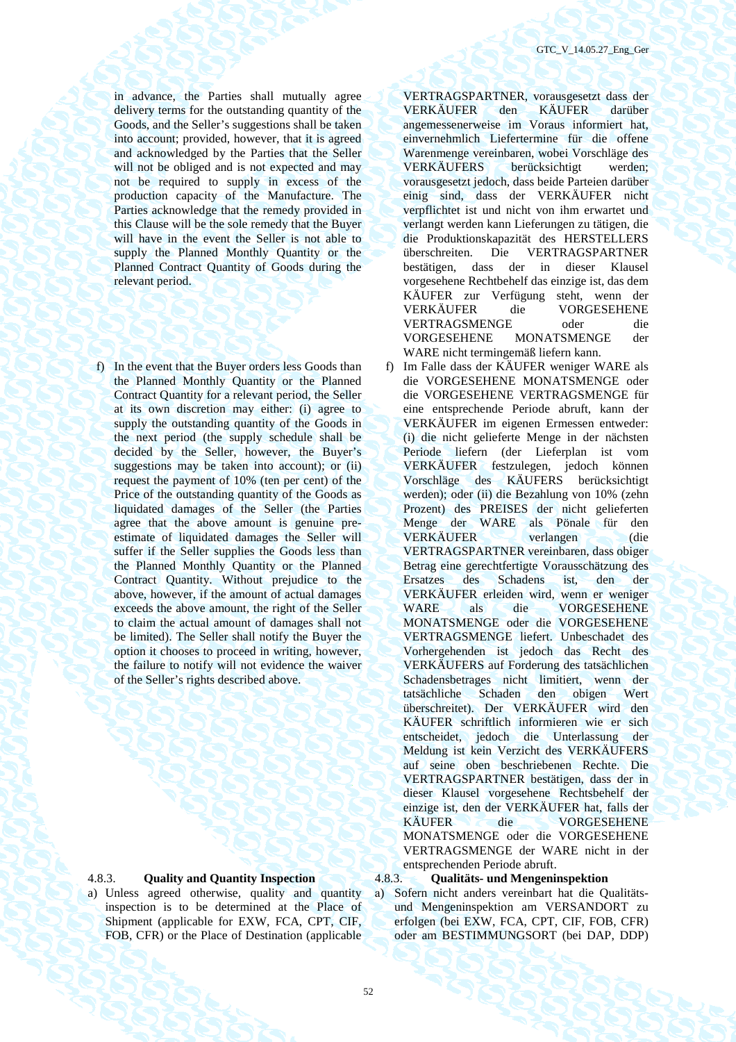in advance, the Parties shall mutually agree delivery terms for the outstanding quantity of the Goods, and the Seller's suggestions shall be taken into account; provided, however, that it is agreed and acknowledged by the Parties that the Seller will not be obliged and is not expected and may not be required to supply in excess of the production capacity of the Manufacture. The Parties acknowledge that the remedy provided in this Clause will be the sole remedy that the Buyer will have in the event the Seller is not able to supply the Planned Monthly Quantity or the Planned Contract Quantity of Goods during the relevant period.

VERTRAGSPARTNER, vorausgesetzt dass der VERKÄUFER den KÄUFER darüber angemessenerweise im Voraus informiert hat, einvernehmlich Liefertermine für die offene Warenmenge vereinbaren, wobei Vorschläge des VERKÄUFERS berücksichtigt werden; vorausgesetzt jedoch, dass beide Parteien darüber einig sind, dass der VERKÄUFER nicht verpflichtet ist und nicht von ihm erwartet und verlangt werden kann Lieferungen zu tätigen, die die Produktionskapazität des HERSTELLERS überschreiten. Die VERTRAGSPARTNER bestätigen, dass der in dieser Klausel vorgesehene Rechtbehelf das einzige ist, das dem KÄUFER zur Verfügung steht, wenn der VERKÄUFER die VORGESEHENE VERTRAGSMENGE oder die VORGESEHENE MONATSMENGE der WARE nicht termingemäß liefern kann.

f) In the event that the Buyer orders less Goods than the Planned Monthly Quantity or the Planned Contract Quantity for a relevant period, the Seller at its own discretion may either: (i) agree to supply the outstanding quantity of the Goods in the next period (the supply schedule shall be decided by the Seller, however, the Buyer's suggestions may be taken into account); or (ii) request the payment of 10% (ten per cent) of the Price of the outstanding quantity of the Goods as liquidated damages of the Seller (the Parties agree that the above amount is genuine pre-estimate of liquidated damages the Seller will suffer if the Seller supplies the Goods less than the Planned Monthly Quantity or the Planned Contract Quantity. Without prejudice to the above, however, if the amount of actual damages exceeds the above amount, the right of the Seller to claim the actual amount of damages shall not be limited). The Seller shall notify the Buyer the option it chooses to proceed in writing, however, the failure to notify will not evidence the waiver of the Seller's rights described above.

f) Im Falle dass der KÄUFER weniger WARE als die VORGESEHENE MONATSMENGE oder die VORGESEHENE VERTRAGSMENGE für eine entsprechende Periode abruft, kann der VERKÄUFER im eigenen Ermessen entweder: (i) die nicht gelieferte Menge in der nächsten Periode liefern (der Lieferplan ist vom VERKÄUFER festzulegen, jedoch können Vorschläge des KÄUFERS berücksichtigt werden); oder (ii) die Bezahlung von 10% (zehn Prozent) des PREISES der nicht gelieferten Menge der WARE als Pönale für den VERKÄUFER verlangen (die VERTRAGSPARTNER vereinbaren, dass obiger Betrag eine gerechtfertigte Vorausschätzung des Ersatzes des Schadens ist, den der VERKÄUFER erleiden wird, wenn er weniger WARE als die VORGESEHENE MONATSMENGE oder die VORGESEHENE VERTRAGSMENGE liefert. Unbeschadet des Vorhergehenden ist jedoch das Recht des VERKÄUFERS auf Forderung des tatsächlichen Schadensbetrages nicht limitiert, wenn der tatsächliche Schaden den obigen Wert überschreitet). Der VERKÄUFER wird den KÄUFER schriftlich informieren wie er sich entscheidet, jedoch die Unterlassung der Meldung ist kein Verzicht des VERKÄUFERS auf seine oben beschriebenen Rechte. Die VERTRAGSPARTNER bestätigen, dass der in dieser Klausel vorgesehene Rechtsbehelf der einzige ist, den der VERKÄUFER hat, falls der KÄUFER die VORGESEHENE MONATSMENGE oder die VORGESEHENE VERTRAGSMENGE der WARE nicht in der entsprechenden Periode abruft.

### 4.8.3. Quality and Quantity Inspection

a) Unless agreed otherwise, quality and quantity inspection is to be determined at the Place of Shipment (applicable for EXW, FCA, CPT, CIF, FOB, CFR) or the Place of Destination (applicable

### 4.8.3. Qualitäts- und Mengeninspektion

a) Sofern nicht anders vereinbart hat die Qualitäts- und Mengeninspektion am VERSANDORT zu erfolgen (bei EXW, FCA, CPT, CIF, FOB, CFR) oder am BESTIMMUNGSORT (bei DAP, DDP)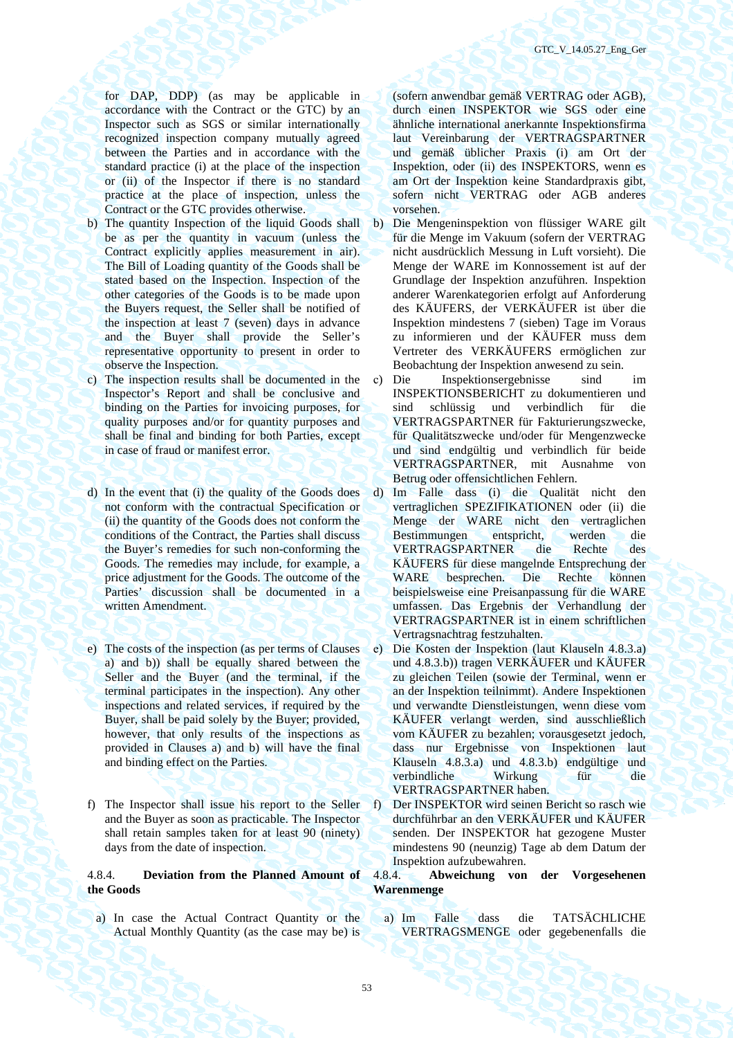for DAP, DDP) (as may be applicable in accordance with the Contract or the GTC) by an Inspector such as SGS or similar internationally recognized inspection company mutually agreed between the Parties and in accordance with the standard practice (i) at the place of the inspection or (ii) of the Inspector if there is no standard practice at the place of inspection, unless the Contract or the GTC provides otherwise.

(sofern anwendbar gemäß VERTRAG oder AGB), durch einen INSPEKTOR wie SGS oder eine ähnliche international anerkannte Inspektionsfirma laut Vereinbarung der VERTRAGSPARTNER und gemäß üblicher Praxis (i) am Ort der Inspektion, oder (ii) des INSPEKTORS, wenn es am Ort der Inspektion keine Standardpraxis gibt, sofern nicht VERTRAG oder AGB anderes vorsehen.

b) The quantity Inspection of the liquid Goods shall be as per the quantity in vacuum (unless the Contract explicitly applies measurement in air). The Bill of Loading quantity of the Goods shall be stated based on the Inspection. Inspection of the other categories of the Goods is to be made upon the Buyers request, the Seller shall be notified of the inspection at least 7 (seven) days in advance and the Buyer shall provide the Seller's representative opportunity to present in order to observe the Inspection.

b) Die Mengeninspektion von flüssiger WARE gilt für die Menge im Vakuum (sofern der VERTRAG nicht ausdrücklich Messung in Luft vorsieht). Die Menge der WARE im Konnossement ist auf der Grundlage der Inspektion anzuführen. Inspektion anderer Warenkategorien erfolgt auf Anforderung des KÄUFERS, der VERKÄUFER ist über die Inspektion mindestens 7 (sieben) Tage im Voraus zu informieren und der KÄUFER muss dem Vertreter des VERKÄUFERS ermöglichen zur Beobachtung der Inspektion anwesend zu sein.

c) The inspection results shall be documented in the Inspector's Report and shall be conclusive and binding on the Parties for invoicing purposes, for quality purposes and/or for quantity purposes and shall be final and binding for both Parties, except in case of fraud or manifest error.

c) Die Inspektionsergebnisse sind im INSPEKTIONSBERICHT zu dokumentieren und sind schlüssig und verbindlich für die VERTRAGSPARTNER für Fakturierungszwecke, für Qualitätszwecke und/oder für Mengenzwecke und sind endgültig und verbindlich für beide VERTRAGSPARTNER, mit Ausnahme von Betrug oder offensichtlichen Fehlern.

d) In the event that (i) the quality of the Goods does not conform with the contractual Specification or (ii) the quantity of the Goods does not conform the conditions of the Contract, the Parties shall discuss the Buyer's remedies for such non-conforming the Goods. The remedies may include, for example, a price adjustment for the Goods. The outcome of the Parties' discussion shall be documented in a written Amendment.

d) Im Falle dass (i) die Qualität nicht den vertraglichen SPEZIFIKATIONEN oder (ii) die Menge der WARE nicht den vertraglichen Bestimmungen entspricht, werden die VERTRAGSPARTNER die Rechte des KÄUFERS für diese mangelnde Entsprechung der WARE besprechen. Die Rechte können beispielsweise eine Preisanpassung für die WARE umfassen. Das Ergebnis der Verhandlung der VERTRAGSPARTNER ist in einem schriftlichen Vertragsnachtrag festzuhalten.

e) The costs of the inspection (as per terms of Clauses a) and b)) shall be equally shared between the Seller and the Buyer (and the terminal, if the terminal participates in the inspection). Any other inspections and related services, if required by the Buyer, shall be paid solely by the Buyer; provided, however, that only results of the inspections as provided in Clauses a) and b) will have the final and binding effect on the Parties.

e) Die Kosten der Inspektion (laut Klauseln 4.8.3.a) und 4.8.3.b)) tragen VERKÄUFER und KÄUFER zu gleichen Teilen (sowie der Terminal, wenn er an der Inspektion teilnimmt). Andere Inspektionen und verwandte Dienstleistungen, wenn diese vom KÄUFER verlangt werden, sind ausschließlich vom KÄUFER zu bezahlen; vorausgesetzt jedoch, dass nur Ergebnisse von Inspektionen laut Klauseln 4.8.3.a) und 4.8.3.b) endgültige und verbindliche Wirkung für die VERTRAGSPARTNER haben.

f) The Inspector shall issue his report to the Seller and the Buyer as soon as practicable. The Inspector shall retain samples taken for at least 90 (ninety) days from the date of inspection.

f) Der INSPEKTOR wird seinen Bericht so rasch wie durchführbar an den VERKÄUFER und KÄUFER senden. Der INSPEKTOR hat gezogene Muster mindestens 90 (neunzig) Tage ab dem Datum der Inspektion aufzubewahren.

#### 4.8.4. Deviation from the Planned Amount of the Goods

#### 4.8.4. Abweichung von der Vorgesehenen Warenmenge

a) In case the Actual Contract Quantity or the Actual Monthly Quantity (as the case may be) is

a) Im Falle dass die TATSÄCHLICHE VERTRAGSMENGE oder gegebenenfalls die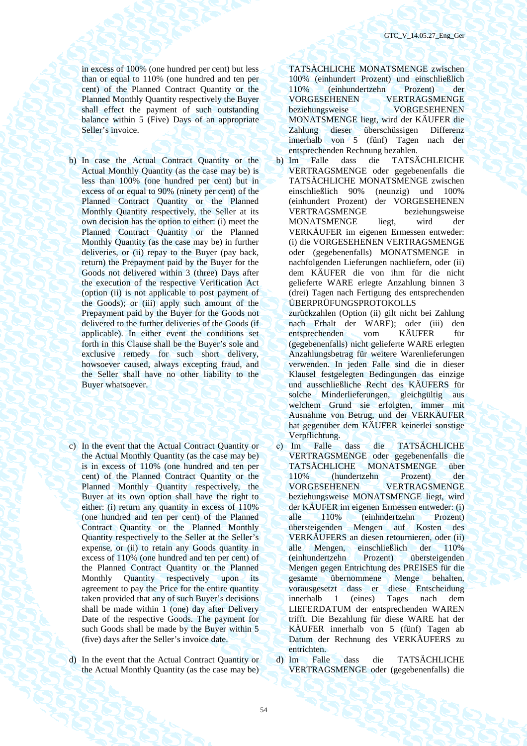in excess of 100% (one hundred per cent) but less than or equal to 110% (one hundred and ten per cent) of the Planned Contract Quantity or the Planned Monthly Quantity respectively the Buyer shall effect the payment of such outstanding balance within 5 (Five) Days of an appropriate Seller's invoice.

TATSÄCHLICHE MONATSMENGE zwischen 100% (einhundert Prozent) und einschließlich 110% (einhundertzehn Prozent) der VORGESEHENEN VERTRAGSMENGE beziehungsweise VORGESEHENEN MONATSMENGE liegt, wird der KÄUFER die Zahlung dieser überschüssigen Differenz innerhalb von 5 (fünf) Tagen nach der entsprechenden Rechnung bezahlen.

b) In case the Actual Contract Quantity or the Actual Monthly Quantity (as the case may be) is less than 100% (one hundred per cent) but in excess of or equal to 90% (ninety per cent) of the Planned Contract Quantity or the Planned Monthly Quantity respectively, the Seller at its own decision has the option to either: (i) meet the Planned Contract Quantity or the Planned Monthly Quantity (as the case may be) in further deliveries, or (ii) repay to the Buyer (pay back, return) the Prepayment paid by the Buyer for the Goods not delivered within 3 (three) Days after the execution of the respective Verification Act (option (ii) is not applicable to post payment of the Goods); or (iii) apply such amount of the Prepayment paid by the Buyer for the Goods not delivered to the further deliveries of the Goods (if applicable). In either event the conditions set forth in this Clause shall be the Buyer's sole and exclusive remedy for such short delivery, howsoever caused, always excepting fraud, and the Seller shall have no other liability to the Buyer whatsoever.

b) Im Falle dass die TATSÄCHLEICHE VERTRAGSMENGE oder gegebenenfalls die TATSÄCHLICHE MONATSMENGE zwischen einschließlich 90% (neunzig) und 100% (einhundert Prozent) der VORGESEHENEN VERTRAGSMENGE beziehungsweise MONATSMENGE liegt, wird der VERKÄUFER im eigenen Ermessen entweder: (i) die VORGESEHENEN VERTRAGSMENGE oder (gegebenenfalls) MONATSMENGE in nachfolgenden Lieferungen nachliefern, oder (ii) dem KÄUFER die von ihm für die nicht gelieferte WARE erlegte Anzahlung binnen 3 (drei) Tagen nach Fertigung des entsprechenden ÜBERPRÜFUNGSPROTOKOLLS zurückzahlen (Option (ii) gilt nicht bei Zahlung nach Erhalt der WARE); oder (iii) den entsprechenden vom KÄUFER für (gegebenenfalls) nicht gelieferte WARE erlegten Anzahlungsbetrag für weitere Warenlieferungen verwenden. In jeden Falle sind die in dieser Klausel festgelegten Bedingungen das einzige und ausschließliche Recht des KÄUFERS für solche Minderlieferungen, gleichgültig aus welchem Grund sie erfolgten, immer mit Ausnahme von Betrug, und der VERKÄUFER hat gegenüber dem KÄUFER keinerlei sonstige Verpflichtung.

c) In the event that the Actual Contract Quantity or the Actual Monthly Quantity (as the case may be) is in excess of 110% (one hundred and ten per cent) of the Planned Contract Quantity or the Planned Monthly Quantity respectively, the Buyer at its own option shall have the right to either: (i) return any quantity in excess of 110% (one hundred and ten per cent) of the Planned Contract Quantity or the Planned Monthly Quantity respectively to the Seller at the Seller's expense, or (ii) to retain any Goods quantity in excess of 110% (one hundred and ten per cent) of the Planned Contract Quantity or the Planned Monthly Quantity respectively upon its agreement to pay the Price for the entire quantity taken provided that any of such Buyer's decisions shall be made within 1 (one) day after Delivery Date of the respective Goods. The payment for such Goods shall be made by the Buyer within 5 (five) days after the Seller's invoice date.

c) Im Falle dass die TATSÄCHLICHE VERTRAGSMENGE oder gegebenenfalls die TATSÄCHLICHE MONATSMENGE über 110% (hundertzehn Prozent) der VORGESEHENEN VERTRAGSMENGE beziehungsweise MONATSMENGE liegt, wird der KÄUFER im eigenen Ermessen entweder: (i) alle 110% (einhndertzehn Prozent) übersteigenden Mengen auf Kosten des VERKÄUFERS an diesen retournieren, oder (ii) alle Mengen, einschließlich der 110% (einhundertzehn Prozent) übersteigenden Mengen gegen Entrichtung des PREISES für die gesamte übernommene Menge behalten, vorausgesetzt dass er diese Entscheidung innerhalb 1 (eines) Tages nach dem LIEFERDATUM der entsprechenden WAREN trifft. Die Bezahlung für diese WARE hat der KÄUFER innerhalb von 5 (fünf) Tagen ab Datum der Rechnung des VERKÄUFERS zu entrichten.

d) In the event that the Actual Contract Quantity or the Actual Monthly Quantity (as the case may be)

d) Im Falle dass die TATSÄCHLICHE VERTRAGSMENGE oder (gegebenenfalls) die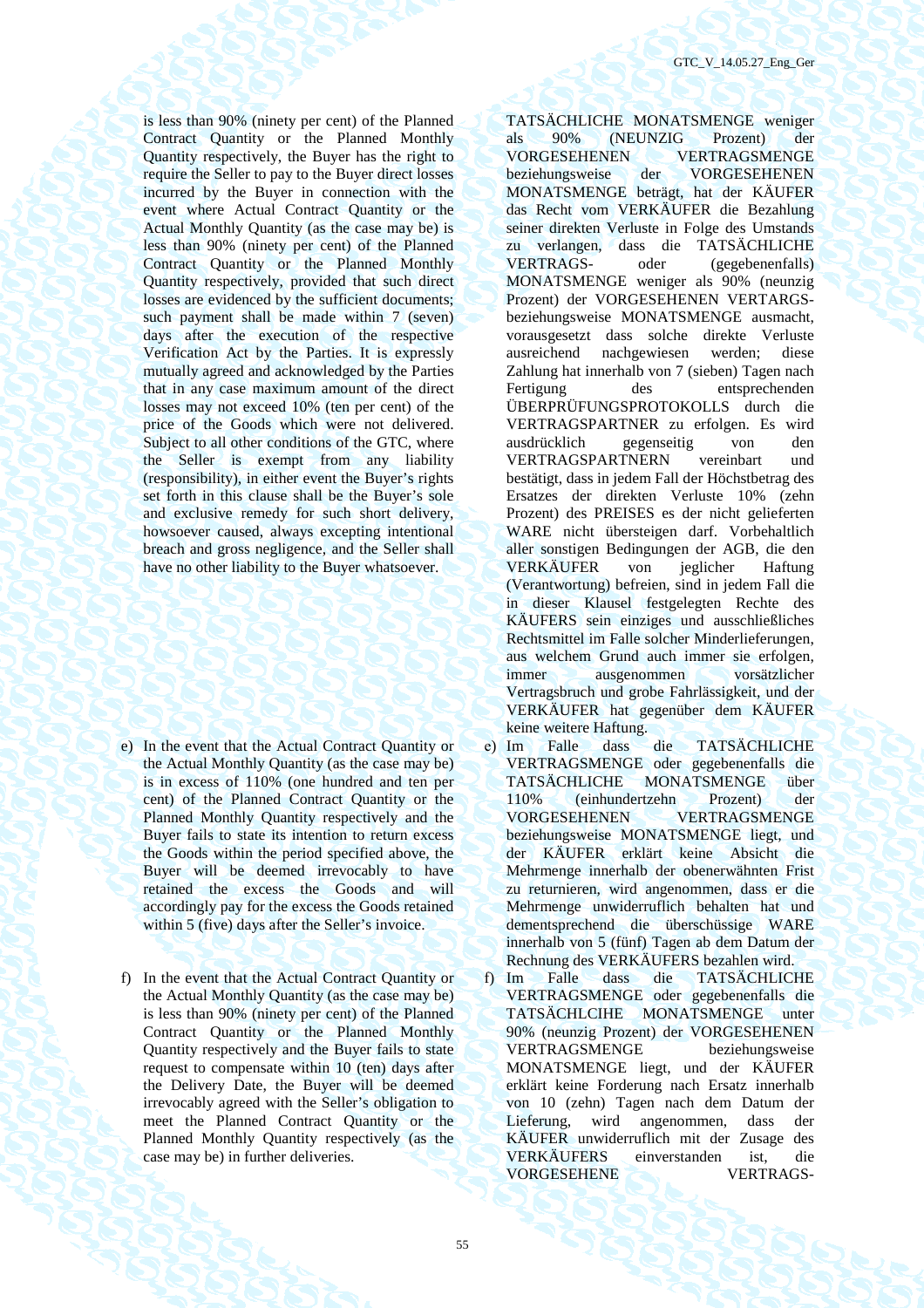is less than 90% (ninety per cent) of the Planned Contract Quantity or the Planned Monthly Quantity respectively, the Buyer has the right to require the Seller to pay to the Buyer direct losses incurred by the Buyer in connection with the event where Actual Contract Quantity or the Actual Monthly Quantity (as the case may be) is less than 90% (ninety per cent) of the Planned Contract Quantity or the Planned Monthly Quantity respectively, provided that such direct losses are evidenced by the sufficient documents; such payment shall be made within 7 (seven) days after the execution of the respective Verification Act by the Parties. It is expressly mutually agreed and acknowledged by the Parties that in any case maximum amount of the direct losses may not exceed 10% (ten per cent) of the price of the Goods which were not delivered. Subject to all other conditions of the GTC, where the Seller is exempt from any liability (responsibility), in either event the Buyer's rights set forth in this clause shall be the Buyer's sole and exclusive remedy for such short delivery, howsoever caused, always excepting intentional breach and gross negligence, and the Seller shall have no other liability to the Buyer whatsoever.

TATSÄCHLICHE MONATSMENGE weniger als 90% (NEUNZIG Prozent) der VORGESEHENEN VERTRAGSMENGE beziehungsweise der VORGESEHENEN MONATSMENGE beträgt, hat der KÄUFER das Recht vom VERKÄUFER die Bezahlung seiner direkten Verluste in Folge des Umstands zu verlangen, dass die TATSÄCHLICHE VERTRAGS- oder (gegebenenfalls) MONATSMENGE weniger als 90% (neunzig Prozent) der VORGESEHENEN VERTARGS- beziehungsweise MONATSMENGE ausmacht, vorausgesetzt dass solche direkte Verluste ausreichend nachgewiesen werden; diese Zahlung hat innerhalb von 7 (sieben) Tagen nach Fertigung des entsprechenden ÜBERPRÜFUNGSPROTOKOLLS durch die VERTRAGSPARTNER zu erfolgen. Es wird ausdrücklich gegenseitig von den VERTRAGSPARTNERN vereinbart und bestätigt, dass in jedem Fall der Höchstbetrag des Ersatzes der direkten Verluste 10% (zehn Prozent) des PREISES es der nicht gelieferten WARE nicht übersteigen darf. Vorbehaltlich aller sonstigen Bedingungen der AGB, die den VERKÄUFER von jeglicher Haftung (Verantwortung) befreien, sind in jedem Fall die in dieser Klausel festgelegten Rechte des KÄUFERS sein einziges und ausschließliches Rechtsmittel im Falle solcher Minderlieferungen, aus welchem Grund auch immer sie erfolgen, immer ausgenommen vorsätzlicher Vertragsbruch und grobe Fahrlässigkeit, und der VERKÄUFER hat gegenüber dem KÄUFER keine weitere Haftung.

e) In the event that the Actual Contract Quantity or the Actual Monthly Quantity (as the case may be) is in excess of 110% (one hundred and ten per cent) of the Planned Contract Quantity or the Planned Monthly Quantity respectively and the Buyer fails to state its intention to return excess the Goods within the period specified above, the Buyer will be deemed irrevocably to have retained the excess the Goods and will accordingly pay for the excess the Goods retained within 5 (five) days after the Seller's invoice.

e) Im Falle dass die TATSÄCHLICHE VERTRAGSMENGE oder gegebenenfalls die TATSÄCHLICHE MONATSMENGE über 110% (einhundertzehn Prozent) der VORGESEHENEN VERTRAGSMENGE beziehungsweise MONATSMENGE liegt, und der KÄUFER erklärt keine Absicht die Mehrmenge innerhalb der obenerwähnten Frist zu returnieren, wird angenommen, dass er die Mehrmenge unwiderruflich behalten hat und dementsprechend die überschüssige WARE innerhalb von 5 (fünf) Tagen ab dem Datum der Rechnung des VERKÄUFERS bezahlen wird.

f) In the event that the Actual Contract Quantity or the Actual Monthly Quantity (as the case may be) is less than 90% (ninety per cent) of the Planned Contract Quantity or the Planned Monthly Quantity respectively and the Buyer fails to state request to compensate within 10 (ten) days after the Delivery Date, the Buyer will be deemed irrevocably agreed with the Seller's obligation to meet the Planned Contract Quantity or the Planned Monthly Quantity respectively (as the case may be) in further deliveries.

f) Im Falle dass die TATSÄCHLICHE VERTRAGSMENGE oder gegebenenfalls die TATSÄCHLCIHE MONATSMENGE unter 90% (neunzig Prozent) der VORGESEHENEN VERTRAGSMENGE beziehungsweise MONATSMENGE liegt, und der KÄUFER erklärt keine Forderung nach Ersatz innerhalb von 10 (zehn) Tagen nach dem Datum der Lieferung, wird angenommen, dass der KÄUFER unwiderruflich mit der Zusage des VERKÄUFERS einverstanden ist, die VORGESEHENE VERTRAGS-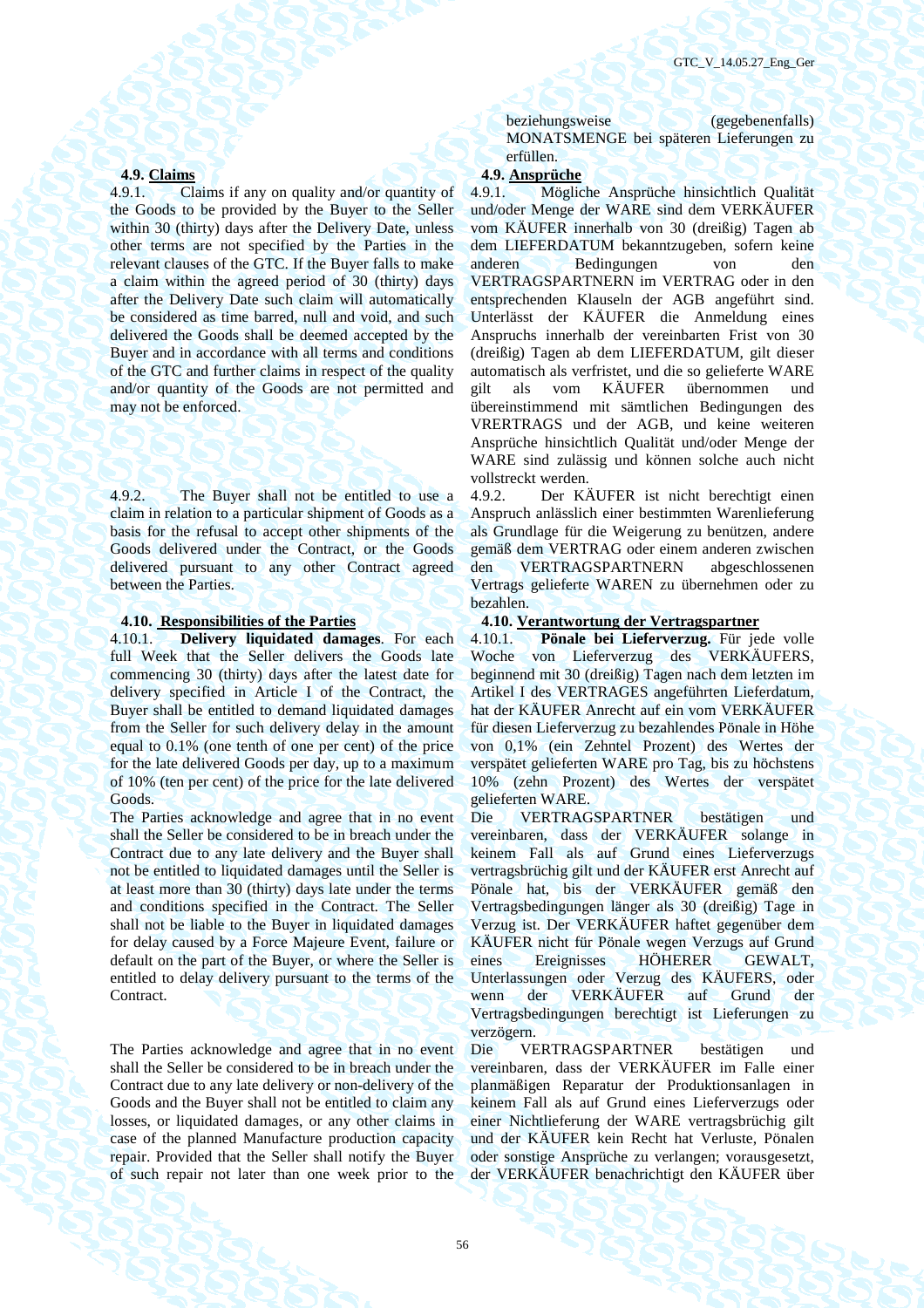beziehungsweise (gegebenenfalls) MONATSMENGE bei späteren Lieferungen zu erfüllen.

**4.9. Claims**

4.9.1. Claims if any on quality and/or quantity of the Goods to be provided by the Buyer to the Seller within 30 (thirty) days after the Delivery Date, unless other terms are not specified by the Parties in the relevant clauses of the GTC. If the Buyer falls to make a claim within the agreed period of 30 (thirty) days after the Delivery Date such claim will automatically be considered as time barred, null and void, and such delivered the Goods shall be deemed accepted by the Buyer and in accordance with all terms and conditions of the GTC and further claims in respect of the quality and/or quantity of the Goods are not permitted and may not be enforced.

4.9.2. The Buyer shall not be entitled to use a claim in relation to a particular shipment of Goods as a basis for the refusal to accept other shipments of the Goods delivered under the Contract, or the Goods delivered pursuant to any other Contract agreed between the Parties.

**4.9. Ansprüche**

4.9.1. Mögliche Ansprüche hinsichtlich Qualität und/oder Menge der WARE sind dem VERKÄUFER vom KÄUFER innerhalb von 30 (dreißig) Tagen ab dem LIEFERDATUM bekanntzugeben, sofern keine anderen Bedingungen von den VERTRAGSPARTNERN im VERTRAG oder in den entsprechenden Klauseln der AGB angeführt sind. Unterlässt der KÄUFER die Anmeldung eines Anspruchs innerhalb der vereinbarten Frist von 30 (dreißig) Tagen ab dem LIEFERDATUM, gilt dieser automatisch als verfristet, und die so gelieferte WARE gilt als vom KÄUFER übernommen und übereinstimmend mit sämtlichen Bedingungen des VRERTRAGS und der AGB, und keine weiteren Ansprüche hinsichtlich Qualität und/oder Menge der WARE sind zulässig und können solche auch nicht vollstreckt werden.

4.9.2. Der KÄUFER ist nicht berechtigt einen Anspruch anlässlich einer bestimmten Warenlieferung als Grundlage für die Weigerung zu benützen, andere gemäß dem VERTRAG oder einem anderen zwischen den VERTRAGSPARTNERN abgeschlossenen Vertrags gelieferte WAREN zu übernehmen oder zu bezahlen.

**4.10. Responsibilities of the Parties**

4.10.1. **Delivery liquidated damages**. For each full Week that the Seller delivers the Goods late commencing 30 (thirty) days after the latest date for delivery specified in Article I of the Contract, the Buyer shall be entitled to demand liquidated damages from the Seller for such delivery delay in the amount equal to 0.1% (one tenth of one per cent) of the price for the late delivered Goods per day, up to a maximum of 10% (ten per cent) of the price for the late delivered Goods.

The Parties acknowledge and agree that in no event shall the Seller be considered to be in breach under the Contract due to any late delivery and the Buyer shall not be entitled to liquidated damages until the Seller is at least more than 30 (thirty) days late under the terms and conditions specified in the Contract. The Seller shall not be liable to the Buyer in liquidated damages for delay caused by a Force Majeure Event, failure or default on the part of the Buyer, or where the Seller is entitled to delay delivery pursuant to the terms of the Contract.

The Parties acknowledge and agree that in no event shall the Seller be considered to be in breach under the Contract due to any late delivery or non-delivery of the Goods and the Buyer shall not be entitled to claim any losses, or liquidated damages, or any other claims in case of the planned Manufacture production capacity repair. Provided that the Seller shall notify the Buyer of such repair not later than one week prior to the

**4.10. Verantwortung der Vertragspartner**

4.10.1. **Pönale bei Lieferverzug.** Für jede volle Woche von Lieferverzug des VERKÄUFERS, beginnend mit 30 (dreißig) Tagen nach dem letzten im Artikel I des VERTRAGES angeführten Lieferdatum, hat der KÄUFER Anrecht auf ein vom VERKÄUFER für diesen Lieferverzug zu bezahlendes Pönale in Höhe von 0,1% (ein Zehntel Prozent) des Wertes der verspätet gelieferten WARE pro Tag, bis zu höchstens 10% (zehn Prozent) des Wertes der verspätet gelieferten WARE.

Die VERTRAGSPARTNER bestätigen und vereinbaren, dass der VERKÄUFER solange in keinem Fall als auf Grund eines Lieferverzugs vertragsbrüchig gilt und der KÄUFER erst Anrecht auf Pönale hat, bis der VERKÄUFER gemäß den Vertragsbedingungen länger als 30 (dreißig) Tage in Verzug ist. Der VERKÄUFER haftet gegenüber dem KÄUFER nicht für Pönale wegen Verzugs auf Grund eines Ereignisses HÖHERER GEWALT, Unterlassungen oder Verzug des KÄUFERS, oder wenn der VERKÄUFER auf Grund der Vertragsbedingungen berechtigt ist Lieferungen zu verzögern.

Die VERTRAGSPARTNER bestätigen und vereinbaren, dass der VERKÄUFER im Falle einer planmäßigen Reparatur der Produktionsanlagen in keinem Fall als auf Grund eines Lieferverzugs oder einer Nichtlieferung der WARE vertragsbrüchig gilt und der KÄUFER kein Recht hat Verluste, Pönalen oder sonstige Ansprüche zu verlangen; vorausgesetzt, der VERKÄUFER benachrichtigt den KÄUFER über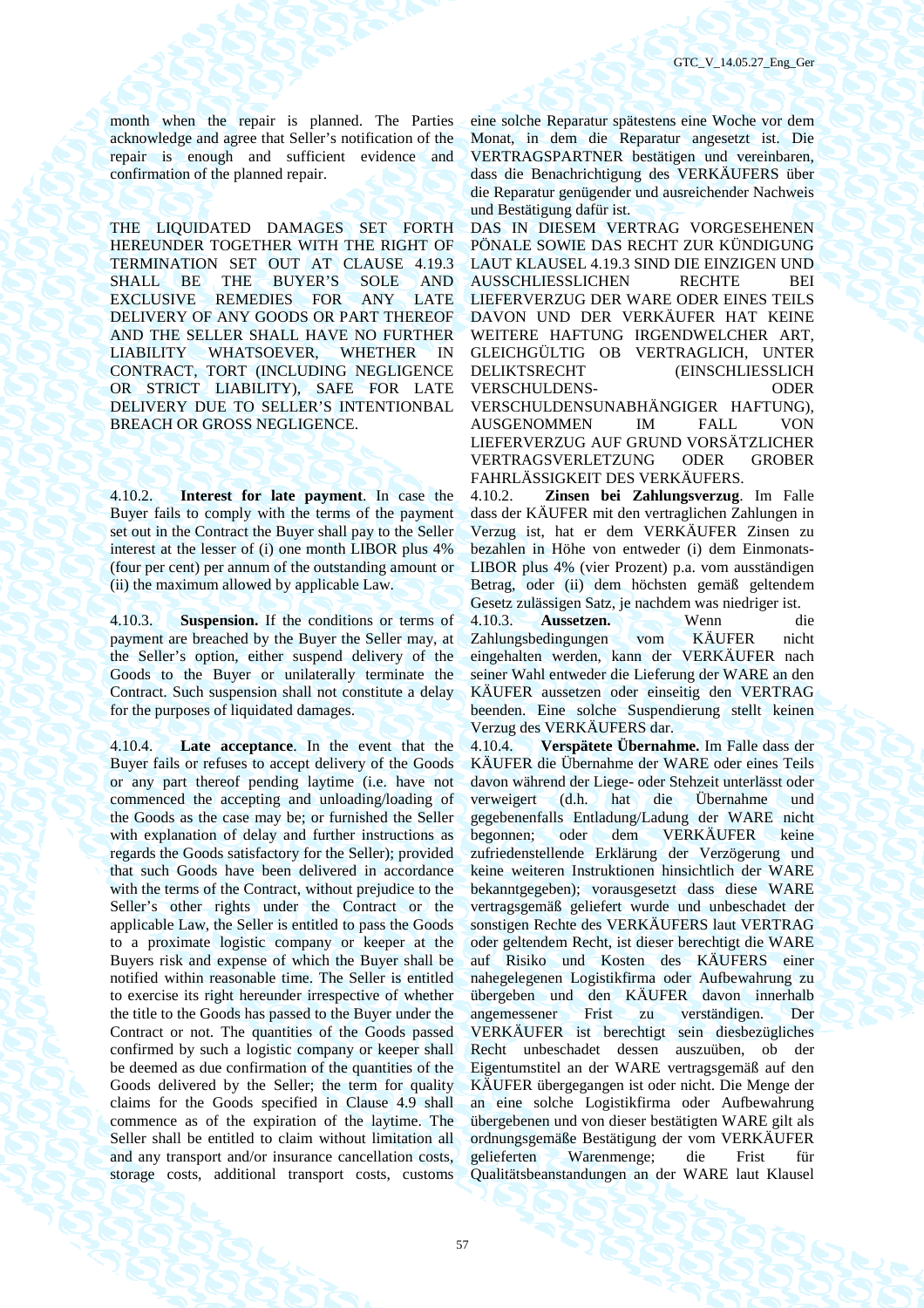month when the repair is planned. The Parties acknowledge and agree that Seller's notification of the repair is enough and sufficient evidence and confirmation of the planned repair.

eine solche Reparatur spätestens eine Woche vor dem Monat, in dem die Reparatur angesetzt ist. Die VERTRAGSPARTNER bestätigen und vereinbaren, dass die Benachrichtigung des VERKÄUFERS über die Reparatur genügender und ausreichender Nachweis und Bestätigung dafür ist.

THE LIQUIDATED DAMAGES SET FORTH HEREUNDER TOGETHER WITH THE RIGHT OF TERMINATION SET OUT AT CLAUSE 4.19.3 SHALL BE THE BUYER'S SOLE AND EXCLUSIVE REMEDIES FOR ANY LATE DELIVERY OF ANY GOODS OR PART THEREOF AND THE SELLER SHALL HAVE NO FURTHER LIABILITY WHATSOEVER, WHETHER IN CONTRACT, TORT (INCLUDING NEGLIGENCE OR STRICT LIABILITY), SAFE FOR LATE DELIVERY DUE TO SELLER'S INTENTIONBAL BREACH OR GROSS NEGLIGENCE.

DAS IN DIESEM VERTRAG VORGESEHENEN PÖNALE SOWIE DAS RECHT ZUR KÜNDIGUNG LAUT KLAUSEL 4.19.3 SIND DIE EINZIGEN UND AUSSCHLIESSLICHEN RECHTE BEI LIEFERVERZUG DER WARE ODER EINES TEILS DAVON UND DER VERKÄUFER HAT KEINE WEITERE HAFTUNG IRGENDWELCHER ART, GLEICHGÜLTIG OB VERTRAGLICH, UNTER DELIKTSRECHT (EINSCHLIESSLICH VERSCHULDENS- ODER VERSCHULDENSUNABHÄNGIGER HAFTUNG), AUSGENOMMEN IM FALL VON LIEFERVERZUG AUF GRUND VORSÄTZLICHER VERTRAGSVERLETZUNG ODER GROBER FAHRLÄSSIGKEIT DES VERKÄUFERS.

4.10.2. **Interest for late payment**. In case the Buyer fails to comply with the terms of the payment set out in the Contract the Buyer shall pay to the Seller interest at the lesser of (i) one month LIBOR plus 4% (four per cent) per annum of the outstanding amount or (ii) the maximum allowed by applicable Law.

4.10.2. **Zinsen bei Zahlungsverzug**. Im Falle dass der KÄUFER mit den vertraglichen Zahlungen in Verzug ist, hat er dem VERKÄUFER Zinsen zu bezahlen in Höhe von entweder (i) dem Einmonats-LIBOR plus 4% (vier Prozent) p.a. vom ausständigen Betrag, oder (ii) dem höchsten gemäß geltendem Gesetz zulässigen Satz, je nachdem was niedriger ist.

4.10.3. **Suspension.** If the conditions or terms of payment are breached by the Buyer the Seller may, at the Seller's option, either suspend delivery of the Goods to the Buyer or unilaterally terminate the Contract. Such suspension shall not constitute a delay for the purposes of liquidated damages.

4.10.3. **Aussetzen.** Wenn die Zahlungsbedingungen vom KÄUFER nicht eingehalten werden, kann der VERKÄUFER nach seiner Wahl entweder die Lieferung der WARE an den KÄUFER aussetzen oder einseitig den VERTRAG beenden. Eine solche Suspendierung stellt keinen Verzug des VERKÄUFERS dar.

4.10.4. **Late acceptance**. In the event that the Buyer fails or refuses to accept delivery of the Goods or any part thereof pending laytime (i.e. have not commenced the accepting and unloading/loading of the Goods as the case may be; or furnished the Seller with explanation of delay and further instructions as regards the Goods satisfactory for the Seller); provided that such Goods have been delivered in accordance with the terms of the Contract, without prejudice to the Seller's other rights under the Contract or the applicable Law, the Seller is entitled to pass the Goods to a proximate logistic company or keeper at the Buyers risk and expense of which the Buyer shall be notified within reasonable time. The Seller is entitled to exercise its right hereunder irrespective of whether the title to the Goods has passed to the Buyer under the Contract or not. The quantities of the Goods passed confirmed by such a logistic company or keeper shall be deemed as due confirmation of the quantities of the Goods delivered by the Seller; the term for quality claims for the Goods specified in Clause 4.9 shall commence as of the expiration of the laytime. The Seller shall be entitled to claim without limitation all and any transport and/or insurance cancellation costs, storage costs, additional transport costs, customs

4.10.4. **Verspätete Übernahme.** Im Falle dass der KÄUFER die Übernahme der WARE oder eines Teils davon während der Liege- oder Stehzeit unterlässt oder verweigert (d.h. hat die Übernahme und gegebenenfalls Entladung/Ladung der WARE nicht begonnen; oder dem VERKÄUFER keine zufriedenstellende Erklärung der Verzögerung und keine weiteren Instruktionen hinsichtlich der WARE bekanntgegeben); vorausgesetzt dass diese WARE vertragsgemäß geliefert wurde und unbeschadet der sonstigen Rechte des VERKÄUFERS laut VERTRAG oder geltendem Recht, ist dieser berechtigt die WARE auf Risiko und Kosten des KÄUFERS einer nahegelegenen Logistikfirma oder Aufbewahrung zu übergeben und den KÄUFER davon innerhalb angemessener Frist zu verständigen. Der VERKÄUFER ist berechtigt sein diesbezügliches Recht unbeschadet dessen auszuüben, ob der Eigentumstitel an der WARE vertragsgemäß auf den KÄUFER übergegangen ist oder nicht. Die Menge der an eine solche Logistikfirma oder Aufbewahrung übergebenen und von dieser bestätigten WARE gilt als ordnungsgemäße Bestätigung der vom VERKÄUFER gelieferten Warenmenge; die Frist für Qualitätsbeanstandungen an der WARE laut Klausel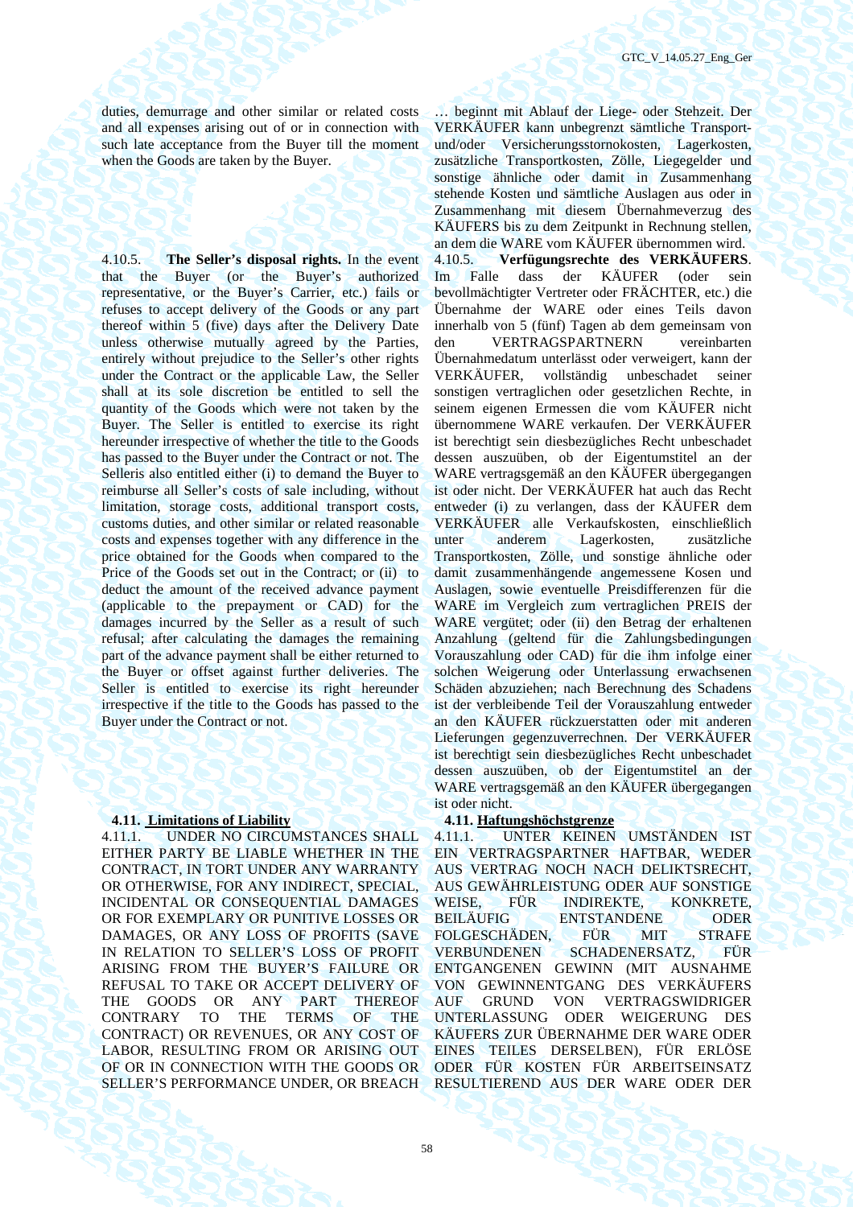duties, demurrage and other similar or related costs and all expenses arising out of or in connection with such late acceptance from the Buyer till the moment when the Goods are taken by the Buyer.

… beginnt mit Ablauf der Liege- oder Stehzeit. Der VERKÄUFER kann unbegrenzt sämtliche Transport- und/oder Versicherungsstornokosten, Lagerkosten, zusätzliche Transportkosten, Zölle, Liegegelder und sonstige ähnliche oder damit in Zusammenhang stehende Kosten und sämtliche Auslagen aus oder in Zusammenhang mit diesem Übernahmeverzug des KÄUFERS bis zu dem Zeitpunkt in Rechnung stellen, an dem die WARE vom KÄUFER übernommen wird.

4.10.5. **The Seller's disposal rights.** In the event that the Buyer (or the Buyer's authorized representative, or the Buyer's Carrier, etc.) fails or refuses to accept delivery of the Goods or any part thereof within 5 (five) days after the Delivery Date unless otherwise mutually agreed by the Parties, entirely without prejudice to the Seller's other rights under the Contract or the applicable Law, the Seller shall at its sole discretion be entitled to sell the quantity of the Goods which were not taken by the Buyer. The Seller is entitled to exercise its right hereunder irrespective of whether the title to the Goods has passed to the Buyer under the Contract or not. The Selleris also entitled either (i) to demand the Buyer to reimburse all Seller's costs of sale including, without limitation, storage costs, additional transport costs, customs duties, and other similar or related reasonable costs and expenses together with any difference in the price obtained for the Goods when compared to the Price of the Goods set out in the Contract; or (ii) to deduct the amount of the received advance payment (applicable to the prepayment or CAD) for the damages incurred by the Seller as a result of such refusal; after calculating the damages the remaining part of the advance payment shall be either returned to the Buyer or offset against further deliveries. The Seller is entitled to exercise its right hereunder irrespective if the title to the Goods has passed to the Buyer under the Contract or not.

4.10.5. **Verfügungsrechte des VERKÄUFERS**. Im Falle dass der KÄUFER (oder sein bevollmächtigter Vertreter oder FRÄCHTER, etc.) die Übernahme der WARE oder eines Teils davon innerhalb von 5 (fünf) Tagen ab dem gemeinsam von den VERTRAGSPARTNERN vereinbarten Übernahmedatum unterlässt oder verweigert, kann der VERKÄUFER, vollständig unbeschadet seiner sonstigen vertraglichen oder gesetzlichen Rechte, in seinem eigenen Ermessen die vom KÄUFER nicht übernommene WARE verkaufen. Der VERKÄUFER ist berechtigt sein diesbezügliches Recht unbeschadet dessen auszuüben, ob der Eigentumstitel an der WARE vertragsgemäß an den KÄUFER übergegangen ist oder nicht. Der VERKÄUFER hat auch das Recht entweder (i) zu verlangen, dass der KÄUFER dem VERKÄUFER alle Verkaufskosten, einschließlich unter anderem Lagerkosten, zusätzliche Transportkosten, Zölle, und sonstige ähnliche oder damit zusammenhängende angemessene Kosen und Auslagen, sowie eventuelle Preisdifferenzen für die WARE im Vergleich zum vertraglichen PREIS der WARE vergütet; oder (ii) den Betrag der erhaltenen Anzahlung (geltend für die Zahlungsbedingungen Vorauszahlung oder CAD) für die ihm infolge einer solchen Weigerung oder Unterlassung erwachsenen Schäden abzuziehen; nach Berechnung des Schadens ist der verbleibende Teil der Vorauszahlung entweder an den KÄUFER rückzuerstatten oder mit anderen Lieferungen gegenzuverrechnen. Der VERKÄUFER ist berechtigt sein diesbezügliches Recht unbeschadet dessen auszuüben, ob der Eigentumstitel an der WARE vertragsgemäß an den KÄUFER übergegangen ist oder nicht.

### 4.11. Limitations of Liability

4.11.1. UNDER NO CIRCUMSTANCES SHALL EITHER PARTY BE LIABLE WHETHER IN THE CONTRACT, IN TORT UNDER ANY WARRANTY OR OTHERWISE, FOR ANY INDIRECT, SPECIAL, INCIDENTAL OR CONSEQUENTIAL DAMAGES OR FOR EXEMPLARY OR PUNITIVE LOSSES OR DAMAGES, OR ANY LOSS OF PROFITS (SAVE IN RELATION TO SELLER'S LOSS OF PROFIT ARISING FROM THE BUYER'S FAILURE OR REFUSAL TO TAKE OR ACCEPT DELIVERY OF THE GOODS OR ANY PART THEREOF CONTRARY TO THE TERMS OF THE CONTRACT) OR REVENUES, OR ANY COST OF LABOR, RESULTING FROM OR ARISING OUT OF OR IN CONNECTION WITH THE GOODS OR SELLER'S PERFORMANCE UNDER, OR BREACH

### 4.11. Haftungshöchstgrenze

4.11.1. UNTER KEINEN UMSTÄNDEN IST EIN VERTRAGSPARTNER HAFTBAR, WEDER AUS VERTRAG NOCH NACH DELIKTSRECHT, AUS GEWÄHRLEISTUNG ODER AUF SONSTIGE WEISE, FÜR INDIREKTE, KONKRETE, BEILÄUFIG ENTSTANDENE ODER FOLGESCHÄDEN, FÜR MIT STRAFE VERBUNDENEN SCHADENERSATZ, FÜR ENTGANGENEN GEWINN (MIT AUSNAHME VON GEWINNENTGANG DES VERKÄUFERS AUF GRUND VON VERTRAGSWIDRIGER UNTERLASSUNG ODER WEIGERUNG DES KÄUFERS ZUR ÜBERNAHME DER WARE ODER EINES TEILES DERSELBEN), FÜR ERLÖSE ODER FÜR KOSTEN FÜR ARBEITSEINSATZ RESULTIEREND AUS DER WARE ODER DER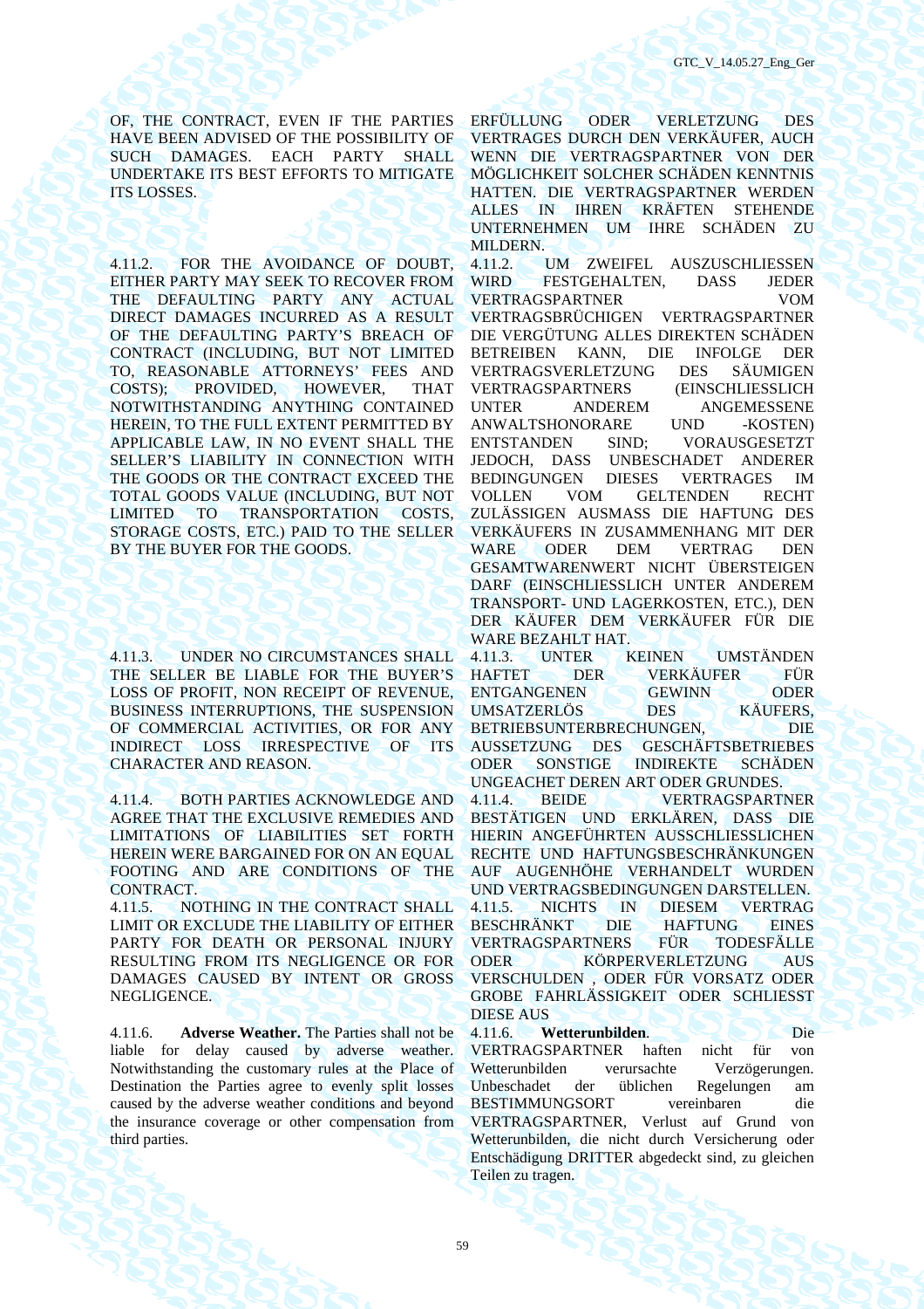OF, THE CONTRACT, EVEN IF THE PARTIES HAVE BEEN ADVISED OF THE POSSIBILITY OF SUCH DAMAGES. EACH PARTY SHALL UNDERTAKE ITS BEST EFFORTS TO MITIGATE ITS LOSSES.

ERFÜLLUNG ODER VERLETZUNG DES VERTRAGES DURCH DEN VERKÄUFER, AUCH WENN DIE VERTRAGSPARTNER VON DER MÖGLICHKEIT SOLCHER SCHÄDEN KENNTNIS HATTEN. DIE VERTRAGSPARTNER WERDEN ALLES IN IHREN KRÄFTEN STEHENDE UNTERNEHMEN UM IHRE SCHÄDEN ZU MILDERN.

4.11.2. FOR THE AVOIDANCE OF DOUBT, EITHER PARTY MAY SEEK TO RECOVER FROM THE DEFAULTING PARTY ANY ACTUAL DIRECT DAMAGES INCURRED AS A RESULT OF THE DEFAULTING PARTY'S BREACH OF CONTRACT (INCLUDING, BUT NOT LIMITED TO, REASONABLE ATTORNEYS' FEES AND COSTS); PROVIDED, HOWEVER, THAT NOTWITHSTANDING ANYTHING CONTAINED HEREIN, TO THE FULL EXTENT PERMITTED BY APPLICABLE LAW, IN NO EVENT SHALL THE SELLER'S LIABILITY IN CONNECTION WITH THE GOODS OR THE CONTRACT EXCEED THE TOTAL GOODS VALUE (INCLUDING, BUT NOT LIMITED TO TRANSPORTATION COSTS, STORAGE COSTS, ETC.) PAID TO THE SELLER BY THE BUYER FOR THE GOODS.

4.11.2. UM ZWEIFEL AUSZUSCHLIESSEN WIRD FESTGEHALTEN, DASS JEDER VERTRAGSPARTNER VOM VERTRAGSBRÜCHIGEN VERTRAGSPARTNER DIE VERGÜTUNG ALLES DIREKTEN SCHÄDEN BETREIBEN KANN, DIE INFOLGE DER VERTRAGSVERLETZUNG DES SÄUMIGEN VERTRAGSPARTNERS (EINSCHLIESSLICH UNTER ANDEREM ANGEMESSENE ANWALTSHONORARE UND -KOSTEN) ENTSTANDEN SIND; VORAUSGESETZT JEDOCH, DASS UNBESCHADET ANDERER BEDINGUNGEN DIESES VERTRAGES IM VOLLEN VOM GELTENDEN RECHT ZULÄSSIGEN AUSMASS DIE HAFTUNG DES VERKÄUFERS IN ZUSAMMENHANG MIT DER WARE ODER DEM VERTRAG DEN GESAMTWARENWERT NICHT ÜBERSTEIGEN DARF (EINSCHLIESSLICH UNTER ANDEREM TRANSPORT- UND LAGERKOSTEN, ETC.), DEN DER KÄUFER DEM VERKÄUFER FÜR DIE WARE BEZAHLT HAT.

4.11.3. UNDER NO CIRCUMSTANCES SHALL THE SELLER BE LIABLE FOR THE BUYER'S LOSS OF PROFIT, NON RECEIPT OF REVENUE, BUSINESS INTERRUPTIONS, THE SUSPENSION OF COMMERCIAL ACTIVITIES, OR FOR ANY INDIRECT LOSS IRRESPECTIVE OF ITS CHARACTER AND REASON.

4.11.3. UNTER KEINEN UMSTÄNDEN HAFTET DER VERKÄUFER FÜR ENTGANGENEN GEWINN ODER UMSATZERLÖS DES KÄUFERS, BETRIEBSUNTERBRECHUNGEN, DIE AUSSETZUNG DES GESCHÄFTSBETRIEBES ODER SONSTIGE INDIREKTE SCHÄDEN UNGEACHET DEREN ART ODER GRUNDES.

4.11.4. BOTH PARTIES ACKNOWLEDGE AND AGREE THAT THE EXCLUSIVE REMEDIES AND LIMITATIONS OF LIABILITIES SET FORTH HEREIN WERE BARGAINED FOR ON AN EQUAL FOOTING AND ARE CONDITIONS OF THE CONTRACT.

4.11.4. BEIDE VERTRAGSPARTNER BESTÄTIGEN UND ERKLÄREN, DASS DIE HIERIN ANGEFÜHRTEN AUSSCHLIESSLICHEN RECHTE UND HAFTUNGSBESCHRÄNKUNGEN AUF AUGENHÖHE VERHANDELT WURDEN UND VERTRAGSBEDINGUNGEN DARSTELLEN.

4.11.5. NOTHING IN THE CONTRACT SHALL LIMIT OR EXCLUDE THE LIABILITY OF EITHER PARTY FOR DEATH OR PERSONAL INJURY RESULTING FROM ITS NEGLIGENCE OR FOR DAMAGES CAUSED BY INTENT OR GROSS NEGLIGENCE.

4.11.5. NICHTS IN DIESEM VERTRAG BESCHRÄNKT DIE HAFTUNG EINES VERTRAGSPARTNERS FÜR TODESFÄLLE ODER KÖRPERVERLETZUNG AUS VERSCHULDEN , ODER FÜR VORSATZ ODER GROBE FAHRLÄSSIGKEIT ODER SCHLIESST DIESE AUS

4.11.6. **Adverse Weather.** The Parties shall not be liable for delay caused by adverse weather. Notwithstanding the customary rules at the Place of Destination the Parties agree to evenly split losses caused by the adverse weather conditions and beyond the insurance coverage or other compensation from third parties.

4.11.6. **Wetterunbilden**. Die VERTRAGSPARTNER haften nicht für von Wetterunbilden verursachte Verzögerungen. Unbeschadet der üblichen Regelungen am BESTIMMUNGSORT vereinbaren die VERTRAGSPARTNER, Verlust auf Grund von Wetterunbilden, die nicht durch Versicherung oder Entschädigung DRITTER abgedeckt sind, zu gleichen Teilen zu tragen.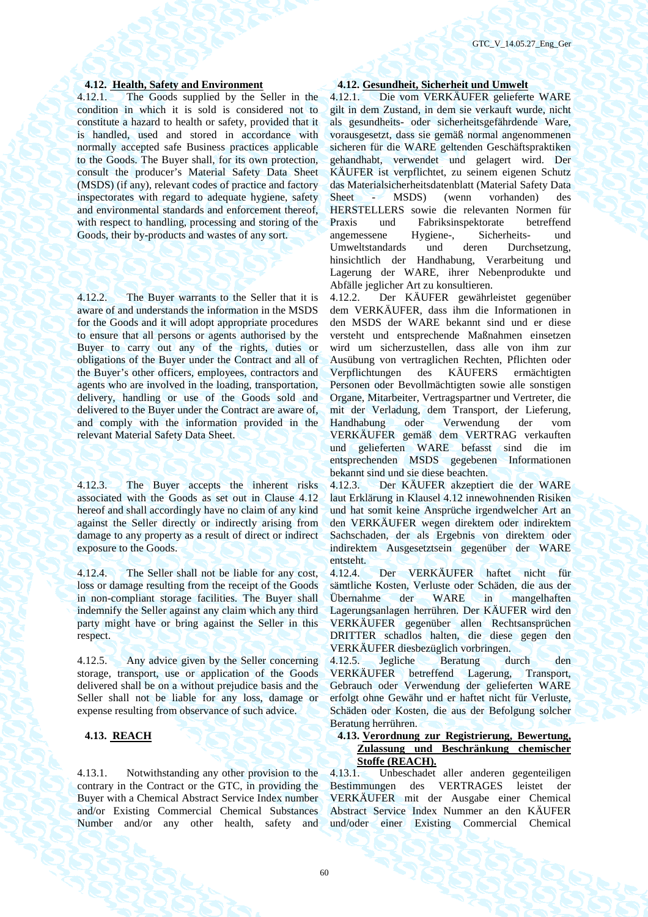### 4.12. Health, Safety and Environment

4.12.1. The Goods supplied by the Seller in the condition in which it is sold is considered not to constitute a hazard to health or safety, provided that it is handled, used and stored in accordance with normally accepted safe Business practices applicable to the Goods. The Buyer shall, for its own protection, consult the producer's Material Safety Data Sheet (MSDS) (if any), relevant codes of practice and factory inspectorates with regard to adequate hygiene, safety and environmental standards and enforcement thereof, with respect to handling, processing and storing of the Goods, their by-products and wastes of any sort.

4.12.2. The Buyer warrants to the Seller that it is aware of and understands the information in the MSDS for the Goods and it will adopt appropriate procedures to ensure that all persons or agents authorised by the Buyer to carry out any of the rights, duties or obligations of the Buyer under the Contract and all of the Buyer's other officers, employees, contractors and agents who are involved in the loading, transportation, delivery, handling or use of the Goods sold and delivered to the Buyer under the Contract are aware of, and comply with the information provided in the relevant Material Safety Data Sheet.

4.12.3. The Buyer accepts the inherent risks associated with the Goods as set out in Clause 4.12 hereof and shall accordingly have no claim of any kind against the Seller directly or indirectly arising from damage to any property as a result of direct or indirect exposure to the Goods.

4.12.4. The Seller shall not be liable for any cost, loss or damage resulting from the receipt of the Goods in non-compliant storage facilities. The Buyer shall indemnify the Seller against any claim which any third party might have or bring against the Seller in this respect.

4.12.5. Any advice given by the Seller concerning storage, transport, use or application of the Goods delivered shall be on a without prejudice basis and the Seller shall not be liable for any loss, damage or expense resulting from observance of such advice.

### 4.13. REACH

4.13.1. Notwithstanding any other provision to the contrary in the Contract or the GTC, in providing the Buyer with a Chemical Abstract Service Index number and/or Existing Commercial Chemical Substances Number and/or any other health, safety and

### 4.12. Gesundheit, Sicherheit und Umwelt

4.12.1. Die vom VERKÄUFER gelieferte WARE gilt in dem Zustand, in dem sie verkauft wurde, nicht als gesundheits- oder sicherheitsgefährdende Ware, vorausgesetzt, dass sie gemäß normal angenommenen sicheren für die WARE geltenden Geschäftspraktiken gehandhabt, verwendet und gelagert wird. Der KÄUFER ist verpflichtet, zu seinem eigenen Schutz das Materialsicherheitsdatenblatt (Material Safety Data Sheet - MSDS) (wenn vorhanden) des HERSTELLERS sowie die relevanten Normen für Praxis und Fabriksinspektorate betreffend angemessene Hygiene-, Sicherheits- und Umweltstandards und deren Durchsetzung, hinsichtlich der Handhabung, Verarbeitung und Lagerung der WARE, ihrer Nebenprodukte und Abfälle jeglicher Art zu konsultieren.

4.12.2. Der KÄUFER gewährleistet gegenüber dem VERKÄUFER, dass ihm die Informationen in den MSDS der WARE bekannt sind und er diese versteht und entsprechende Maßnahmen einsetzen wird um sicherzustellen, dass alle von ihm zur Ausübung von vertraglichen Rechten, Pflichten oder Verpflichtungen des KÄUFERS ermächtigten Personen oder Bevollmächtigten sowie alle sonstigen Organe, Mitarbeiter, Vertragspartner und Vertreter, die mit der Verladung, dem Transport, der Lieferung, Handhabung oder Verwendung der vom VERKÄUFER gemäß dem VERTRAG verkauften und gelieferten WARE befasst sind die im entsprechenden MSDS gegebenen Informationen bekannt sind und sie diese beachten.

4.12.3. Der KÄUFER akzeptiert die der WARE laut Erklärung in Klausel 4.12 innewohnenden Risiken und hat somit keine Ansprüche irgendwelcher Art an den VERKÄUFER wegen direktem oder indirektem Sachschaden, der als Ergebnis von direktem oder indirektem Ausgesetztsein gegenüber der WARE entsteht.

4.12.4. Der VERKÄUFER haftet nicht für sämtliche Kosten, Verluste oder Schäden, die aus der Übernahme der WARE in mangelhaften Lagerungsanlagen herrühren. Der KÄUFER wird den VERKÄUFER gegenüber allen Rechtsansprüchen DRITTER schadlos halten, die diese gegen den VERKÄUFER diesbezüglich vorbringen.

4.12.5. Jegliche Beratung durch den VERKÄUFER betreffend Lagerung, Transport, Gebrauch oder Verwendung der gelieferten WARE erfolgt ohne Gewähr und er haftet nicht für Verluste, Schäden oder Kosten, die aus der Befolgung solcher Beratung herrühren.

### 4.13. Verordnung zur Registrierung, Bewertung, Zulassung und Beschränkung chemischer Stoffe (REACH).

4.13.1. Unbeschadet aller anderen gegenteiligen Bestimmungen des VERTRAGES leistet der VERKÄUFER mit der Ausgabe einer Chemical Abstract Service Index Nummer an den KÄUFER und/oder einer Existing Commercial Chemical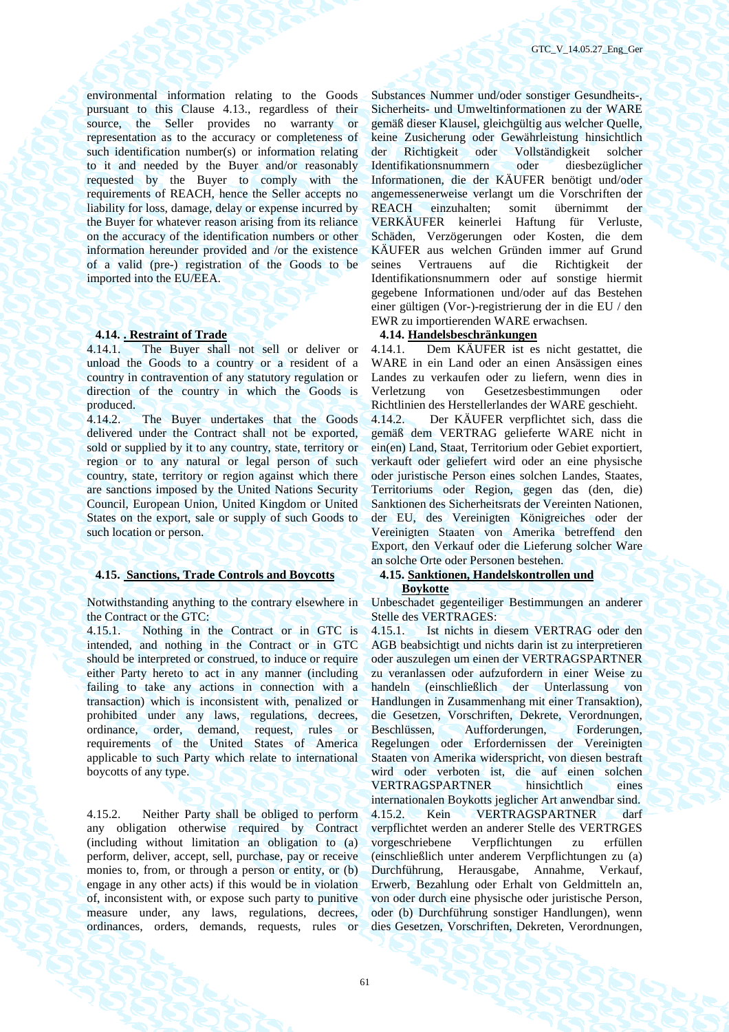environmental information relating to the Goods pursuant to this Clause 4.13., regardless of their source, the Seller provides no warranty or representation as to the accuracy or completeness of such identification number(s) or information relating to it and needed by the Buyer and/or reasonably requested by the Buyer to comply with the requirements of REACH, hence the Seller accepts no liability for loss, damage, delay or expense incurred by the Buyer for whatever reason arising from its reliance on the accuracy of the identification numbers or other information hereunder provided and /or the existence of a valid (pre-) registration of the Goods to be imported into the EU/EEA.

Substances Nummer und/oder sonstiger Gesundheits-, Sicherheits- und Umweltinformationen zu der WARE gemäß dieser Klausel, gleichgültig aus welcher Quelle, keine Zusicherung oder Gewährleistung hinsichtlich der Richtigkeit oder Vollständigkeit solcher Identifikationsnummern oder diesbezüglicher Informationen, die der KÄUFER benötigt und/oder angemessenerweise verlangt um die Vorschriften der REACH einzuhalten; somit übernimmt der VERKÄUFER keinerlei Haftung für Verluste, Schäden, Verzögerungen oder Kosten, die dem KÄUFER aus welchen Gründen immer auf Grund seines Vertrauens auf die Richtigkeit der Identifikationsnummern oder auf sonstige hiermit gegebene Informationen und/oder auf das Bestehen einer gültigen (Vor-)-registrierung der in die EU / den EWR zu importierenden WARE erwachsen.

**4.14. . Restraint of Trade**

4.14.1. The Buyer shall not sell or deliver or unload the Goods to a country or a resident of a country in contravention of any statutory regulation or direction of the country in which the Goods is produced.

4.14.2. The Buyer undertakes that the Goods delivered under the Contract shall not be exported, sold or supplied by it to any country, state, territory or region or to any natural or legal person of such country, state, territory or region against which there are sanctions imposed by the United Nations Security Council, European Union, United Kingdom or United States on the export, sale or supply of such Goods to such location or person.

**4.14. Handelsbeschränkungen**

4.14.1. Dem KÄUFER ist es nicht gestattet, die WARE in ein Land oder an einen Ansässigen eines Landes zu verkaufen oder zu liefern, wenn dies in Verletzung von Gesetzesbestimmungen oder Richtlinien des Herstellerlandes der WARE geschieht.

4.14.2. Der KÄUFER verpflichtet sich, dass die gemäß dem VERTRAG gelieferte WARE nicht in ein(en) Land, Staat, Territorium oder Gebiet exportiert, verkauft oder geliefert wird oder an eine physische oder juristische Person eines solchen Landes, Staates, Territoriums oder Region, gegen das (den, die) Sanktionen des Sicherheitsrats der Vereinten Nationen, der EU, des Vereinigten Königreiches oder der Vereinigten Staaten von Amerika betreffend den Export, den Verkauf oder die Lieferung solcher Ware an solche Orte oder Personen bestehen.

**4.15. Sanctions, Trade Controls and Boycotts**

Notwithstanding anything to the contrary elsewhere in the Contract or the GTC:

4.15.1. Nothing in the Contract or in GTC is intended, and nothing in the Contract or in GTC should be interpreted or construed, to induce or require either Party hereto to act in any manner (including failing to take any actions in connection with a transaction) which is inconsistent with, penalized or prohibited under any laws, regulations, decrees, ordinance, order, demand, request, rules or requirements of the United States of America applicable to such Party which relate to international boycotts of any type.

4.15.2. Neither Party shall be obliged to perform any obligation otherwise required by Contract (including without limitation an obligation to (a) perform, deliver, accept, sell, purchase, pay or receive monies to, from, or through a person or entity, or (b) engage in any other acts) if this would be in violation of, inconsistent with, or expose such party to punitive measure under, any laws, regulations, decrees, ordinances, orders, demands, requests, rules or

**4.15. Sanktionen, Handelskontrollen und Boykotte**

Unbeschadet gegenteiliger Bestimmungen an anderer Stelle des VERTRAGES:

4.15.1. Ist nichts in diesem VERTRAG oder den AGB beabsichtigt und nichts darin ist zu interpretieren oder auszulegen um einen der VERTRAGSPARTNER zu veranlassen oder aufzufordern in einer Weise zu handeln (einschließlich der Unterlassung von Handlungen in Zusammenhang mit einer Transaktion), die Gesetzen, Vorschriften, Dekrete, Verordnungen, Beschlüssen, Aufforderungen, Forderungen, Regelungen oder Erfordernissen der Vereinigten Staaten von Amerika widerspricht, von diesen bestraft wird oder verboten ist, die auf einen solchen VERTRAGSPARTNER hinsichtlich eines internationalen Boykotts jeglicher Art anwendbar sind.

4.15.2. Kein VERTRAGSPARTNER darf verpflichtet werden an anderer Stelle des VERTRGES vorgeschriebene Verpflichtungen zu erfüllen (einschließlich unter anderem Verpflichtungen zu (a) Durchführung, Herausgabe, Annahme, Verkauf, Erwerb, Bezahlung oder Erhalt von Geldmitteln an, von oder durch eine physische oder juristische Person, oder (b) Durchführung sonstiger Handlungen), wenn dies Gesetzen, Vorschriften, Dekreten, Verordnungen,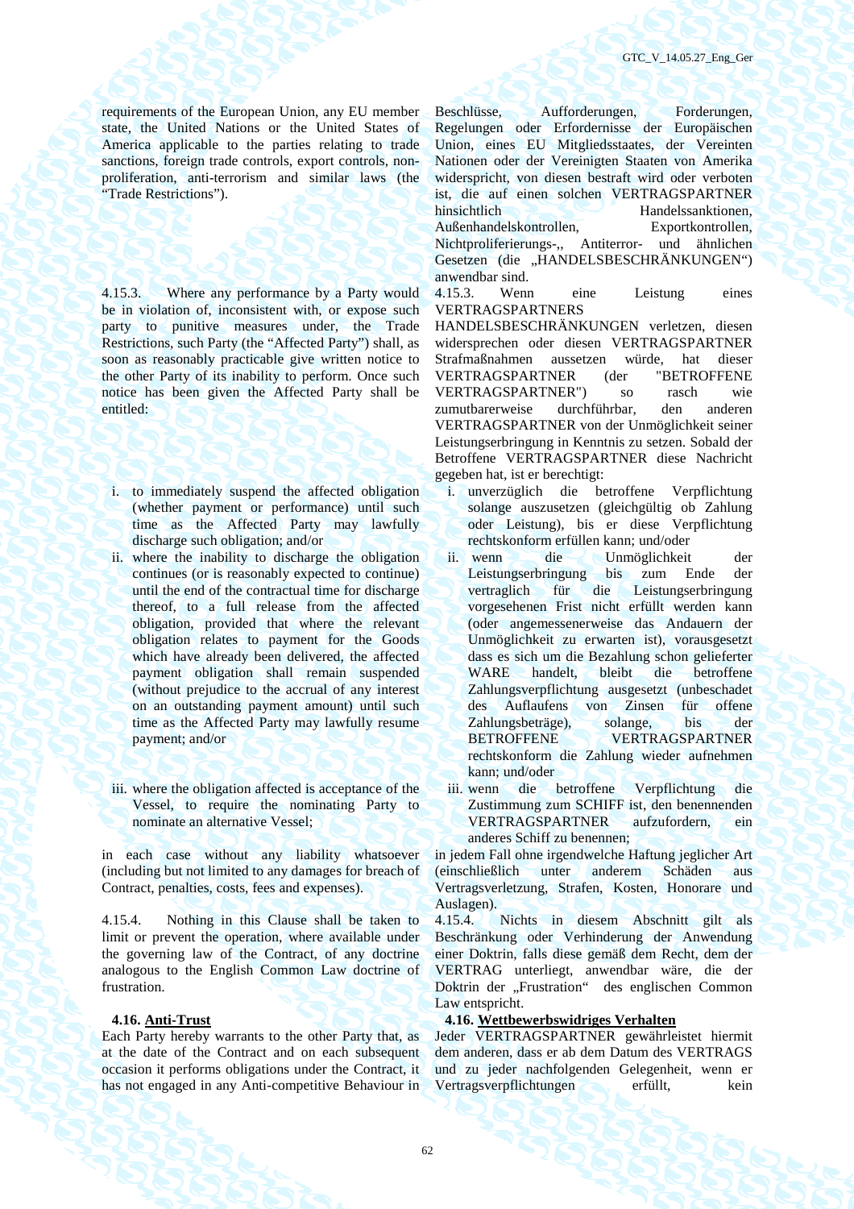requirements of the European Union, any EU member state, the United Nations or the United States of America applicable to the parties relating to trade sanctions, foreign trade controls, export controls, non-proliferation, anti-terrorism and similar laws (the "Trade Restrictions").

Beschlüsse, Aufforderungen, Forderungen, Regelungen oder Erfordernisse der Europäischen Union, eines EU Mitgliedsstaates, der Vereinten Nationen oder der Vereinigten Staaten von Amerika widerspricht, von diesen bestraft wird oder verboten ist, die auf einen solchen VERTRAGSPARTNER hinsichtlich Handelssanktionen, Außenhandelskontrollen, Exportkontrollen, Nichtproliferierungs-,, Antiterror- und ähnlichen Gesetzen (die „HANDELSBESCHRÄNKUNGEN") anwendbar sind.

4.15.3. Where any performance by a Party would be in violation of, inconsistent with, or expose such party to punitive measures under, the Trade Restrictions, such Party (the "Affected Party") shall, as soon as reasonably practicable give written notice to the other Party of its inability to perform. Once such notice has been given the Affected Party shall be entitled:

i. to immediately suspend the affected obligation (whether payment or performance) until such time as the Affected Party may lawfully discharge such obligation; and/or
ii. where the inability to discharge the obligation continues (or is reasonably expected to continue) until the end of the contractual time for discharge thereof, to a full release from the affected obligation, provided that where the relevant obligation relates to payment for the Goods which have already been delivered, the affected payment obligation shall remain suspended (without prejudice to the accrual of any interest on an outstanding payment amount) until such time as the Affected Party may lawfully resume payment; and/or
iii. where the obligation affected is acceptance of the Vessel, to require the nominating Party to nominate an alternative Vessel;

in each case without any liability whatsoever (including but not limited to any damages for breach of Contract, penalties, costs, fees and expenses).

4.15.3. Wenn eine Leistung eines VERTRAGSPARTNERS HANDELSBESCHRÄNKUNGEN verletzen, diesen widersprechen oder diesen VERTRAGSPARTNER Strafmaßnahmen aussetzen würde, hat dieser VERTRAGSPARTNER (der "BETROFFENE VERTRAGSPARTNER") so rasch wie zumutbarerweise durchführbar, den anderen VERTRAGSPARTNER von der Unmöglichkeit seiner Leistungserbringung in Kenntnis zu setzen. Sobald der Betroffene VERTRAGSPARTNER diese Nachricht gegeben hat, ist er berechtigt:

i. unverzüglich die betroffene Verpflichtung solange auszusetzen (gleichgültig ob Zahlung oder Leistung), bis er diese Verpflichtung rechtskonform erfüllen kann; und/oder
ii. wenn die Unmöglichkeit der Leistungserbringung bis zum Ende der vertraglich für die Leistungserbringung vorgesehenen Frist nicht erfüllt werden kann (oder angemessenerweise das Andauern der Unmöglichkeit zu erwarten ist), vorausgesetzt dass es sich um die Bezahlung schon gelieferter WARE handelt, bleibt die betroffene Zahlungsverpflichtung ausgesetzt (unbeschadet des Auflaufens von Zinsen für offene Zahlungsbeträge), solange, bis der BETROFFENE VERTRAGSPARTNER rechtskonform die Zahlung wieder aufnehmen kann; und/oder
iii. wenn die betroffene Verpflichtung die Zustimmung zum SCHIFF ist, den benennenden VERTRAGSPARTNER aufzufordern, ein anderes Schiff zu benennen;

in jedem Fall ohne irgendwelche Haftung jeglicher Art (einschließlich unter anderem Schäden aus Vertragsverletzung, Strafen, Kosten, Honorare und Auslagen).

4.15.4. Nothing in this Clause shall be taken to limit or prevent the operation, where available under the governing law of the Contract, of any doctrine analogous to the English Common Law doctrine of frustration.

4.15.4. Nichts in diesem Abschnitt gilt als Beschränkung oder Verhinderung der Anwendung einer Doktrin, falls diese gemäß dem Recht, dem der VERTRAG unterliegt, anwendbar wäre, die der Doktrin der „Frustration" des englischen Common Law entspricht.

**4.16. Anti-Trust**

Each Party hereby warrants to the other Party that, as at the date of the Contract and on each subsequent occasion it performs obligations under the Contract, it has not engaged in any Anti-competitive Behaviour in

**4.16. Wettbewerbswidriges Verhalten**

Jeder VERTRAGSPARTNER gewährleistet hiermit dem anderen, dass er ab dem Datum des VERTRAGS und zu jeder nachfolgenden Gelegenheit, wenn er Vertragsverpflichtungen erfüllt, kein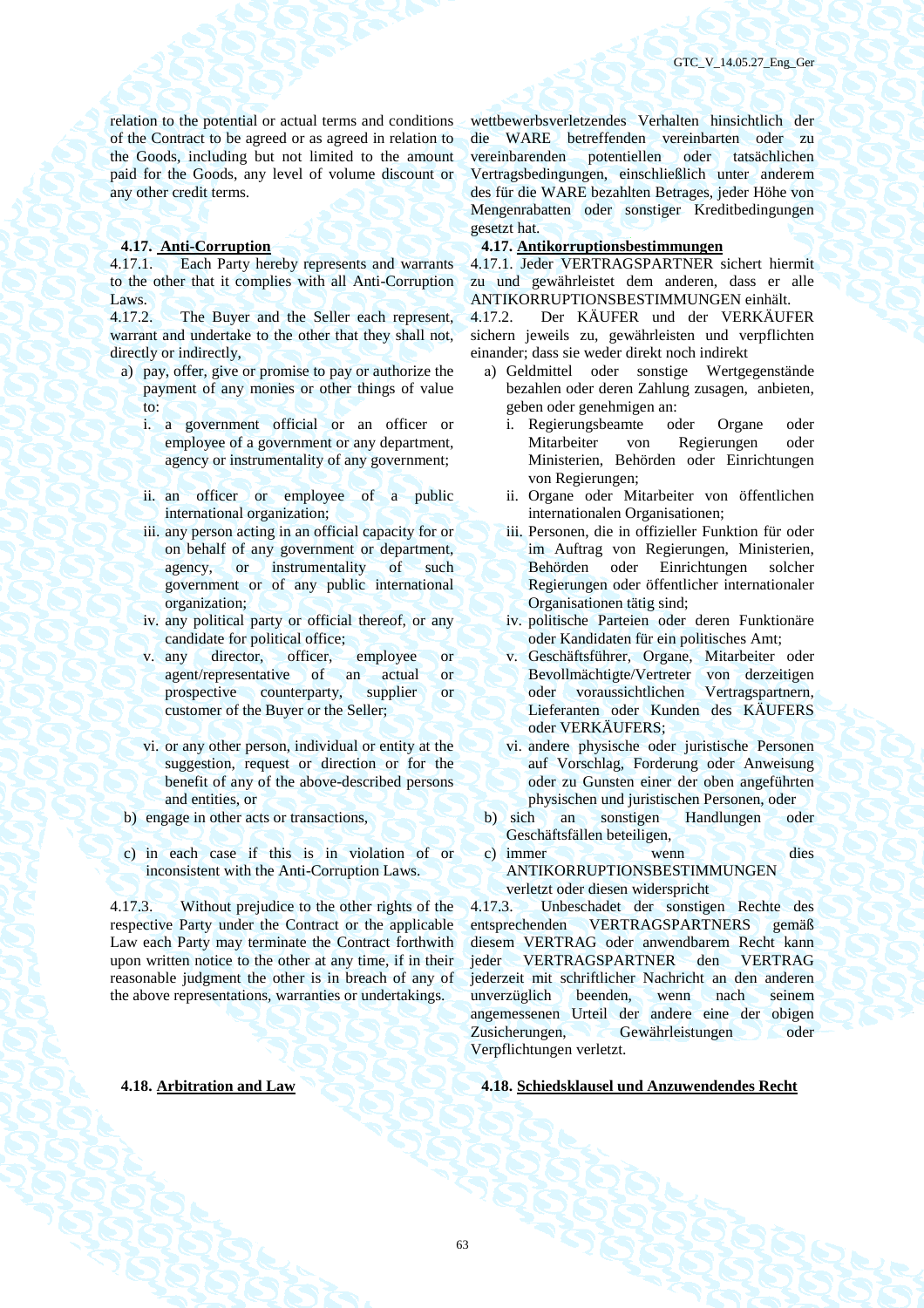relation to the potential or actual terms and conditions of the Contract to be agreed or as agreed in relation to the Goods, including but not limited to the amount paid for the Goods, any level of volume discount or any other credit terms.

wettbewerbsverletzendes Verhalten hinsichtlich der die WARE betreffenden vereinbarten oder zu vereinbarenden potentiellen oder tatsächlichen Vertragsbedingungen, einschließlich unter anderem des für die WARE bezahlten Betrages, jeder Höhe von Mengenrabatten oder sonstiger Kreditbedingungen gesetzt hat.

**4.17. Anti-Corruption**

4.17.1. Each Party hereby represents and warrants to the other that it complies with all Anti-Corruption Laws.

4.17.2. The Buyer and the Seller each represent, warrant and undertake to the other that they shall not, directly or indirectly,

a) pay, offer, give or promise to pay or authorize the payment of any monies or other things of value to:
   i. a government official or an officer or employee of a government or any department, agency or instrumentality of any government;
   ii. an officer or employee of a public international organization;
   iii. any person acting in an official capacity for or on behalf of any government or department, agency, or instrumentality of such government or of any public international organization;
   iv. any political party or official thereof, or any candidate for political office;
   v. any director, officer, employee or agent/representative of an actual or prospective counterparty, supplier or customer of the Buyer or the Seller;
   vi. or any other person, individual or entity at the suggestion, request or direction or for the benefit of any of the above-described persons and entities, or
b) engage in other acts or transactions,
c) in each case if this is in violation of or inconsistent with the Anti-Corruption Laws.

4.17.3. Without prejudice to the other rights of the respective Party under the Contract or the applicable Law each Party may terminate the Contract forthwith upon written notice to the other at any time, if in their reasonable judgment the other is in breach of any of the above representations, warranties or undertakings.

**4.17. Antikorruptionsbestimmungen**

4.17.1. Jeder VERTRAGSPARTNER sichert hiermit zu und gewährleistet dem anderen, dass er alle ANTIKORRUPTIONSBESTIMMUNGEN einhält.

4.17.2. Der KÄUFER und der VERKÄUFER sichern jeweils zu, gewährleisten und verpflichten einander; dass sie weder direkt noch indirekt

a) Geldmittel oder sonstige Wertgegenstände bezahlen oder deren Zahlung zusagen, anbieten, geben oder genehmigen an:
   i. Regierungsbeamte oder Organe oder Mitarbeiter von Regierungen oder Ministerien, Behörden oder Einrichtungen von Regierungen;
   ii. Organe oder Mitarbeiter von öffentlichen internationalen Organisationen;
   iii. Personen, die in offizieller Funktion für oder im Auftrag von Regierungen, Ministerien, Behörden oder Einrichtungen solcher Regierungen oder öffentlicher internationaler Organisationen tätig sind;
   iv. politische Parteien oder deren Funktionäre oder Kandidaten für ein politisches Amt;
   v. Geschäftsführer, Organe, Mitarbeiter oder Bevollmächtigte/Vertreter von derzeitigen oder voraussichtlichen Vertragspartnern, Lieferanten oder Kunden des KÄUFERS oder VERKÄUFERS;
   vi. andere physische oder juristische Personen auf Vorschlag, Forderung oder Anweisung oder zu Gunsten einer der oben angeführten physischen und juristischen Personen, oder
b) sich an sonstigen Handlungen oder Geschäftsfällen beteiligen,
c) immer wenn dies ANTIKORRUPTIONSBESTIMMUNGEN verletzt oder diesen widerspricht

4.17.3. Unbeschadet der sonstigen Rechte des entsprechenden VERTRAGSPARTNERS gemäß diesem VERTRAG oder anwendbarem Recht kann jeder VERTRAGSPARTNER den VERTRAG jederzeit mit schriftlicher Nachricht an den anderen unverzüglich beenden, wenn nach seinem angemessenen Urteil der andere eine der obigen Zusicherungen, Gewährleistungen oder Verpflichtungen verletzt.

**4.18. Arbitration and Law**

**4.18. Schiedsklausel und Anzuwendendes Recht**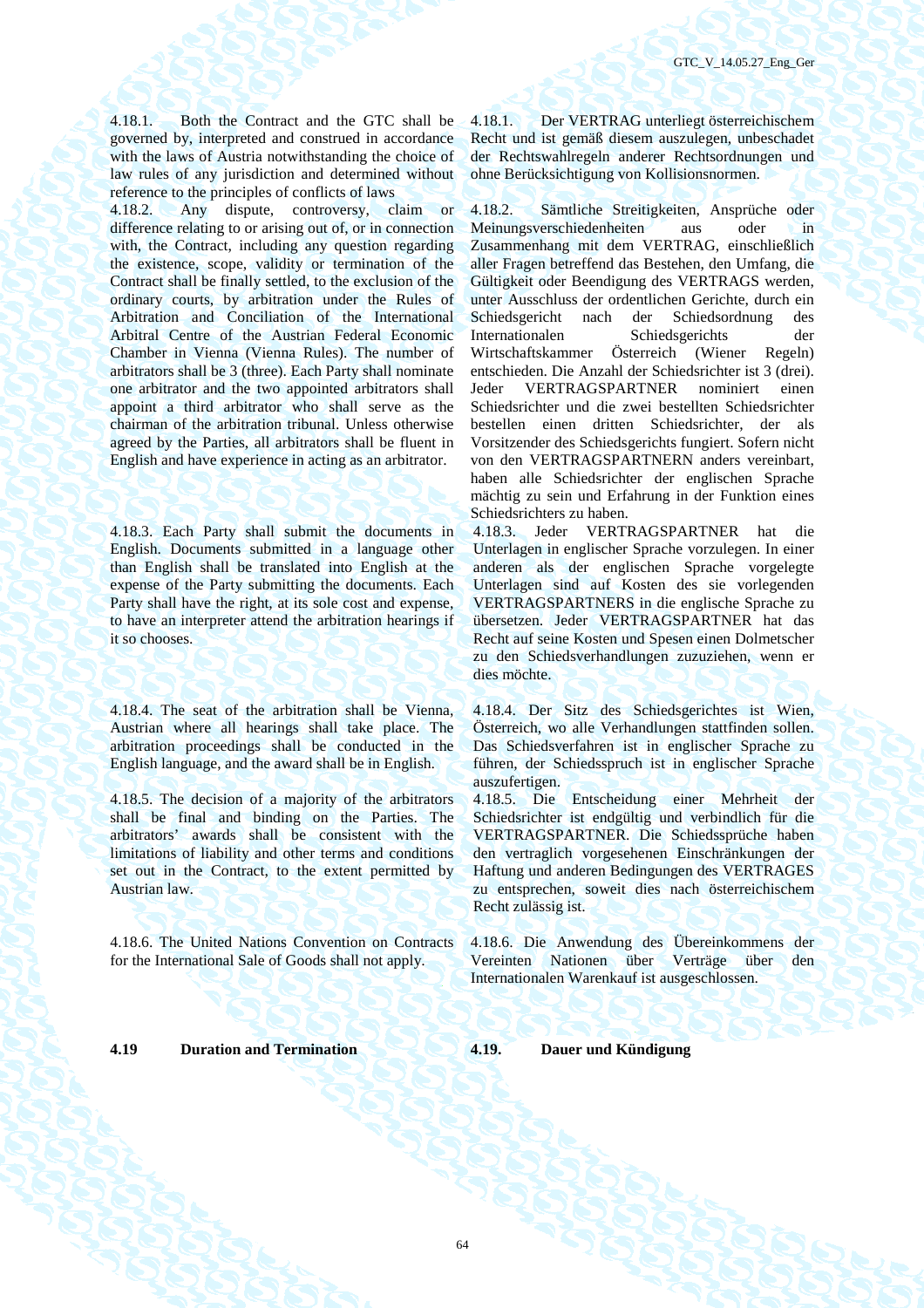4.18.1. Both the Contract and the GTC shall be governed by, interpreted and construed in accordance with the laws of Austria notwithstanding the choice of law rules of any jurisdiction and determined without reference to the principles of conflicts of laws

4.18.1. Der VERTRAG unterliegt österreichischem Recht und ist gemäß diesem auszulegen, unbeschadet der Rechtswahlregeln anderer Rechtsordnungen und ohne Berücksichtigung von Kollisionsnormen.

4.18.2. Any dispute, controversy, claim or difference relating to or arising out of, or in connection with, the Contract, including any question regarding the existence, scope, validity or termination of the Contract shall be finally settled, to the exclusion of the ordinary courts, by arbitration under the Rules of Arbitration and Conciliation of the International Arbitral Centre of the Austrian Federal Economic Chamber in Vienna (Vienna Rules). The number of arbitrators shall be 3 (three). Each Party shall nominate one arbitrator and the two appointed arbitrators shall appoint a third arbitrator who shall serve as the chairman of the arbitration tribunal. Unless otherwise agreed by the Parties, all arbitrators shall be fluent in English and have experience in acting as an arbitrator.

4.18.2. Sämtliche Streitigkeiten, Ansprüche oder Meinungsverschiedenheiten aus oder in Zusammenhang mit dem VERTRAG, einschließlich aller Fragen betreffend das Bestehen, den Umfang, die Gültigkeit oder Beendigung des VERTRAGS werden, unter Ausschluss der ordentlichen Gerichte, durch ein Schiedsgericht nach der Schiedsordnung des Internationalen Schiedsgerichts der Wirtschaftskammer Österreich (Wiener Regeln) entschieden. Die Anzahl der Schiedsrichter ist 3 (drei). Jeder VERTRAGSPARTNER nominiert einen Schiedsrichter und die zwei bestellten Schiedsrichter bestellen einen dritten Schiedsrichter, der als Vorsitzender des Schiedsgerichts fungiert. Sofern nicht von den VERTRAGSPARTNERN anders vereinbart, haben alle Schiedsrichter der englischen Sprache mächtig zu sein und Erfahrung in der Funktion eines Schiedsrichters zu haben.

4.18.3. Each Party shall submit the documents in English. Documents submitted in a language other than English shall be translated into English at the expense of the Party submitting the documents. Each Party shall have the right, at its sole cost and expense, to have an interpreter attend the arbitration hearings if it so chooses.

4.18.3. Jeder VERTRAGSPARTNER hat die Unterlagen in englischer Sprache vorzulegen. In einer anderen als der englischen Sprache vorgelegte Unterlagen sind auf Kosten des sie vorlegenden VERTRAGSPARTNERS in die englische Sprache zu übersetzen. Jeder VERTRAGSPARTNER hat das Recht auf seine Kosten und Spesen einen Dolmetscher zu den Schiedsverhandlungen zuzuziehen, wenn er dies möchte.

4.18.4. The seat of the arbitration shall be Vienna, Austrian where all hearings shall take place. The arbitration proceedings shall be conducted in the English language, and the award shall be in English.

4.18.4. Der Sitz des Schiedsgerichtes ist Wien, Österreich, wo alle Verhandlungen stattfinden sollen. Das Schiedsverfahren ist in englischer Sprache zu führen, der Schiedsspruch ist in englischer Sprache auszufertigen.

4.18.5. The decision of a majority of the arbitrators shall be final and binding on the Parties. The arbitrators' awards shall be consistent with the limitations of liability and other terms and conditions set out in the Contract, to the extent permitted by Austrian law.

4.18.5. Die Entscheidung einer Mehrheit der Schiedsrichter ist endgültig und verbindlich für die VERTRAGSPARTNER. Die Schiedssprüche haben den vertraglich vorgesehenen Einschränkungen der Haftung und anderen Bedingungen des VERTRAGES zu entsprechen, soweit dies nach österreichischem Recht zulässig ist.

4.18.6. The United Nations Convention on Contracts for the International Sale of Goods shall not apply.

4.18.6. Die Anwendung des Übereinkommens der Vereinten Nationen über Verträge über den Internationalen Warenkauf ist ausgeschlossen.

**4.19 Duration and Termination**

**4.19. Dauer und Kündigung**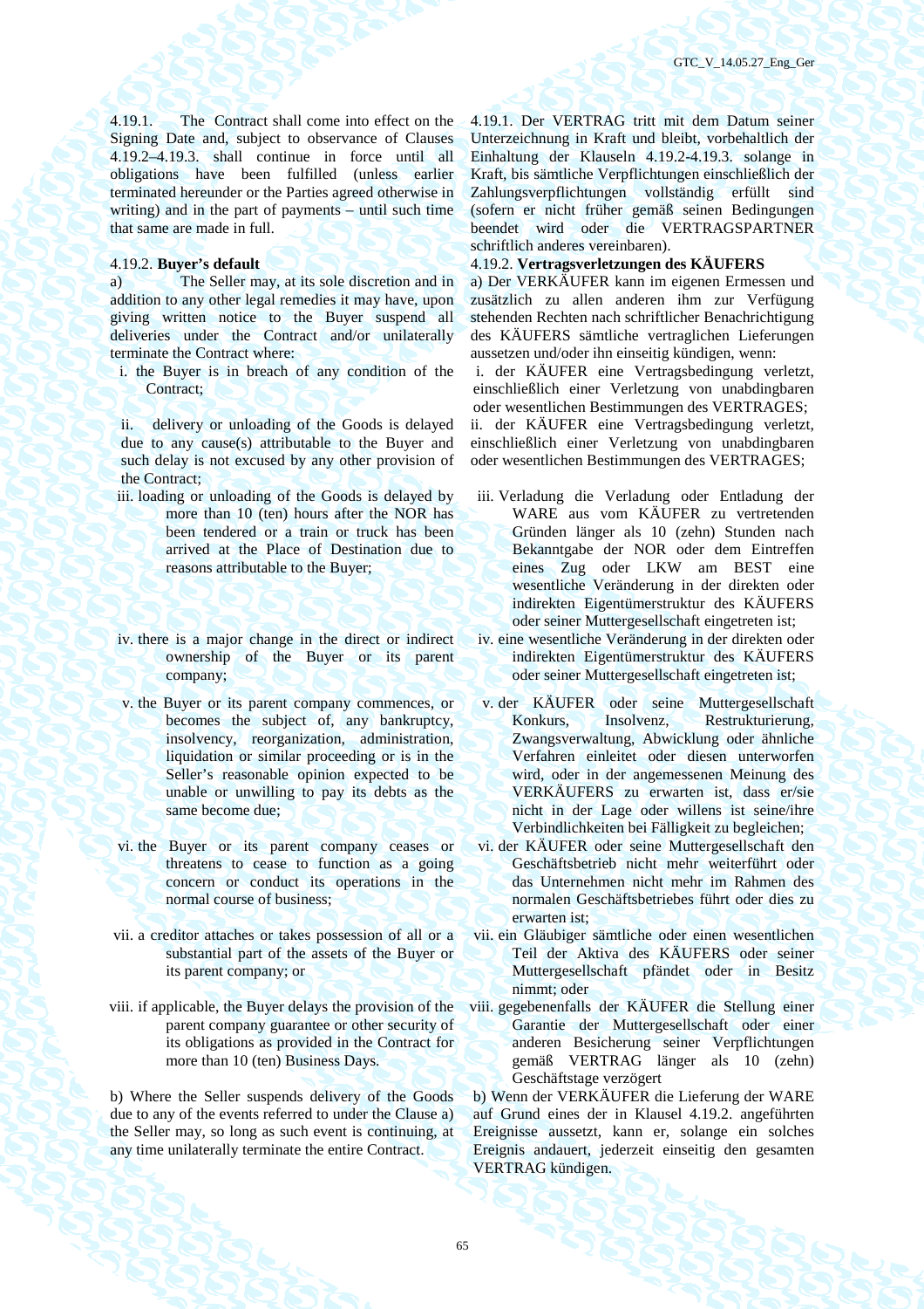4.19.1. The Contract shall come into effect on the Signing Date and, subject to observance of Clauses 4.19.2–4.19.3. shall continue in force until all obligations have been fulfilled (unless earlier terminated hereunder or the Parties agreed otherwise in writing) and in the part of payments – until such time that same are made in full.

4.19.1. Der VERTRAG tritt mit dem Datum seiner Unterzeichnung in Kraft und bleibt, vorbehaltlich der Einhaltung der Klauseln 4.19.2-4.19.3. solange in Kraft, bis sämtliche Verpflichtungen einschließlich der Zahlungsverpflichtungen vollständig erfüllt sind (sofern er nicht früher gemäß seinen Bedingungen beendet wird oder die VERTRAGSPARTNER schriftlich anderes vereinbaren).

4.19.2. **Buyer's default**

a) The Seller may, at its sole discretion and in addition to any other legal remedies it may have, upon giving written notice to the Buyer suspend all deliveries under the Contract and/or unilaterally terminate the Contract where:

i. the Buyer is in breach of any condition of the Contract;

ii. delivery or unloading of the Goods is delayed due to any cause(s) attributable to the Buyer and such delay is not excused by any other provision of the Contract;

iii. loading or unloading of the Goods is delayed by more than 10 (ten) hours after the NOR has been tendered or a train or truck has been arrived at the Place of Destination due to reasons attributable to the Buyer;

iv. there is a major change in the direct or indirect ownership of the Buyer or its parent company;

v. the Buyer or its parent company commences, or becomes the subject of, any bankruptcy, insolvency, reorganization, administration, liquidation or similar proceeding or is in the Seller's reasonable opinion expected to be unable or unwilling to pay its debts as the same become due;

vi. the Buyer or its parent company ceases or threatens to cease to function as a going concern or conduct its operations in the normal course of business;

vii. a creditor attaches or takes possession of all or a substantial part of the assets of the Buyer or its parent company; or

viii. if applicable, the Buyer delays the provision of the parent company guarantee or other security of its obligations as provided in the Contract for more than 10 (ten) Business Days.

b) Where the Seller suspends delivery of the Goods due to any of the events referred to under the Clause a) the Seller may, so long as such event is continuing, at any time unilaterally terminate the entire Contract.

4.19.2. **Vertragsverletzungen des KÄUFERS**

a) Der VERKÄUFER kann im eigenen Ermessen und zusätzlich zu allen anderen ihm zur Verfügung stehenden Rechten nach schriftlicher Benachrichtigung des KÄUFERS sämtliche vertraglichen Lieferungen aussetzen und/oder ihn einseitig kündigen, wenn:

i. der KÄUFER eine Vertragsbedingung verletzt, einschließlich einer Verletzung von unabdingbaren oder wesentlichen Bestimmungen des VERTRAGES;

ii. der KÄUFER eine Vertragsbedingung verletzt, einschließlich einer Verletzung von unabdingbaren oder wesentlichen Bestimmungen des VERTRAGES;

iii. Verladung die Verladung oder Entladung der WARE aus vom KÄUFER zu vertretenden Gründen länger als 10 (zehn) Stunden nach Bekanntgabe der NOR oder dem Eintreffen eines Zug oder LKW am BEST eine wesentliche Veränderung in der direkten oder indirekten Eigentümerstruktur des KÄUFERS oder seiner Muttergesellschaft eingetreten ist;

iv. eine wesentliche Veränderung in der direkten oder indirekten Eigentümerstruktur des KÄUFERS oder seiner Muttergesellschaft eingetreten ist;

v. der KÄUFER oder seine Muttergesellschaft Konkurs, Insolvenz, Restrukturierung, Zwangsverwaltung, Abwicklung oder ähnliche Verfahren einleitet oder diesen unterworfen wird, oder in der angemessenen Meinung des VERKÄUFERS zu erwarten ist, dass er/sie nicht in der Lage oder willens ist seine/ihre Verbindlichkeiten bei Fälligkeit zu begleichen;

vi. der KÄUFER oder seine Muttergesellschaft den Geschäftsbetrieb nicht mehr weiterführt oder das Unternehmen nicht mehr im Rahmen des normalen Geschäftsbetriebes führt oder dies zu erwarten ist;

vii. ein Gläubiger sämtliche oder einen wesentlichen Teil der Aktiva des KÄUFERS oder seiner Muttergesellschaft pfändet oder in Besitz nimmt; oder

viii. gegebenenfalls der KÄUFER die Stellung einer Garantie der Muttergesellschaft oder einer anderen Besicherung seiner Verpflichtungen gemäß VERTRAG länger als 10 (zehn) Geschäftstage verzögert

b) Wenn der VERKÄUFER die Lieferung der WARE auf Grund eines der in Klausel 4.19.2. angeführten Ereignisse aussetzt, kann er, solange ein solches Ereignis andauert, jederzeit einseitig den gesamten VERTRAG kündigen.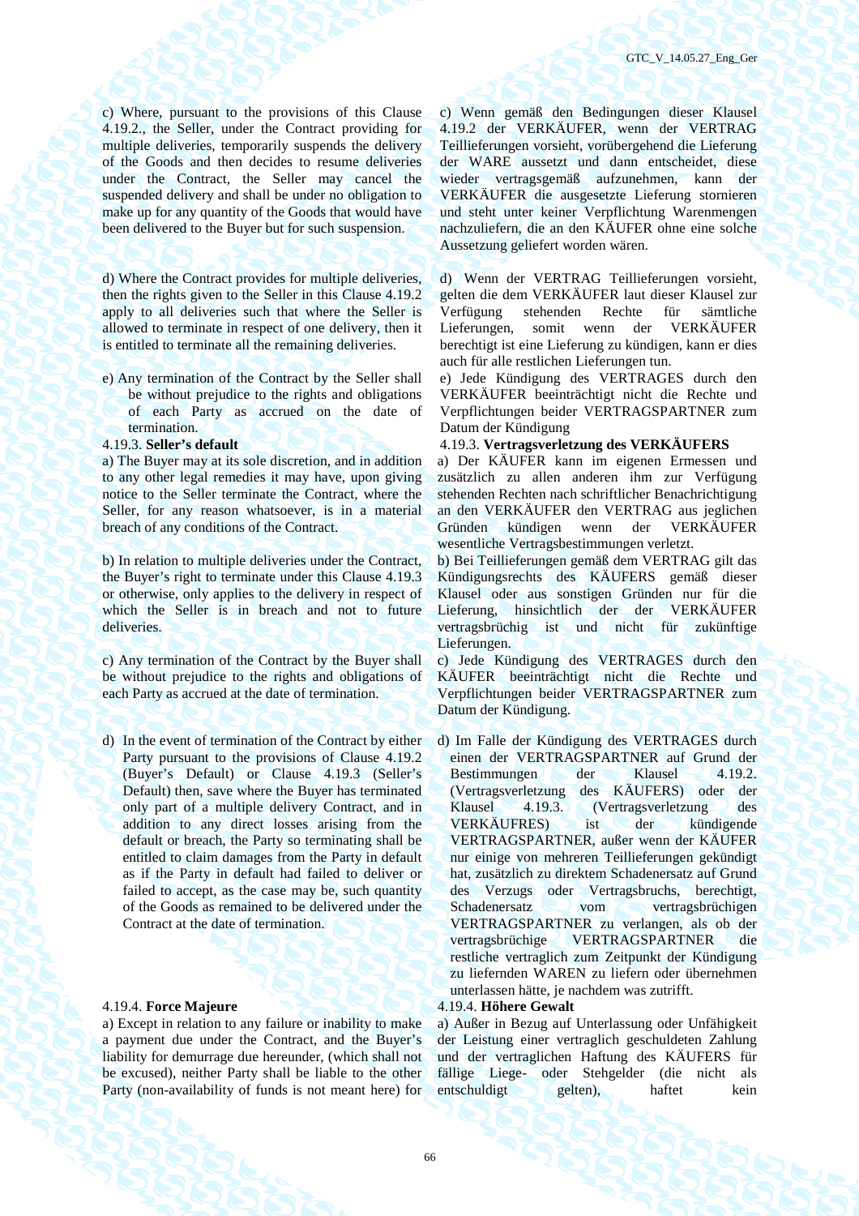c) Where, pursuant to the provisions of this Clause 4.19.2., the Seller, under the Contract providing for multiple deliveries, temporarily suspends the delivery of the Goods and then decides to resume deliveries under the Contract, the Seller may cancel the suspended delivery and shall be under no obligation to make up for any quantity of the Goods that would have been delivered to the Buyer but for such suspension.

c) Wenn gemäß den Bedingungen dieser Klausel 4.19.2 der VERKÄUFER, wenn der VERTRAG Teillieferungen vorsieht, vorübergehend die Lieferung der WARE aussetzt und dann entscheidet, diese wieder vertragsgemäß aufzunehmen, kann der VERKÄUFER die ausgesetzte Lieferung stornieren und steht unter keiner Verpflichtung Warenmengen nachzuliefern, die an den KÄUFER ohne eine solche Aussetzung geliefert worden wären.

d) Where the Contract provides for multiple deliveries, then the rights given to the Seller in this Clause 4.19.2 apply to all deliveries such that where the Seller is allowed to terminate in respect of one delivery, then it is entitled to terminate all the remaining deliveries.

d) Wenn der VERTRAG Teillieferungen vorsieht, gelten die dem VERKÄUFER laut dieser Klausel zur Verfügung stehenden Rechte für sämtliche Lieferungen, somit wenn der VERKÄUFER berechtigt ist eine Lieferung zu kündigen, kann er dies auch für alle restlichen Lieferungen tun.

e) Any termination of the Contract by the Seller shall be without prejudice to the rights and obligations of each Party as accrued on the date of termination.

e) Jede Kündigung des VERTRAGES durch den VERKÄUFER beeinträchtigt nicht die Rechte und Verpflichtungen beider VERTRAGSPARTNER zum Datum der Kündigung

4.19.3. **Seller's default**

4.19.3. **Vertragsverletzung des VERKÄUFERS**

a) The Buyer may at its sole discretion, and in addition to any other legal remedies it may have, upon giving notice to the Seller terminate the Contract, where the Seller, for any reason whatsoever, is in a material breach of any conditions of the Contract.

a) Der KÄUFER kann im eigenen Ermessen und zusätzlich zu allen anderen ihm zur Verfügung stehenden Rechten nach schriftlicher Benachrichtigung an den VERKÄUFER den VERTRAG aus jeglichen Gründen kündigen wenn der VERKÄUFER wesentliche Vertragsbestimmungen verletzt.

b) In relation to multiple deliveries under the Contract, the Buyer's right to terminate under this Clause 4.19.3 or otherwise, only applies to the delivery in respect of which the Seller is in breach and not to future deliveries.

b) Bei Teillieferungen gemäß dem VERTRAG gilt das Kündigungsrechts des KÄUFERS gemäß dieser Klausel oder aus sonstigen Gründen nur für die Lieferung, hinsichtlich der der VERKÄUFER vertragsbrüchig ist und nicht für zukünftige Lieferungen.

c) Any termination of the Contract by the Buyer shall be without prejudice to the rights and obligations of each Party as accrued at the date of termination.

c) Jede Kündigung des VERTRAGES durch den KÄUFER beeinträchtigt nicht die Rechte und Verpflichtungen beider VERTRAGSPARTNER zum Datum der Kündigung.

d) In the event of termination of the Contract by either Party pursuant to the provisions of Clause 4.19.2 (Buyer's Default) or Clause 4.19.3 (Seller's Default) then, save where the Buyer has terminated only part of a multiple delivery Contract, and in addition to any direct losses arising from the default or breach, the Party so terminating shall be entitled to claim damages from the Party in default as if the Party in default had failed to deliver or failed to accept, as the case may be, such quantity of the Goods as remained to be delivered under the Contract at the date of termination.

d) Im Falle der Kündigung des VERTRAGES durch einen der VERTRAGSPARTNER auf Grund der Bestimmungen der Klausel 4.19.2. (Vertragsverletzung des KÄUFERS) oder der Klausel 4.19.3. (Vertragsverletzung des VERKÄUFRES) ist der kündigende VERTRAGSPARTNER, außer wenn der KÄUFER nur einige von mehreren Teillieferungen gekündigt hat, zusätzlich zu direktem Schadenersatz auf Grund des Verzugs oder Vertragsbruchs, berechtigt, Schadenersatz vom vertragsbrüchigen VERTRAGSPARTNER zu verlangen, als ob der vertragsbrüchige VERTRAGSPARTNER die restliche vertraglich zum Zeitpunkt der Kündigung zu liefernden WAREN zu liefern oder übernehmen unterlassen hätte, je nachdem was zutrifft.

4.19.4. **Force Majeure**

4.19.4. **Höhere Gewalt**

a) Except in relation to any failure or inability to make a payment due under the Contract, and the Buyer's liability for demurrage due hereunder, (which shall not be excused), neither Party shall be liable to the other Party (non-availability of funds is not meant here) for

a) Außer in Bezug auf Unterlassung oder Unfähigkeit der Leistung einer vertraglich geschuldeten Zahlung und der vertraglichen Haftung des KÄUFERS für fällige Liege- oder Stehgelder (die nicht als entschuldigt gelten), haftet kein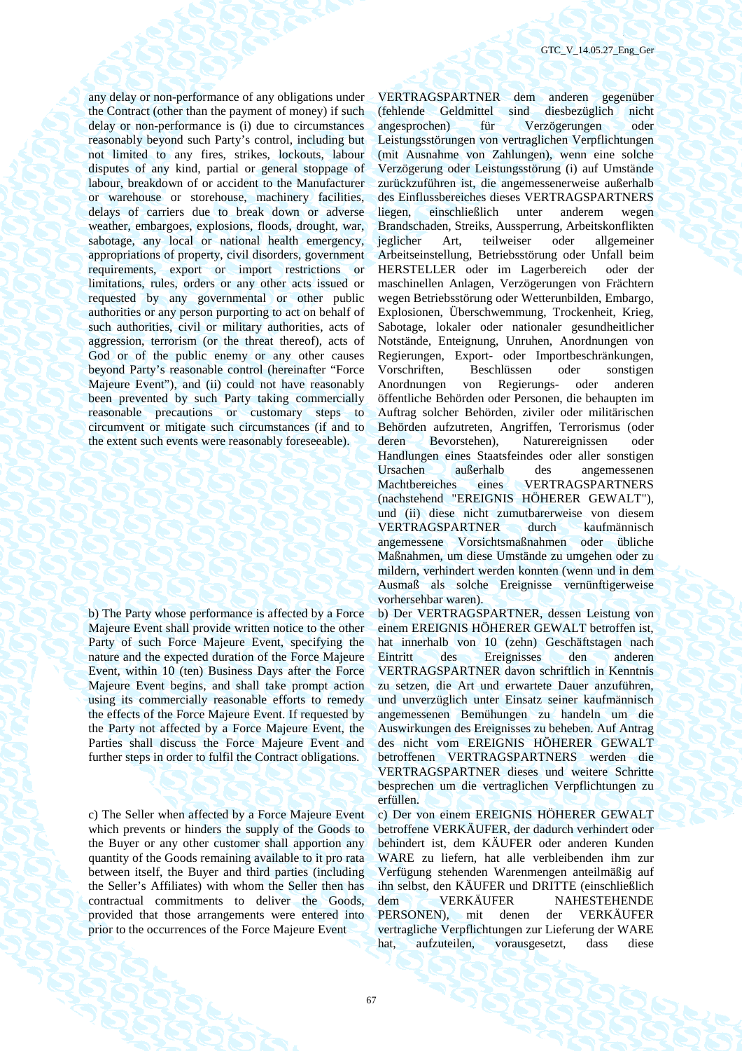any delay or non-performance of any obligations under the Contract (other than the payment of money) if such delay or non-performance is (i) due to circumstances reasonably beyond such Party's control, including but not limited to any fires, strikes, lockouts, labour disputes of any kind, partial or general stoppage of labour, breakdown of or accident to the Manufacturer or warehouse or storehouse, machinery facilities, delays of carriers due to break down or adverse weather, embargoes, explosions, floods, drought, war, sabotage, any local or national health emergency, appropriations of property, civil disorders, government requirements, export or import restrictions or limitations, rules, orders or any other acts issued or requested by any governmental or other public authorities or any person purporting to act on behalf of such authorities, civil or military authorities, acts of aggression, terrorism (or the threat thereof), acts of God or of the public enemy or any other causes beyond Party's reasonable control (hereinafter "Force Majeure Event"), and (ii) could not have reasonably been prevented by such Party taking commercially reasonable precautions or customary steps to circumvent or mitigate such circumstances (if and to the extent such events were reasonably foreseeable).

VERTRAGSPARTNER dem anderen gegenüber (fehlende Geldmittel sind diesbezüglich nicht angesprochen) für Verzögerungen oder Leistungsstörungen von vertraglichen Verpflichtungen (mit Ausnahme von Zahlungen), wenn eine solche Verzögerung oder Leistungsstörung (i) auf Umstände zurückzuführen ist, die angemessenerweise außerhalb des Einflussbereiches dieses VERTRAGSPARTNERS liegen, einschließlich unter anderem wegen Brandschaden, Streiks, Aussperrung, Arbeitskonflikten jeglicher Art, teilweiser oder allgemeiner Arbeitseinstellung, Betriebsstörung oder Unfall beim HERSTELLER oder im Lagerbereich oder der maschinellen Anlagen, Verzögerungen von Frächtern wegen Betriebsstörung oder Wetterunbilden, Embargo, Explosionen, Überschwemmung, Trockenheit, Krieg, Sabotage, lokaler oder nationaler gesundheitlicher Notstände, Enteignung, Unruhen, Anordnungen von Regierungen, Export- oder Importbeschränkungen, Vorschriften, Beschlüssen oder sonstigen Anordnungen von Regierungs- oder anderen öffentliche Behörden oder Personen, die behaupten im Auftrag solcher Behörden, ziviler oder militärischen Behörden aufzutreten, Angriffen, Terrorismus (oder deren Bevorstehen), Naturereignissen oder Handlungen eines Staatsfeindes oder aller sonstigen Ursachen außerhalb des angemessenen Machtbereiches eines VERTRAGSPARTNERS (nachstehend "EREIGNIS HÖHERER GEWALT"), und (ii) diese nicht zumutbarerweise von diesem VERTRAGSPARTNER durch kaufmännisch angemessene Vorsichtsmaßnahmen oder übliche Maßnahmen, um diese Umstände zu umgehen oder zu mildern, verhindert werden konnten (wenn und in dem Ausmaß als solche Ereignisse vernünftigerweise vorhersehbar waren).

b) The Party whose performance is affected by a Force Majeure Event shall provide written notice to the other Party of such Force Majeure Event, specifying the nature and the expected duration of the Force Majeure Event, within 10 (ten) Business Days after the Force Majeure Event begins, and shall take prompt action using its commercially reasonable efforts to remedy the effects of the Force Majeure Event. If requested by the Party not affected by a Force Majeure Event, the Parties shall discuss the Force Majeure Event and further steps in order to fulfil the Contract obligations.

b) Der VERTRAGSPARTNER, dessen Leistung von einem EREIGNIS HÖHERER GEWALT betroffen ist, hat innerhalb von 10 (zehn) Geschäftstagen nach Eintritt des Ereignisses den anderen VERTRAGSPARTNER davon schriftlich in Kenntnis zu setzen, die Art und erwartete Dauer anzuführen, und unverzüglich unter Einsatz seiner kaufmännisch angemessenen Bemühungen zu handeln um die Auswirkungen des Ereignisses zu beheben. Auf Antrag des nicht vom EREIGNIS HÖHERER GEWALT betroffenen VERTRAGSPARTNERS werden die VERTRAGSPARTNER dieses und weitere Schritte besprechen um die vertraglichen Verpflichtungen zu erfüllen.

c) The Seller when affected by a Force Majeure Event which prevents or hinders the supply of the Goods to the Buyer or any other customer shall apportion any quantity of the Goods remaining available to it pro rata between itself, the Buyer and third parties (including the Seller's Affiliates) with whom the Seller then has contractual commitments to deliver the Goods, provided that those arrangements were entered into prior to the occurrences of the Force Majeure Event

c) Der von einem EREIGNIS HÖHERER GEWALT betroffene VERKÄUFER, der dadurch verhindert oder behindert ist, dem KÄUFER oder anderen Kunden WARE zu liefern, hat alle verbleibenden ihm zur Verfügung stehenden Warenmengen anteilmäßig auf ihn selbst, den KÄUFER und DRITTE (einschließlich dem VERKÄUFER NAHESTEHENDE PERSONEN), mit denen der VERKÄUFER vertragliche Verpflichtungen zur Lieferung der WARE hat, aufzuteilen, vorausgesetzt, dass diese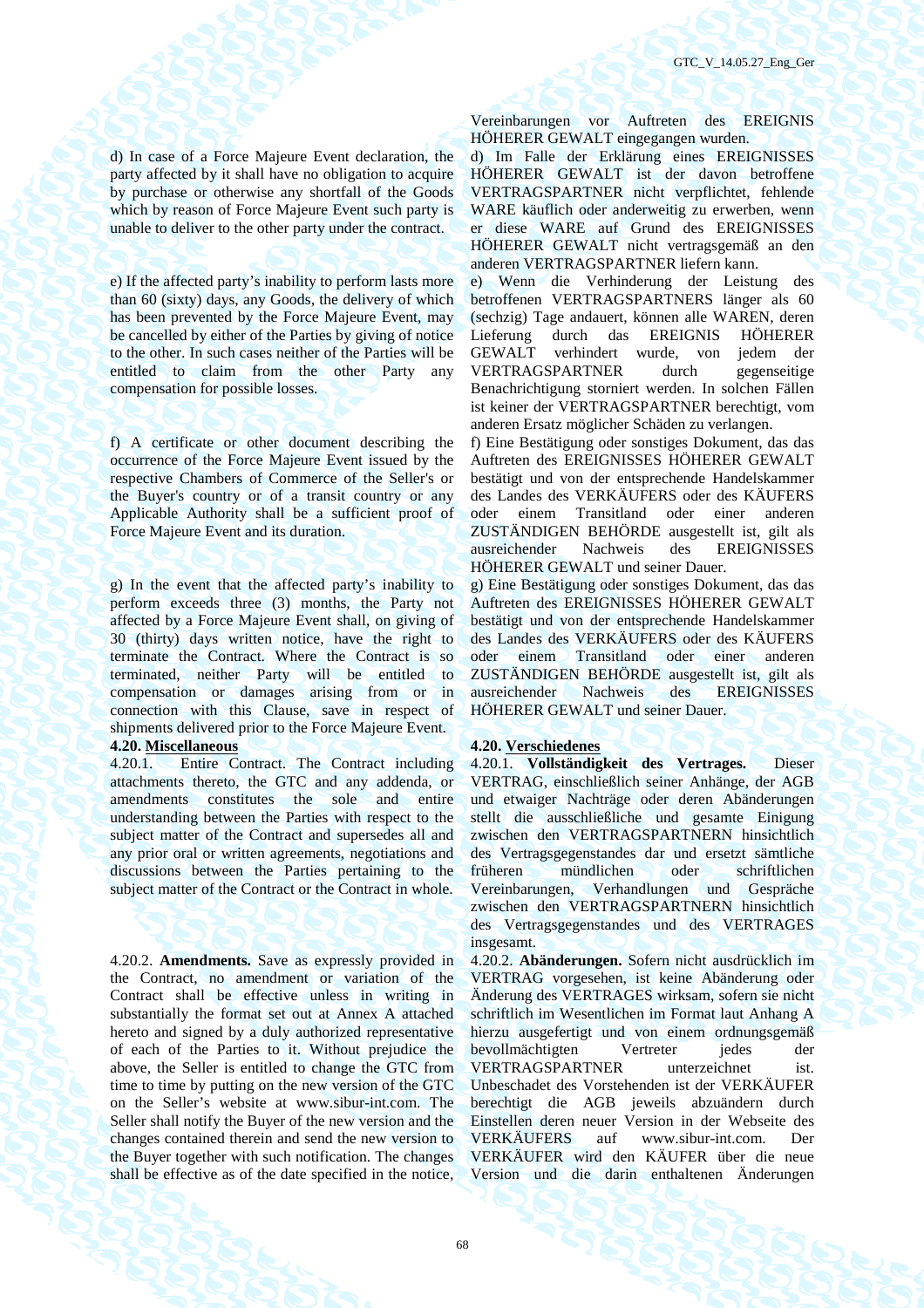Vereinbarungen vor Auftreten des EREIGNIS HÖHERER GEWALT eingegangen wurden.

d) In case of a Force Majeure Event declaration, the party affected by it shall have no obligation to acquire by purchase or otherwise any shortfall of the Goods which by reason of Force Majeure Event such party is unable to deliver to the other party under the contract.

d) Im Falle der Erklärung eines EREIGNISSES HÖHERER GEWALT ist der davon betroffene VERTRAGSPARTNER nicht verpflichtet, fehlende WARE käuflich oder anderweitig zu erwerben, wenn er diese WARE auf Grund des EREIGNISSES HÖHERER GEWALT nicht vertragsgemäß an den anderen VERTRAGSPARTNER liefern kann.

e) If the affected party's inability to perform lasts more than 60 (sixty) days, any Goods, the delivery of which has been prevented by the Force Majeure Event, may be cancelled by either of the Parties by giving of notice to the other. In such cases neither of the Parties will be entitled to claim from the other Party any compensation for possible losses.

e) Wenn die Verhinderung der Leistung des betroffenen VERTRAGSPARTNERS länger als 60 (sechzig) Tage andauert, können alle WAREN, deren Lieferung durch das EREIGNIS HÖHERER GEWALT verhindert wurde, von jedem der VERTRAGSPARTNER durch gegenseitige Benachrichtigung storniert werden. In solchen Fällen ist keiner der VERTRAGSPARTNER berechtigt, vom anderen Ersatz möglicher Schäden zu verlangen.

f) A certificate or other document describing the occurrence of the Force Majeure Event issued by the respective Chambers of Commerce of the Seller's or the Buyer's country or of a transit country or of any Applicable Authority shall be a sufficient proof of Force Majeure Event and its duration.

f) Eine Bestätigung oder sonstiges Dokument, das das Auftreten des EREIGNISSES HÖHERER GEWALT bestätigt und von der entsprechende Handelskammer des Landes des VERKÄUFERS oder des KÄUFERS oder einem Transitland oder einer anderen ZUSTÄNDIGEN BEHÖRDE ausgestellt ist, gilt als ausreichender Nachweis des EREIGNISSES HÖHERER GEWALT und seiner Dauer.

g) In the event that the affected party's inability to perform exceeds three (3) months, the Party not affected by a Force Majeure Event shall, on giving of 30 (thirty) days written notice, have the right to terminate the Contract. Where the Contract is so terminated, neither Party will be entitled to compensation or damages arising from or in connection with this Clause, save in respect of shipments delivered prior to the Force Majeure Event.

g) Eine Bestätigung oder sonstiges Dokument, das das Auftreten des EREIGNISSES HÖHERER GEWALT bestätigt und von der entsprechende Handelskammer des Landes des VERKÄUFERS oder des KÄUFERS oder einem Transitland oder einer anderen ZUSTÄNDIGEN BEHÖRDE ausgestellt ist, gilt als ausreichender Nachweis des EREIGNISSES HÖHERER GEWALT und seiner Dauer.

**4.20. Miscellaneous**

**4.20. Verschiedenes**

4.20.1. Entire Contract. The Contract including attachments thereto, the GTC and any addenda, or amendments constitutes the sole and entire understanding between the Parties with respect to the subject matter of the Contract and supersedes all and any prior oral or written agreements, negotiations and discussions between the Parties pertaining to the subject matter of the Contract or the Contract in whole.

4.20.1. **Vollständigkeit des Vertrages.** Dieser VERTRAG, einschließlich seiner Anhänge, der AGB und etwaiger Nachträge oder deren Abänderungen stellt die ausschließliche und gesamte Einigung zwischen den VERTRAGSPARTNERN hinsichtlich des Vertragsgegenstandes dar und ersetzt sämtliche früheren mündlichen oder schriftlichen Vereinbarungen, Verhandlungen und Gespräche zwischen den VERTRAGSPARTNERN hinsichtlich des Vertragsgegenstandes und des VERTRAGES insgesamt.

4.20.2. **Amendments.** Save as expressly provided in the Contract, no amendment or variation of the Contract shall be effective unless in writing in substantially the format set out at Annex A attached hereto and signed by a duly authorized representative of each of the Parties to it. Without prejudice the above, the Seller is entitled to change the GTC from time to time by putting on the new version of the GTC on the Seller's website at www.sibur-int.com. The Seller shall notify the Buyer of the new version and the changes contained therein and send the new version to the Buyer together with such notification. The changes shall be effective as of the date specified in the notice,

4.20.2. **Abänderungen.** Sofern nicht ausdrücklich im VERTRAG vorgesehen, ist keine Abänderung oder Änderung des VERTRAGES wirksam, sofern sie nicht schriftlich im Wesentlichen im Format laut Anhang A hierzu ausgefertigt und von einem ordnungsgemäß bevollmächtigten Vertreter jedes der VERTRAGSPARTNER unterzeichnet ist. Unbeschadet des Vorstehenden ist der VERKÄUFER berechtigt die AGB jeweils abzuändern durch Einstellen deren neuer Version in der Webseite des VERKÄUFERS auf www.sibur-int.com. Der VERKÄUFER wird den KÄUFER über die neue Version und die darin enthaltenen Änderungen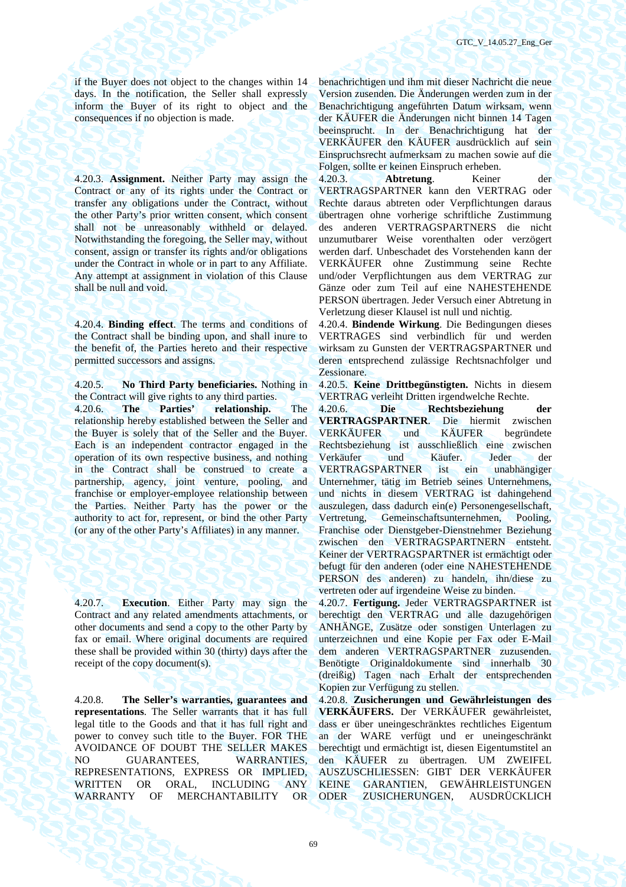if the Buyer does not object to the changes within 14 days. In the notification, the Seller shall expressly inform the Buyer of its right to object and the consequences if no objection is made.

benachrichtigen und ihm mit dieser Nachricht die neue Version zusenden. Die Änderungen werden zum in der Benachrichtigung angeführten Datum wirksam, wenn der KÄUFER die Änderungen nicht binnen 14 Tagen beeinsprucht. In der Benachrichtigung hat der VERKÄUFER den KÄUFER ausdrücklich auf sein Einspruchsrecht aufmerksam zu machen sowie auf die Folgen, sollte er keinen Einspruch erheben.

4.20.3. **Assignment.** Neither Party may assign the Contract or any of its rights under the Contract or transfer any obligations under the Contract, without the other Party's prior written consent, which consent shall not be unreasonably withheld or delayed. Notwithstanding the foregoing, the Seller may, without consent, assign or transfer its rights and/or obligations under the Contract in whole or in part to any Affiliate. Any attempt at assignment in violation of this Clause shall be null and void.

4.20.3. **Abtretung**. Keiner der VERTRAGSPARTNER kann den VERTRAG oder Rechte daraus abtreten oder Verpflichtungen daraus übertragen ohne vorherige schriftliche Zustimmung des anderen VERTRAGSPARTNERS die nicht unzumutbarer Weise vorenthalten oder verzögert werden darf. Unbeschadet des Vorstehenden kann der VERKÄUFER ohne Zustimmung seine Rechte und/oder Verpflichtungen aus dem VERTRAG zur Gänze oder zum Teil auf eine NAHESTEHENDE PERSON übertragen. Jeder Versuch einer Abtretung in Verletzung dieser Klausel ist null und nichtig.

4.20.4. **Binding effect**. The terms and conditions of the Contract shall be binding upon, and shall inure to the benefit of, the Parties hereto and their respective permitted successors and assigns.

4.20.4. **Bindende Wirkung**. Die Bedingungen dieses VERTRAGES sind verbindlich für und werden wirksam zu Gunsten der VERTRAGSPARTNER und deren entsprechend zulässige Rechtsnachfolger und Zessionare.

4.20.5. **No Third Party beneficiaries.** Nothing in the Contract will give rights to any third parties.

4.20.5. **Keine Drittbegünstigten.** Nichts in diesem VERTRAG verleiht Dritten irgendwelche Rechte.

4.20.6. **The Parties' relationship.** The relationship hereby established between the Seller and the Buyer is solely that of the Seller and the Buyer. Each is an independent contractor engaged in the operation of its own respective business, and nothing in the Contract shall be construed to create a partnership, agency, joint venture, pooling, and franchise or employer-employee relationship between the Parties. Neither Party has the power or the authority to act for, represent, or bind the other Party (or any of the other Party's Affiliates) in any manner.

4.20.6. **Die Rechtsbeziehung der VERTRAGSPARTNER**. Die hiermit zwischen VERKÄUFER und KÄUFER begründete Rechtsbeziehung ist ausschließlich eine zwischen Verkäufer und Käufer. Jeder der VERTRAGSPARTNER ist ein unabhängiger Unternehmer, tätig im Betrieb seines Unternehmens, und nichts in diesem VERTRAG ist dahingehend auszulegen, dass dadurch ein(e) Personengesellschaft, Vertretung, Gemeinschaftsunternehmen, Pooling, Franchise oder Dienstgeber-Dienstnehmer Beziehung zwischen den VERTRAGSPARTNERN entsteht. Keiner der VERTRAGSPARTNER ist ermächtigt oder befugt für den anderen (oder eine NAHESTEHENDE PERSON des anderen) zu handeln, ihn/diese zu vertreten oder auf irgendeine Weise zu binden.

4.20.7. **Execution**. Either Party may sign the Contract and any related amendments attachments, or other documents and send a copy to the other Party by fax or email. Where original documents are required these shall be provided within 30 (thirty) days after the receipt of the copy document(s).

4.20.7. **Fertigung.** Jeder VERTRAGSPARTNER ist berechtigt den VERTRAG und alle dazugehörigen ANHÄNGE, Zusätze oder sonstigen Unterlagen zu unterzeichnen und eine Kopie per Fax oder E-Mail dem anderen VERTRAGSPARTNER zuzusenden. Benötigte Originaldokumente sind innerhalb 30 (dreißig) Tagen nach Erhalt der entsprechenden Kopien zur Verfügung zu stellen.

4.20.8. **The Seller's warranties, guarantees and representations**. The Seller warrants that it has full legal title to the Goods and that it has full right and power to convey such title to the Buyer. FOR THE AVOIDANCE OF DOUBT THE SELLER MAKES NO GUARANTEES, WARRANTIES, REPRESENTATIONS, EXPRESS OR IMPLIED, WRITTEN OR ORAL, INCLUDING ANY WARRANTY OF MERCHANTABILITY OR

4.20.8. **Zusicherungen und Gewährleistungen des VERKÄUFERS.** Der VERKÄUFER gewährleistet, dass er über uneingeschränktes rechtliches Eigentum an der WARE verfügt und er uneingeschränkt berechtigt und ermächtigt ist, diesen Eigentumstitel an den KÄUFER zu übertragen. UM ZWEIFEL AUSZUSCHLIESSEN: GIBT DER VERKÄUFER KEINE GARANTIEN, GEWÄHRLEISTUNGEN ODER ZUSICHERUNGEN, AUSDRÜCKLICH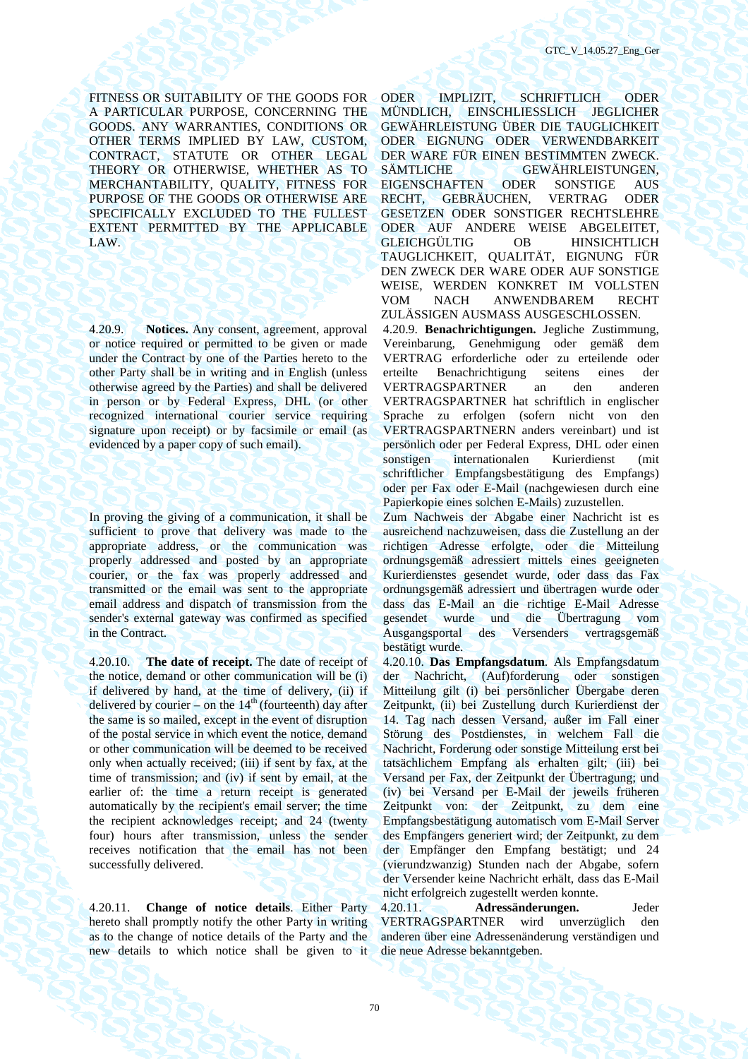FITNESS OR SUITABILITY OF THE GOODS FOR A PARTICULAR PURPOSE, CONCERNING THE GOODS. ANY WARRANTIES, CONDITIONS OR OTHER TERMS IMPLIED BY LAW, CUSTOM, CONTRACT, STATUTE OR OTHER LEGAL THEORY OR OTHERWISE, WHETHER AS TO MERCHANTABILITY, QUALITY, FITNESS FOR PURPOSE OF THE GOODS OR OTHERWISE ARE SPECIFICALLY EXCLUDED TO THE FULLEST EXTENT PERMITTED BY THE APPLICABLE LAW.

ODER IMPLIZIT, SCHRIFTLICH ODER MÜNDLICH, EINSCHLIESSLICH JEGLICHER GEWÄHRLEISTUNG ÜBER DIE TAUGLICHKEIT ODER EIGNUNG ODER VERWENDBARKEIT DER WARE FÜR EINEN BESTIMMTEN ZWECK. SÄMTLICHE GEWÄHRLEISTUNGEN, EIGENSCHAFTEN ODER SONSTIGE AUS RECHT, GEBRÄUCHEN, VERTRAG ODER GESETZEN ODER SONSTIGER RECHTSLEHRE ODER AUF ANDERE WEISE ABGELEITET, GLEICHGÜLTIG OB HINSICHTLICH TAUGLICHKEIT, QUALITÄT, EIGNUNG FÜR DEN ZWECK DER WARE ODER AUF SONSTIGE WEISE, WERDEN KONKRET IM VOLLSTEN VOM NACH ANWENDBAREM RECHT ZULÄSSIGEN AUSMASS AUSGESCHLOSSEN.

4.20.9. **Notices.** Any consent, agreement, approval or notice required or permitted to be given or made under the Contract by one of the Parties hereto to the other Party shall be in writing and in English (unless otherwise agreed by the Parties) and shall be delivered in person or by Federal Express, DHL (or other recognized international courier service requiring signature upon receipt) or by facsimile or email (as evidenced by a paper copy of such email).

4.20.9. **Benachrichtigungen.** Jegliche Zustimmung, Vereinbarung, Genehmigung oder gemäß dem VERTRAG erforderliche oder zu erteilende oder erteilte Benachrichtigung seitens eines der VERTRAGSPARTNER an den anderen VERTRAGSPARTNER hat schriftlich in englischer Sprache zu erfolgen (sofern nicht von den VERTRAGSPARTNERN anders vereinbart) und ist persönlich oder per Federal Express, DHL oder einen sonstigen internationalen Kurierdienst (mit schriftlicher Empfangsbestätigung des Empfangs) oder per Fax oder E-Mail (nachgewiesen durch eine Papierkopie eines solchen E-Mails) zuzustellen.

In proving the giving of a communication, it shall be sufficient to prove that delivery was made to the appropriate address, or the communication was properly addressed and posted by an appropriate courier, or the fax was properly addressed and transmitted or the email was sent to the appropriate email address and dispatch of transmission from the sender's external gateway was confirmed as specified in the Contract.

Zum Nachweis der Abgabe einer Nachricht ist es ausreichend nachzuweisen, dass die Zustellung an der richtigen Adresse erfolgte, oder die Mitteilung ordnungsgemäß adressiert mittels eines geeigneten Kurierdienstes gesendet wurde, oder dass das Fax ordnungsgemäß adressiert und übertragen wurde oder dass das E-Mail an die richtige E-Mail Adresse gesendet wurde und die Übertragung vom Ausgangsportal des Versenders vertragsgemäß bestätigt wurde.

4.20.10. **The date of receipt.** The date of receipt of the notice, demand or other communication will be (i) if delivered by hand, at the time of delivery, (ii) if delivered by courier – on the 14th (fourteenth) day after the same is so mailed, except in the event of disruption of the postal service in which event the notice, demand or other communication will be deemed to be received only when actually received; (iii) if sent by fax, at the time of transmission; and (iv) if sent by email, at the earlier of: the time a return receipt is generated automatically by the recipient's email server; the time the recipient acknowledges receipt; and 24 (twenty four) hours after transmission, unless the sender receives notification that the email has not been successfully delivered.

4.20.10. **Das Empfangsdatum**. Als Empfangsdatum der Nachricht, (Auf)forderung oder sonstigen Mitteilung gilt (i) bei persönlicher Übergabe deren Zeitpunkt, (ii) bei Zustellung durch Kurierdienst der 14. Tag nach dessen Versand, außer im Fall einer Störung des Postdienstes, in welchem Fall die Nachricht, Forderung oder sonstige Mitteilung erst bei tatsächlichem Empfang als erhalten gilt; (iii) bei Versand per Fax, der Zeitpunkt der Übertragung; und (iv) bei Versand per E-Mail der jeweils früheren Zeitpunkt von: der Zeitpunkt, zu dem eine Empfangsbestätigung automatisch vom E-Mail Server des Empfängers generiert wird; der Zeitpunkt, zu dem der Empfänger den Empfang bestätigt; und 24 (vierundzwanzig) Stunden nach der Abgabe, sofern der Versender keine Nachricht erhält, dass das E-Mail nicht erfolgreich zugestellt werden konnte.

4.20.11. **Change of notice details**. Either Party hereto shall promptly notify the other Party in writing as to the change of notice details of the Party and the new details to which notice shall be given to it

4.20.11. **Adressänderungen.** Jeder VERTRAGSPARTNER wird unverzüglich den anderen über eine Adressenänderung verständigen und die neue Adresse bekanntgeben.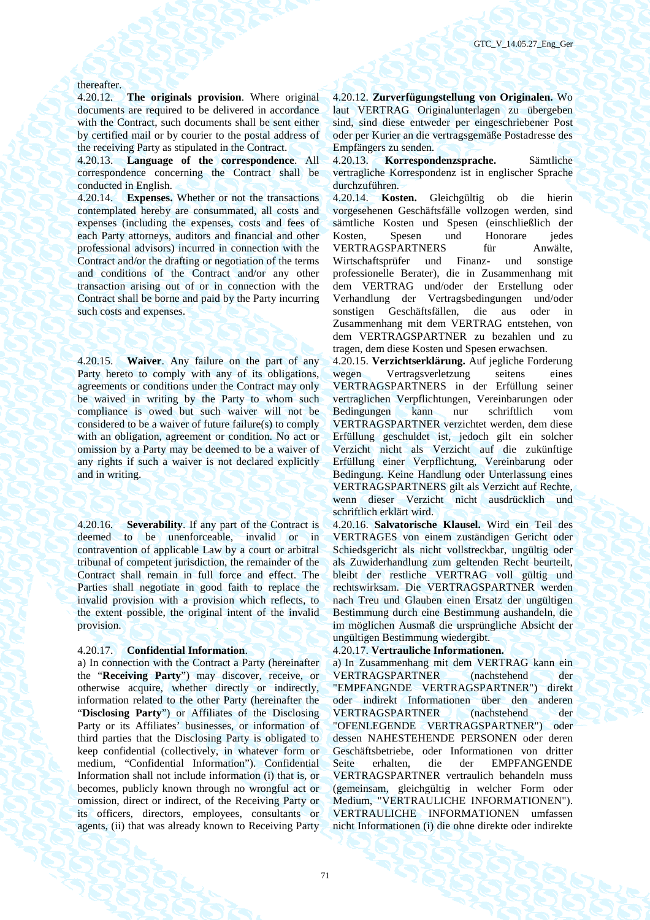thereafter.

4.20.12. **The originals provision**. Where original documents are required to be delivered in accordance with the Contract, such documents shall be sent either by certified mail or by courier to the postal address of the receiving Party as stipulated in the Contract.

4.20.12. **Zurverfügungstellung von Originalen.** Wo laut VERTRAG Originalunterlagen zu übergeben sind, sind diese entweder per eingeschriebener Post oder per Kurier an die vertragsgemäße Postadresse des Empfängers zu senden.

4.20.13. **Language of the correspondence**. All correspondence concerning the Contract shall be conducted in English.

4.20.13. **Korrespondenzsprache.** Sämtliche vertragliche Korrespondenz ist in englischer Sprache durchzuführen.

4.20.14. **Expenses.** Whether or not the transactions contemplated hereby are consummated, all costs and expenses (including the expenses, costs and fees of each Party attorneys, auditors and financial and other professional advisors) incurred in connection with the Contract and/or the drafting or negotiation of the terms and conditions of the Contract and/or any other transaction arising out of or in connection with the Contract shall be borne and paid by the Party incurring such costs and expenses.

4.20.14. **Kosten.** Gleichgültig ob die hierin vorgesehenen Geschäftsfälle vollzogen werden, sind sämtliche Kosten und Spesen (einschließlich der Kosten, Spesen und Honorare jedes VERTRAGSPARTNERS für Anwälte, Wirtschaftsprüfer und Finanz- und sonstige professionelle Berater), die in Zusammenhang mit dem VERTRAG und/oder der Erstellung oder Verhandlung der Vertragsbedingungen und/oder sonstigen Geschäftsfällen, die aus oder in Zusammenhang mit dem VERTRAG entstehen, von dem VERTRAGSPARTNER zu bezahlen und zu tragen, dem diese Kosten und Spesen erwachsen.

4.20.15. **Waiver**. Any failure on the part of any Party hereto to comply with any of its obligations, agreements or conditions under the Contract may only be waived in writing by the Party to whom such compliance is owed but such waiver will not be considered to be a waiver of future failure(s) to comply with an obligation, agreement or condition. No act or omission by a Party may be deemed to be a waiver of any rights if such a waiver is not declared explicitly and in writing.

4.20.15. **Verzichtserklärung.** Auf jegliche Forderung wegen Vertragsverletzung seitens eines VERTRAGSPARTNERS in der Erfüllung seiner vertraglichen Verpflichtungen, Vereinbarungen oder Bedingungen kann nur schriftlich vom VERTRAGSPARTNER verzichtet werden, dem diese Erfüllung geschuldet ist, jedoch gilt ein solcher Verzicht nicht als Verzicht auf die zukünftige Erfüllung einer Verpflichtung, Vereinbarung oder Bedingung. Keine Handlung oder Unterlassung eines VERTRAGSPARTNERS gilt als Verzicht auf Rechte, wenn dieser Verzicht nicht ausdrücklich und schriftlich erklärt wird.

4.20.16. **Severability**. If any part of the Contract is deemed to be unenforceable, invalid or in contravention of applicable Law by a court or arbitral tribunal of competent jurisdiction, the remainder of the Contract shall remain in full force and effect. The Parties shall negotiate in good faith to replace the invalid provision with a provision which reflects, to the extent possible, the original intent of the invalid provision.

4.20.16. **Salvatorische Klausel.** Wird ein Teil des VERTRAGES von einem zuständigen Gericht oder Schiedsgericht als nicht vollstreckbar, ungültig oder als Zuwiderhandlung zum geltenden Recht beurteilt, bleibt der restliche VERTRAG voll gültig und rechtswirksam. Die VERTRAGSPARTNER werden nach Treu und Glauben einen Ersatz der ungültigen Bestimmung durch eine Bestimmung aushandeln, die im möglichen Ausmaß die ursprüngliche Absicht der ungültigen Bestimmung wiedergibt.

4.20.17. **Confidential Information**.

a) In connection with the Contract a Party (hereinafter the "**Receiving Party**") may discover, receive, or otherwise acquire, whether directly or indirectly, information related to the other Party (hereinafter the "**Disclosing Party**") or Affiliates of the Disclosing Party or its Affiliates' businesses, or information of third parties that the Disclosing Party is obligated to keep confidential (collectively, in whatever form or medium, "Confidential Information"). Confidential Information shall not include information (i) that is, or becomes, publicly known through no wrongful act or omission, direct or indirect, of the Receiving Party or its officers, directors, employees, consultants or agents, (ii) that was already known to Receiving Party

4.20.17. **Vertrauliche Informationen.**

a) In Zusammenhang mit dem VERTRAG kann ein VERTRAGSPARTNER (nachstehend der "EMPFANGNDE VERTRAGSPARTNER") direkt oder indirekt Informationen über den anderen VERTRAGSPARTNER (nachstehend der "OFENLEGENDE VERTRAGSPARTNER") oder dessen NAHESTEHENDE PERSONEN oder deren Geschäftsbetriebe, oder Informationen von dritter Seite erhalten, die der EMPFANGENDE VERTRAGSPARTNER vertraulich behandeln muss (gemeinsam, gleichgültig in welcher Form oder Medium, "VERTRAULICHE INFORMATIONEN"). VERTRAULICHE INFORMATIONEN umfassen nicht Informationen (i) die ohne direkte oder indirekte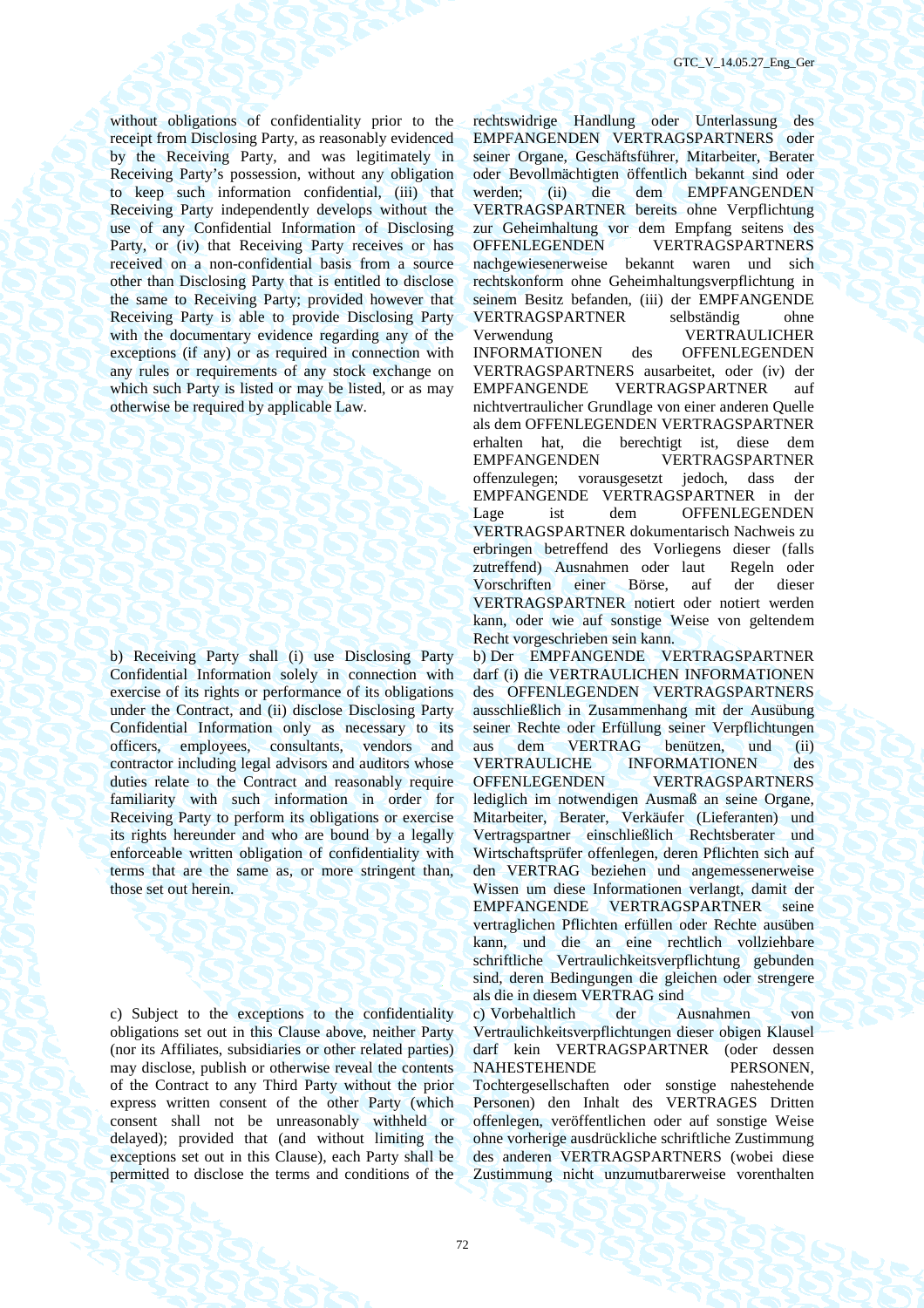without obligations of confidentiality prior to the receipt from Disclosing Party, as reasonably evidenced by the Receiving Party, and was legitimately in Receiving Party's possession, without any obligation to keep such information confidential, (iii) that Receiving Party independently develops without the use of any Confidential Information of Disclosing Party, or (iv) that Receiving Party receives or has received on a non-confidential basis from a source other than Disclosing Party that is entitled to disclose the same to Receiving Party; provided however that Receiving Party is able to provide Disclosing Party with the documentary evidence regarding any of the exceptions (if any) or as required in connection with any rules or requirements of any stock exchange on which such Party is listed or may be listed, or as may otherwise be required by applicable Law.

rechtswidrige Handlung oder Unterlassung des EMPFANGENDEN VERTRAGSPARTNERS oder seiner Organe, Geschäftsführer, Mitarbeiter, Berater oder Bevollmächtigten öffentlich bekannt sind oder werden; (ii) die dem EMPFANGENDEN VERTRAGSPARTNER bereits ohne Verpflichtung zur Geheimhaltung vor dem Empfang seitens des OFFENLEGENDEN VERTRAGSPARTNERS nachgewiesenerweise bekannt waren und sich rechtskonform ohne Geheimhaltungsverpflichtung in seinem Besitz befanden, (iii) der EMPFANGENDE VERTRAGSPARTNER selbständig ohne Verwendung VERTRAULICHER INFORMATIONEN des OFFENLEGENDEN VERTRAGSPARTNERS ausarbeitet, oder (iv) der EMPFANGENDE VERTRAGSPARTNER auf nichtvertraulicher Grundlage von einer anderen Quelle als dem OFFENLEGENDEN VERTRAGSPARTNER erhalten hat, die berechtigt ist, diese dem EMPFANGENDEN VERTRAGSPARTNER offenzulegen; vorausgesetzt jedoch, dass der EMPFANGENDE VERTRAGSPARTNER in der Lage ist dem OFFENLEGENDEN VERTRAGSPARTNER dokumentarisch Nachweis zu erbringen betreffend des Vorliegens dieser (falls zutreffend) Ausnahmen oder laut Regeln oder Vorschriften einer Börse, auf der dieser VERTRAGSPARTNER notiert oder notiert werden kann, oder wie auf sonstige Weise von geltendem Recht vorgeschrieben sein kann.

b) Receiving Party shall (i) use Disclosing Party Confidential Information solely in connection with exercise of its rights or performance of its obligations under the Contract, and (ii) disclose Disclosing Party Confidential Information only as necessary to its officers, employees, consultants, vendors and contractor including legal advisors and auditors whose duties relate to the Contract and reasonably require familiarity with such information in order for Receiving Party to perform its obligations or exercise its rights hereunder and who are bound by a legally enforceable written obligation of confidentiality with terms that are the same as, or more stringent than, those set out herein.

b) Der EMPFANGENDE VERTRAGSPARTNER darf (i) die VERTRAULICHEN INFORMATIONEN des OFFENLEGENDEN VERTRAGSPARTNERS ausschließlich in Zusammenhang mit der Ausübung seiner Rechte oder Erfüllung seiner Verpflichtungen aus dem VERTRAG benützen, und (ii) VERTRAULICHE INFORMATIONEN des OFFENLEGENDEN VERTRAGSPARTNERS lediglich im notwendigen Ausmaß an seine Organe, Mitarbeiter, Berater, Verkäufer (Lieferanten) und Vertragspartner einschließlich Rechtsberater und Wirtschaftsprüfer offenlegen, deren Pflichten sich auf den VERTRAG beziehen und angemessenerweise Wissen um diese Informationen verlangt, damit der EMPFANGENDE VERTRAGSPARTNER seine vertraglichen Pflichten erfüllen oder Rechte ausüben kann, und die an eine rechtlich vollziehbare schriftliche Vertraulichkeitsverpflichtung gebunden sind, deren Bedingungen die gleichen oder strengere als die in diesem VERTRAG sind

c) Subject to the exceptions to the confidentiality obligations set out in this Clause above, neither Party (nor its Affiliates, subsidiaries or other related parties) may disclose, publish or otherwise reveal the contents of the Contract to any Third Party without the prior express written consent of the other Party (which consent shall not be unreasonably withheld or delayed); provided that (and without limiting the exceptions set out in this Clause), each Party shall be permitted to disclose the terms and conditions of the

c) Vorbehaltlich der Ausnahmen von Vertraulichkeitsverpflichtungen dieser obigen Klausel darf kein VERTRAGSPARTNER (oder dessen NAHESTEHENDE PERSONEN, Tochtergesellschaften oder sonstige nahestehende Personen) den Inhalt des VERTRAGES Dritten offenlegen, veröffentlichen oder auf sonstige Weise ohne vorherige ausdrückliche schriftliche Zustimmung des anderen VERTRAGSPARTNERS (wobei diese Zustimmung nicht unzumutbarerweise vorenthalten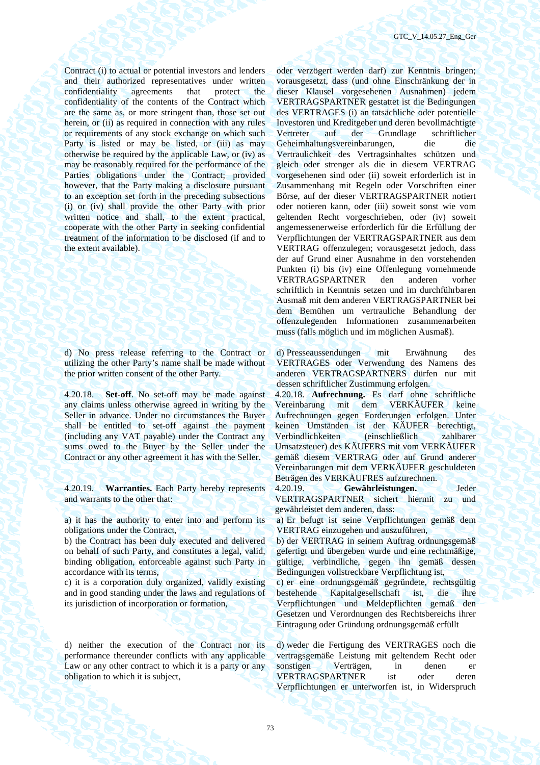Contract (i) to actual or potential investors and lenders and their authorized representatives under written confidentiality agreements that protect the confidentiality of the contents of the Contract which are the same as, or more stringent than, those set out herein, or (ii) as required in connection with any rules or requirements of any stock exchange on which such Party is listed or may be listed, or (iii) as may otherwise be required by the applicable Law, or (iv) as may be reasonably required for the performance of the Parties obligations under the Contract; provided however, that the Party making a disclosure pursuant to an exception set forth in the preceding subsections (i) or (iv) shall provide the other Party with prior written notice and shall, to the extent practical, cooperate with the other Party in seeking confidential treatment of the information to be disclosed (if and to the extent available).

oder verzögert werden darf) zur Kenntnis bringen; vorausgesetzt, dass (und ohne Einschränkung der in dieser Klausel vorgesehenen Ausnahmen) jedem VERTRAGSPARTNER gestattet ist die Bedingungen des VERTRAGES (i) an tatsächliche oder potentielle Investoren und Kreditgeber und deren bevollmächtigte Vertreter auf der Grundlage schriftlicher Geheimhaltungsvereinbarungen, die die Vertraulichkeit des Vertragsinhaltes schützen und gleich oder strenger als die in diesem VERTRAG vorgesehenen sind oder (ii) soweit erforderlich ist in Zusammenhang mit Regeln oder Vorschriften einer Börse, auf der dieser VERTRAGSPARTNER notiert oder notieren kann, oder (iii) soweit sonst wie vom geltenden Recht vorgeschrieben, oder (iv) soweit angemessenerweise erforderlich für die Erfüllung der Verpflichtungen der VERTRAGSPARTNER aus dem VERTRAG offenzulegen; vorausgesetzt jedoch, dass der auf Grund einer Ausnahme in den vorstehenden Punkten (i) bis (iv) eine Offenlegung vornehmende VERTRAGSPARTNER den anderen vorher schriftlich in Kenntnis setzen und im durchführbaren Ausmaß mit dem anderen VERTRAGSPARTNER bei dem Bemühen um vertrauliche Behandlung der offenzulegenden Informationen zusammenarbeiten muss (falls möglich und im möglichen Ausmaß).

d) No press release referring to the Contract or utilizing the other Party's name shall be made without the prior written consent of the other Party.

d) Presseaussendungen mit Erwähnung des VERTRAGES oder Verwendung des Namens des anderen VERTRAGSPARTNERS dürfen nur mit dessen schriftlicher Zustimmung erfolgen.

4.20.18. **Set-off**. No set-off may be made against any claims unless otherwise agreed in writing by the Seller in advance. Under no circumstances the Buyer shall be entitled to set-off against the payment (including any VAT payable) under the Contract any sums owed to the Buyer by the Seller under the Contract or any other agreement it has with the Seller.

4.20.18. **Aufrechnung.** Es darf ohne schriftliche Vereinbarung mit dem VERKÄUFER keine Aufrechnungen gegen Forderungen erfolgen. Unter keinen Umständen ist der KÄUFER berechtigt, Verbindlichkeiten (einschließlich zahlbarer Umsatzsteuer) des KÄUFERS mit vom VERKÄUFER gemäß diesem VERTRAG oder auf Grund anderer Vereinbarungen mit dem VERKÄUFER geschuldeten Beträgen des VERKÄUFRES aufzurechnen.

4.20.19. **Warranties.** Each Party hereby represents and warrants to the other that:

4.20.19. **Gewährleistungen.** Jeder VERTRAGSPARTNER sichert hiermit zu und gewährleistet dem anderen, dass:

a) it has the authority to enter into and perform its obligations under the Contract,

a) Er befugt ist seine Verpflichtungen gemäß dem VERTRAG einzugehen und auszuführen,

b) the Contract has been duly executed and delivered on behalf of such Party, and constitutes a legal, valid, binding obligation, enforceable against such Party in accordance with its terms,

b) der VERTRAG in seinem Auftrag ordnungsgemäß gefertigt und übergeben wurde und eine rechtmäßige, gültige, verbindliche, gegen ihn gemäß dessen Bedingungen vollstreckbare Verpflichtung ist,

c) it is a corporation duly organized, validly existing and in good standing under the laws and regulations of its jurisdiction of incorporation or formation,

c) er eine ordnungsgemäß gegründete, rechtsgültig bestehende Kapitalgesellschaft ist, die ihre Verpflichtungen und Meldepflichten gemäß den Gesetzen und Verordnungen des Rechtsbereichs ihrer Eintragung oder Gründung ordnungsgemäß erfüllt

d) neither the execution of the Contract nor its performance thereunder conflicts with any applicable Law or any other contract to which it is a party or any obligation to which it is subject,

d) weder die Fertigung des VERTRAGES noch die vertragsgemäße Leistung mit geltendem Recht oder sonstigen Verträgen, in denen er VERTRAGSPARTNER ist oder deren Verpflichtungen er unterworfen ist, in Widerspruch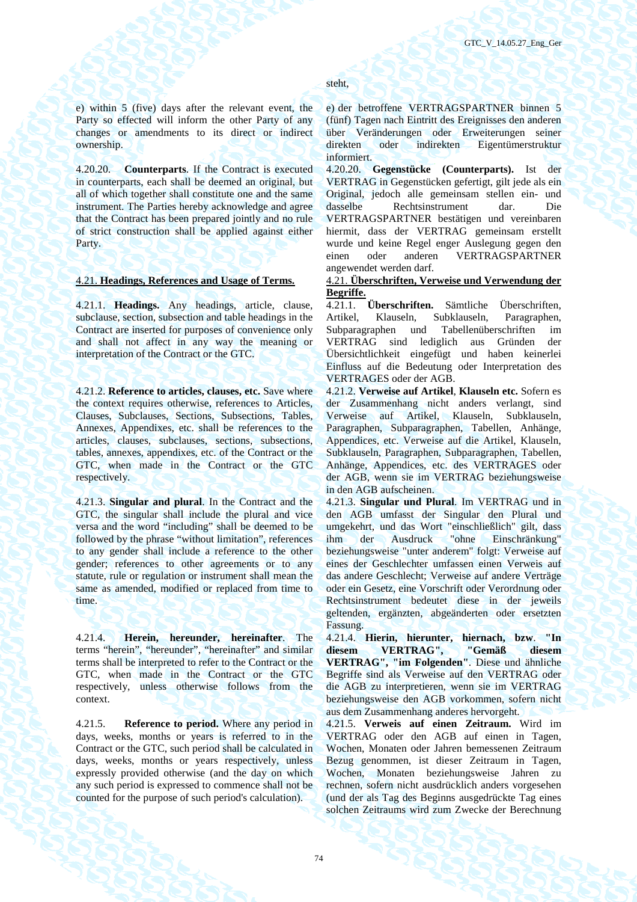steht,

e) within 5 (five) days after the relevant event, the Party so effected will inform the other Party of any changes or amendments to its direct or indirect ownership.

e) der betroffene VERTRAGSPARTNER binnen 5 (fünf) Tagen nach Eintritt des Ereignisses den anderen über Veränderungen oder Erweiterungen seiner direkten oder indirekten Eigentümerstruktur informiert.

4.20.20. **Counterparts**. If the Contract is executed in counterparts, each shall be deemed an original, but all of which together shall constitute one and the same instrument. The Parties hereby acknowledge and agree that the Contract has been prepared jointly and no rule of strict construction shall be applied against either Party.

4.20.20. **Gegenstücke (Counterparts).** Ist der VERTRAG in Gegenstücken gefertigt, gilt jede als ein Original, jedoch alle gemeinsam stellen ein- und dasselbe Rechtsinstrument dar. Die VERTRAGSPARTNER bestätigen und vereinbaren hiermit, dass der VERTRAG gemeinsam erstellt wurde und keine Regel enger Auslegung gegen den einen oder anderen VERTRAGSPARTNER angewendet werden darf.

4.21. **Headings, References and Usage of Terms.**

4.21. **Überschriften, Verweise und Verwendung der Begriffe.**

4.21.1. **Headings.** Any headings, article, clause, subclause, section, subsection and table headings in the Contract are inserted for purposes of convenience only and shall not affect in any way the meaning or interpretation of the Contract or the GTC.

4.21.1. **Überschriften.** Sämtliche Überschriften, Artikel, Klauseln, Subklauseln, Paragraphen, Subparagraphen und Tabellenüberschriften im VERTRAG sind lediglich aus Gründen der Übersichtlichkeit eingefügt und haben keinerlei Einfluss auf die Bedeutung oder Interpretation des VERTRAGES oder der AGB.

4.21.2. **Reference to articles, clauses, etc.** Save where the context requires otherwise, references to Articles, Clauses, Subclauses, Sections, Subsections, Tables, Annexes, Appendixes, etc. shall be references to the articles, clauses, subclauses, sections, subsections, tables, annexes, appendixes, etc. of the Contract or the GTC, when made in the Contract or the GTC respectively.

4.21.2. **Verweise auf Artikel**, **Klauseln etc.** Sofern es der Zusammenhang nicht anders verlangt, sind Verweise auf Artikel, Klauseln, Subklauseln, Paragraphen, Subparagraphen, Tabellen, Anhänge, Appendices, etc. Verweise auf die Artikel, Klauseln, Subklauseln, Paragraphen, Subparagraphen, Tabellen, Anhänge, Appendices, etc. des VERTRAGES oder der AGB, wenn sie im VERTRAG beziehungsweise in den AGB aufscheinen.

4.21.3. **Singular and plural**. In the Contract and the GTC, the singular shall include the plural and vice versa and the word "including" shall be deemed to be followed by the phrase "without limitation", references to any gender shall include a reference to the other gender; references to other agreements or to any statute, rule or regulation or instrument shall mean the same as amended, modified or replaced from time to time.

4.21.3. **Singular und Plural**. Im VERTRAG und in den AGB umfasst der Singular den Plural und umgekehrt, und das Wort "einschließlich" gilt, dass ihm der Ausdruck "ohne Einschränkung" beziehungsweise "unter anderem" folgt: Verweise auf eines der Geschlechter umfassen einen Verweis auf das andere Geschlecht; Verweise auf andere Verträge oder ein Gesetz, eine Vorschrift oder Verordnung oder Rechtsinstrument bedeutet diese in der jeweils geltenden, ergänzten, abgeänderten oder ersetzten Fassung.

4.21.4. **Herein, hereunder, hereinafter**. The terms "herein", "hereunder", "hereinafter" and similar terms shall be interpreted to refer to the Contract or the GTC, when made in the Contract or the GTC respectively, unless otherwise follows from the context.

4.21.4. **Hierin, hierunter, hiernach, bzw**. **"In diesem VERTRAG", "Gemäß diesem VERTRAG", "im Folgenden"**. Diese und ähnliche Begriffe sind als Verweise auf den VERTRAG oder die AGB zu interpretieren, wenn sie im VERTRAG beziehungsweise den AGB vorkommen, sofern nicht aus dem Zusammenhang anderes hervorgeht.

4.21.5. **Reference to period.** Where any period in days, weeks, months or years is referred to in the Contract or the GTC, such period shall be calculated in days, weeks, months or years respectively, unless expressly provided otherwise (and the day on which any such period is expressed to commence shall not be counted for the purpose of such period's calculation).

4.21.5. **Verweis auf einen Zeitraum.** Wird im VERTRAG oder den AGB auf einen in Tagen, Wochen, Monaten oder Jahren bemessenen Zeitraum Bezug genommen, ist dieser Zeitraum in Tagen, Wochen, Monaten beziehungsweise Jahren zu rechnen, sofern nicht ausdrücklich anders vorgesehen (und der als Tag des Beginns ausgedrückte Tag eines solchen Zeitraums wird zum Zwecke der Berechnung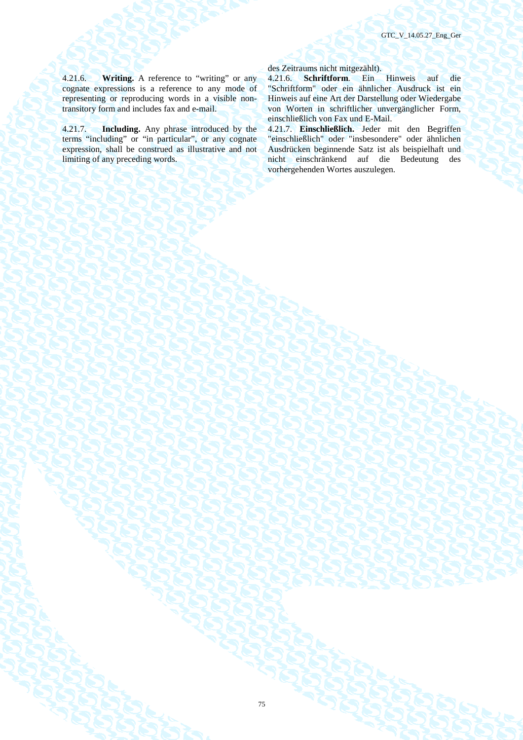4.21.6. **Writing.** A reference to "writing" or any cognate expressions is a reference to any mode of representing or reproducing words in a visible non-transitory form and includes fax and e-mail.

4.21.7. **Including.** Any phrase introduced by the terms "including" or "in particular", or any cognate expression, shall be construed as illustrative and not limiting of any preceding words.

des Zeitraums nicht mitgezählt).

4.21.6. **Schriftform**. Ein Hinweis auf die "Schriftform" oder ein ähnlicher Ausdruck ist ein Hinweis auf eine Art der Darstellung oder Wiedergabe von Worten in schriftlicher unvergänglicher Form, einschließlich von Fax und E-Mail.

4.21.7. **Einschließlich.** Jeder mit den Begriffen "einschließlich" oder "insbesondere" oder ähnlichen Ausdrücken beginnende Satz ist als beispielhaft und nicht einschränkend auf die Bedeutung des vorhergehenden Wortes auszulegen.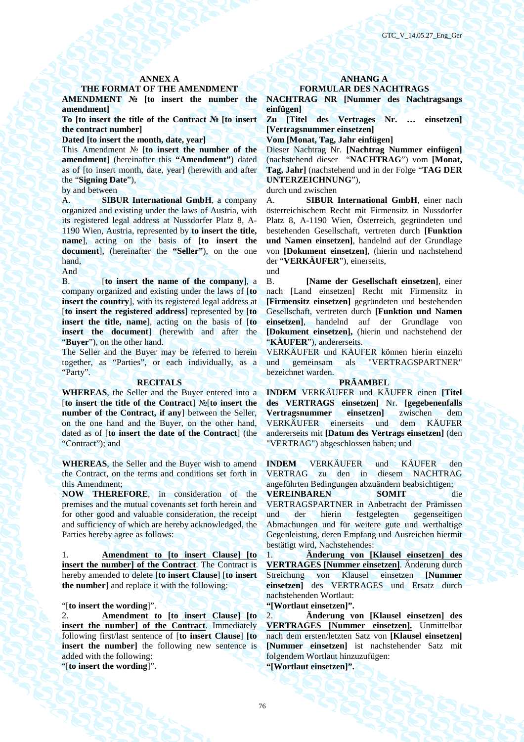## ANNEX A
## THE FORMAT OF THE AMENDMENT

**AMENDMENT № [to insert the number the amendment]**

**To [to insert the title of the Contract № [to insert the contract number]**

**Dated [to insert the month, date, year]**

This Amendment № [**to insert the number of the amendment**] (hereinafter this **"Amendment"**) dated as of [to insert month, date, year] (herewith and after the "**Signing Date**"),

by and between

A. **SIBUR International GmbH**, a company organized and existing under the laws of Austria, with its registered legal address at Nussdorfer Platz 8, A-1190 Wien, Austria, represented by **to insert the title, name**], acting on the basis of [**to insert the document**], (hereinafter the **"Seller"**), on the one hand,

And

B. [**to insert the name of the company**], a company organized and existing under the laws of [**to insert the country**], with its registered legal address at [**to insert the registered address**] represented by [**to insert the title, name**], acting on the basis of [**to insert the document**] (herewith and after the "**Buyer**"), on the other hand.

The Seller and the Buyer may be referred to herein together, as "Parties", or each individually, as a "Party".

### RECITALS

**WHEREAS**, the Seller and the Buyer entered into a [**to insert the title of the Contract**] №[**to insert the number of the Contract, if any**] between the Seller, on the one hand and the Buyer, on the other hand, dated as of [**to insert the date of the Contract**] (the "Contract"); and

**WHEREAS**, the Seller and the Buyer wish to amend the Contract, on the terms and conditions set forth in this Amendment;

**NOW THEREFORE**, in consideration of the premises and the mutual covenants set forth herein and for other good and valuable consideration, the receipt and sufficiency of which are hereby acknowledged, the Parties hereby agree as follows:

1. **Amendment to [to insert Clause] [to insert the number] of the Contract**. The Contract is hereby amended to delete [**to insert Clause**] [**to insert the number**] and replace it with the following:

"[**to insert the wording**]".

2. **Amendment to [to insert Clause] [to insert the number] of the Contract**. Immediately following first/last sentence of [**to insert Clause**] [**to insert the number]** the following new sentence is added with the following:

"[**to insert the wording**]".

---

## ANHANG A
## FORMULAR DES NACHTRAGS

**NACHTRAG NR [Nummer des Nachtragsangs einfügen]**

**Zu [Titel des Vertrages Nr. … einsetzen] [Vertragsnummer einsetzen]**

**Vom [Monat, Tag, Jahr einfügen]**

Dieser Nachtrag Nr. **[Nachtrag Nummer einfügen]** (nachstehend dieser "**NACHTRAG**") vom **[Monat, Tag, Jahr]** (nachstehend und in der Folge "**TAG DER UNTERZEICHNUNG**"),

durch und zwischen

A. **SIBUR International GmbH**, einer nach österreichischem Recht mit Firmensitz in Nussdorfer Platz 8, A-1190 Wien, Österreich, gegründeten und bestehenden Gesellschaft, vertreten durch **[Funktion und Namen einsetzen]**, handelnd auf der Grundlage von **[Dokument einsetzen]**, (hierin und nachstehend der "**VERKÄUFER**"), einerseits,

und

B. **[Name der Gesellschaft einsetzen]**, einer nach [Land einsetzen] Recht mit Firmensitz in **[Firmensitz einsetzen]** gegründeten und bestehenden Gesellschaft, vertreten durch **[Funktion und Namen einsetzen]**, handelnd auf der Grundlage von **[Dokument einsetzen],** (hierin und nachstehend der "**KÄUFER**"), andererseits.

VERKÄUFER und KÄUFER können hierin einzeln und gemeinsam als "VERTRAGSPARTNER" bezeichnet warden.

### PRÄAMBEL

**INDEM** VERKÄUFER und KÄUFER einen **[Titel des VERTRAGS einsetzen]** Nr. **[gegebenenfalls Vertragsnummer einsetzen]** zwischen dem VERKÄUFER einerseits und dem KÄUFER andererseits mit **[Datum des Vertrags einsetzen]** (den "VERTRAG") abgeschlossen haben; und

**INDEM** VERKÄUFER und KÄUFER den VERTRAG zu den in diesem NACHTRAG angeführten Bedingungen abzuändern beabsichtigen;

**VEREINBAREN SOMIT** die VERTRAGSPARTNER in Anbetracht der Prämissen und der hierin festgelegten gegenseitigen Abmachungen und für weitere gute und werthaltige Gegenleistung, deren Empfang und Ausreichen hiermit bestätigt wird, Nachstehendes:

1. **Änderung von [Klausel einsetzen] des VERTRAGES [Nummer einsetzen]**. Änderung durch Streichung von Klausel einsetzen **[Nummer einsetzen]** des VERTRAGES und Ersatz durch nachstehenden Wortlaut:

**"[Wortlaut einsetzen]".**

2. **Änderung von [Klausel einsetzen] des VERTRAGES [Nummer einsetzen].** Unmittelbar nach dem ersten/letzten Satz von **[Klausel einsetzen] [Nummer einsetzen]** ist nachstehender Satz mit folgendem Wortlaut hinzuzufügen:

**"[Wortlaut einsetzen]".**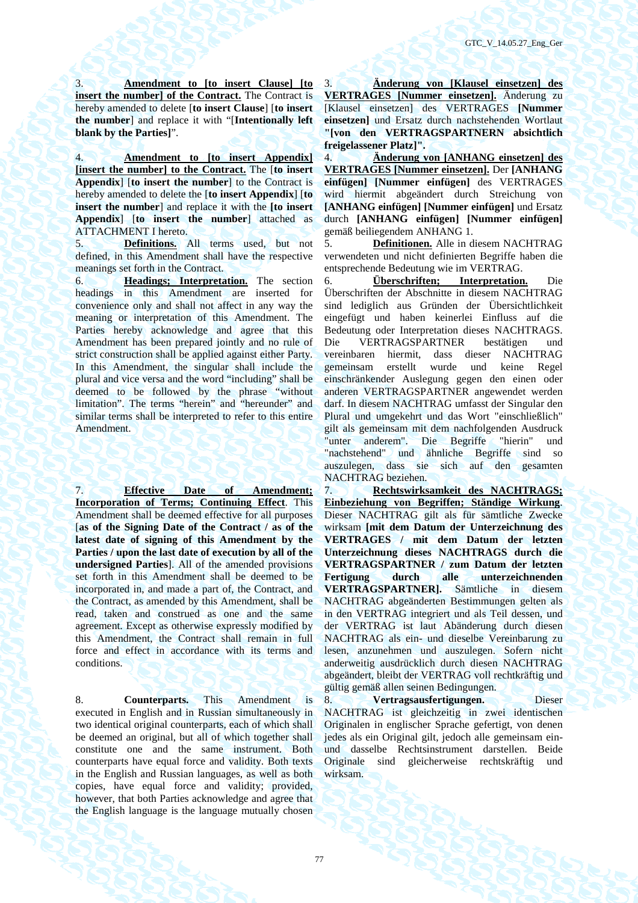3. **Amendment to [to insert Clause] [to insert the number] of the Contract.** The Contract is hereby amended to delete [**to insert Clause**] [**to insert the number**] and replace it with "[**Intentionally left blank by the Parties]**".

4. **Amendment to [to insert Appendix] [insert the number] to the Contract.** The [**to insert Appendix**] [**to insert the number**] to the Contract is hereby amended to delete the [**to insert Appendix**] [**to insert the number**] and replace it with the **[to insert Appendix**] [**to insert the number**] attached as ATTACHMENT I hereto.

5. **Definitions.** All terms used, but not defined, in this Amendment shall have the respective meanings set forth in the Contract.

6. **Headings; Interpretation.** The section headings in this Amendment are inserted for convenience only and shall not affect in any way the meaning or interpretation of this Amendment. The Parties hereby acknowledge and agree that this Amendment has been prepared jointly and no rule of strict construction shall be applied against either Party. In this Amendment, the singular shall include the plural and vice versa and the word "including" shall be deemed to be followed by the phrase "without limitation". The terms "herein" and "hereunder" and similar terms shall be interpreted to refer to this entire Amendment.

7. **Effective Date of Amendment; Incorporation of Terms; Continuing Effect**. This Amendment shall be deemed effective for all purposes [**as of the Signing Date of the Contract / as of the latest date of signing of this Amendment by the Parties / upon the last date of execution by all of the undersigned Parties**]. All of the amended provisions set forth in this Amendment shall be deemed to be incorporated in, and made a part of, the Contract, and the Contract, as amended by this Amendment, shall be read, taken and construed as one and the same agreement. Except as otherwise expressly modified by this Amendment, the Contract shall remain in full force and effect in accordance with its terms and conditions.

8. **Counterparts.** This Amendment is executed in English and in Russian simultaneously in two identical original counterparts, each of which shall be deemed an original, but all of which together shall constitute one and the same instrument. Both counterparts have equal force and validity. Both texts in the English and Russian languages, as well as both copies, have equal force and validity; provided, however, that both Parties acknowledge and agree that the English language is the language mutually chosen

3. **Änderung von [Klausel einsetzen] des VERTRAGES [Nummer einsetzen].** Änderung zu [Klausel einsetzen] des VERTRAGES **[Nummer einsetzen]** und Ersatz durch nachstehenden Wortlaut **"[von den VERTRAGSPARTNERN absichtlich freigelassener Platz]".**

4. **Änderung von [ANHANG einsetzen] des VERTRAGES [Nummer einsetzen].** Der **[ANHANG einfügen] [Nummer einfügen]** des VERTRAGES wird hiermit abgeändert durch Streichung von **[ANHANG einfügen] [Nummer einfügen]** und Ersatz durch **[ANHANG einfügen] [Nummer einfügen]** gemäß beiliegendem ANHANG 1.

5. **Definitionen.** Alle in diesem NACHTRAG verwendeten und nicht definierten Begriffe haben die entsprechende Bedeutung wie im VERTRAG.

6. **Überschriften; Interpretation.** Die Überschriften der Abschnitte in diesem NACHTRAG sind lediglich aus Gründen der Übersichtlichkeit eingefügt und haben keinerlei Einfluss auf die Bedeutung oder Interpretation dieses NACHTRAGS. Die VERTRAGSPARTNER bestätigen und vereinbaren hiermit, dass dieser NACHTRAG gemeinsam erstellt wurde und keine Regel einschränkender Auslegung gegen den einen oder anderen VERTRAGSPARTNER angewendet werden darf. In diesem NACHTRAG umfasst der Singular den Plural und umgekehrt und das Wort "einschließlich" gilt als gemeinsam mit dem nachfolgenden Ausdruck "unter anderem". Die Begriffe "hierin" und "nachstehend" und ähnliche Begriffe sind so auszulegen, dass sie sich auf den gesamten NACHTRAG beziehen.

7. **Rechtswirksamkeit des NACHTRAGS; Einbeziehung von Begriffen; Ständige Wirkung**. Dieser NACHTRAG gilt als für sämtliche Zwecke wirksam **[mit dem Datum der Unterzeichnung des VERTRAGES / mit dem Datum der letzten Unterzeichnung dieses NACHTRAGS durch die VERTRAGSPARTNER / zum Datum der letzten Fertigung durch alle unterzeichnenden VERTRAGSPARTNER].** Sämtliche in diesem NACHTRAG abgeänderten Bestimmungen gelten als in den VERTRAG integriert und als Teil dessen, und der VERTRAG ist laut Abänderung durch diesen NACHTRAG als ein- und dieselbe Vereinbarung zu lesen, anzunehmen und auszulegen. Sofern nicht anderweitig ausdrücklich durch diesen NACHTRAG abgeändert, bleibt der VERTRAG voll rechtkräftig und gültig gemäß allen seinen Bedingungen.

8. **Vertragsausfertigungen.** Dieser NACHTRAG ist gleichzeitig in zwei identischen Originalen in englischer Sprache gefertigt, von denen jedes als ein Original gilt, jedoch alle gemeinsam ein- und dasselbe Rechtsinstrument darstellen. Beide Originale sind gleicherweise rechtskräftig und wirksam.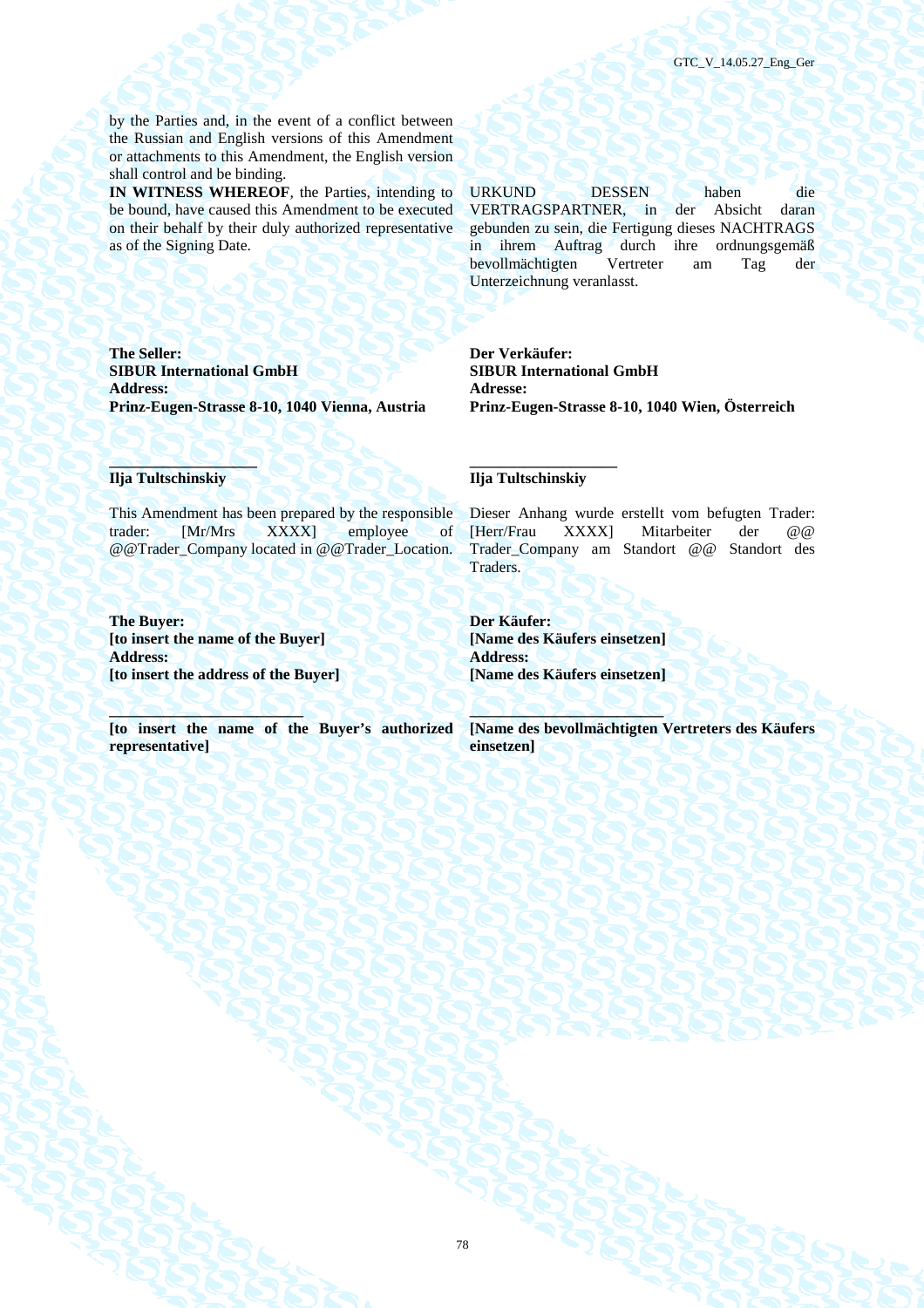by the Parties and, in the event of a conflict between the Russian and English versions of this Amendment or attachments to this Amendment, the English version shall control and be binding.

**IN WITNESS WHEREOF**, the Parties, intending to be bound, have caused this Amendment to be executed on their behalf by their duly authorized representative as of the Signing Date.

URKUND DESSEN haben die VERTRAGSPARTNER, in der Absicht daran gebunden zu sein, die Fertigung dieses NACHTRAGS in ihrem Auftrag durch ihre ordnungsgemäß bevollmächtigten Vertreter am Tag der Unterzeichnung veranlasst.

**The Seller:**
**SIBUR International GmbH**
**Address:**
**Prinz-Eugen-Strasse 8-10, 1040 Vienna, Austria**

**Der Verkäufer:**
**SIBUR International GmbH**
**Adresse:**
**Prinz-Eugen-Strasse 8-10, 1040 Wien, Österreich**

___________________
**Ilja Tultschinskiy**

___________________
**Ilja Tultschinskiy**

This Amendment has been prepared by the responsible trader: [Mr/Mrs XXXX] employee of @@Trader_Company located in @@Trader_Location.

Dieser Anhang wurde erstellt vom befugten Trader: [Herr/Frau XXXX] Mitarbeiter der @@ Trader_Company am Standort @@ Standort des Traders.

**The Buyer:**
**[to insert the name of the Buyer]**
**Address:**
**[to insert the address of the Buyer]**

**Der Käufer:**
**[Name des Käufers einsetzen]**
**Address:**
**[Name des Käufers einsetzen]**

________________________
**[to insert the name of the Buyer's authorized representative]**

________________________
**[Name des bevollmächtigten Vertreters des Käufers einsetzen]**